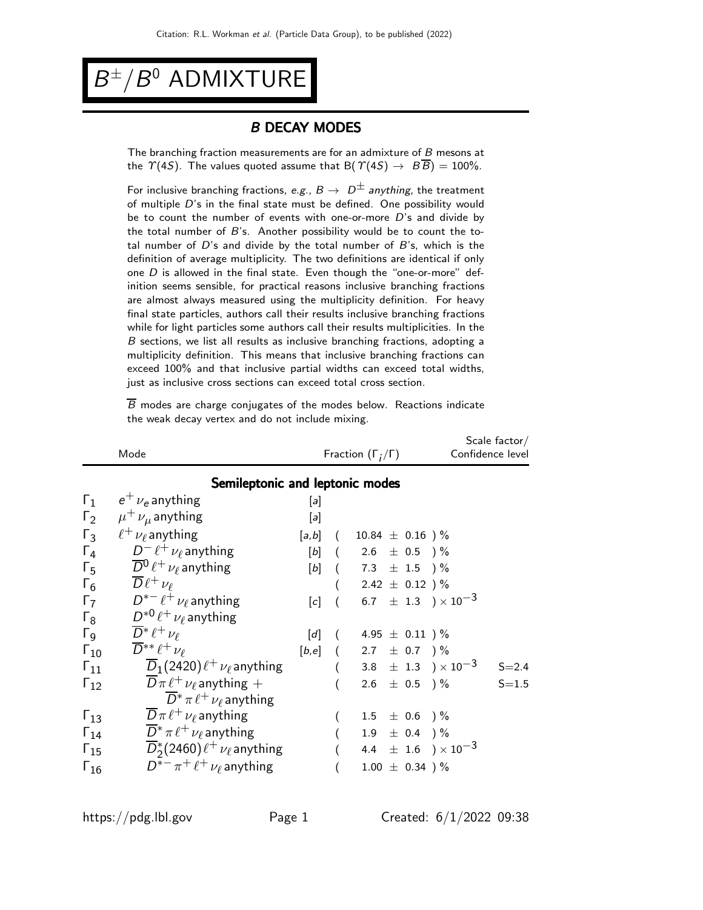# $B^{\pm}/B^0$ ADMIXTURE

## *B* DECAY MODES

The branching fraction measurements are for an admixture of $B$ mesons at the $\Upsilon(4S)$. The values quoted assume that $B(\Upsilon(4S) \to B\overline{B}) = 100\%$.

For inclusive branching fractions, *e.g.*, $B \to D^{\pm}$ *anything*, the treatment of multiple $D$'s in the final state must be defined. One possibility would be to count the number of events with one-or-more $D$'s and divide by the total number of $B$'s. Another possibility would be to count the total number of $D$'s and divide by the total number of $B$'s, which is the definition of average multiplicity. The two definitions are identical if only one $D$ is allowed in the final state. Even though the "one-or-more" definition seems sensible, for practical reasons inclusive branching fractions are almost always measured using the multiplicity definition. For heavy final state particles, authors call their results inclusive branching fractions while for light particles some authors call their results multiplicities. In the $B$ sections, we list all results as inclusive branching fractions, adopting a multiplicity definition. This means that inclusive branching fractions can exceed 100% and that inclusive partial widths can exceed total widths, just as inclusive cross sections can exceed total cross section.

$\overline{B}$ modes are charge conjugates of the modes below. Reactions indicate the weak decay vertex and do not include mixing.

| | Mode | | Fraction ($\Gamma_i/\Gamma$) | Scale factor/ Confidence level |
|---|---|---|---|---|
| | **Semileptonic and leptonic modes** | | | |
| $\Gamma_1$ | $e^+ \nu_e$ anything | [a] | | |
| $\Gamma_2$ | $\mu^+ \nu_\mu$ anything | [a] | | |
| $\Gamma_3$ | $\ell^+ \nu_\ell$ anything | [a,b] | $(10.84 \pm 0.16)\ \%$ | |
| $\Gamma_4$ | $D^- \ell^+ \nu_\ell$ anything | [b] | $(2.6 \pm 0.5)\ \%$ | |
| $\Gamma_5$ | $\overline{D}^0 \ell^+ \nu_\ell$ anything | [b] | $(7.3 \pm 1.5)\ \%$ | |
| $\Gamma_6$ | $\overline{D} \ell^+ \nu_\ell$ | | $(2.42 \pm 0.12)\ \%$ | |
| $\Gamma_7$ | $D^{*-} \ell^+ \nu_\ell$ anything | [c] | $(6.7 \pm 1.3) \times 10^{-3}$ | |
| $\Gamma_8$ | $D^{*0} \ell^+ \nu_\ell$ anything | | | |
| $\Gamma_9$ | $\overline{D}^* \ell^+ \nu_\ell$ | [d] | $(4.95 \pm 0.11)\ \%$ | |
| $\Gamma_{10}$ | $\overline{D}^{**} \ell^+ \nu_\ell$ | [b,e] | $(2.7 \pm 0.7)\ \%$ | |
| $\Gamma_{11}$ | $\overline{D}_1(2420) \ell^+ \nu_\ell$ anything | | $(3.8 \pm 1.3) \times 10^{-3}$ | S=2.4 |
| $\Gamma_{12}$ | $\overline{D} \pi \ell^+ \nu_\ell$ anything + $\overline{D}^* \pi \ell^+ \nu_\ell$ anything | | $(2.6 \pm 0.5)\ \%$ | S=1.5 |
| $\Gamma_{13}$ | $\overline{D} \pi \ell^+ \nu_\ell$ anything | | $(1.5 \pm 0.6)\ \%$ | |
| $\Gamma_{14}$ | $\overline{D}^* \pi \ell^+ \nu_\ell$ anything | | $(1.9 \pm 0.4)\ \%$ | |
| $\Gamma_{15}$ | $\overline{D}_2^*(2460) \ell^+ \nu_\ell$ anything | | $(4.4 \pm 1.6) \times 10^{-3}$ | |
| $\Gamma_{16}$ | $D^{*-} \pi^+ \ell^+ \nu_\ell$ anything | | $(1.00 \pm 0.34)\ \%$ | |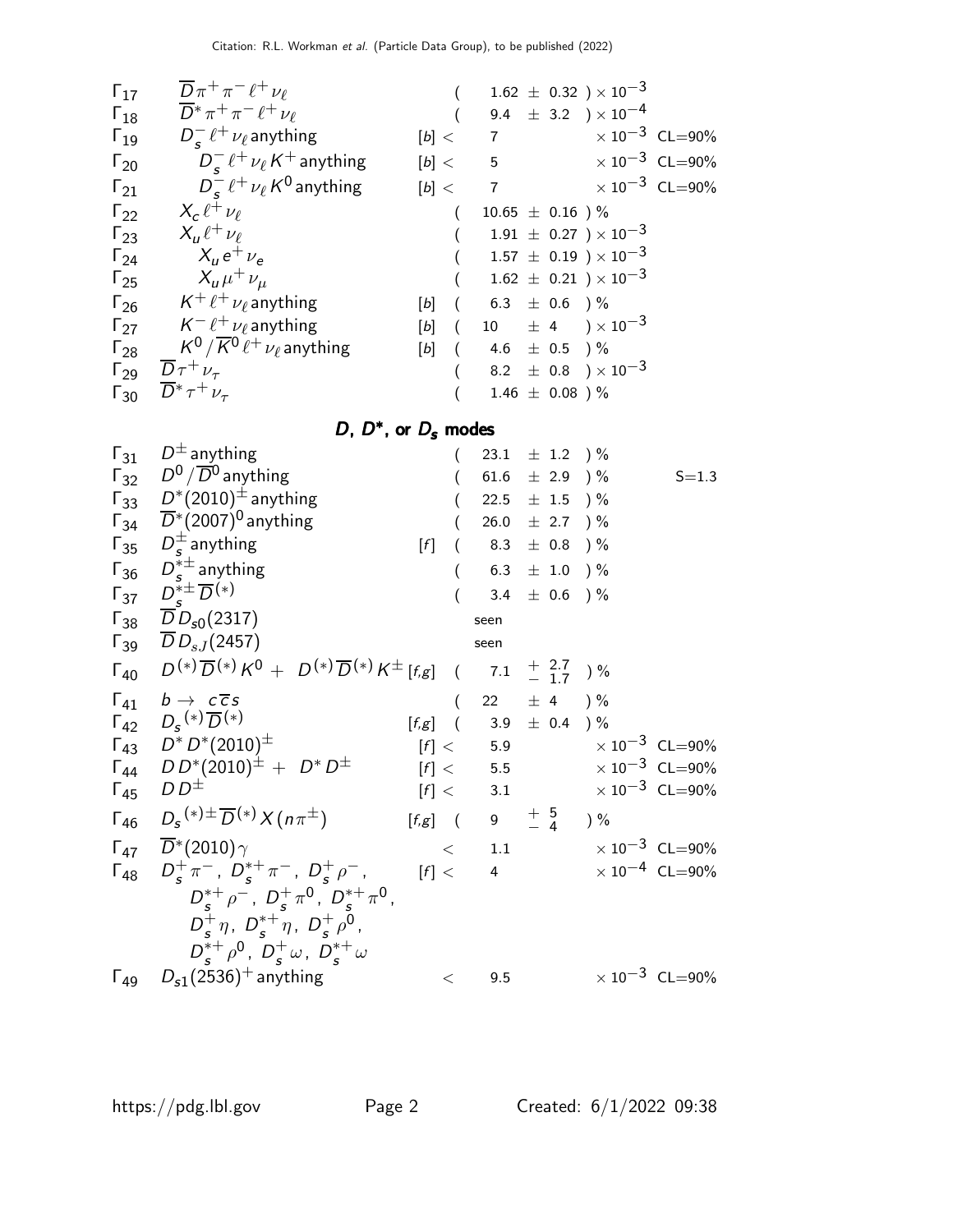| | Mode | | Fraction ($\Gamma_i/\Gamma$) | Scale factor/ Confidence level |
|---|---|---|---|---|
| $\Gamma_{17}$ | $\overline{D}\pi^+\pi^-\ell^+\nu_\ell$ | | $(1.62 \pm 0.32) \times 10^{-3}$ | |
| $\Gamma_{18}$ | $\overline{D}^*\pi^+\pi^-\ell^+\nu_\ell$ | | $(9.4 \pm 3.2) \times 10^{-4}$ | |
| $\Gamma_{19}$ | $D_s^-\ell^+\nu_\ell$ anything | [b] | $< 7 \times 10^{-3}$ | CL=90% |
| $\Gamma_{20}$ | $D_s^-\ell^+\nu_\ell K^+$ anything | [b] | $< 5 \times 10^{-3}$ | CL=90% |
| $\Gamma_{21}$ | $D_s^-\ell^+\nu_\ell K^0$ anything | [b] | $< 7 \times 10^{-3}$ | CL=90% |
| $\Gamma_{22}$ | $X_c\ell^+\nu_\ell$ | | $(10.65 \pm 0.16)$ % | |
| $\Gamma_{23}$ | $X_u\ell^+\nu_\ell$ | | $(1.91 \pm 0.27) \times 10^{-3}$ | |
| $\Gamma_{24}$ | $X_u e^+\nu_e$ | | $(1.57 \pm 0.19) \times 10^{-3}$ | |
| $\Gamma_{25}$ | $X_u\mu^+\nu_\mu$ | | $(1.62 \pm 0.21) \times 10^{-3}$ | |
| $\Gamma_{26}$ | $K^+\ell^+\nu_\ell$ anything | [b] | $(6.3 \pm 0.6)$ % | |
| $\Gamma_{27}$ | $K^-\ell^+\nu_\ell$ anything | [b] | $(10 \pm 4) \times 10^{-3}$ | |
| $\Gamma_{28}$ | $K^0/\overline{K}^0\ell^+\nu_\ell$ anything | [b] | $(4.6 \pm 0.5)$ % | |
| $\Gamma_{29}$ | $\overline{D}\tau^+\nu_\tau$ | | $(8.2 \pm 0.8) \times 10^{-3}$ | |
| $\Gamma_{30}$ | $\overline{D}^*\tau^+\nu_\tau$ | | $(1.46 \pm 0.08)$ % | |

## $D$, $D^*$, or $D_s$ modes

| | Mode | | Fraction ($\Gamma_i/\Gamma$) | Scale factor/ Confidence level |
|---|---|---|---|---|
| $\Gamma_{31}$ | $D^\pm$ anything | | $(23.1 \pm 1.2)$ % | |
| $\Gamma_{32}$ | $D^0/\overline{D}^0$ anything | | $(61.6 \pm 2.9)$ % | S=1.3 |
| $\Gamma_{33}$ | $D^*(2010)^\pm$ anything | | $(22.5 \pm 1.5)$ % | |
| $\Gamma_{34}$ | $\overline{D}^*(2007)^0$ anything | | $(26.0 \pm 2.7)$ % | |
| $\Gamma_{35}$ | $D_s^\pm$ anything | [f] | $(8.3 \pm 0.8)$ % | |
| $\Gamma_{36}$ | $D_s^{*\pm}$ anything | | $(6.3 \pm 1.0)$ % | |
| $\Gamma_{37}$ | $D_s^{*\pm}\overline{D}^{(*)}$ | | $(3.4 \pm 0.6)$ % | |
| $\Gamma_{38}$ | $\overline{D}D_{s0}(2317)$ | | seen | |
| $\Gamma_{39}$ | $\overline{D}D_{sJ}(2457)$ | | seen | |
| $\Gamma_{40}$ | $D^{(*)}\overline{D}^{(*)}K^0 + D^{(*)}\overline{D}^{(*)}K^\pm$ | [f,g] | $(7.1 {}^{+2.7}_{-1.7})$ % | |
| $\Gamma_{41}$ | $b \to c\overline{c}s$ | | $(22 \pm 4)$ % | |
| $\Gamma_{42}$ | $D_s^{(*)}\overline{D}^{(*)}$ | [f,g] | $(3.9 \pm 0.4)$ % | |
| $\Gamma_{43}$ | $D^*D^*(2010)^\pm$ | [f] | $< 5.9 \times 10^{-3}$ | CL=90% |
| $\Gamma_{44}$ | $DD^*(2010)^\pm + D^*D^\pm$ | [f] | $< 5.5 \times 10^{-3}$ | CL=90% |
| $\Gamma_{45}$ | $DD^\pm$ | [f] | $< 3.1 \times 10^{-3}$ | CL=90% |
| $\Gamma_{46}$ | $D_s^{(*)\pm}\overline{D}^{(*)}X(n\pi^\pm)$ | [f,g] | $(9 {}^{+5}_{-4})$ % | |
| $\Gamma_{47}$ | $\overline{D}^*(2010)\gamma$ | | $< 1.1 \times 10^{-3}$ | CL=90% |
| $\Gamma_{48}$ | $D_s^+\pi^-$, $D_s^{*+}\pi^-$, $D_s^+\rho^-$, $D_s^{*+}\rho^-$, $D_s^+\pi^0$, $D_s^{*+}\pi^0$, $D_s^+\eta$, $D_s^{*+}\eta$, $D_s^+\rho^0$, $D_s^{*+}\rho^0$, $D_s^+\omega$, $D_s^{*+}\omega$ | [f] | $< 4 \times 10^{-4}$ | CL=90% |
| $\Gamma_{49}$ | $D_{s1}(2536)^+$ anything | | $< 9.5 \times 10^{-3}$ | CL=90% |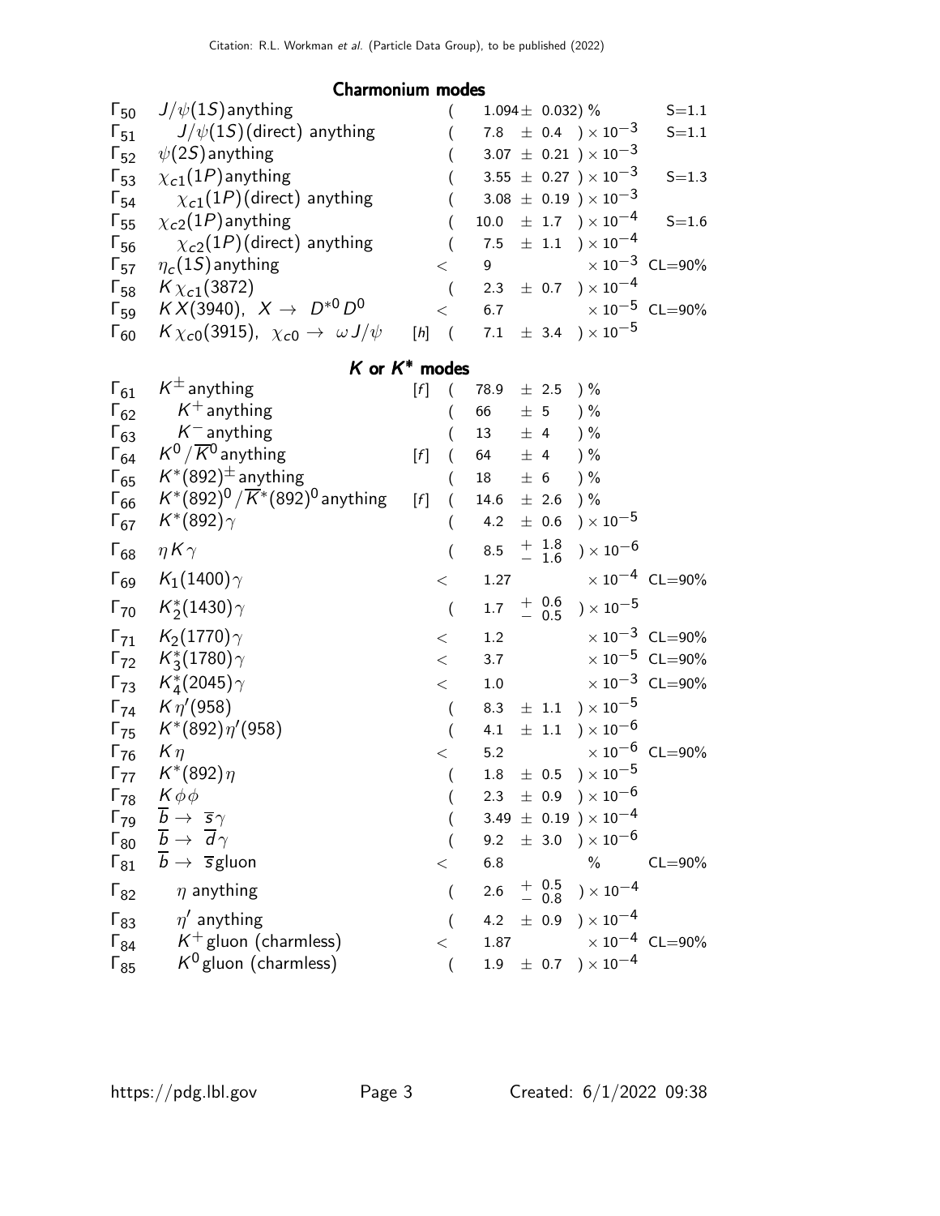### Charmonium modes

| | Mode | | Fraction | Scale / CL |
|---|---|---|---|---|
| $\Gamma_{50}$ | $J/\psi(1S)$ anything | | $(1.094 \pm 0.032)$ % | S=1.1 |
| $\Gamma_{51}$ | $J/\psi(1S)$(direct) anything | | $(7.8 \pm 0.4) \times 10^{-3}$ | S=1.1 |
| $\Gamma_{52}$ | $\psi(2S)$ anything | | $(3.07 \pm 0.21) \times 10^{-3}$ | |
| $\Gamma_{53}$ | $\chi_{c1}(1P)$ anything | | $(3.55 \pm 0.27) \times 10^{-3}$ | S=1.3 |
| $\Gamma_{54}$ | $\chi_{c1}(1P)$(direct) anything | | $(3.08 \pm 0.19) \times 10^{-3}$ | |
| $\Gamma_{55}$ | $\chi_{c2}(1P)$ anything | | $(10.0 \pm 1.7) \times 10^{-4}$ | S=1.6 |
| $\Gamma_{56}$ | $\chi_{c2}(1P)$(direct) anything | | $(7.5 \pm 1.1) \times 10^{-4}$ | |
| $\Gamma_{57}$ | $\eta_c(1S)$ anything | | $< 9 \times 10^{-3}$ | CL=90% |
| $\Gamma_{58}$ | $K\chi_{c1}(3872)$ | | $(2.3 \pm 0.7) \times 10^{-4}$ | |
| $\Gamma_{59}$ | $K X(3940)$, $X \rightarrow D^{*0} D^0$ | | $< 6.7 \times 10^{-5}$ | CL=90% |
| $\Gamma_{60}$ | $K\chi_{c0}(3915)$, $\chi_{c0} \rightarrow \omega J/\psi$ | [h] | $(7.1 \pm 3.4) \times 10^{-5}$ | |

### $K$ or $K^*$ modes

| | Mode | | Fraction | Scale / CL |
|---|---|---|---|---|
| $\Gamma_{61}$ | $K^{\pm}$ anything | [f] | $(78.9 \pm 2.5)$ % | |
| $\Gamma_{62}$ | $K^{+}$ anything | | $(66 \pm 5)$ % | |
| $\Gamma_{63}$ | $K^{-}$ anything | | $(13 \pm 4)$ % | |
| $\Gamma_{64}$ | $K^0/\overline{K}^0$ anything | [f] | $(64 \pm 4)$ % | |
| $\Gamma_{65}$ | $K^*(892)^{\pm}$ anything | | $(18 \pm 6)$ % | |
| $\Gamma_{66}$ | $K^*(892)^0/\overline{K}^*(892)^0$ anything | [f] | $(14.6 \pm 2.6)$ % | |
| $\Gamma_{67}$ | $K^*(892)\gamma$ | | $(4.2 \pm 0.6) \times 10^{-5}$ | |
| $\Gamma_{68}$ | $\eta K \gamma$ | | $(8.5 ^{+1.8}_{-1.6}) \times 10^{-6}$ | |
| $\Gamma_{69}$ | $K_1(1400)\gamma$ | | $< 1.27 \times 10^{-4}$ | CL=90% |
| $\Gamma_{70}$ | $K_2^*(1430)\gamma$ | | $(1.7 ^{+0.6}_{-0.5}) \times 10^{-5}$ | |
| $\Gamma_{71}$ | $K_2(1770)\gamma$ | | $< 1.2 \times 10^{-3}$ | CL=90% |
| $\Gamma_{72}$ | $K_3^*(1780)\gamma$ | | $< 3.7 \times 10^{-5}$ | CL=90% |
| $\Gamma_{73}$ | $K_4^*(2045)\gamma$ | | $< 1.0 \times 10^{-3}$ | CL=90% |
| $\Gamma_{74}$ | $K\eta'(958)$ | | $(8.3 \pm 1.1) \times 10^{-5}$ | |
| $\Gamma_{75}$ | $K^*(892)\eta'(958)$ | | $(4.1 \pm 1.1) \times 10^{-6}$ | |
| $\Gamma_{76}$ | $K\eta$ | | $< 5.2 \times 10^{-6}$ | CL=90% |
| $\Gamma_{77}$ | $K^*(892)\eta$ | | $(1.8 \pm 0.5) \times 10^{-5}$ | |
| $\Gamma_{78}$ | $K\phi\phi$ | | $(2.3 \pm 0.9) \times 10^{-6}$ | |
| $\Gamma_{79}$ | $\overline{b} \rightarrow \overline{s}\gamma$ | | $(3.49 \pm 0.19) \times 10^{-4}$ | |
| $\Gamma_{80}$ | $\overline{b} \rightarrow \overline{d}\gamma$ | | $(9.2 \pm 3.0) \times 10^{-6}$ | |
| $\Gamma_{81}$ | $\overline{b} \rightarrow \overline{s}$gluon | | $< 6.8$ % | CL=90% |
| $\Gamma_{82}$ | $\eta$ anything | | $(2.6 ^{+0.5}_{-0.8}) \times 10^{-4}$ | |
| $\Gamma_{83}$ | $\eta'$ anything | | $(4.2 \pm 0.9) \times 10^{-4}$ | |
| $\Gamma_{84}$ | $K^{+}$gluon (charmless) | | $< 1.87 \times 10^{-4}$ | CL=90% |
| $\Gamma_{85}$ | $K^{0}$gluon (charmless) | | $(1.9 \pm 0.7) \times 10^{-4}$ | |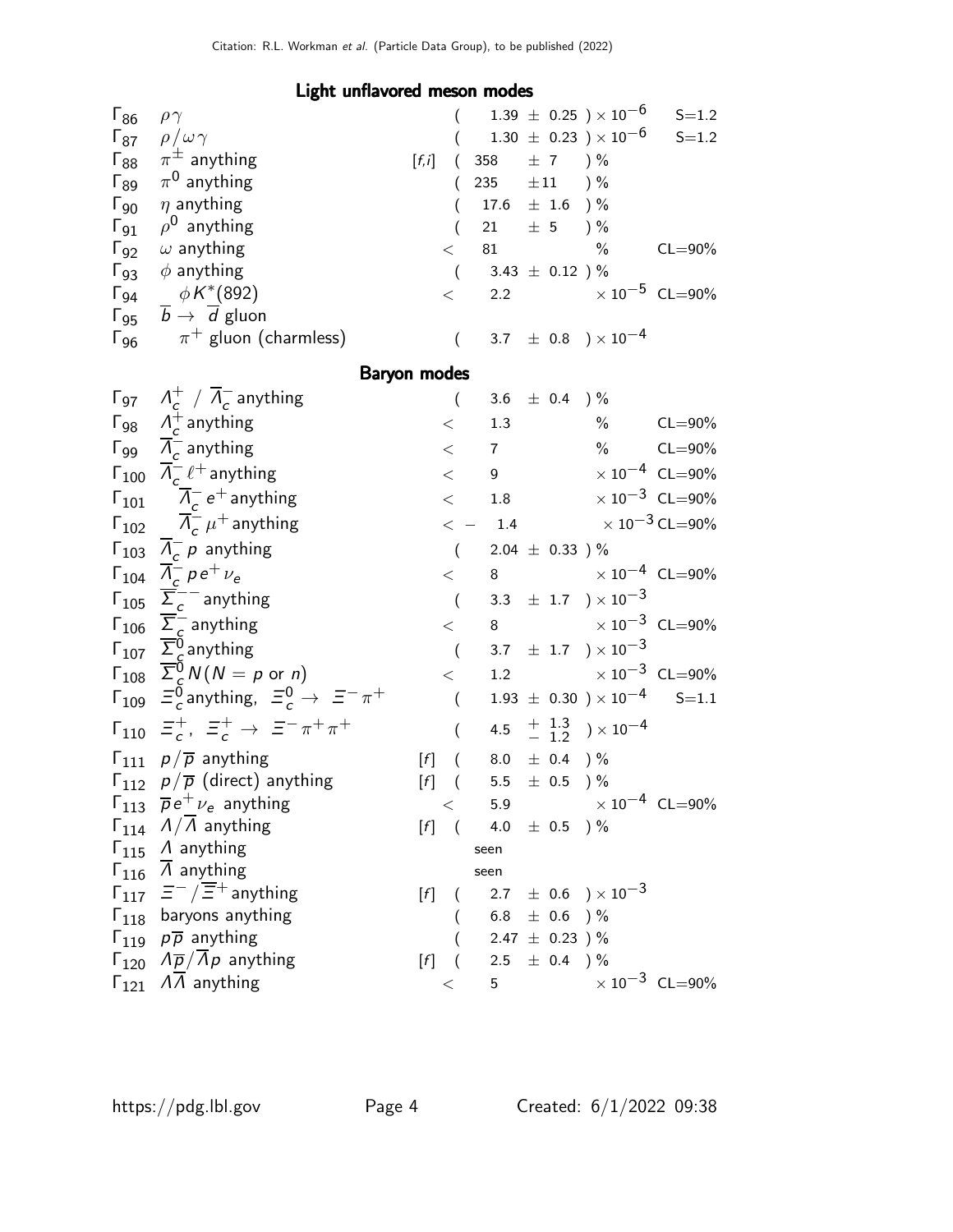### Light unflavored meson modes

| Mode | | | Fraction ($\Gamma_i/\Gamma$) | Scale factor / Confidence level |
|---|---|---|---|---|
| $\Gamma_{86}$ | $\rho\gamma$ | | $(1.39 \pm 0.25) \times 10^{-6}$ | S=1.2 |
| $\Gamma_{87}$ | $\rho/\omega\gamma$ | | $(1.30 \pm 0.23) \times 10^{-6}$ | S=1.2 |
| $\Gamma_{88}$ | $\pi^{\pm}$ anything | [f,i] | $(358 \pm 7)$ % | |
| $\Gamma_{89}$ | $\pi^0$ anything | | $(235 \pm 11)$ % | |
| $\Gamma_{90}$ | $\eta$ anything | | $(17.6 \pm 1.6)$ % | |
| $\Gamma_{91}$ | $\rho^0$ anything | | $(21 \pm 5)$ % | |
| $\Gamma_{92}$ | $\omega$ anything | | $< 81$ % | CL=90% |
| $\Gamma_{93}$ | $\phi$ anything | | $(3.43 \pm 0.12)$ % | |
| $\Gamma_{94}$ | $\phi K^*(892)$ | | $< 2.2 \times 10^{-5}$ | CL=90% |
| $\Gamma_{95}$ | $\overline{b} \to \overline{d}$ gluon | | | |
| $\Gamma_{96}$ | $\pi^+$ gluon (charmless) | | $(3.7 \pm 0.8) \times 10^{-4}$ | |

### Baryon modes

| Mode | | | Fraction ($\Gamma_i/\Gamma$) | Scale factor / Confidence level |
|---|---|---|---|---|
| $\Gamma_{97}$ | $\Lambda_c^+$ / $\overline{\Lambda}_c^-$ anything | | $(3.6 \pm 0.4)$ % | |
| $\Gamma_{98}$ | $\Lambda_c^+$ anything | | $< 1.3$ % | CL=90% |
| $\Gamma_{99}$ | $\overline{\Lambda}_c^-$ anything | | $< 7$ % | CL=90% |
| $\Gamma_{100}$ | $\overline{\Lambda}_c^- \ell^+$ anything | | $< 9 \times 10^{-4}$ | CL=90% |
| $\Gamma_{101}$ | $\overline{\Lambda}_c^- e^+$ anything | | $< 1.8 \times 10^{-3}$ | CL=90% |
| $\Gamma_{102}$ | $\overline{\Lambda}_c^- \mu^+$ anything | | $< - 1.4 \times 10^{-3}$ | CL=90% |
| $\Gamma_{103}$ | $\overline{\Lambda}_c^- p$ anything | | $(2.04 \pm 0.33)$ % | |
| $\Gamma_{104}$ | $\overline{\Lambda}_c^- p e^+ \nu_e$ | | $< 8 \times 10^{-4}$ | CL=90% |
| $\Gamma_{105}$ | $\overline{\Sigma}_c^{--}$ anything | | $(3.3 \pm 1.7) \times 10^{-3}$ | |
| $\Gamma_{106}$ | $\overline{\Sigma}_c^-$ anything | | $< 8 \times 10^{-3}$ | CL=90% |
| $\Gamma_{107}$ | $\overline{\Sigma}_c^0$ anything | | $(3.7 \pm 1.7) \times 10^{-3}$ | |
| $\Gamma_{108}$ | $\overline{\Sigma}_c^0 N (N = p$ or $n)$ | | $< 1.2 \times 10^{-3}$ | CL=90% |
| $\Gamma_{109}$ | $\Xi_c^0$ anything, $\Xi_c^0 \to \Xi^- \pi^+$ | | $(1.93 \pm 0.30) \times 10^{-4}$ | S=1.1 |
| $\Gamma_{110}$ | $\Xi_c^+$, $\Xi_c^+ \to \Xi^- \pi^+ \pi^+$ | | $(4.5 \ ^{+1.3}_{-1.2}) \times 10^{-4}$ | |
| $\Gamma_{111}$ | $p/\overline{p}$ anything | [f] | $(8.0 \pm 0.4)$ % | |
| $\Gamma_{112}$ | $p/\overline{p}$ (direct) anything | [f] | $(5.5 \pm 0.5)$ % | |
| $\Gamma_{113}$ | $\overline{p} e^+ \nu_e$ anything | | $< 5.9 \times 10^{-4}$ | CL=90% |
| $\Gamma_{114}$ | $\Lambda/\overline{\Lambda}$ anything | [f] | $(4.0 \pm 0.5)$ % | |
| $\Gamma_{115}$ | $\Lambda$ anything | | seen | |
| $\Gamma_{116}$ | $\overline{\Lambda}$ anything | | seen | |
| $\Gamma_{117}$ | $\Xi^-/\overline{\Xi}^+$ anything | [f] | $(2.7 \pm 0.6) \times 10^{-3}$ | |
| $\Gamma_{118}$ | baryons anything | | $(6.8 \pm 0.6)$ % | |
| $\Gamma_{119}$ | $p\overline{p}$ anything | | $(2.47 \pm 0.23)$ % | |
| $\Gamma_{120}$ | $\Lambda\overline{p}/\overline{\Lambda}p$ anything | [f] | $(2.5 \pm 0.4)$ % | |
| $\Gamma_{121}$ | $\Lambda\overline{\Lambda}$ anything | | $< 5 \times 10^{-3}$ | CL=90% |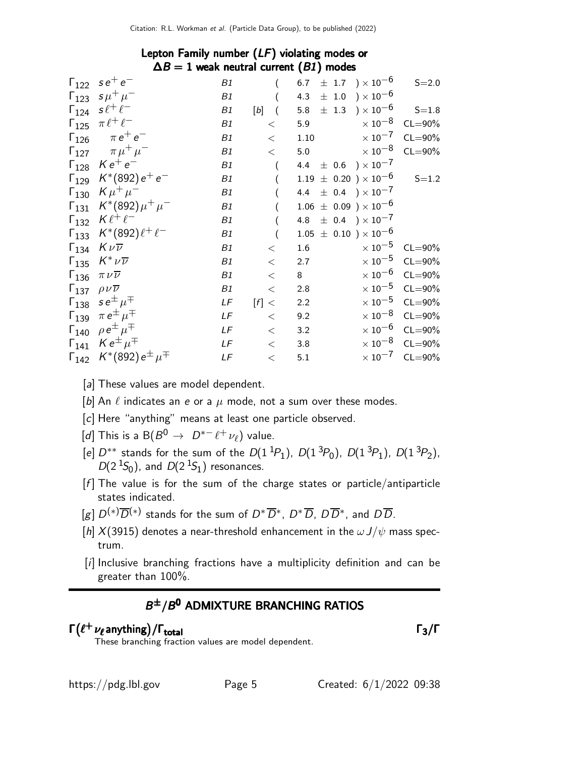### Lepton Family number (*LF*) violating modes or $\Delta B = 1$ weak neutral current (*B1*) modes

| | Mode | | | Fraction | Scale/CL |
|---|---|---|---|---|---|
| $\Gamma_{122}$ | $s e^+ e^-$ | *B1* | | $(6.7 \pm 1.7) \times 10^{-6}$ | S=2.0 |
| $\Gamma_{123}$ | $s \mu^+ \mu^-$ | *B1* | | $(4.3 \pm 1.0) \times 10^{-6}$ | |
| $\Gamma_{124}$ | $s \ell^+ \ell^-$ | *B1* | [b] | $(5.8 \pm 1.3) \times 10^{-6}$ | S=1.8 |
| $\Gamma_{125}$ | $\pi \ell^+ \ell^-$ | *B1* | | $< 5.9 \times 10^{-8}$ | CL=90% |
| $\Gamma_{126}$ | $\pi e^+ e^-$ | *B1* | | $< 1.10 \times 10^{-7}$ | CL=90% |
| $\Gamma_{127}$ | $\pi \mu^+ \mu^-$ | *B1* | | $< 5.0 \times 10^{-8}$ | CL=90% |
| $\Gamma_{128}$ | $K e^+ e^-$ | *B1* | | $(4.4 \pm 0.6) \times 10^{-7}$ | |
| $\Gamma_{129}$ | $K^*(892) e^+ e^-$ | *B1* | | $(1.19 \pm 0.20) \times 10^{-6}$ | S=1.2 |
| $\Gamma_{130}$ | $K \mu^+ \mu^-$ | *B1* | | $(4.4 \pm 0.4) \times 10^{-7}$ | |
| $\Gamma_{131}$ | $K^*(892) \mu^+ \mu^-$ | *B1* | | $(1.06 \pm 0.09) \times 10^{-6}$ | |
| $\Gamma_{132}$ | $K \ell^+ \ell^-$ | *B1* | | $(4.8 \pm 0.4) \times 10^{-7}$ | |
| $\Gamma_{133}$ | $K^*(892) \ell^+ \ell^-$ | *B1* | | $(1.05 \pm 0.10) \times 10^{-6}$ | |
| $\Gamma_{134}$ | $K \nu \overline{\nu}$ | *B1* | | $< 1.6 \times 10^{-5}$ | CL=90% |
| $\Gamma_{135}$ | $K^* \nu \overline{\nu}$ | *B1* | | $< 2.7 \times 10^{-5}$ | CL=90% |
| $\Gamma_{136}$ | $\pi \nu \overline{\nu}$ | *B1* | | $< 8 \times 10^{-6}$ | CL=90% |
| $\Gamma_{137}$ | $\rho \nu \overline{\nu}$ | *B1* | | $< 2.8 \times 10^{-5}$ | CL=90% |
| $\Gamma_{138}$ | $s e^\pm \mu^\mp$ | *LF* | [f] | $< 2.2 \times 10^{-5}$ | CL=90% |
| $\Gamma_{139}$ | $\pi e^\pm \mu^\mp$ | *LF* | | $< 9.2 \times 10^{-8}$ | CL=90% |
| $\Gamma_{140}$ | $\rho e^\pm \mu^\mp$ | *LF* | | $< 3.2 \times 10^{-6}$ | CL=90% |
| $\Gamma_{141}$ | $K e^\pm \mu^\mp$ | *LF* | | $< 3.8 \times 10^{-8}$ | CL=90% |
| $\Gamma_{142}$ | $K^*(892) e^\pm \mu^\mp$ | *LF* | | $< 5.1 \times 10^{-7}$ | CL=90% |

[a] These values are model dependent.

[b] An $\ell$ indicates an $e$ or a $\mu$ mode, not a sum over these modes.

[c] Here "anything" means at least one particle observed.

[d] This is a $B(B^0 \to D^{*-} \ell^+ \nu_\ell)$ value.

[e] $D^{**}$ stands for the sum of the $D(1\,^1P_1)$, $D(1\,^3P_0)$, $D(1\,^3P_1)$, $D(1\,^3P_2)$, $D(2\,^1S_0)$, and $D(2\,^1S_1)$ resonances.

[f] The value is for the sum of the charge states or particle/antiparticle states indicated.

[g] $D^{(*)}\overline{D}^{(*)}$ stands for the sum of $D^*\overline{D}^*$, $D^*\overline{D}$, $D\overline{D}^*$, and $D\overline{D}$.

[h] $X(3915)$ denotes a near-threshold enhancement in the $\omega J/\psi$ mass spectrum.

[i] Inclusive branching fractions have a multiplicity definition and can be greater than 100%.

## $B^\pm/B^0$ ADMIXTURE BRANCHING RATIOS

**$\Gamma(\ell^+ \nu_\ell \text{anything})/\Gamma_{\text{total}}$** $\qquad\qquad$ **$\Gamma_3/\Gamma$**

These branching fraction values are model dependent.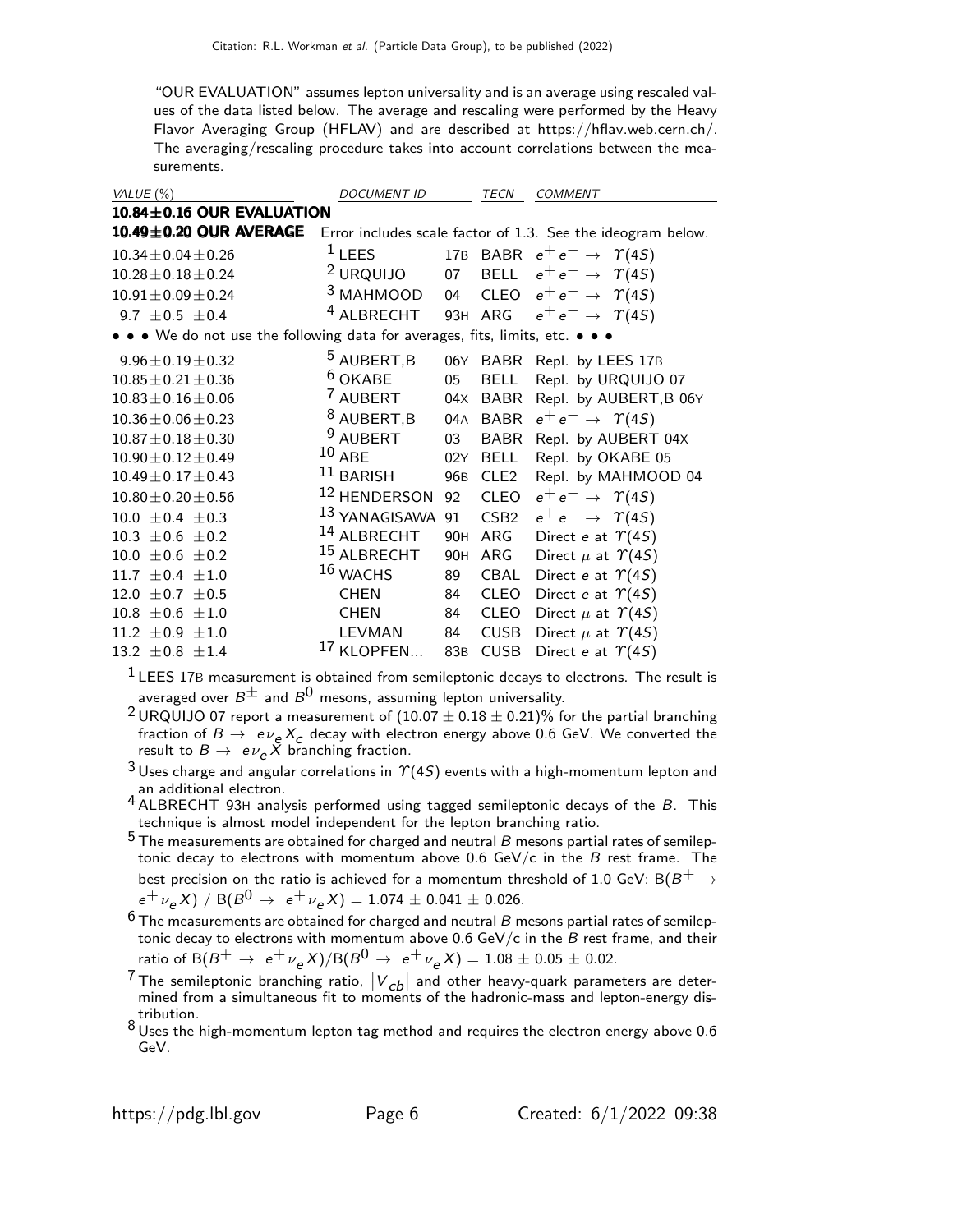"OUR EVALUATION" assumes lepton universality and is an average using rescaled values of the data listed below. The average and rescaling were performed by the Heavy Flavor Averaging Group (HFLAV) and are described at https://hflav.web.cern.ch/. The averaging/rescaling procedure takes into account correlations between the measurements.

| *VALUE* (%) | *DOCUMENT ID* | | *TECN* | *COMMENT* |
|---|---|---|---|---|
| **10.84±0.16 OUR EVALUATION** | | | | |
| **10.49±0.20 OUR AVERAGE** | Error includes scale factor of 1.3. See the ideogram below. | | | |
| $10.34\pm0.04\pm0.26$ | [1] LEES | 17B | BABR | $e^+e^- \rightarrow \Upsilon(4S)$ |
| $10.28\pm0.18\pm0.24$ | [2] URQUIJO | 07 | BELL | $e^+e^- \rightarrow \Upsilon(4S)$ |
| $10.91\pm0.09\pm0.24$ | [3] MAHMOOD | 04 | CLEO | $e^+e^- \rightarrow \Upsilon(4S)$ |
| $9.7\ \pm0.5\ \pm0.4$ | [4] ALBRECHT | 93H | ARG | $e^+e^- \rightarrow \Upsilon(4S)$ |
| • • • We do not use the following data for averages, fits, limits, etc. • • • | | | | |
| $9.96\pm0.19\pm0.32$ | [5] AUBERT,B | 06Y | BABR | Repl. by LEES 17B |
| $10.85\pm0.21\pm0.36$ | [6] OKABE | 05 | BELL | Repl. by URQUIJO 07 |
| $10.83\pm0.16\pm0.06$ | [7] AUBERT | 04X | BABR | Repl. by AUBERT,B 06Y |
| $10.36\pm0.06\pm0.23$ | [8] AUBERT,B | 04A | BABR | $e^+e^- \rightarrow \Upsilon(4S)$ |
| $10.87\pm0.18\pm0.30$ | [9] AUBERT | 03 | BABR | Repl. by AUBERT 04X |
| $10.90\pm0.12\pm0.49$ | [10] ABE | 02Y | BELL | Repl. by OKABE 05 |
| $10.49\pm0.17\pm0.43$ | [11] BARISH | 96B | CLE2 | Repl. by MAHMOOD 04 |
| $10.80\pm0.20\pm0.56$ | [12] HENDERSON | 92 | CLEO | $e^+e^- \rightarrow \Upsilon(4S)$ |
| $10.0\ \pm0.4\ \pm0.3$ | [13] YANAGISAWA | 91 | CSB2 | $e^+e^- \rightarrow \Upsilon(4S)$ |
| $10.3\ \pm0.6\ \pm0.2$ | [14] ALBRECHT | 90H | ARG | Direct $e$ at $\Upsilon(4S)$ |
| $10.0\ \pm0.6\ \pm0.2$ | [15] ALBRECHT | 90H | ARG | Direct $\mu$ at $\Upsilon(4S)$ |
| $11.7\ \pm0.4\ \pm1.0$ | [16] WACHS | 89 | CBAL | Direct $e$ at $\Upsilon(4S)$ |
| $12.0\ \pm0.7\ \pm0.5$ | CHEN | 84 | CLEO | Direct $e$ at $\Upsilon(4S)$ |
| $10.8\ \pm0.6\ \pm1.0$ | CHEN | 84 | CLEO | Direct $\mu$ at $\Upsilon(4S)$ |
| $11.2\ \pm0.9\ \pm1.0$ | LEVMAN | 84 | CUSB | Direct $\mu$ at $\Upsilon(4S)$ |
| $13.2\ \pm0.8\ \pm1.4$ | [17] KLOPFEN... | 83B | CUSB | Direct $e$ at $\Upsilon(4S)$ |

[1] LEES 17B measurement is obtained from semileptonic decays to electrons. The result is averaged over $B^{\pm}$ and $B^0$ mesons, assuming lepton universality.

[2] URQUIJO 07 report a measurement of $(10.07 \pm 0.18 \pm 0.21)$% for the partial branching fraction of $B \rightarrow e\nu_e X_c$ decay with electron energy above 0.6 GeV. We converted the result to $B \rightarrow e\nu_e X$ branching fraction.

[3] Uses charge and angular correlations in $\Upsilon(4S)$ events with a high-momentum lepton and an additional electron.

[4] ALBRECHT 93H analysis performed using tagged semileptonic decays of the $B$. This technique is almost model independent for the lepton branching ratio.

[5] The measurements are obtained for charged and neutral $B$ mesons partial rates of semileptonic decay to electrons with momentum above 0.6 GeV/c in the $B$ rest frame. The best precision on the ratio is achieved for a momentum threshold of 1.0 GeV: $B(B^+ \rightarrow e^+\nu_e X)$ / $B(B^0 \rightarrow e^+\nu_e X) = 1.074 \pm 0.041 \pm 0.026$.

[6] The measurements are obtained for charged and neutral $B$ mesons partial rates of semileptonic decay to electrons with momentum above 0.6 GeV/c in the $B$ rest frame, and their ratio of $B(B^+ \rightarrow e^+\nu_e X)/B(B^0 \rightarrow e^+\nu_e X) = 1.08 \pm 0.05 \pm 0.02$.

[7] The semileptonic branching ratio, $|V_{cb}|$ and other heavy-quark parameters are determined from a simultaneous fit to moments of the hadronic-mass and lepton-energy distribution.

[8] Uses the high-momentum lepton tag method and requires the electron energy above 0.6 GeV.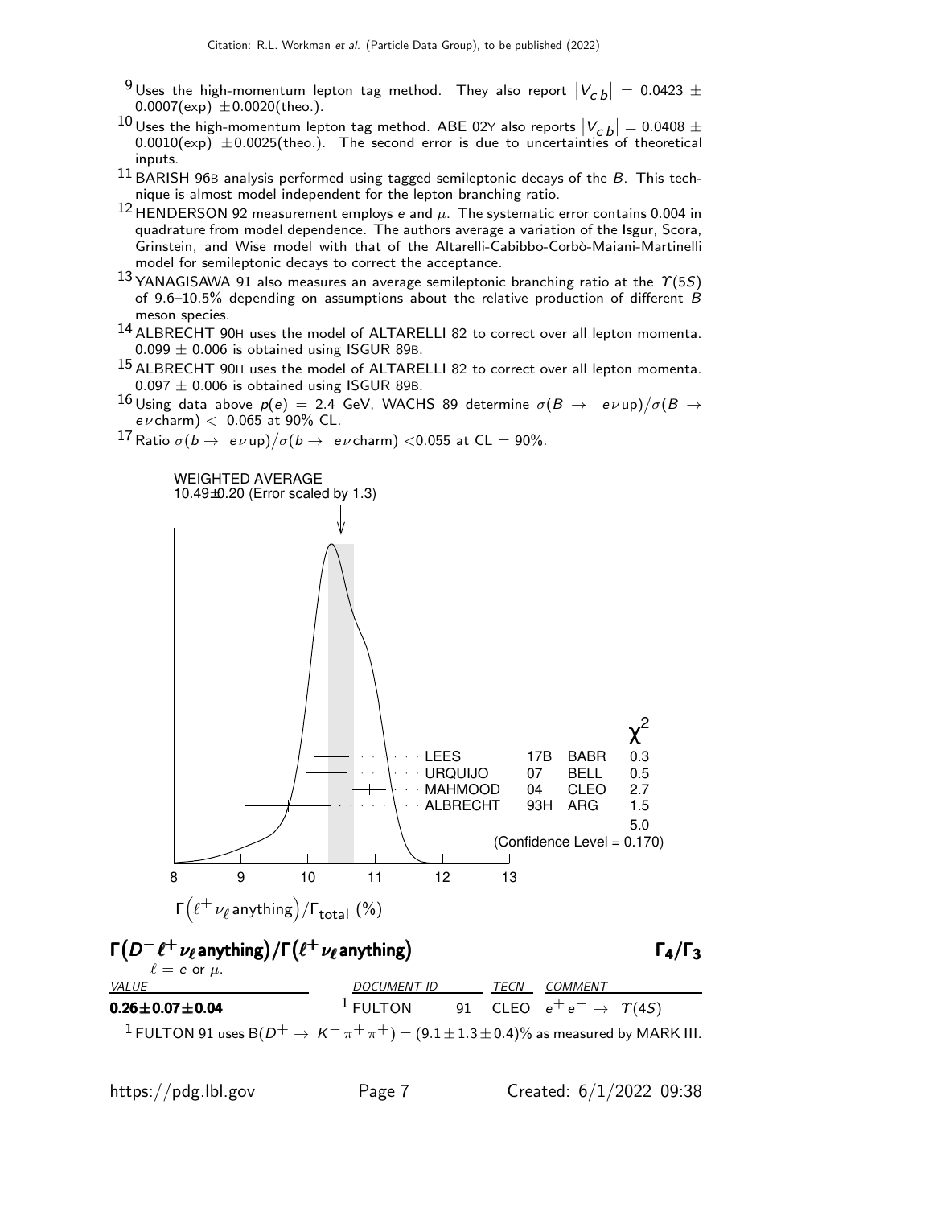[9] Uses the high-momentum lepton tag method. They also report $|V_{cb}| = 0.0423 \pm 0.0007(\text{exp}) \pm 0.0020(\text{theo.})$.

[10] Uses the high-momentum lepton tag method. ABE 02Y also reports $|V_{cb}| = 0.0408 \pm 0.0010(\text{exp}) \pm 0.0025(\text{theo.})$. The second error is due to uncertainties of theoretical inputs.

[11] BARISH 96B analysis performed using tagged semileptonic decays of the $B$. This technique is almost model independent for the lepton branching ratio.

[12] HENDERSON 92 measurement employs $e$ and $\mu$. The systematic error contains 0.004 in quadrature from model dependence. The authors average a variation of the Isgur, Scora, Grinstein, and Wise model with that of the Altarelli-Cabibbo-Corbò-Maiani-Martinelli model for semileptonic decays to correct the acceptance.

[13] YANAGISAWA 91 also measures an average semileptonic branching ratio at the $\Upsilon(5S)$ of 9.6–10.5% depending on assumptions about the relative production of different $B$ meson species.

[14] ALBRECHT 90H uses the model of ALTARELLI 82 to correct over all lepton momenta. $0.099 \pm 0.006$ is obtained using ISGUR 89B.

[15] ALBRECHT 90H uses the model of ALTARELLI 82 to correct over all lepton momenta. $0.097 \pm 0.006$ is obtained using ISGUR 89B.

[16] Using data above $p(e) = 2.4$ GeV, WACHS 89 determine $\sigma(B \to e\nu\,\text{up})/\sigma(B \to e\nu\,\text{charm}) < 0.065$ at 90% CL.

[17] Ratio $\sigma(b \to e\nu\,\text{up})/\sigma(b \to e\nu\,\text{charm}) < 0.055$ at CL = 90%.

WEIGHTED AVERAGE
10.49±0.20 (Error scaled by 1.3)

| | | | $\chi^2$ |
|---|---|---|---|
| LEES | 17B | BABR | 0.3 |
| URQUIJO | 07 | BELL | 0.5 |
| MAHMOOD | 04 | CLEO | 2.7 |
| ALBRECHT | 93H | ARG | 1.5 |
| | | | 5.0 |

(Confidence Level = 0.170)

$\Gamma\left(\ell^+\nu_\ell\,\text{anything}\right)/\Gamma_{\text{total}}$ (%)

## $\Gamma(D^-\ell^+\nu_\ell\,\text{anything})/\Gamma(\ell^+\nu_\ell\,\text{anything})$ $\qquad\qquad \Gamma_4/\Gamma_3$

$\ell = e$ or $\mu$.

| VALUE | DOCUMENT ID | | TECN | COMMENT |
|---|---|---|---|---|
| **0.26±0.07±0.04** | [1] FULTON | 91 | CLEO | $e^+e^- \to \Upsilon(4S)$ |

[1] FULTON 91 uses $B(D^+ \to K^-\pi^+\pi^+) = (9.1 \pm 1.3 \pm 0.4)\%$ as measured by MARK III.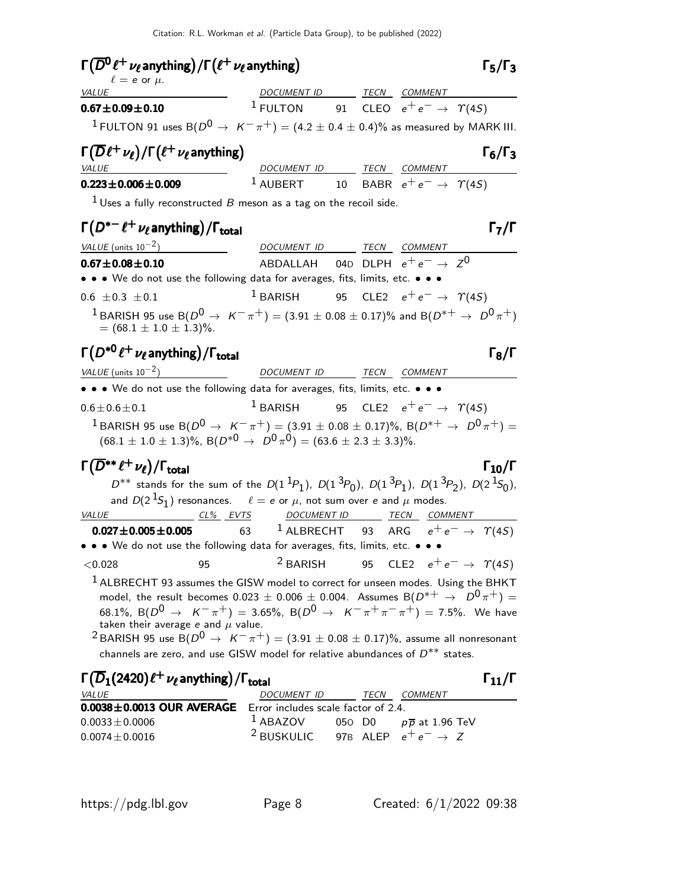### $\Gamma(\overline{D}^0 \ell^+ \nu_\ell \text{anything})/\Gamma(\ell^+ \nu_\ell \text{anything})$ — $\Gamma_5/\Gamma_3$

$\ell = e$ or $\mu$.

| VALUE | DOCUMENT ID | | TECN | COMMENT |
|---|---|---|---|---|
| **$0.67 \pm 0.09 \pm 0.10$** | [1] FULTON | 91 | CLEO | $e^+ e^- \to \Upsilon(4S)$ |

[1] FULTON 91 uses $B(D^0 \to K^- \pi^+) = (4.2 \pm 0.4 \pm 0.4)\%$ as measured by MARK III.

### $\Gamma(\overline{D} \ell^+ \nu_\ell)/\Gamma(\ell^+ \nu_\ell \text{anything})$ — $\Gamma_6/\Gamma_3$

| VALUE | DOCUMENT ID | | TECN | COMMENT |
|---|---|---|---|---|
| **$0.223 \pm 0.006 \pm 0.009$** | [1] AUBERT | 10 | BABR | $e^+ e^- \to \Upsilon(4S)$ |

[1] Uses a fully reconstructed $B$ meson as a tag on the recoil side.

### $\Gamma(D^{*-} \ell^+ \nu_\ell \text{anything})/\Gamma_{\text{total}}$ — $\Gamma_7/\Gamma$

| VALUE (units $10^{-2}$) | DOCUMENT ID | | TECN | COMMENT |
|---|---|---|---|---|
| **$0.67 \pm 0.08 \pm 0.10$** | ABDALLAH | 04D | DLPH | $e^+ e^- \to Z^0$ |
| • • • We do not use the following data for averages, fits, limits, etc. • • • | | | | |
| $0.6 \pm 0.3 \pm 0.1$ | [1] BARISH | 95 | CLE2 | $e^+ e^- \to \Upsilon(4S)$ |

[1] BARISH 95 use $B(D^0 \to K^- \pi^+) = (3.91 \pm 0.08 \pm 0.17)\%$ and $B(D^{*+} \to D^0 \pi^+) = (68.1 \pm 1.0 \pm 1.3)\%$.

### $\Gamma(D^{*0} \ell^+ \nu_\ell \text{anything})/\Gamma_{\text{total}}$ — $\Gamma_8/\Gamma$

| VALUE (units $10^{-2}$) | DOCUMENT ID | | TECN | COMMENT |
|---|---|---|---|---|
| • • • We do not use the following data for averages, fits, limits, etc. • • • | | | | |
| $0.6 \pm 0.6 \pm 0.1$ | [1] BARISH | 95 | CLE2 | $e^+ e^- \to \Upsilon(4S)$ |

[1] BARISH 95 use $B(D^0 \to K^- \pi^+) = (3.91 \pm 0.08 \pm 0.17)\%$, $B(D^{*+} \to D^0 \pi^+) = (68.1 \pm 1.0 \pm 1.3)\%$, $B(D^{*0} \to D^0 \pi^0) = (63.6 \pm 2.3 \pm 3.3)\%$.

### $\Gamma(\overline{D}^{**} \ell^+ \nu_\ell)/\Gamma_{\text{total}}$ — $\Gamma_{10}/\Gamma$

$D^{**}$ stands for the sum of the $D(1\,^1P_1)$, $D(1\,^3P_0)$, $D(1\,^3P_1)$, $D(1\,^3P_2)$, $D(2\,^1S_0)$, and $D(2\,^1S_1)$ resonances. $\ell = e$ or $\mu$, not sum over $e$ and $\mu$ modes.

| VALUE | CL% | EVTS | DOCUMENT ID | | TECN | COMMENT |
|---|---|---|---|---|---|---|
| **$0.027 \pm 0.005 \pm 0.005$** | | 63 | [1] ALBRECHT | 93 | ARG | $e^+ e^- \to \Upsilon(4S)$ |
| • • • We do not use the following data for averages, fits, limits, etc. • • • | | | | | | |
| $<0.028$ | 95 | | [2] BARISH | 95 | CLE2 | $e^+ e^- \to \Upsilon(4S)$ |

[1] ALBRECHT 93 assumes the GISW model to correct for unseen modes. Using the BHKT model, the result becomes $0.023 \pm 0.006 \pm 0.004$. Assumes $B(D^{*+} \to D^0 \pi^+) = 68.1\%$, $B(D^0 \to K^- \pi^+) = 3.65\%$, $B(D^0 \to K^- \pi^+ \pi^- \pi^+) = 7.5\%$. We have taken their average $e$ and $\mu$ value.

[2] BARISH 95 use $B(D^0 \to K^- \pi^+) = (3.91 \pm 0.08 \pm 0.17)\%$, assume all nonresonant channels are zero, and use GISW model for relative abundances of $D^{**}$ states.

### $\Gamma(\overline{D}_1(2420) \ell^+ \nu_\ell \text{anything})/\Gamma_{\text{total}}$ — $\Gamma_{11}/\Gamma$

| VALUE | DOCUMENT ID | | TECN | COMMENT |
|---|---|---|---|---|
| **$0.0038 \pm 0.0013$ OUR AVERAGE** | Error includes scale factor of 2.4. | | | |
| $0.0033 \pm 0.0006$ | [1] ABAZOV | 05O | D0 | $p\overline{p}$ at 1.96 TeV |
| $0.0074 \pm 0.0016$ | [2] BUSKULIC | 97B | ALEP | $e^+ e^- \to Z$ |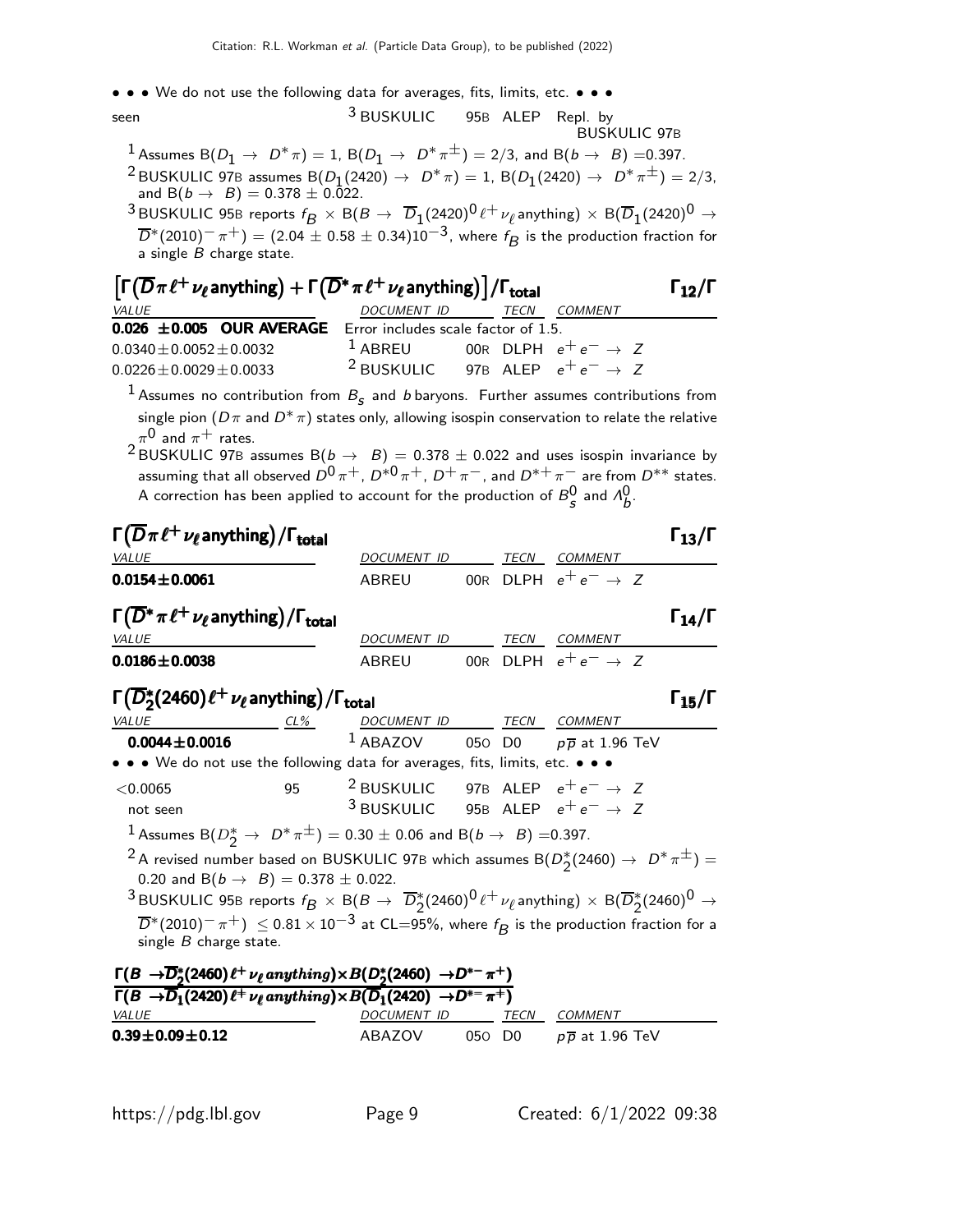• • • We do not use the following data for averages, fits, limits, etc. • • •

| | | | |
|---|---|---|---|
| seen | [3] BUSKULIC | 95B ALEP | Repl. by BUSKULIC 97B |

[1] Assumes $B(D_1 \to D^* \pi) = 1$, $B(D_1 \to D^* \pi^\pm) = 2/3$, and $B(b \to B) = 0.397$.

[2] BUSKULIC 97B assumes $B(D_1(2420) \to D^* \pi) = 1$, $B(D_1(2420) \to D^* \pi^\pm) = 2/3$, and $B(b \to B) = 0.378 \pm 0.022$.

[3] BUSKULIC 95B reports $f_B \times B(B \to \overline{D}_1(2420)^0 \ell^+ \nu_\ell \text{anything}) \times B(\overline{D}_1(2420)^0 \to \overline{D}^*(2010)^- \pi^+) = (2.04 \pm 0.58 \pm 0.34) 10^{-3}$, where $f_B$ is the production fraction for a single $B$ charge state.

## $\left[\Gamma(\overline{D}\pi\ell^+\nu_\ell \text{anything}) + \Gamma(\overline{D}^*\pi\ell^+\nu_\ell \text{anything})\right]/\Gamma_{\text{total}}$ — $\Gamma_{12}/\Gamma$

| VALUE | DOCUMENT ID | TECN | COMMENT |
|---|---|---|---|
| **0.026 ±0.005 OUR AVERAGE** | Error includes scale factor of 1.5. | | |
| $0.0340 \pm 0.0052 \pm 0.0032$ | [1] ABREU 00R | DLPH | $e^+e^- \to Z$ |
| $0.0226 \pm 0.0029 \pm 0.0033$ | [2] BUSKULIC 97B | ALEP | $e^+e^- \to Z$ |

[1] Assumes no contribution from $B_s$ and $b$ baryons. Further assumes contributions from single pion ($D\pi$ and $D^*\pi$) states only, allowing isospin conservation to relate the relative $\pi^0$ and $\pi^+$ rates.

[2] BUSKULIC 97B assumes $B(b \to B) = 0.378 \pm 0.022$ and uses isospin invariance by assuming that all observed $D^0\pi^+$, $D^{*0}\pi^+$, $D^+\pi^-$, and $D^{*+}\pi^-$ are from $D^{**}$ states. A correction has been applied to account for the production of $B_s^0$ and $\Lambda_b^0$.

## $\Gamma(\overline{D}\pi\ell^+\nu_\ell \text{anything})/\Gamma_{\text{total}}$ — $\Gamma_{13}/\Gamma$

| VALUE | DOCUMENT ID | TECN | COMMENT |
|---|---|---|---|
| **0.0154±0.0061** | ABREU 00R | DLPH | $e^+e^- \to Z$ |

## $\Gamma(\overline{D}^*\pi\ell^+\nu_\ell \text{anything})/\Gamma_{\text{total}}$ — $\Gamma_{14}/\Gamma$

| VALUE | DOCUMENT ID | TECN | COMMENT |
|---|---|---|---|
| **0.0186±0.0038** | ABREU 00R | DLPH | $e^+e^- \to Z$ |

## $\Gamma(\overline{D}_2^*(2460)\ell^+\nu_\ell \text{anything})/\Gamma_{\text{total}}$ — $\Gamma_{15}/\Gamma$

| VALUE | CL% | DOCUMENT ID | TECN | COMMENT |
|---|---|---|---|---|
| **0.0044±0.0016** | | [1] ABAZOV 05O | D0 | $p\overline{p}$ at 1.96 TeV |
| • • • We do not use the following data for averages, fits, limits, etc. • • • | | | | |
| $<0.0065$ | 95 | [2] BUSKULIC 97B | ALEP | $e^+e^- \to Z$ |
| not seen | | [3] BUSKULIC 95B | ALEP | $e^+e^- \to Z$ |

[1] Assumes $B(D_2^* \to D^* \pi^\pm) = 0.30 \pm 0.06$ and $B(b \to B) = 0.397$.

[2] A revised number based on BUSKULIC 97B which assumes $B(D_2^*(2460) \to D^* \pi^\pm) = 0.20$ and $B(b \to B) = 0.378 \pm 0.022$.

[3] BUSKULIC 95B reports $f_B \times B(B \to \overline{D}_2^*(2460)^0 \ell^+ \nu_\ell \text{anything}) \times B(\overline{D}_2^*(2460)^0 \to \overline{D}^*(2010)^- \pi^+) \leq 0.81 \times 10^{-3}$ at CL=95%, where $f_B$ is the production fraction for a single $B$ charge state.

## $\dfrac{\Gamma(B \to \overline{D}_2^*(2460)\ell^+\nu_\ell\, anything) \times B(D_2^*(2460) \to D^{*-}\pi^+)}{\Gamma(B \to \overline{D}_1(2420)\ell^+\nu_\ell\, anything) \times B(\overline{D}_1(2420) \to D^{*-}\pi^+)}$

| VALUE | DOCUMENT ID | TECN | COMMENT |
|---|---|---|---|
| **0.39±0.09±0.12** | ABAZOV 05O | D0 | $p\overline{p}$ at 1.96 TeV |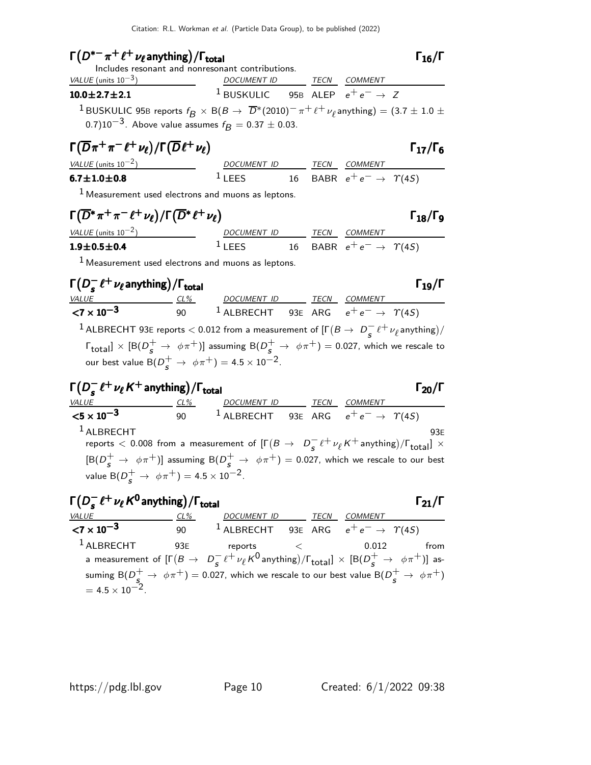### $\Gamma(D^{*-}\pi^+\ell^+\nu_\ell \text{anything})/\Gamma_{\text{total}}$ — $\Gamma_{16}/\Gamma$

Includes resonant and nonresonant contributions.

| VALUE (units $10^{-3}$) | DOCUMENT ID | | TECN | COMMENT |
|---|---|---|---|---|
| **10.0±2.7±2.1** | [1] BUSKULIC | 95B | ALEP | $e^+e^- \to Z$ |

[1] BUSKULIC 95B reports $f_B \times$ B($B \to \overline{D}^*(2010)^-\pi^+\ell^+\nu_\ell$anything) = $(3.7 \pm 1.0 \pm 0.7)10^{-3}$. Above value assumes $f_B = 0.37 \pm 0.03$.

### $\Gamma(\overline{D}\pi^+\pi^-\ell^+\nu_\ell)/\Gamma(\overline{D}\ell^+\nu_\ell)$ — $\Gamma_{17}/\Gamma_6$

| VALUE (units $10^{-2}$) | DOCUMENT ID | | TECN | COMMENT |
|---|---|---|---|---|
| **6.7±1.0±0.8** | [1] LEES | 16 | BABR | $e^+e^- \to \Upsilon(4S)$ |

[1] Measurement used electrons and muons as leptons.

### $\Gamma(\overline{D}^*\pi^+\pi^-\ell^+\nu_\ell)/\Gamma(\overline{D}^*\ell^+\nu_\ell)$ — $\Gamma_{18}/\Gamma_9$

| VALUE (units $10^{-2}$) | DOCUMENT ID | | TECN | COMMENT |
|---|---|---|---|---|
| **1.9±0.5±0.4** | [1] LEES | 16 | BABR | $e^+e^- \to \Upsilon(4S)$ |

[1] Measurement used electrons and muons as leptons.

### $\Gamma(D_s^-\ell^+\nu_\ell \text{anything})/\Gamma_{\text{total}}$ — $\Gamma_{19}/\Gamma$

| VALUE | CL% | DOCUMENT ID | | TECN | COMMENT |
|---|---|---|---|---|---|
| **$<7 \times 10^{-3}$** | 90 | [1] ALBRECHT | 93E | ARG | $e^+e^- \to \Upsilon(4S)$ |

[1] ALBRECHT 93E reports $< 0.012$ from a measurement of $[\Gamma(B \to D_s^-\ell^+\nu_\ell \text{anything})/\Gamma_{\text{total}}] \times [\text{B}(D_s^+ \to \phi\pi^+)]$ assuming $\text{B}(D_s^+ \to \phi\pi^+) = 0.027$, which we rescale to our best value $\text{B}(D_s^+ \to \phi\pi^+) = 4.5 \times 10^{-2}$.

### $\Gamma(D_s^-\ell^+\nu_\ell K^+ \text{anything})/\Gamma_{\text{total}}$ — $\Gamma_{20}/\Gamma$

| VALUE | CL% | DOCUMENT ID | | TECN | COMMENT |
|---|---|---|---|---|---|
| **$<5 \times 10^{-3}$** | 90 | [1] ALBRECHT | 93E | ARG | $e^+e^- \to \Upsilon(4S)$ |

[1] ALBRECHT 93E reports $< 0.008$ from a measurement of $[\Gamma(B \to D_s^-\ell^+\nu_\ell K^+ \text{anything})/\Gamma_{\text{total}}] \times [\text{B}(D_s^+ \to \phi\pi^+)]$ assuming $\text{B}(D_s^+ \to \phi\pi^+) = 0.027$, which we rescale to our best value $\text{B}(D_s^+ \to \phi\pi^+) = 4.5 \times 10^{-2}$.

### $\Gamma(D_s^-\ell^+\nu_\ell K^0 \text{anything})/\Gamma_{\text{total}}$ — $\Gamma_{21}/\Gamma$

| VALUE | CL% | DOCUMENT ID | | TECN | COMMENT |
|---|---|---|---|---|---|
| **$<7 \times 10^{-3}$** | 90 | [1] ALBRECHT | 93E | ARG | $e^+e^- \to \Upsilon(4S)$ |

[1] ALBRECHT 93E reports $< 0.012$ from a measurement of $[\Gamma(B \to D_s^-\ell^+\nu_\ell K^0 \text{anything})/\Gamma_{\text{total}}] \times [\text{B}(D_s^+ \to \phi\pi^+)]$ assuming $\text{B}(D_s^+ \to \phi\pi^+) = 0.027$, which we rescale to our best value $\text{B}(D_s^+ \to \phi\pi^+) = 4.5 \times 10^{-2}$.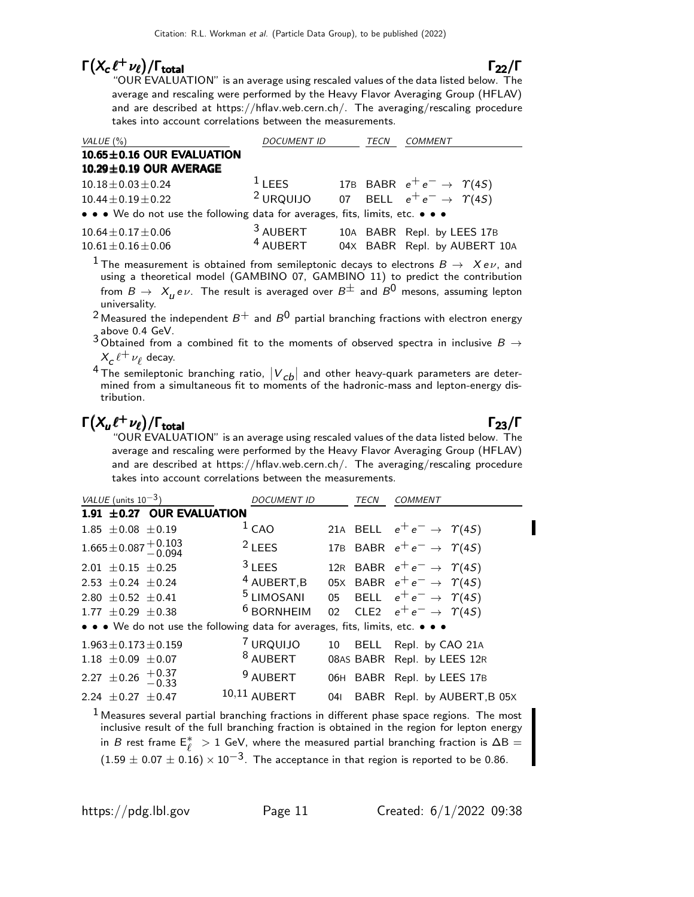## $\Gamma(X_c \ell^+ \nu_\ell)/\Gamma_{\text{total}}$ $\Gamma_{22}/\Gamma$

"OUR EVALUATION" is an average using rescaled values of the data listed below. The average and rescaling were performed by the Heavy Flavor Averaging Group (HFLAV) and are described at https://hflav.web.cern.ch/. The averaging/rescaling procedure takes into account correlations between the measurements.

| VALUE (%) | DOCUMENT ID | | TECN | COMMENT |
|---|---|---|---|---|
| **10.65±0.16 OUR EVALUATION** | | | | |
| **10.29±0.19 OUR AVERAGE** | | | | |
| $10.18 \pm 0.03 \pm 0.24$ | [1] LEES | 17B | BABR | $e^+ e^- \to \Upsilon(4S)$ |
| $10.44 \pm 0.19 \pm 0.22$ | [2] URQUIJO | 07 | BELL | $e^+ e^- \to \Upsilon(4S)$ |
| • • • We do not use the following data for averages, fits, limits, etc. • • • | | | | |
| $10.64 \pm 0.17 \pm 0.06$ | [3] AUBERT | 10A | BABR | Repl. by LEES 17B |
| $10.61 \pm 0.16 \pm 0.06$ | [4] AUBERT | 04X | BABR | Repl. by AUBERT 10A |

[1] The measurement is obtained from semileptonic decays to electrons $B \to X e \nu$, and using a theoretical model (GAMBINO 07, GAMBINO 11) to predict the contribution from $B \to X_u e \nu$. The result is averaged over $B^\pm$ and $B^0$ mesons, assuming lepton universality.

[2] Measured the independent $B^+$ and $B^0$ partial branching fractions with electron energy above 0.4 GeV.

[3] Obtained from a combined fit to the moments of observed spectra in inclusive $B \to X_c \ell^+ \nu_\ell$ decay.

[4] The semileptonic branching ratio, $|V_{cb}|$ and other heavy-quark parameters are determined from a simultaneous fit to moments of the hadronic-mass and lepton-energy distribution.

## $\Gamma(X_u \ell^+ \nu_\ell)/\Gamma_{\text{total}}$ $\Gamma_{23}/\Gamma$

"OUR EVALUATION" is an average using rescaled values of the data listed below. The average and rescaling were performed by the Heavy Flavor Averaging Group (HFLAV) and are described at https://hflav.web.cern.ch/. The averaging/rescaling procedure takes into account correlations between the measurements.

| VALUE (units $10^{-3}$) | DOCUMENT ID | | TECN | COMMENT |
|---|---|---|---|---|
| **1.91 ±0.27 OUR EVALUATION** | | | | |
| $1.85 \pm 0.08 \pm 0.19$ | [1] CAO | 21A | BELL | $e^+ e^- \to \Upsilon(4S)$ |
| $1.665 \pm 0.087 ^{+0.103}_{-0.094}$ | [2] LEES | 17B | BABR | $e^+ e^- \to \Upsilon(4S)$ |
| $2.01 \pm 0.15 \pm 0.25$ | [3] LEES | 12R | BABR | $e^+ e^- \to \Upsilon(4S)$ |
| $2.53 \pm 0.24 \pm 0.24$ | [4] AUBERT,B | 05X | BABR | $e^+ e^- \to \Upsilon(4S)$ |
| $2.80 \pm 0.52 \pm 0.41$ | [5] LIMOSANI | 05 | BELL | $e^+ e^- \to \Upsilon(4S)$ |
| $1.77 \pm 0.29 \pm 0.38$ | [6] BORNHEIM | 02 | CLE2 | $e^+ e^- \to \Upsilon(4S)$ |
| • • • We do not use the following data for averages, fits, limits, etc. • • • | | | | |
| $1.963 \pm 0.173 \pm 0.159$ | [7] URQUIJO | 10 | BELL | Repl. by CAO 21A |
| $1.18 \pm 0.09 \pm 0.07$ | [8] AUBERT | 08AS | BABR | Repl. by LEES 12R |
| $2.27 \pm 0.26 ^{+0.37}_{-0.33}$ | [9] AUBERT | 06H | BABR | Repl. by LEES 17B |
| $2.24 \pm 0.27 \pm 0.47$ | [10,11] AUBERT | 04I | BABR | Repl. by AUBERT,B 05X |

[1] Measures several partial branching fractions in different phase space regions. The most inclusive result of the full branching fraction is obtained in the region for lepton energy in $B$ rest frame $E^*_\ell > 1$ GeV, where the measured partial branching fraction is $\Delta B = (1.59 \pm 0.07 \pm 0.16) \times 10^{-3}$. The acceptance in that region is reported to be 0.86.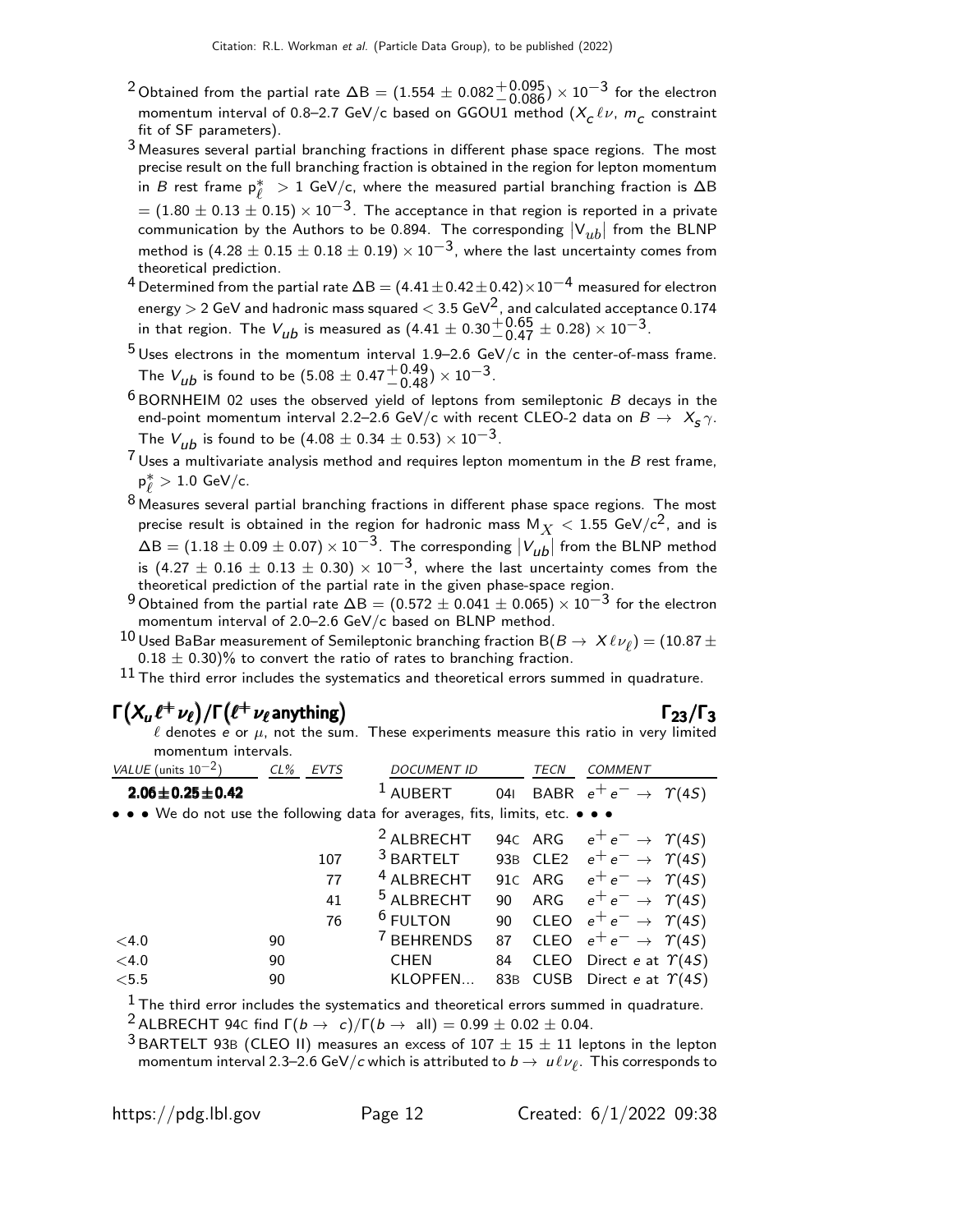[2] Obtained from the partial rate $\Delta B = (1.554 \pm 0.082^{+0.095}_{-0.086}) \times 10^{-3}$ for the electron momentum interval of 0.8–2.7 GeV/c based on GGOU1 method ($X_c \ell \nu$, $m_c$ constraint fit of SF parameters).

[3] Measures several partial branching fractions in different phase space regions. The most precise result on the full branching fraction is obtained in the region for lepton momentum in $B$ rest frame $p^*_\ell > 1$ GeV/c, where the measured partial branching fraction is $\Delta B = (1.80 \pm 0.13 \pm 0.15) \times 10^{-3}$. The acceptance in that region is reported in a private communication by the Authors to be 0.894. The corresponding $|V_{ub}|$ from the BLNP method is $(4.28 \pm 0.15 \pm 0.18 \pm 0.19) \times 10^{-3}$, where the last uncertainty comes from theoretical prediction.

[4] Determined from the partial rate $\Delta B = (4.41 \pm 0.42 \pm 0.42) \times 10^{-4}$ measured for electron energy $> 2$ GeV and hadronic mass squared $< 3.5$ GeV$^2$, and calculated acceptance 0.174 in that region. The $V_{ub}$ is measured as $(4.41 \pm 0.30^{+0.65}_{-0.47} \pm 0.28) \times 10^{-3}$.

[5] Uses electrons in the momentum interval 1.9–2.6 GeV/c in the center-of-mass frame. The $V_{ub}$ is found to be $(5.08 \pm 0.47^{+0.49}_{-0.48}) \times 10^{-3}$.

[6] BORNHEIM 02 uses the observed yield of leptons from semileptonic $B$ decays in the end-point momentum interval 2.2–2.6 GeV/c with recent CLEO-2 data on $B \rightarrow X_s \gamma$. The $V_{ub}$ is found to be $(4.08 \pm 0.34 \pm 0.53) \times 10^{-3}$.

[7] Uses a multivariate analysis method and requires lepton momentum in the $B$ rest frame, $p^*_\ell > 1.0$ GeV/c.

[8] Measures several partial branching fractions in different phase space regions. The most precise result is obtained in the region for hadronic mass $M_X < 1.55$ GeV/c$^2$, and is $\Delta B = (1.18 \pm 0.09 \pm 0.07) \times 10^{-3}$. The corresponding $|V_{ub}|$ from the BLNP method is $(4.27 \pm 0.16 \pm 0.13 \pm 0.30) \times 10^{-3}$, where the last uncertainty comes from the theoretical prediction of the partial rate in the given phase-space region.

[9] Obtained from the partial rate $\Delta B = (0.572 \pm 0.041 \pm 0.065) \times 10^{-3}$ for the electron momentum interval of 2.0–2.6 GeV/c based on BLNP method.

[10] Used BaBar measurement of Semileptonic branching fraction $B(B \rightarrow X \ell \nu_\ell) = (10.87 \pm 0.18 \pm 0.30)$% to convert the ratio of rates to branching fraction.

[11] The third error includes the systematics and theoretical errors summed in quadrature.

## $\Gamma(X_u \ell^+ \nu_\ell)/\Gamma(\ell^+ \nu_\ell \text{anything})$ — $\Gamma_{23}/\Gamma_3$

$\ell$ denotes $e$ or $\mu$, not the sum. These experiments measure this ratio in very limited momentum intervals.

| VALUE (units $10^{-2}$) | CL% | EVTS | DOCUMENT ID | | TECN | COMMENT |
|---|---|---|---|---|---|---|
| **2.06±0.25±0.42** | | | [1] AUBERT | 04I | BABR | $e^+e^- \rightarrow \Upsilon(4S)$ |
| • • • We do not use the following data for averages, fits, limits, etc. • • • | | | | | | |
| | | | [2] ALBRECHT | 94C | ARG | $e^+e^- \rightarrow \Upsilon(4S)$ |
| | | 107 | [3] BARTELT | 93B | CLE2 | $e^+e^- \rightarrow \Upsilon(4S)$ |
| | | 77 | [4] ALBRECHT | 91C | ARG | $e^+e^- \rightarrow \Upsilon(4S)$ |
| | | 41 | [5] ALBRECHT | 90 | ARG | $e^+e^- \rightarrow \Upsilon(4S)$ |
| | | 76 | [6] FULTON | 90 | CLEO | $e^+e^- \rightarrow \Upsilon(4S)$ |
| <4.0 | 90 | | [7] BEHRENDS | 87 | CLEO | $e^+e^- \rightarrow \Upsilon(4S)$ |
| <4.0 | 90 | | CHEN | 84 | CLEO | Direct $e$ at $\Upsilon(4S)$ |
| <5.5 | 90 | | KLOPFEN... | 83B | CUSB | Direct $e$ at $\Upsilon(4S)$ |

[1] The third error includes the systematics and theoretical errors summed in quadrature.

[2] ALBRECHT 94C find $\Gamma(b \rightarrow c)/\Gamma(b \rightarrow \text{all}) = 0.99 \pm 0.02 \pm 0.04$.

[3] BARTELT 93B (CLEO II) measures an excess of $107 \pm 15 \pm 11$ leptons in the lepton momentum interval 2.3–2.6 GeV/c which is attributed to $b \rightarrow u \ell \nu_\ell$. This corresponds to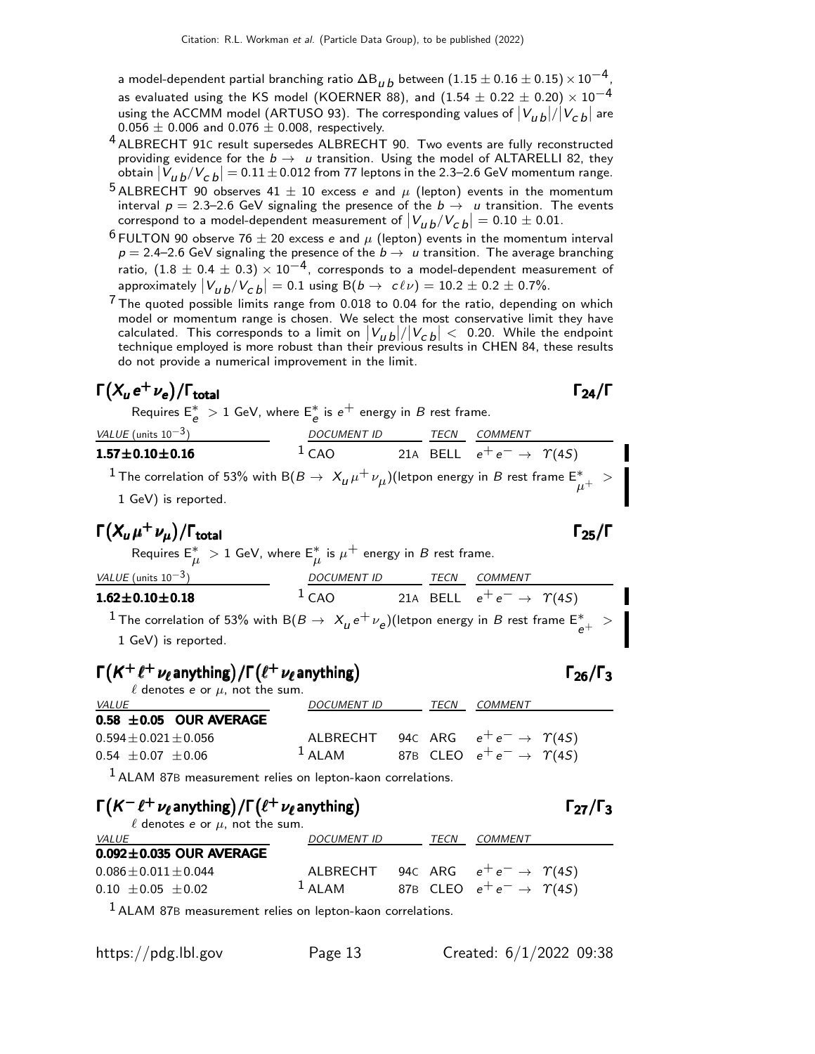a model-dependent partial branching ratio $\Delta B_{ub}$ between $(1.15 \pm 0.16 \pm 0.15) \times 10^{-4}$, as evaluated using the KS model (KOERNER 88), and $(1.54 \pm 0.22 \pm 0.20) \times 10^{-4}$ using the ACCMM model (ARTUSO 93). The corresponding values of $|V_{ub}|/|V_{cb}|$ are $0.056 \pm 0.006$ and $0.076 \pm 0.008$, respectively.

[4] ALBRECHT 91C result supersedes ALBRECHT 90. Two events are fully reconstructed providing evidence for the $b \to u$ transition. Using the model of ALTARELLI 82, they obtain $|V_{ub}/V_{cb}| = 0.11 \pm 0.012$ from 77 leptons in the 2.3–2.6 GeV momentum range.

[5] ALBRECHT 90 observes $41 \pm 10$ excess $e$ and $\mu$ (lepton) events in the momentum interval $p$ = 2.3–2.6 GeV signaling the presence of the $b \to u$ transition. The events correspond to a model-dependent measurement of $|V_{ub}/V_{cb}| = 0.10 \pm 0.01$.

[6] FULTON 90 observe $76 \pm 20$ excess $e$ and $\mu$ (lepton) events in the momentum interval $p$ = 2.4–2.6 GeV signaling the presence of the $b \to u$ transition. The average branching ratio, $(1.8 \pm 0.4 \pm 0.3) \times 10^{-4}$, corresponds to a model-dependent measurement of approximately $|V_{ub}/V_{cb}| = 0.1$ using $B(b \to c\ell\nu) = 10.2 \pm 0.2 \pm 0.7\%$.

[7] The quoted possible limits range from 0.018 to 0.04 for the ratio, depending on which model or momentum range is chosen. We select the most conservative limit they have calculated. This corresponds to a limit on $|V_{ub}|/|V_{cb}| < 0.20$. While the endpoint technique employed is more robust than their previous results in CHEN 84, these results do not provide a numerical improvement in the limit.

## $\Gamma(X_u e^+ \nu_e)/\Gamma_{\text{total}}$ — $\Gamma_{24}/\Gamma$

Requires $E^*_e > 1$ GeV, where $E^*_e$ is $e^+$ energy in $B$ rest frame.

| VALUE (units $10^{-3}$) | DOCUMENT ID | | TECN | COMMENT |
|---|---|---|---|---|
| **1.57±0.10±0.16** | [1] CAO | 21A | BELL | $e^+ e^- \to \Upsilon(4S)$ |

[1] The correlation of 53% with $B(B \to X_u \mu^+ \nu_\mu)$(letpon energy in $B$ rest frame $E^*_{\mu^+} >$ 1 GeV) is reported.

## $\Gamma(X_u \mu^+ \nu_\mu)/\Gamma_{\text{total}}$ — $\Gamma_{25}/\Gamma$

Requires $E^*_\mu > 1$ GeV, where $E^*_\mu$ is $\mu^+$ energy in $B$ rest frame.

| VALUE (units $10^{-3}$) | DOCUMENT ID | | TECN | COMMENT |
|---|---|---|---|---|
| **1.62±0.10±0.18** | [1] CAO | 21A | BELL | $e^+ e^- \to \Upsilon(4S)$ |

[1] The correlation of 53% with $B(B \to X_u e^+ \nu_e)$(letpon energy in $B$ rest frame $E^*_{e^+} >$ 1 GeV) is reported.

## $\Gamma(K^+ \ell^+ \nu_\ell \text{anything})/\Gamma(\ell^+ \nu_\ell \text{anything})$ — $\Gamma_{26}/\Gamma_3$

$\ell$ denotes $e$ or $\mu$, not the sum.

| VALUE | DOCUMENT ID | | TECN | COMMENT |
|---|---|---|---|---|
| **0.58 ±0.05 OUR AVERAGE** | | | | |
| 0.594±0.021±0.056 | ALBRECHT | 94C | ARG | $e^+ e^- \to \Upsilon(4S)$ |
| 0.54 ±0.07 ±0.06 | [1] ALAM | 87B | CLEO | $e^+ e^- \to \Upsilon(4S)$ |

[1] ALAM 87B measurement relies on lepton-kaon correlations.

## $\Gamma(K^- \ell^+ \nu_\ell \text{anything})/\Gamma(\ell^+ \nu_\ell \text{anything})$ — $\Gamma_{27}/\Gamma_3$

$\ell$ denotes $e$ or $\mu$, not the sum.

| VALUE | DOCUMENT ID | | TECN | COMMENT |
|---|---|---|---|---|
| **0.092±0.035 OUR AVERAGE** | | | | |
| 0.086±0.011±0.044 | ALBRECHT | 94C | ARG | $e^+ e^- \to \Upsilon(4S)$ |
| 0.10 ±0.05 ±0.02 | [1] ALAM | 87B | CLEO | $e^+ e^- \to \Upsilon(4S)$ |

[1] ALAM 87B measurement relies on lepton-kaon correlations.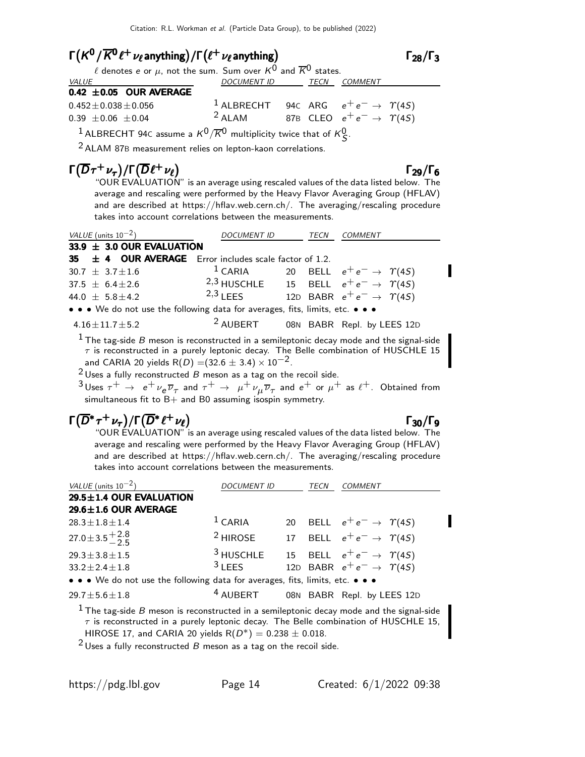## $\Gamma(K^0/\overline{K}^0 \ell^+ \nu_\ell \text{anything})/\Gamma(\ell^+ \nu_\ell \text{anything})$ — $\Gamma_{28}/\Gamma_3$

$\ell$ denotes $e$ or $\mu$, not the sum. Sum over $K^0$ and $\overline{K}^0$ states.

| VALUE | DOCUMENT ID | | TECN | COMMENT |
|---|---|---|---|---|
| **0.42 ±0.05 OUR AVERAGE** | | | | |
| $0.452 \pm 0.038 \pm 0.056$ | [1] ALBRECHT | 94C | ARG | $e^+e^- \rightarrow \Upsilon(4S)$ |
| $0.39 \pm 0.06 \pm 0.04$ | [2] ALAM | 87B | CLEO | $e^+e^- \rightarrow \Upsilon(4S)$ |

[1] ALBRECHT 94C assume a $K^0/\overline{K}^0$ multiplicity twice that of $K^0_S$.

[2] ALAM 87B measurement relies on lepton-kaon correlations.

## $\Gamma(\overline{D}\tau^+\nu_\tau)/\Gamma(\overline{D}\ell^+\nu_\ell)$ — $\Gamma_{29}/\Gamma_6$

"OUR EVALUATION" is an average using rescaled values of the data listed below. The average and rescaling were performed by the Heavy Flavor Averaging Group (HFLAV) and are described at https://hflav.web.cern.ch/. The averaging/rescaling procedure takes into account correlations between the measurements.

| VALUE (units $10^{-2}$) | DOCUMENT ID | | TECN | COMMENT |
|---|---|---|---|---|
| **33.9 ± 3.0 OUR EVALUATION** | | | | |
| **35 ± 4 OUR AVERAGE** | Error includes scale factor of 1.2. | | | |
| $30.7 \pm 3.7 \pm 1.6$ | [1] CARIA | 20 | BELL | $e^+e^- \rightarrow \Upsilon(4S)$ |
| $37.5 \pm 6.4 \pm 2.6$ | [2,3] HUSCHLE | 15 | BELL | $e^+e^- \rightarrow \Upsilon(4S)$ |
| $44.0 \pm 5.8 \pm 4.2$ | [2,3] LEES | 12D | BABR | $e^+e^- \rightarrow \Upsilon(4S)$ |
| • • • We do not use the following data for averages, fits, limits, etc. • • • | | | | |
| $4.16 \pm 11.7 \pm 5.2$ | [2] AUBERT | 08N | BABR | Repl. by LEES 12D |

[1] The tag-side $B$ meson is reconstructed in a semileptonic decay mode and the signal-side $\tau$ is reconstructed in a purely leptonic decay. The Belle combination of HUSCHLE 15 and CARIA 20 yields $R(D) = (32.6 \pm 3.4) \times 10^{-2}$.

[2] Uses a fully reconstructed $B$ meson as a tag on the recoil side.

[3] Uses $\tau^+ \rightarrow e^+\nu_e\overline{\nu}_\tau$ and $\tau^+ \rightarrow \mu^+\nu_\mu\overline{\nu}_\tau$ and $e^+$ or $\mu^+$ as $\ell^+$. Obtained from simultaneous fit to B+ and B0 assuming isospin symmetry.

## $\Gamma(\overline{D}^*\tau^+\nu_\tau)/\Gamma(\overline{D}^*\ell^+\nu_\ell)$ — $\Gamma_{30}/\Gamma_9$

"OUR EVALUATION" is an average using rescaled values of the data listed below. The average and rescaling were performed by the Heavy Flavor Averaging Group (HFLAV) and are described at https://hflav.web.cern.ch/. The averaging/rescaling procedure takes into account correlations between the measurements.

| VALUE (units $10^{-2}$) | DOCUMENT ID | | TECN | COMMENT |
|---|---|---|---|---|
| **29.5±1.4 OUR EVALUATION** | | | | |
| **29.6±1.6 OUR AVERAGE** | | | | |
| $28.3 \pm 1.8 \pm 1.4$ | [1] CARIA | 20 | BELL | $e^+e^- \rightarrow \Upsilon(4S)$ |
| $27.0 \pm 3.5 ^{+2.8}_{-2.5}$ | [2] HIROSE | 17 | BELL | $e^+e^- \rightarrow \Upsilon(4S)$ |
| $29.3 \pm 3.8 \pm 1.5$ | [3] HUSCHLE | 15 | BELL | $e^+e^- \rightarrow \Upsilon(4S)$ |
| $33.2 \pm 2.4 \pm 1.8$ | [3] LEES | 12D | BABR | $e^+e^- \rightarrow \Upsilon(4S)$ |
| • • • We do not use the following data for averages, fits, limits, etc. • • • | | | | |
| $29.7 \pm 5.6 \pm 1.8$ | [4] AUBERT | 08N | BABR | Repl. by LEES 12D |

[1] The tag-side $B$ meson is reconstructed in a semileptonic decay mode and the signal-side $\tau$ is reconstructed in a purely leptonic decay. The Belle combination of HUSCHLE 15, HIROSE 17, and CARIA 20 yields $R(D^*) = 0.238 \pm 0.018$.

[2] Uses a fully reconstructed $B$ meson as a tag on the recoil side.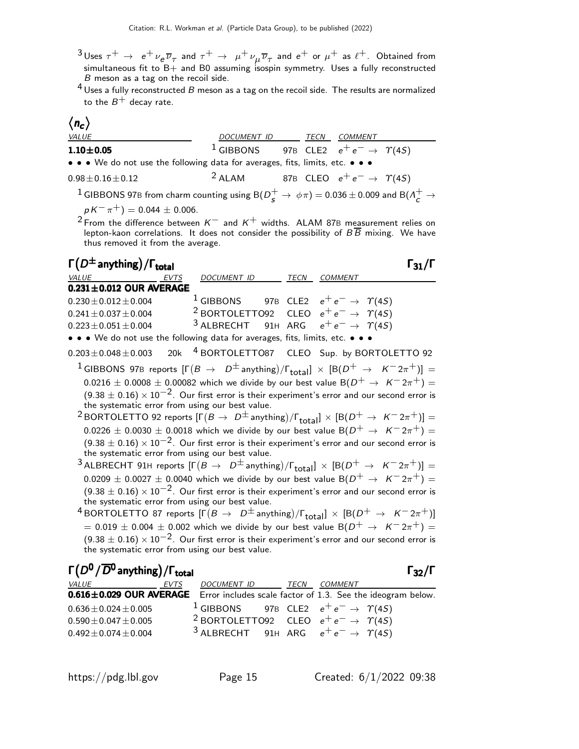[3] Uses $\tau^+ \rightarrow e^+ \nu_e \overline{\nu}_\tau$ and $\tau^+ \rightarrow \mu^+ \nu_\mu \overline{\nu}_\tau$ and $e^+$ or $\mu^+$ as $\ell^+$. Obtained from simultaneous fit to B+ and B0 assuming isospin symmetry. Uses a fully reconstructed $B$ meson as a tag on the recoil side.

[4] Uses a fully reconstructed $B$ meson as a tag on the recoil side. The results are normalized to the $B^+$ decay rate.

## $\langle n_c \rangle$

| VALUE | DOCUMENT ID | | TECN | COMMENT |
|---|---|---|---|---|
| **1.10±0.05** | [1] GIBBONS | 97B | CLE2 | $e^+ e^- \rightarrow \Upsilon(4S)$ |
| • • • We do not use the following data for averages, fits, limits, etc. • • • | | | | |
| $0.98 \pm 0.16 \pm 0.12$ | [2] ALAM | 87B | CLEO | $e^+ e^- \rightarrow \Upsilon(4S)$ |

[1] GIBBONS 97B from charm counting using $B(D_s^+ \rightarrow \phi\pi) = 0.036 \pm 0.009$ and $B(\Lambda_c^+ \rightarrow pK^-\pi^+) = 0.044 \pm 0.006$.

[2] From the difference between $K^-$ and $K^+$ widths. ALAM 87B measurement relies on lepton-kaon correlations. It does not consider the possibility of $B\overline{B}$ mixing. We have thus removed it from the average.

## $\Gamma(D^\pm \text{anything})/\Gamma_{\text{total}}$ $\Gamma_{31}/\Gamma$

| VALUE | EVTS | DOCUMENT ID | | TECN | COMMENT |
|---|---|---|---|---|---|
| **0.231±0.012 OUR AVERAGE** | | | | | |
| $0.230 \pm 0.012 \pm 0.004$ | | [1] GIBBONS | 97B | CLE2 | $e^+ e^- \rightarrow \Upsilon(4S)$ |
| $0.241 \pm 0.037 \pm 0.004$ | | [2] BORTOLETTO92 | | CLEO | $e^+ e^- \rightarrow \Upsilon(4S)$ |
| $0.223 \pm 0.051 \pm 0.004$ | | [3] ALBRECHT | 91H | ARG | $e^+ e^- \rightarrow \Upsilon(4S)$ |
| • • • We do not use the following data for averages, fits, limits, etc. • • • | | | | | |
| $0.203 \pm 0.048 \pm 0.003$ | 20k | [4] BORTOLETTO87 | | CLEO | Sup. by BORTOLETTO 92 |

[1] GIBBONS 97B reports $[\Gamma(B \rightarrow D^\pm \text{anything})/\Gamma_{\text{total}}] \times [B(D^+ \rightarrow K^- 2\pi^+)] = 0.0216 \pm 0.0008 \pm 0.00082$ which we divide by our best value $B(D^+ \rightarrow K^- 2\pi^+) = (9.38 \pm 0.16) \times 10^{-2}$. Our first error is their experiment's error and our second error is the systematic error from using our best value.

[2] BORTOLETTO 92 reports $[\Gamma(B \rightarrow D^\pm \text{anything})/\Gamma_{\text{total}}] \times [B(D^+ \rightarrow K^- 2\pi^+)] = 0.0226 \pm 0.0030 \pm 0.0018$ which we divide by our best value $B(D^+ \rightarrow K^- 2\pi^+) = (9.38 \pm 0.16) \times 10^{-2}$. Our first error is their experiment's error and our second error is the systematic error from using our best value.

[3] ALBRECHT 91H reports $[\Gamma(B \rightarrow D^\pm \text{anything})/\Gamma_{\text{total}}] \times [B(D^+ \rightarrow K^- 2\pi^+)] = 0.0209 \pm 0.0027 \pm 0.0040$ which we divide by our best value $B(D^+ \rightarrow K^- 2\pi^+) = (9.38 \pm 0.16) \times 10^{-2}$. Our first error is their experiment's error and our second error is the systematic error from using our best value.

[4] BORTOLETTO 87 reports $[\Gamma(B \rightarrow D^\pm \text{anything})/\Gamma_{\text{total}}] \times [B(D^+ \rightarrow K^- 2\pi^+)] = 0.019 \pm 0.004 \pm 0.002$ which we divide by our best value $B(D^+ \rightarrow K^- 2\pi^+) = (9.38 \pm 0.16) \times 10^{-2}$. Our first error is their experiment's error and our second error is the systematic error from using our best value.

## $\Gamma(D^0/\overline{D}^0 \text{anything})/\Gamma_{\text{total}}$ $\Gamma_{32}/\Gamma$

| VALUE | EVTS | DOCUMENT ID | | TECN | COMMENT |
|---|---|---|---|---|---|
| **0.616±0.029 OUR AVERAGE** | | Error includes scale factor of 1.3. See the ideogram below. | | | |
| $0.636 \pm 0.024 \pm 0.005$ | | [1] GIBBONS | 97B | CLE2 | $e^+ e^- \rightarrow \Upsilon(4S)$ |
| $0.590 \pm 0.047 \pm 0.005$ | | [2] BORTOLETTO92 | | CLEO | $e^+ e^- \rightarrow \Upsilon(4S)$ |
| $0.492 \pm 0.074 \pm 0.004$ | | [3] ALBRECHT | 91H | ARG | $e^+ e^- \rightarrow \Upsilon(4S)$ |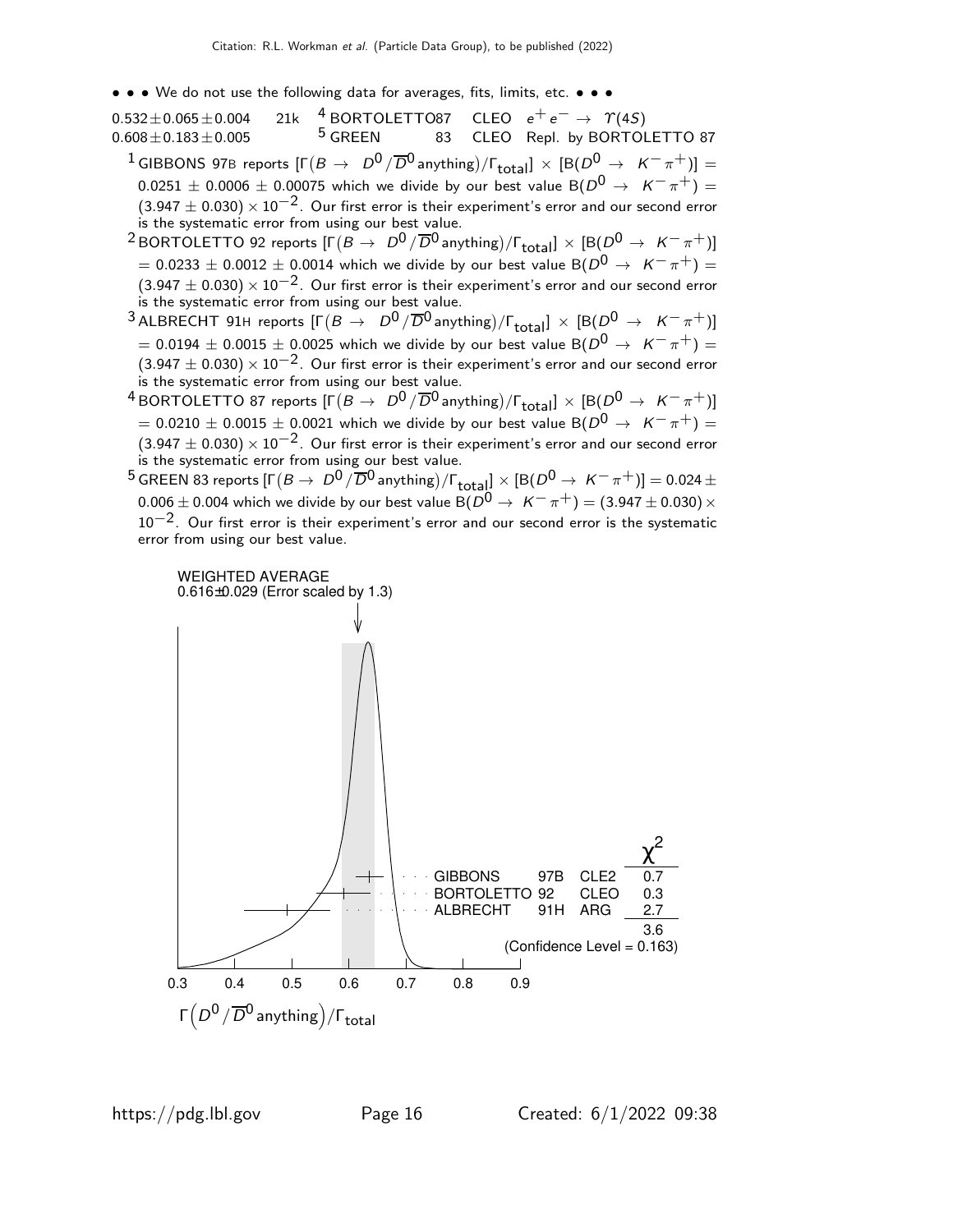• • • We do not use the following data for averages, fits, limits, etc. • • •

| | | | | | |
|---|---|---|---|---|---|
| $0.532 \pm 0.065 \pm 0.004$ | 21k | [4] BORTOLETTO | 87 | CLEO | $e^+ e^- \rightarrow \Upsilon(4S)$ |
| $0.608 \pm 0.183 \pm 0.005$ | | [5] GREEN | 83 | CLEO | Repl. by BORTOLETTO 87 |

[1] GIBBONS 97B reports $[\Gamma(B \rightarrow D^0/\overline{D}^0 \text{anything})/\Gamma_{\text{total}}] \times [B(D^0 \rightarrow K^- \pi^+)] = 0.0251 \pm 0.0006 \pm 0.00075$ which we divide by our best value $B(D^0 \rightarrow K^- \pi^+) = (3.947 \pm 0.030) \times 10^{-2}$. Our first error is their experiment's error and our second error is the systematic error from using our best value.

[2] BORTOLETTO 92 reports $[\Gamma(B \rightarrow D^0/\overline{D}^0 \text{anything})/\Gamma_{\text{total}}] \times [B(D^0 \rightarrow K^- \pi^+)] = 0.0233 \pm 0.0012 \pm 0.0014$ which we divide by our best value $B(D^0 \rightarrow K^- \pi^+) = (3.947 \pm 0.030) \times 10^{-2}$. Our first error is their experiment's error and our second error is the systematic error from using our best value.

[3] ALBRECHT 91H reports $[\Gamma(B \rightarrow D^0/\overline{D}^0 \text{anything})/\Gamma_{\text{total}}] \times [B(D^0 \rightarrow K^- \pi^+)] = 0.0194 \pm 0.0015 \pm 0.0025$ which we divide by our best value $B(D^0 \rightarrow K^- \pi^+) = (3.947 \pm 0.030) \times 10^{-2}$. Our first error is their experiment's error and our second error is the systematic error from using our best value.

[4] BORTOLETTO 87 reports $[\Gamma(B \rightarrow D^0/\overline{D}^0 \text{anything})/\Gamma_{\text{total}}] \times [B(D^0 \rightarrow K^- \pi^+)] = 0.0210 \pm 0.0015 \pm 0.0021$ which we divide by our best value $B(D^0 \rightarrow K^- \pi^+) = (3.947 \pm 0.030) \times 10^{-2}$. Our first error is their experiment's error and our second error is the systematic error from using our best value.

[5] GREEN 83 reports $[\Gamma(B \rightarrow D^0/\overline{D}^0 \text{anything})/\Gamma_{\text{total}}] \times [B(D^0 \rightarrow K^- \pi^+)] = 0.024 \pm 0.006 \pm 0.004$ which we divide by our best value $B(D^0 \rightarrow K^- \pi^+) = (3.947 \pm 0.030) \times 10^{-2}$. Our first error is their experiment's error and our second error is the systematic error from using our best value.

WEIGHTED AVERAGE
0.616±0.029 (Error scaled by 1.3)

| | | | $\chi^2$ |
|---|---|---|---|
| GIBBONS | 97B | CLE2 | 0.7 |
| BORTOLETTO | 92 | CLEO | 0.3 |
| ALBRECHT | 91H | ARG | 2.7 |
| | | | 3.6 |

(Confidence Level = 0.163)

$\Gamma\left(D^0/\overline{D}^0 \text{anything}\right)/\Gamma_{\text{total}}$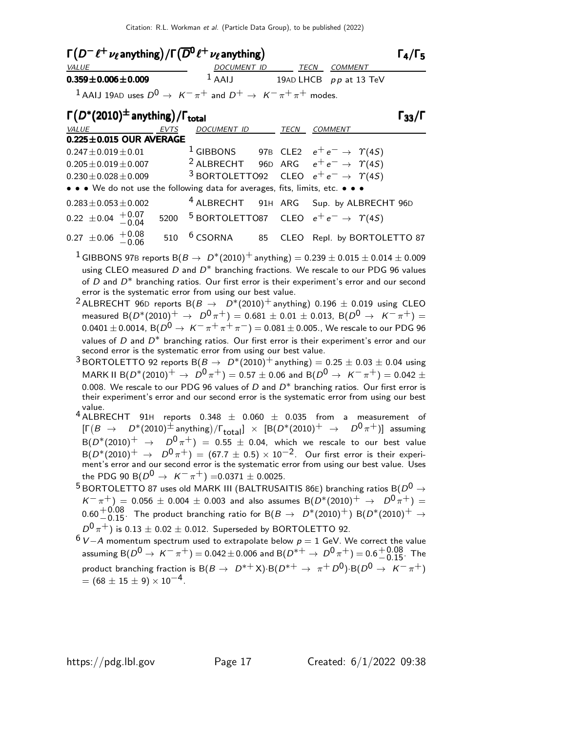### $\Gamma(D^- \ell^+ \nu_\ell \text{anything})/\Gamma(\overline{D}^0 \ell^+ \nu_\ell \text{anything})$ $\Gamma_4/\Gamma_5$

| VALUE | DOCUMENT ID | TECN | COMMENT |
|---|---|---|---|
| **$0.359 \pm 0.006 \pm 0.009$** | [1] AAIJ | 19AD LHCB | $pp$ at 13 TeV |

[1] AAIJ 19AD uses $D^0 \to K^- \pi^+$ and $D^+ \to K^- \pi^+ \pi^+$ modes.

### $\Gamma(D^*(2010)^\pm \text{anything})/\Gamma_{\text{total}}$ $\Gamma_{33}/\Gamma$

| VALUE | EVTS | DOCUMENT ID | | TECN | COMMENT |
|---|---|---|---|---|---|
| **$0.225 \pm 0.015$ OUR AVERAGE** | | | | | |
| $0.247 \pm 0.019 \pm 0.01$ | | [1] GIBBONS | 97B | CLE2 | $e^+ e^- \to \Upsilon(4S)$ |
| $0.205 \pm 0.019 \pm 0.007$ | | [2] ALBRECHT | 96D | ARG | $e^+ e^- \to \Upsilon(4S)$ |
| $0.230 \pm 0.028 \pm 0.009$ | | [3] BORTOLETTO | 92 | CLEO | $e^+ e^- \to \Upsilon(4S)$ |
| • • • We do not use the following data for averages, fits, limits, etc. • • • | | | | | |
| $0.283 \pm 0.053 \pm 0.002$ | | [4] ALBRECHT | 91H | ARG | Sup. by ALBRECHT 96D |
| $0.22 \pm 0.04 \ {}^{+0.07}_{-0.04}$ | 5200 | [5] BORTOLETTO | 87 | CLEO | $e^+ e^- \to \Upsilon(4S)$ |
| $0.27 \pm 0.06 \ {}^{+0.08}_{-0.06}$ | 510 | [6] CSORNA | 85 | CLEO | Repl. by BORTOLETTO 87 |

[1] GIBBONS 97B reports $B(B \to D^*(2010)^+ \text{anything}) = 0.239 \pm 0.015 \pm 0.014 \pm 0.009$ using CLEO measured $D$ and $D^*$ branching fractions. We rescale to our PDG 96 values of $D$ and $D^*$ branching ratios. Our first error is their experiment's error and our second error is the systematic error from using our best value.

[2] ALBRECHT 96D reports $B(B \to D^*(2010)^+ \text{anything})$ $0.196 \pm 0.019$ using CLEO measured $B(D^*(2010)^+ \to D^0 \pi^+) = 0.681 \pm 0.01 \pm 0.013$, $B(D^0 \to K^- \pi^+) = 0.0401 \pm 0.0014$, $B(D^0 \to K^- \pi^+ \pi^+ \pi^-) = 0.081 \pm 0.005.$, We rescale to our PDG 96 values of $D$ and $D^*$ branching ratios. Our first error is their experiment's error and our second error is the systematic error from using our best value.

[3] BORTOLETTO 92 reports $B(B \to D^*(2010)^+ \text{anything}) = 0.25 \pm 0.03 \pm 0.04$ using MARK II $B(D^*(2010)^+ \to D^0 \pi^+) = 0.57 \pm 0.06$ and $B(D^0 \to K^- \pi^+) = 0.042 \pm 0.008$. We rescale to our PDG 96 values of $D$ and $D^*$ branching ratios. Our first error is their experiment's error and our second error is the systematic error from using our best value.

[4] ALBRECHT 91H reports $0.348 \pm 0.060 \pm 0.035$ from a measurement of $[\Gamma(B \to D^*(2010)^\pm \text{anything})/\Gamma_{\text{total}}] \times [B(D^*(2010)^+ \to D^0 \pi^+)]$ assuming $B(D^*(2010)^+ \to D^0 \pi^+) = 0.55 \pm 0.04$, which we rescale to our best value $B(D^*(2010)^+ \to D^0 \pi^+) = (67.7 \pm 0.5) \times 10^{-2}$. Our first error is their experiment's error and our second error is the systematic error from using our best value. Uses the PDG 90 $B(D^0 \to K^- \pi^+) = 0.0371 \pm 0.0025$.

[5] BORTOLETTO 87 uses old MARK III (BALTRUSAITIS 86E) branching ratios $B(D^0 \to K^- \pi^+) = 0.056 \pm 0.004 \pm 0.003$ and also assumes $B(D^*(2010)^+ \to D^0 \pi^+) = 0.60^{+0.08}_{-0.15}$. The product branching ratio for $B(B \to D^*(2010)^+)$ $B(D^*(2010)^+ \to D^0 \pi^+)$ is $0.13 \pm 0.02 \pm 0.012$. Superseded by BORTOLETTO 92.

[6] $V-A$ momentum spectrum used to extrapolate below $p = 1$ GeV. We correct the value assuming $B(D^0 \to K^- \pi^+) = 0.042 \pm 0.006$ and $B(D^{*+} \to D^0 \pi^+) = 0.6^{+0.08}_{-0.15}$. The product branching fraction is $B(B \to D^{*+} X) \cdot B(D^{*+} \to \pi^+ D^0) \cdot B(D^0 \to K^- \pi^+) = (68 \pm 15 \pm 9) \times 10^{-4}$.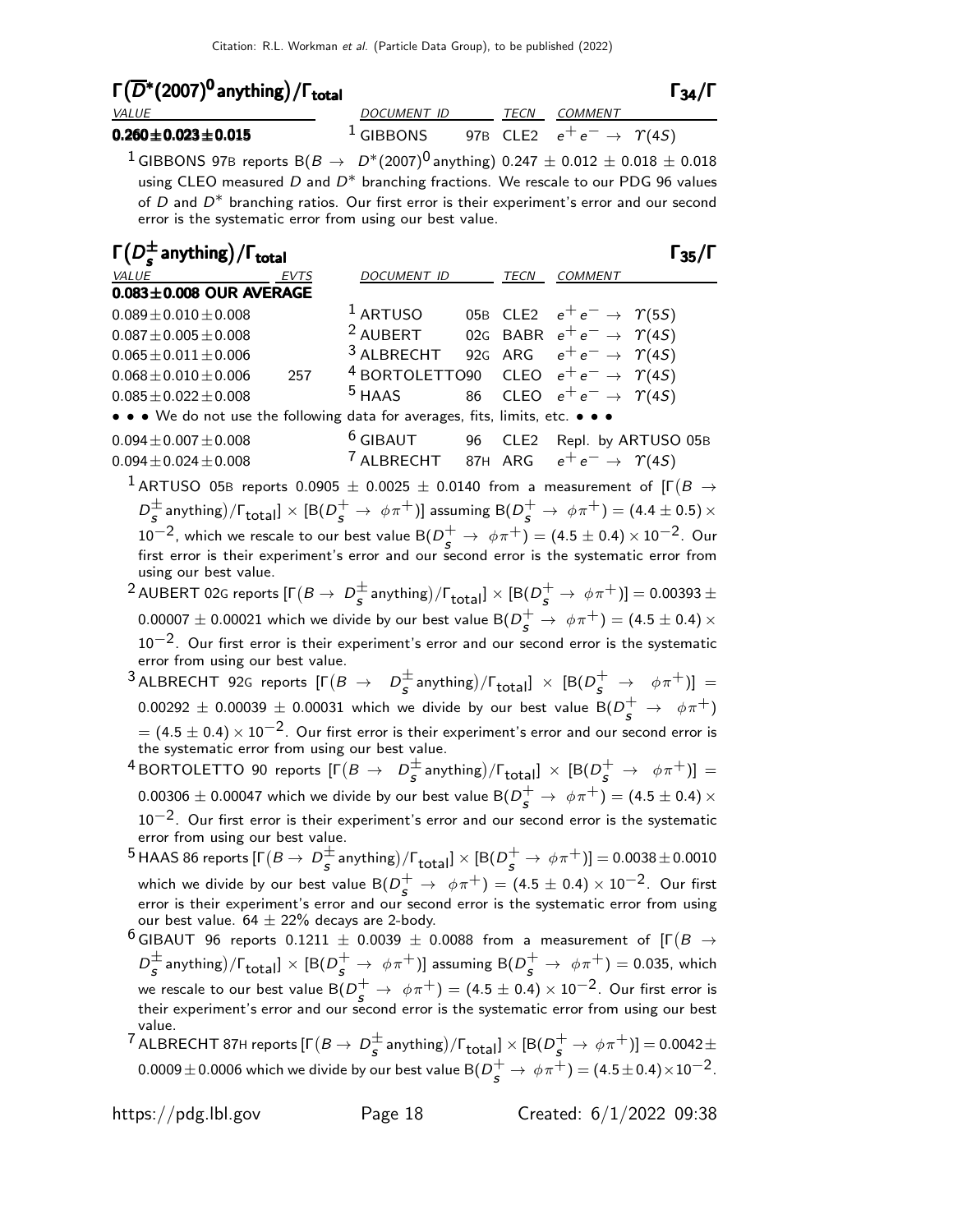## $\Gamma(\overline{D}^*(2007)^0 \text{anything})/\Gamma_{\text{total}}$ — $\Gamma_{34}/\Gamma$

| VALUE | DOCUMENT ID | | TECN | COMMENT |
|---|---|---|---|---|
| **0.260±0.023±0.015** | [1] GIBBONS | 97B | CLE2 | $e^+e^- \to \Upsilon(4S)$ |

[1] GIBBONS 97B reports $B(B \to D^*(2007)^0 \text{anything})$ $0.247 \pm 0.012 \pm 0.018 \pm 0.018$ using CLEO measured $D$ and $D^*$ branching fractions. We rescale to our PDG 96 values of $D$ and $D^*$ branching ratios. Our first error is their experiment's error and our second error is the systematic error from using our best value.

## $\Gamma(D_s^\pm \text{anything})/\Gamma_{\text{total}}$ — $\Gamma_{35}/\Gamma$

| VALUE | EVTS | DOCUMENT ID | | TECN | COMMENT |
|---|---|---|---|---|---|
| **0.083±0.008 OUR AVERAGE** | | | | | |
| $0.089 \pm 0.010 \pm 0.008$ | | [1] ARTUSO | 05B | CLE2 | $e^+e^- \to \Upsilon(5S)$ |
| $0.087 \pm 0.005 \pm 0.008$ | | [2] AUBERT | 02G | BABR | $e^+e^- \to \Upsilon(4S)$ |
| $0.065 \pm 0.011 \pm 0.006$ | | [3] ALBRECHT | 92G | ARG | $e^+e^- \to \Upsilon(4S)$ |
| $0.068 \pm 0.010 \pm 0.006$ | 257 | [4] BORTOLETTO | 90 | CLEO | $e^+e^- \to \Upsilon(4S)$ |
| $0.085 \pm 0.022 \pm 0.008$ | | [5] HAAS | 86 | CLEO | $e^+e^- \to \Upsilon(4S)$ |
| • • • We do not use the following data for averages, fits, limits, etc. • • • | | | | | |
| $0.094 \pm 0.007 \pm 0.008$ | | [6] GIBAUT | 96 | CLE2 | Repl. by ARTUSO 05B |
| $0.094 \pm 0.024 \pm 0.008$ | | [7] ALBRECHT | 87H | ARG | $e^+e^- \to \Upsilon(4S)$ |

[1] ARTUSO 05B reports $0.0905 \pm 0.0025 \pm 0.0140$ from a measurement of $[\Gamma(B \to D_s^\pm \text{anything})/\Gamma_{\text{total}}] \times [B(D_s^+ \to \phi\pi^+)]$ assuming $B(D_s^+ \to \phi\pi^+) = (4.4 \pm 0.5) \times 10^{-2}$, which we rescale to our best value $B(D_s^+ \to \phi\pi^+) = (4.5 \pm 0.4) \times 10^{-2}$. Our first error is their experiment's error and our second error is the systematic error from using our best value.

[2] AUBERT 02G reports $[\Gamma(B \to D_s^\pm \text{anything})/\Gamma_{\text{total}}] \times [B(D_s^+ \to \phi\pi^+)] = 0.00393 \pm 0.00007 \pm 0.00021$ which we divide by our best value $B(D_s^+ \to \phi\pi^+) = (4.5 \pm 0.4) \times 10^{-2}$. Our first error is their experiment's error and our second error is the systematic error from using our best value.

[3] ALBRECHT 92G reports $[\Gamma(B \to D_s^\pm \text{anything})/\Gamma_{\text{total}}] \times [B(D_s^+ \to \phi\pi^+)] = 0.00292 \pm 0.00039 \pm 0.00031$ which we divide by our best value $B(D_s^+ \to \phi\pi^+) = (4.5 \pm 0.4) \times 10^{-2}$. Our first error is their experiment's error and our second error is the systematic error from using our best value.

[4] BORTOLETTO 90 reports $[\Gamma(B \to D_s^\pm \text{anything})/\Gamma_{\text{total}}] \times [B(D_s^+ \to \phi\pi^+)] = 0.00306 \pm 0.00047$ which we divide by our best value $B(D_s^+ \to \phi\pi^+) = (4.5 \pm 0.4) \times 10^{-2}$. Our first error is their experiment's error and our second error is the systematic error from using our best value.

[5] HAAS 86 reports $[\Gamma(B \to D_s^\pm \text{anything})/\Gamma_{\text{total}}] \times [B(D_s^+ \to \phi\pi^+)] = 0.0038 \pm 0.0010$ which we divide by our best value $B(D_s^+ \to \phi\pi^+) = (4.5 \pm 0.4) \times 10^{-2}$. Our first error is their experiment's error and our second error is the systematic error from using our best value. $64 \pm 22\%$ decays are 2-body.

[6] GIBAUT 96 reports $0.1211 \pm 0.0039 \pm 0.0088$ from a measurement of $[\Gamma(B \to D_s^\pm \text{anything})/\Gamma_{\text{total}}] \times [B(D_s^+ \to \phi\pi^+)]$ assuming $B(D_s^+ \to \phi\pi^+) = 0.035$, which we rescale to our best value $B(D_s^+ \to \phi\pi^+) = (4.5 \pm 0.4) \times 10^{-2}$. Our first error is their experiment's error and our second error is the systematic error from using our best value.

[7] ALBRECHT 87H reports $[\Gamma(B \to D_s^\pm \text{anything})/\Gamma_{\text{total}}] \times [B(D_s^+ \to \phi\pi^+)] = 0.0042 \pm 0.0009 \pm 0.0006$ which we divide by our best value $B(D_s^+ \to \phi\pi^+) = (4.5 \pm 0.4) \times 10^{-2}$.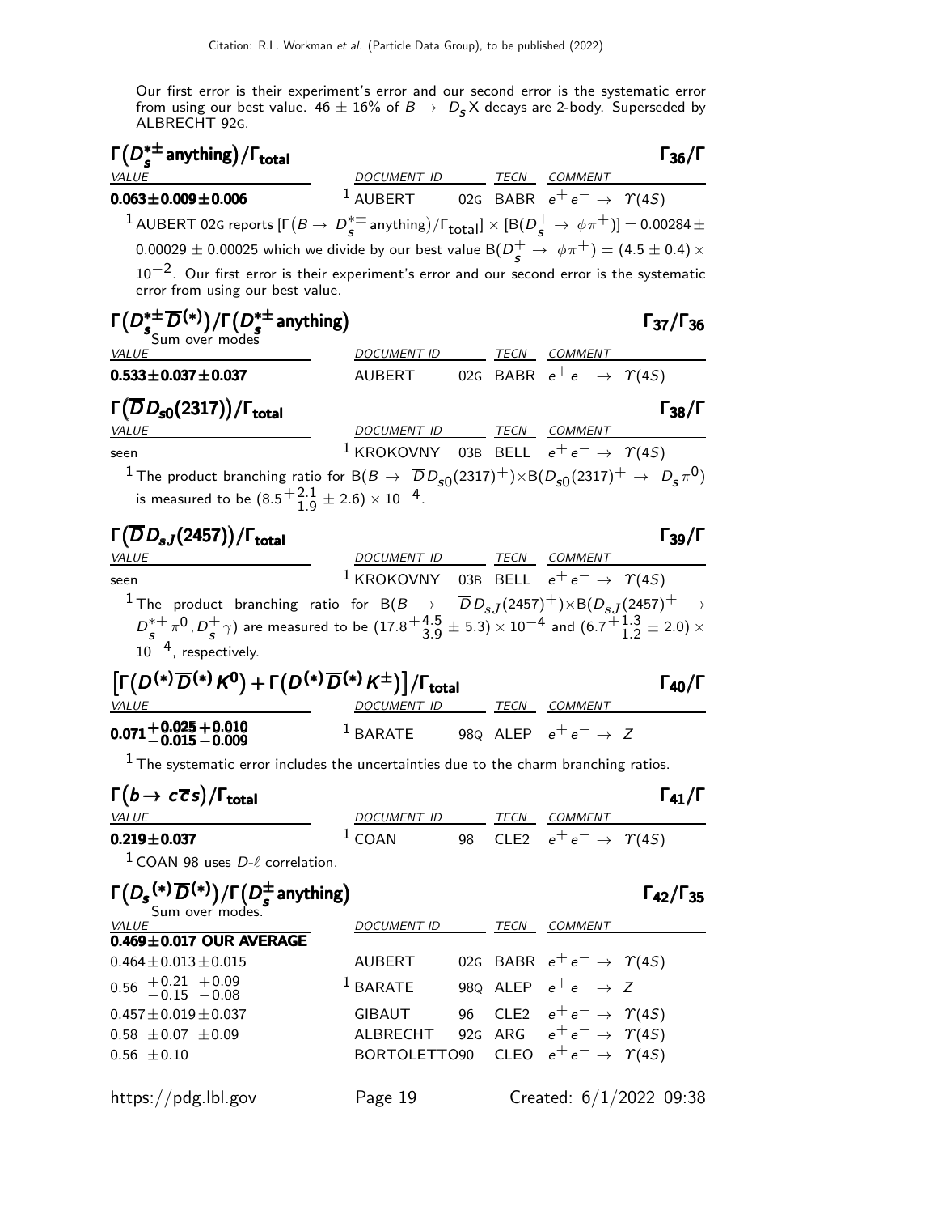Our first error is their experiment's error and our second error is the systematic error from using our best value. 46 ± 16% of $B \to D_s X$ decays are 2-body. Superseded by ALBRECHT 92G.

### $\Gamma(D_s^{*\pm}\text{ anything})/\Gamma_{\text{total}}$ — $\Gamma_{36}/\Gamma$

| VALUE | DOCUMENT ID | | TECN | COMMENT |
|---|---|---|---|---|
| **$0.063 \pm 0.009 \pm 0.006$** | [1] AUBERT | 02G | BABR | $e^+e^- \to \Upsilon(4S)$ |

[1] AUBERT 02G reports $[\Gamma(B \to D_s^{*\pm}\text{ anything})/\Gamma_{\text{total}}] \times [B(D_s^+ \to \phi\pi^+)] = 0.00284 \pm 0.00029 \pm 0.00025$ which we divide by our best value $B(D_s^+ \to \phi\pi^+) = (4.5 \pm 0.4) \times 10^{-2}$. Our first error is their experiment's error and our second error is the systematic error from using our best value.

### $\Gamma(D_s^{*\pm}\overline{D}^{(*)})/\Gamma(D_s^{*\pm}\text{ anything})$ — $\Gamma_{37}/\Gamma_{36}$

Sum over modes

| VALUE | DOCUMENT ID | | TECN | COMMENT |
|---|---|---|---|---|
| **$0.533 \pm 0.037 \pm 0.037$** | AUBERT | 02G | BABR | $e^+e^- \to \Upsilon(4S)$ |

### $\Gamma(\overline{D}D_{s0}(2317))/\Gamma_{\text{total}}$ — $\Gamma_{38}/\Gamma$

| VALUE | DOCUMENT ID | | TECN | COMMENT |
|---|---|---|---|---|
| seen | [1] KROKOVNY | 03B | BELL | $e^+e^- \to \Upsilon(4S)$ |

[1] The product branching ratio for $B(B \to \overline{D}D_{s0}(2317)^+) \times B(D_{s0}(2317)^+ \to D_s\pi^0)$ is measured to be $(8.5^{+2.1}_{-1.9} \pm 2.6) \times 10^{-4}$.

### $\Gamma(\overline{D}D_{sJ}(2457))/\Gamma_{\text{total}}$ — $\Gamma_{39}/\Gamma$

| VALUE | DOCUMENT ID | | TECN | COMMENT |
|---|---|---|---|---|
| seen | [1] KROKOVNY | 03B | BELL | $e^+e^- \to \Upsilon(4S)$ |

[1] The product branching ratio for $B(B \to \overline{D}D_{sJ}(2457)^+) \times B(D_{sJ}(2457)^+ \to D_s^{*+}\pi^0, D_s^+\gamma)$ are measured to be $(17.8^{+4.5}_{-3.9} \pm 5.3) \times 10^{-4}$ and $(6.7^{+1.3}_{-1.2} \pm 2.0) \times 10^{-4}$, respectively.

### $\left[\Gamma(D^{(*)}\overline{D}^{(*)}K^0) + \Gamma(D^{(*)}\overline{D}^{(*)}K^\pm)\right]/\Gamma_{\text{total}}$ — $\Gamma_{40}/\Gamma$

| VALUE | DOCUMENT ID | | TECN | COMMENT |
|---|---|---|---|---|
| **$0.071^{+0.025}_{-0.015}{}^{+0.010}_{-0.009}$** | [1] BARATE | 98Q | ALEP | $e^+e^- \to Z$ |

[1] The systematic error includes the uncertainties due to the charm branching ratios.

### $\Gamma(b \to c\overline{c}s)/\Gamma_{\text{total}}$ — $\Gamma_{41}/\Gamma$

| VALUE | DOCUMENT ID | | TECN | COMMENT |
|---|---|---|---|---|
| **$0.219 \pm 0.037$** | [1] COAN | 98 | CLE2 | $e^+e^- \to \Upsilon(4S)$ |

[1] COAN 98 uses $D$-$\ell$ correlation.

### $\Gamma(D_s^{(*)}\overline{D}^{(*)})/\Gamma(D_s^\pm\text{ anything})$ — $\Gamma_{42}/\Gamma_{35}$

Sum over modes.

| VALUE | DOCUMENT ID | | TECN | COMMENT |
|---|---|---|---|---|
| **$0.469 \pm 0.017$ OUR AVERAGE** | | | | |
| $0.464 \pm 0.013 \pm 0.015$ | AUBERT | 02G | BABR | $e^+e^- \to \Upsilon(4S)$ |
| $0.56\ ^{+0.21}_{-0.15}\ ^{+0.09}_{-0.08}$ | [1] BARATE | 98Q | ALEP | $e^+e^- \to Z$ |
| $0.457 \pm 0.019 \pm 0.037$ | GIBAUT | 96 | CLE2 | $e^+e^- \to \Upsilon(4S)$ |
| $0.58\ \pm 0.07\ \pm 0.09$ | ALBRECHT | 92G | ARG | $e^+e^- \to \Upsilon(4S)$ |
| $0.56\ \pm 0.10$ | BORTOLETTO | 90 | CLEO | $e^+e^- \to \Upsilon(4S)$ |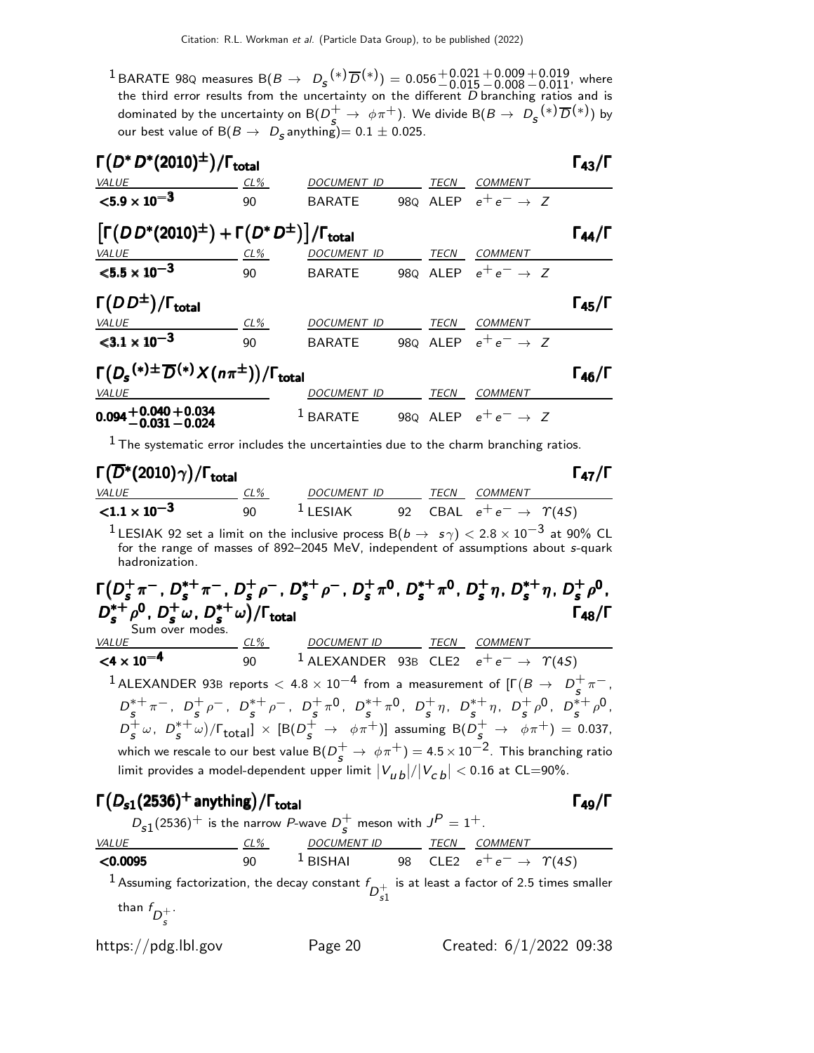[1] BARATE 98Q measures $B(B \rightarrow D_s^{(*)}\overline{D}^{(*)}) = 0.056^{+0.021}_{-0.015}{}^{+0.009}_{-0.008}{}^{+0.019}_{-0.011}$, where the third error results from the uncertainty on the different $D$ branching ratios and is dominated by the uncertainty on $B(D_s^+ \rightarrow \phi\pi^+)$. We divide $B(B \rightarrow D_s^{(*)}\overline{D}^{(*)})$ by our best value of $B(B \rightarrow D_s \text{anything}) = 0.1 \pm 0.025$.

### $\Gamma(D^* D^*(2010)^{\pm})/\Gamma_{\text{total}}$ $\Gamma_{43}/\Gamma$

| VALUE | CL% | DOCUMENT ID | | TECN | COMMENT |
|---|---|---|---|---|---|
| $<5.9 \times 10^{-3}$ | 90 | BARATE | 98Q | ALEP | $e^+e^- \rightarrow Z$ |

### $\left[\Gamma(D D^*(2010)^{\pm}) + \Gamma(D^* D^{\pm})\right]/\Gamma_{\text{total}}$ $\Gamma_{44}/\Gamma$

| VALUE | CL% | DOCUMENT ID | | TECN | COMMENT |
|---|---|---|---|---|---|
| $<5.5 \times 10^{-3}$ | 90 | BARATE | 98Q | ALEP | $e^+e^- \rightarrow Z$ |

### $\Gamma(D D^{\pm})/\Gamma_{\text{total}}$ $\Gamma_{45}/\Gamma$

| VALUE | CL% | DOCUMENT ID | | TECN | COMMENT |
|---|---|---|---|---|---|
| $<3.1 \times 10^{-3}$ | 90 | BARATE | 98Q | ALEP | $e^+e^- \rightarrow Z$ |

### $\Gamma(D_s^{(*)\pm}\overline{D}^{(*)}X(n\pi^{\pm}))/\Gamma_{\text{total}}$ $\Gamma_{46}/\Gamma$

| VALUE | DOCUMENT ID | | TECN | COMMENT |
|---|---|---|---|---|
| $0.094^{+0.040}_{-0.031}{}^{+0.034}_{-0.024}$ | [1] BARATE | 98Q | ALEP | $e^+e^- \rightarrow Z$ |

[1] The systematic error includes the uncertainties due to the charm branching ratios.

### $\Gamma(\overline{D}^*(2010)\gamma)/\Gamma_{\text{total}}$ $\Gamma_{47}/\Gamma$

| VALUE | CL% | DOCUMENT ID | | TECN | COMMENT |
|---|---|---|---|---|---|
| $<1.1 \times 10^{-3}$ | 90 | [1] LESIAK | 92 | CBAL | $e^+e^- \rightarrow \Upsilon(4S)$ |

[1] LESIAK 92 set a limit on the inclusive process $B(b \rightarrow s\gamma) < 2.8 \times 10^{-3}$ at 90% CL for the range of masses of 892–2045 MeV, independent of assumptions about $s$-quark hadronization.

### $\Gamma(D_s^+\pi^-, D_s^{*+}\pi^-, D_s^+\rho^-, D_s^{*+}\rho^-, D_s^+\pi^0, D_s^{*+}\pi^0, D_s^+\eta, D_s^{*+}\eta, D_s^+\rho^0, D_s^{*+}\rho^0, D_s^+\omega, D_s^{*+}\omega)/\Gamma_{\text{total}}$ $\Gamma_{48}/\Gamma$

Sum over modes.

| VALUE | CL% | DOCUMENT ID | | TECN | COMMENT |
|---|---|---|---|---|---|
| $<4 \times 10^{-4}$ | 90 | [1] ALEXANDER | 93B | CLE2 | $e^+e^- \rightarrow \Upsilon(4S)$ |

[1] ALEXANDER 93B reports $< 4.8 \times 10^{-4}$ from a measurement of $[\Gamma(B \rightarrow D_s^+\pi^-, D_s^{*+}\pi^-, D_s^+\rho^-, D_s^{*+}\rho^-, D_s^+\pi^0, D_s^{*+}\pi^0, D_s^+\eta, D_s^{*+}\eta, D_s^+\rho^0, D_s^{*+}\rho^0, D_s^+\omega, D_s^{*+}\omega)/\Gamma_{\text{total}}] \times [B(D_s^+ \rightarrow \phi\pi^+)]$ assuming $B(D_s^+ \rightarrow \phi\pi^+) = 0.037$, which we rescale to our best value $B(D_s^+ \rightarrow \phi\pi^+) = 4.5 \times 10^{-2}$. This branching ratio limit provides a model-dependent upper limit $|V_{ub}|/|V_{cb}| < 0.16$ at CL=90%.

### $\Gamma(D_{s1}(2536)^+ \text{anything})/\Gamma_{\text{total}}$ $\Gamma_{49}/\Gamma$

$D_{s1}(2536)^+$ is the narrow $P$-wave $D_s^+$ meson with $J^P = 1^+$.

| VALUE | CL% | DOCUMENT ID | | TECN | COMMENT |
|---|---|---|---|---|---|
| $<0.0095$ | 90 | [1] BISHAI | 98 | CLE2 | $e^+e^- \rightarrow \Upsilon(4S)$ |

[1] Assuming factorization, the decay constant $f_{D_{s1}^+}$ is at least a factor of 2.5 times smaller than $f_{D_s^+}$.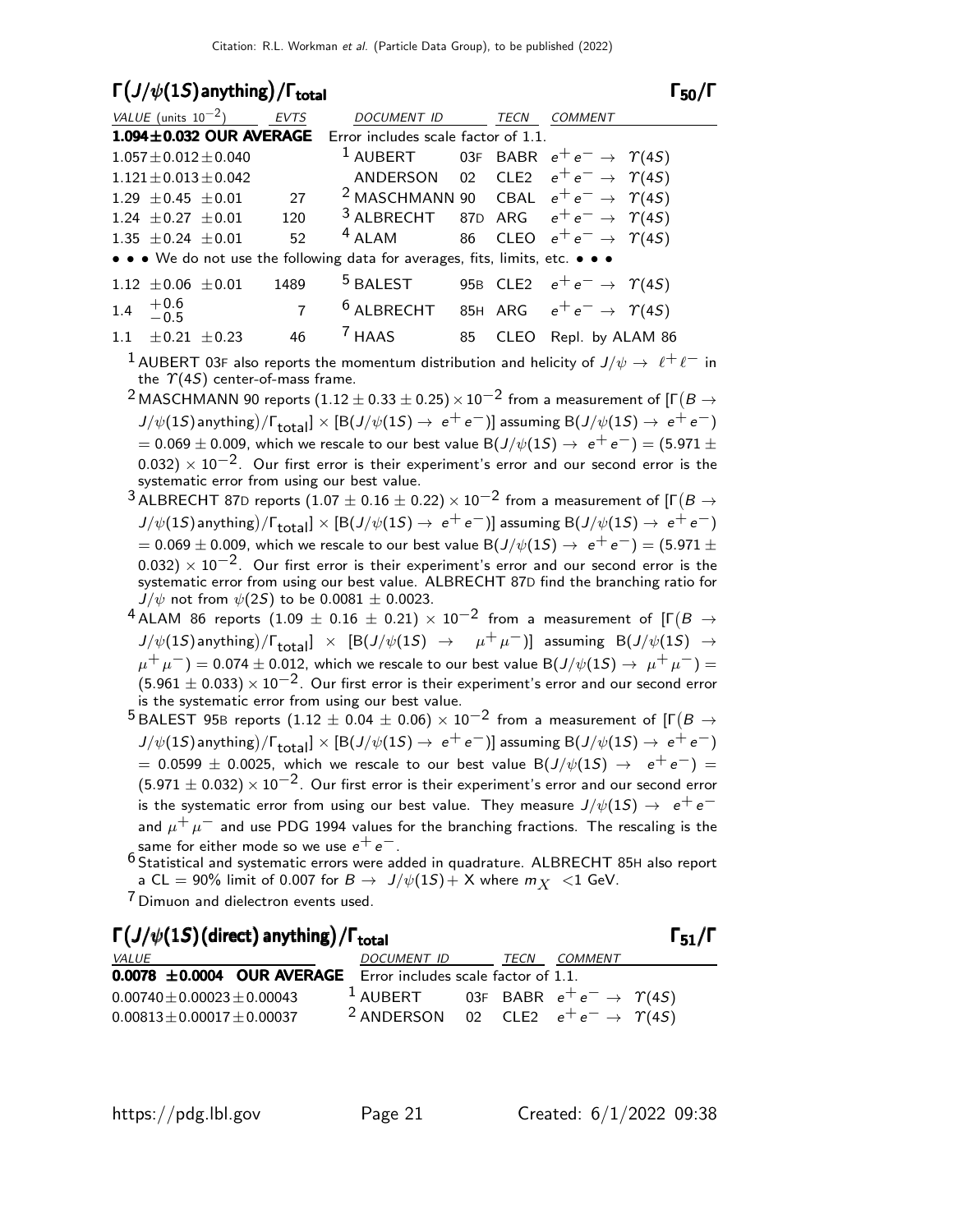## $\Gamma(J/\psi(1S)\text{anything})/\Gamma_{\text{total}}$ $\Gamma_{50}/\Gamma$

| VALUE (units $10^{-2}$) | EVTS | DOCUMENT ID | | TECN | COMMENT |
|---|---|---|---|---|---|
| **1.094±0.032 OUR AVERAGE** | | Error includes scale factor of 1.1. | | | |
| $1.057\pm0.012\pm0.040$ | | [1] AUBERT | 03F | BABR | $e^+e^-\to\ \Upsilon(4S)$ |
| $1.121\pm0.013\pm0.042$ | | ANDERSON | 02 | CLE2 | $e^+e^-\to\ \Upsilon(4S)$ |
| $1.29\ \pm0.45\ \pm0.01$ | 27 | [2] MASCHMANN | 90 | CBAL | $e^+e^-\to\ \Upsilon(4S)$ |
| $1.24\ \pm0.27\ \pm0.01$ | 120 | [3] ALBRECHT | 87D | ARG | $e^+e^-\to\ \Upsilon(4S)$ |
| $1.35\ \pm0.24\ \pm0.01$ | 52 | [4] ALAM | 86 | CLEO | $e^+e^-\to\ \Upsilon(4S)$ |
| • • • We do not use the following data for averages, fits, limits, etc. • • • | | | | | |
| $1.12\ \pm0.06\ \pm0.01$ | 1489 | [5] BALEST | 95B | CLE2 | $e^+e^-\to\ \Upsilon(4S)$ |
| $1.4\ {+0.6 \atop -0.5}$ | 7 | [6] ALBRECHT | 85H | ARG | $e^+e^-\to\ \Upsilon(4S)$ |
| $1.1\ \ \pm0.21\ \pm0.23$ | 46 | [7] HAAS | 85 | CLEO | Repl. by ALAM 86 |

[1] AUBERT 03F also reports the momentum distribution and helicity of $J/\psi\to\ \ell^+\ell^-$ in the $\Upsilon(4S)$ center-of-mass frame.

[2] MASCHMANN 90 reports $(1.12\pm0.33\pm0.25)\times10^{-2}$ from a measurement of $[\Gamma(B\to J/\psi(1S)\text{anything})/\Gamma_{\text{total}}]\times[B(J/\psi(1S)\to\ e^+e^-)]$ assuming $B(J/\psi(1S)\to\ e^+e^-) = 0.069\pm0.009$, which we rescale to our best value $B(J/\psi(1S)\to\ e^+e^-) = (5.971\pm0.032)\times10^{-2}$. Our first error is their experiment's error and our second error is the systematic error from using our best value.

[3] ALBRECHT 87D reports $(1.07\pm0.16\pm0.22)\times10^{-2}$ from a measurement of $[\Gamma(B\to J/\psi(1S)\text{anything})/\Gamma_{\text{total}}]\times[B(J/\psi(1S)\to\ e^+e^-)]$ assuming $B(J/\psi(1S)\to\ e^+e^-) = 0.069\pm0.009$, which we rescale to our best value $B(J/\psi(1S)\to\ e^+e^-) = (5.971\pm0.032)\times10^{-2}$. Our first error is their experiment's error and our second error is the systematic error from using our best value. ALBRECHT 87D find the branching ratio for $J/\psi$ not from $\psi(2S)$ to be $0.0081\pm0.0023$.

[4] ALAM 86 reports $(1.09\pm0.16\pm0.21)\times10^{-2}$ from a measurement of $[\Gamma(B\to J/\psi(1S)\text{anything})/\Gamma_{\text{total}}]\times[B(J/\psi(1S)\to\ \mu^+\mu^-)]$ assuming $B(J/\psi(1S)\to\ \mu^+\mu^-) = 0.074\pm0.012$, which we rescale to our best value $B(J/\psi(1S)\to\ \mu^+\mu^-) = (5.961\pm0.033)\times10^{-2}$. Our first error is their experiment's error and our second error is the systematic error from using our best value.

[5] BALEST 95B reports $(1.12\pm0.04\pm0.06)\times10^{-2}$ from a measurement of $[\Gamma(B\to J/\psi(1S)\text{anything})/\Gamma_{\text{total}}]\times[B(J/\psi(1S)\to\ e^+e^-)]$ assuming $B(J/\psi(1S)\to\ e^+e^-) = 0.0599\pm0.0025$, which we rescale to our best value $B(J/\psi(1S)\to\ e^+e^-) = (5.971\pm0.032)\times10^{-2}$. Our first error is their experiment's error and our second error is the systematic error from using our best value. They measure $J/\psi(1S)\to\ e^+e^-$ and $\mu^+\mu^-$ and use PDG 1994 values for the branching fractions. The rescaling is the same for either mode so we use $e^+e^-$.

[6] Statistical and systematic errors were added in quadrature. ALBRECHT 85H also report a CL = 90% limit of 0.007 for $B\to\ J/\psi(1S)+\text{X}$ where $m_X\ <1$ GeV.

[7] Dimuon and dielectron events used.

## $\Gamma(J/\psi(1S)(\text{direct})\text{anything})/\Gamma_{\text{total}}$ $\Gamma_{51}/\Gamma$

| VALUE | DOCUMENT ID | | TECN | COMMENT |
|---|---|---|---|---|
| **0.0078 ±0.0004 OUR AVERAGE** | Error includes scale factor of 1.1. | | | |
| $0.00740\pm0.00023\pm0.00043$ | [1] AUBERT | 03F | BABR | $e^+e^-\to\ \Upsilon(4S)$ |
| $0.00813\pm0.00017\pm0.00037$ | [2] ANDERSON | 02 | CLE2 | $e^+e^-\to\ \Upsilon(4S)$ |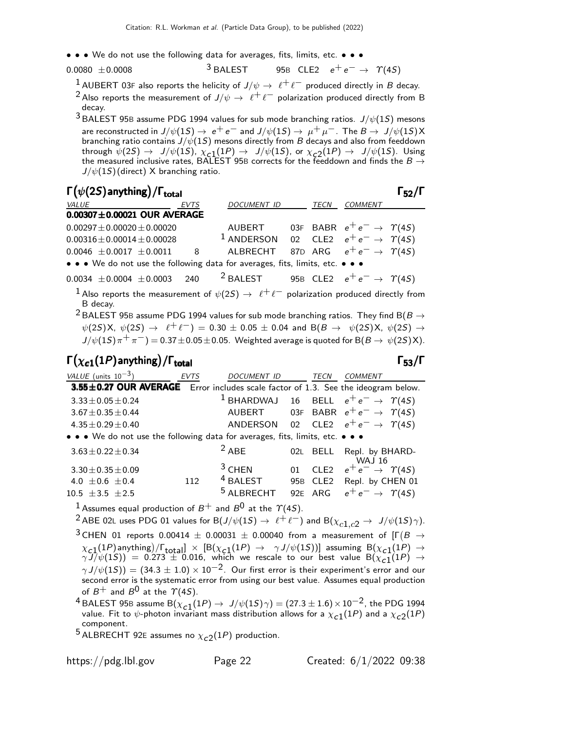• • • We do not use the following data for averages, fits, limits, etc. • • •

| | | | | |
|---|---|---|---|---|
| 0.0080 ±0.0008 | [3] BALEST | 95B | CLE2 | $e^+e^- \to \Upsilon(4S)$ |

[1] AUBERT 03F also reports the helicity of $J/\psi \to \ell^+\ell^-$ produced directly in $B$ decay.

[2] Also reports the measurement of $J/\psi \to \ell^+\ell^-$ polarization produced directly from B decay.

[3] BALEST 95B assume PDG 1994 values for sub mode branching ratios. $J/\psi(1S)$ mesons are reconstructed in $J/\psi(1S) \to e^+e^-$ and $J/\psi(1S) \to \mu^+\mu^-$. The $B \to J/\psi(1S)$X branching ratio contains $J/\psi(1S)$ mesons directly from $B$ decays and also from feeddown through $\psi(2S) \to J/\psi(1S)$, $\chi_{c1}(1P) \to J/\psi(1S)$, or $\chi_{c2}(1P) \to J/\psi(1S)$. Using the measured inclusive rates, BALEST 95B corrects for the feeddown and finds the $B \to J/\psi(1S)$(direct) X branching ratio.

## $\Gamma(\psi(2S)\text{anything})/\Gamma_{\text{total}}$ $\Gamma_{52}/\Gamma$

| VALUE | EVTS | DOCUMENT ID | | TECN | COMMENT |
|---|---|---|---|---|---|
| **0.00307±0.00021 OUR AVERAGE** | | | | | |
| 0.00297±0.00020±0.00020 | | AUBERT | 03F | BABR | $e^+e^- \to \Upsilon(4S)$ |
| 0.00316±0.00014±0.00028 | | [1] ANDERSON | 02 | CLE2 | $e^+e^- \to \Upsilon(4S)$ |
| 0.0046 ±0.0017 ±0.0011 | 8 | ALBRECHT | 87D | ARG | $e^+e^- \to \Upsilon(4S)$ |
| • • • We do not use the following data for averages, fits, limits, etc. • • • | | | | | |
| 0.0034 ±0.0004 ±0.0003 | 240 | [2] BALEST | 95B | CLE2 | $e^+e^- \to \Upsilon(4S)$ |

[1] Also reports the measurement of $\psi(2S) \to \ell^+\ell^-$ polarization produced directly from B decay.

[2] BALEST 95B assume PDG 1994 values for sub mode branching ratios. They find B($B \to \psi(2S)$X, $\psi(2S) \to \ell^+\ell^-$) = 0.30 ± 0.05 ± 0.04 and B($B \to \psi(2S)$X, $\psi(2S) \to J/\psi(1S)\pi^+\pi^-$) = 0.37±0.05±0.05. Weighted average is quoted for B($B \to \psi(2S)$X).

## $\Gamma(\chi_{c1}(1P)\text{anything})/\Gamma_{\text{total}}$ $\Gamma_{53}/\Gamma$

| VALUE (units $10^{-3}$) | EVTS | DOCUMENT ID | | TECN | COMMENT |
|---|---|---|---|---|---|
| **3.55±0.27 OUR AVERAGE** | Error includes scale factor of 1.3. See the ideogram below. | | | | |
| 3.33±0.05±0.24 | | [1] BHARDWAJ | 16 | BELL | $e^+e^- \to \Upsilon(4S)$ |
| 3.67±0.35±0.44 | | AUBERT | 03F | BABR | $e^+e^- \to \Upsilon(4S)$ |
| 4.35±0.29±0.40 | | ANDERSON | 02 | CLE2 | $e^+e^- \to \Upsilon(4S)$ |
| • • • We do not use the following data for averages, fits, limits, etc. • • • | | | | | |
| 3.63±0.22±0.34 | | [2] ABE | 02L | BELL | Repl. by BHARDWAJ 16 |
| 3.30±0.35±0.09 | | [3] CHEN | 01 | CLE2 | $e^+e^- \to \Upsilon(4S)$ |
| 4.0 ±0.6 ±0.4 | 112 | [4] BALEST | 95B | CLE2 | Repl. by CHEN 01 |
| 10.5 ±3.5 ±2.5 | | [5] ALBRECHT | 92E | ARG | $e^+e^- \to \Upsilon(4S)$ |

[1] Assumes equal production of $B^+$ and $B^0$ at the $\Upsilon(4S)$.

[2] ABE 02L uses PDG 01 values for B($J/\psi(1S) \to \ell^+\ell^-$) and B($\chi_{c1,c2} \to J/\psi(1S)\gamma$).

[3] CHEN 01 reports 0.00414 ± 0.00031 ± 0.00040 from a measurement of [$\Gamma(B \to \chi_{c1}(1P)\text{anything})/\Gamma_{\text{total}}$] × [B($\chi_{c1}(1P) \to \gamma J/\psi(1S)$)] assuming B($\chi_{c1}(1P) \to \gamma J/\psi(1S)$) = 0.273 ± 0.016, which we rescale to our best value B($\chi_{c1}(1P) \to \gamma J/\psi(1S)$) = $(34.3 \pm 1.0) \times 10^{-2}$. Our first error is their experiment's error and our second error is the systematic error from using our best value. Assumes equal production of $B^+$ and $B^0$ at the $\Upsilon(4S)$.

[4] BALEST 95B assume B($\chi_{c1}(1P) \to J/\psi(1S)\gamma$) = $(27.3 \pm 1.6) \times 10^{-2}$, the PDG 1994 value. Fit to $\psi$-photon invariant mass distribution allows for a $\chi_{c1}(1P)$ and a $\chi_{c2}(1P)$ component.

[5] ALBRECHT 92E assumes no $\chi_{c2}(1P)$ production.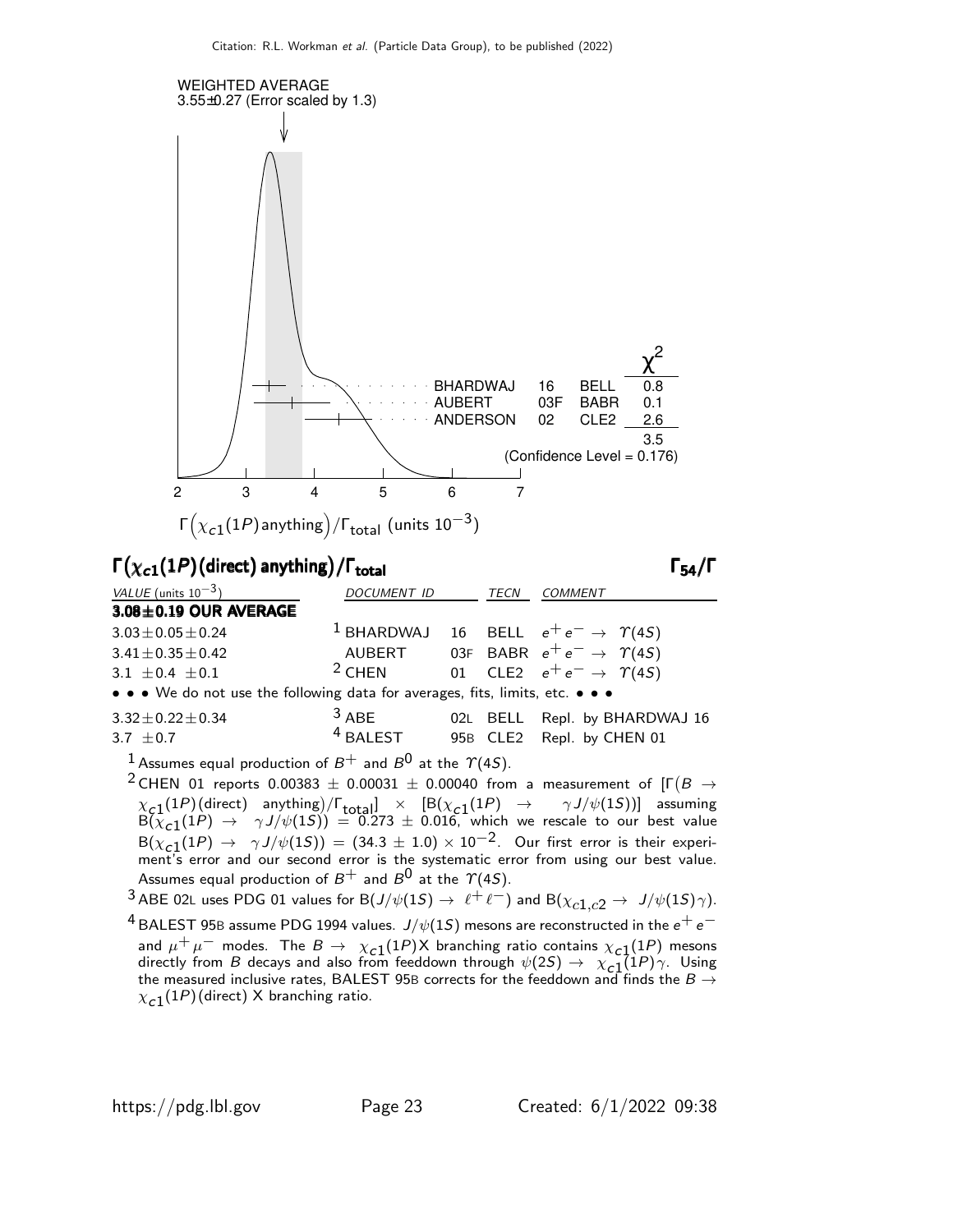WEIGHTED AVERAGE
3.55±0.27 (Error scaled by 1.3)

| | | | $\chi^2$ |
|---|---|---|---|
| BHARDWAJ | 16 | BELL | 0.8 |
| AUBERT | 03F | BABR | 0.1 |
| ANDERSON | 02 | CLE2 | 2.6 |
| | | | 3.5 |

(Confidence Level = 0.176)

$\Gamma\big(\chi_{c1}(1P)\,\text{anything}\big)/\Gamma_{\text{total}}$ (units $10^{-3}$)

## $\Gamma(\chi_{c1}(1P)(\text{direct})\ \text{anything})/\Gamma_{\text{total}}$ $\qquad\qquad \Gamma_{54}/\Gamma$

| VALUE (units $10^{-3}$) | DOCUMENT ID | | TECN | COMMENT |
|---|---|---|---|---|
| **3.08±0.19 OUR AVERAGE** | | | | |
| $3.03 \pm 0.05 \pm 0.24$ | [1] BHARDWAJ | 16 | BELL | $e^+e^- \rightarrow \Upsilon(4S)$ |
| $3.41 \pm 0.35 \pm 0.42$ | AUBERT | 03F | BABR | $e^+e^- \rightarrow \Upsilon(4S)$ |
| $3.1 \pm 0.4 \pm 0.1$ | [2] CHEN | 01 | CLE2 | $e^+e^- \rightarrow \Upsilon(4S)$ |
| • • • We do not use the following data for averages, fits, limits, etc. • • • | | | | |
| $3.32 \pm 0.22 \pm 0.34$ | [3] ABE | 02L | BELL | Repl. by BHARDWAJ 16 |
| $3.7 \pm 0.7$ | [4] BALEST | 95B | CLE2 | Repl. by CHEN 01 |

[1] Assumes equal production of $B^+$ and $B^0$ at the $\Upsilon(4S)$.

[2] CHEN 01 reports $0.00383 \pm 0.00031 \pm 0.00040$ from a measurement of $[\Gamma(B \rightarrow \chi_{c1}(1P)(\text{direct})\ \text{anything})/\Gamma_{\text{total}}] \times [B(\chi_{c1}(1P) \rightarrow \gamma J/\psi(1S))]$ assuming $B(\chi_{c1}(1P) \rightarrow \gamma J/\psi(1S)) = 0.273 \pm 0.016$, which we rescale to our best value $B(\chi_{c1}(1P) \rightarrow \gamma J/\psi(1S)) = (34.3 \pm 1.0) \times 10^{-2}$. Our first error is their experiment's error and our second error is the systematic error from using our best value. Assumes equal production of $B^+$ and $B^0$ at the $\Upsilon(4S)$.

[3] ABE 02L uses PDG 01 values for $B(J/\psi(1S) \rightarrow \ell^+\ell^-)$ and $B(\chi_{c1,c2} \rightarrow J/\psi(1S)\gamma)$.

[4] BALEST 95B assume PDG 1994 values. $J/\psi(1S)$ mesons are reconstructed in the $e^+e^-$ and $\mu^+\mu^-$ modes. The $B \rightarrow \chi_{c1}(1P)X$ branching ratio contains $\chi_{c1}(1P)$ mesons directly from $B$ decays and also from feeddown through $\psi(2S) \rightarrow \chi_{c1}(1P)\gamma$. Using the measured inclusive rates, BALEST 95B corrects for the feeddown and finds the $B \rightarrow \chi_{c1}(1P)(\text{direct})\ X$ branching ratio.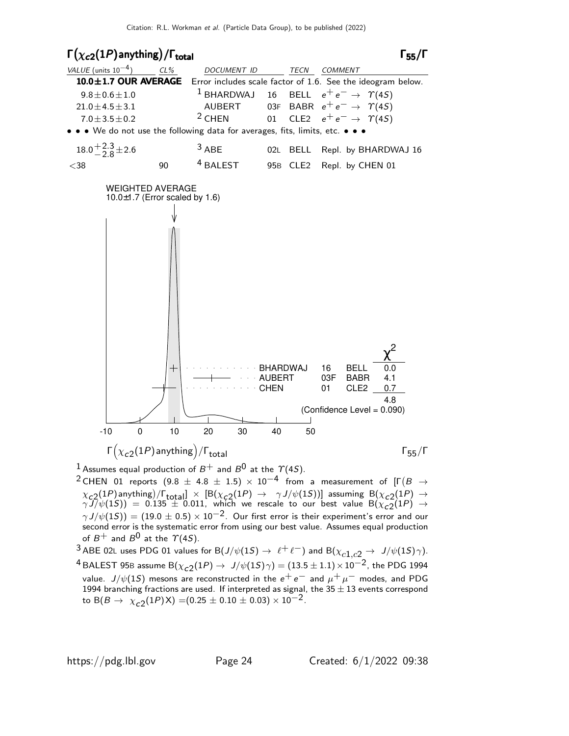## $\Gamma(\chi_{c2}(1P)\text{anything})/\Gamma_{\text{total}}$ $\qquad\qquad\qquad\qquad\qquad\qquad$ $\Gamma_{55}/\Gamma$

| VALUE (units $10^{-4}$) | CL% | DOCUMENT ID | | TECN | COMMENT |
|---|---|---|---|---|---|
| **10.0±1.7 OUR AVERAGE** | | Error includes scale factor of 1.6. See the ideogram below. | | | |
| $9.8 \pm 0.6 \pm 1.0$ | | [1] BHARDWAJ | 16 | BELL | $e^+e^- \rightarrow \Upsilon(4S)$ |
| $21.0 \pm 4.5 \pm 3.1$ | | AUBERT | 03F | BABR | $e^+e^- \rightarrow \Upsilon(4S)$ |
| $7.0 \pm 3.5 \pm 0.2$ | | [2] CHEN | 01 | CLE2 | $e^+e^- \rightarrow \Upsilon(4S)$ |
| • • • We do not use the following data for averages, fits, limits, etc. • • • | | | | | |
| $18.0^{+2.3}_{-2.8} \pm 2.6$ | | [3] ABE | 02L | BELL | Repl. by BHARDWAJ 16 |
| $<38$ | 90 | [4] BALEST | 95B | CLE2 | Repl. by CHEN 01 |

WEIGHTED AVERAGE
10.0±1.7 (Error scaled by 1.6)

| | | | $\chi^2$ |
|---|---|---|---|
| BHARDWAJ | 16 | BELL | 0.0 |
| AUBERT | 03F | BABR | 4.1 |
| CHEN | 01 | CLE2 | 0.7 |
| | | | 4.8 |

(Confidence Level = 0.090)

$\Gamma(\chi_{c2}(1P)\text{anything})/\Gamma_{\text{total}}$ $\qquad\qquad$ $\Gamma_{55}/\Gamma$

[1] Assumes equal production of $B^+$ and $B^0$ at the $\Upsilon(4S)$.

[2] CHEN 01 reports $(9.8 \pm 4.8 \pm 1.5) \times 10^{-4}$ from a measurement of $[\Gamma(B \rightarrow \chi_{c2}(1P)\text{anything})/\Gamma_{\text{total}}] \times [B(\chi_{c2}(1P) \rightarrow \gamma J/\psi(1S))]$ assuming $B(\chi_{c2}(1P) \rightarrow \gamma J/\psi(1S)) = 0.135 \pm 0.011$, which we rescale to our best value $B(\chi_{c2}(1P) \rightarrow \gamma J/\psi(1S)) = (19.0 \pm 0.5) \times 10^{-2}$. Our first error is their experiment's error and our second error is the systematic error from using our best value. Assumes equal production of $B^+$ and $B^0$ at the $\Upsilon(4S)$.

[3] ABE 02L uses PDG 01 values for $B(J/\psi(1S) \rightarrow \ell^+\ell^-)$ and $B(\chi_{c1,c2} \rightarrow J/\psi(1S)\gamma)$.

[4] BALEST 95B assume $B(\chi_{c2}(1P) \rightarrow J/\psi(1S)\gamma) = (13.5 \pm 1.1) \times 10^{-2}$, the PDG 1994 value. $J/\psi(1S)$ mesons are reconstructed in the $e^+e^-$ and $\mu^+\mu^-$ modes, and PDG 1994 branching fractions are used. If interpreted as signal, the $35 \pm 13$ events correspond to $B(B \rightarrow \chi_{c2}(1P)X) = (0.25 \pm 0.10 \pm 0.03) \times 10^{-2}$.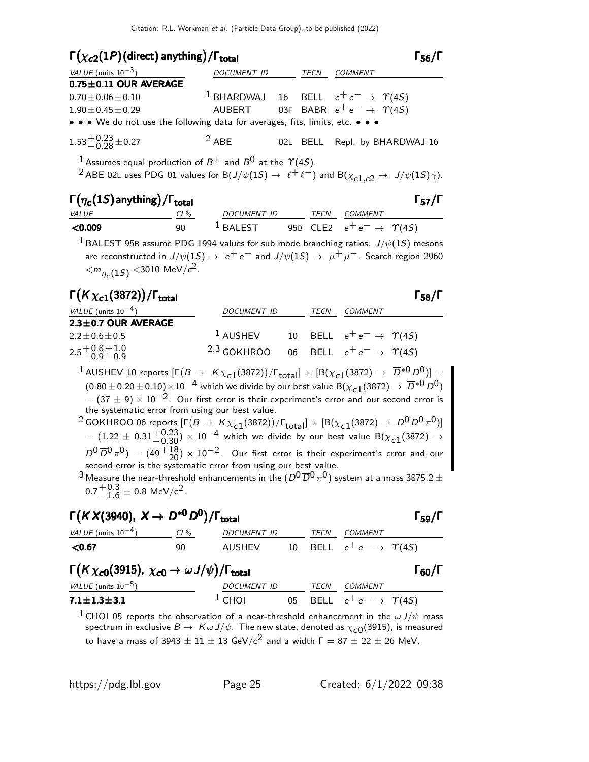## $\Gamma(\chi_{c2}(1P)(\text{direct})\,\text{anything})/\Gamma_{\text{total}}$ $\Gamma_{56}/\Gamma$

| VALUE (units $10^{-3}$) | DOCUMENT ID | | TECN | COMMENT |
|---|---|---|---|---|
| **0.75±0.11 OUR AVERAGE** | | | | |
| $0.70 \pm 0.06 \pm 0.10$ | [1] BHARDWAJ | 16 | BELL | $e^+e^- \to \Upsilon(4S)$ |
| $1.90 \pm 0.45 \pm 0.29$ | AUBERT | 03F | BABR | $e^+e^- \to \Upsilon(4S)$ |
| • • • We do not use the following data for averages, fits, limits, etc. • • • | | | | |
| $1.53^{+0.23}_{-0.28} \pm 0.27$ | [2] ABE | 02L | BELL | Repl. by BHARDWAJ 16 |

[1] Assumes equal production of $B^+$ and $B^0$ at the $\Upsilon(4S)$.

[2] ABE 02L uses PDG 01 values for $B(J/\psi(1S) \to \ell^+\ell^-)$ and $B(\chi_{c1,c2} \to J/\psi(1S)\gamma)$.

## $\Gamma(\eta_c(1S)\,\text{anything})/\Gamma_{\text{total}}$ $\Gamma_{57}/\Gamma$

| VALUE | CL% | DOCUMENT ID | | TECN | COMMENT |
|---|---|---|---|---|---|
| **<0.009** | 90 | [1] BALEST | 95B | CLE2 | $e^+e^- \to \Upsilon(4S)$ |

[1] BALEST 95B assume PDG 1994 values for sub mode branching ratios. $J/\psi(1S)$ mesons are reconstructed in $J/\psi(1S) \to e^+e^-$ and $J/\psi(1S) \to \mu^+\mu^-$. Search region 2960 $< m_{\eta_c(1S)} <$ 3010 MeV/$c^2$.

## $\Gamma(K\chi_{c1}(3872))/\Gamma_{\text{total}}$ $\Gamma_{58}/\Gamma$

| VALUE (units $10^{-4}$) | DOCUMENT ID | | TECN | COMMENT |
|---|---|---|---|---|
| **2.3±0.7 OUR AVERAGE** | | | | |
| $2.2 \pm 0.6 \pm 0.5$ | [1] AUSHEV | 10 | BELL | $e^+e^- \to \Upsilon(4S)$ |
| $2.5^{+0.8}_{-0.9}{}^{+1.0}_{-0.9}$ | [2,3] GOKHROO | 06 | BELL | $e^+e^- \to \Upsilon(4S)$ |

[1] AUSHEV 10 reports $[\Gamma(B \to K\chi_{c1}(3872))/\Gamma_{\text{total}}] \times [B(\chi_{c1}(3872) \to \overline{D}^{*0}D^0)] = (0.80 \pm 0.20 \pm 0.10) \times 10^{-4}$ which we divide by our best value $B(\chi_{c1}(3872) \to \overline{D}^{*0}D^0) = (37 \pm 9) \times 10^{-2}$. Our first error is their experiment's error and our second error is the systematic error from using our best value.

[2] GOKHROO 06 reports $[\Gamma(B \to K\chi_{c1}(3872))/\Gamma_{\text{total}}] \times [B(\chi_{c1}(3872) \to D^0\overline{D}^0\pi^0)] = (1.22 \pm 0.31^{+0.23}_{-0.30}) \times 10^{-4}$ which we divide by our best value $B(\chi_{c1}(3872) \to D^0\overline{D}^0\pi^0) = (49^{+18}_{-20}) \times 10^{-2}$. Our first error is their experiment's error and our second error is the systematic error from using our best value.

[3] Measure the near-threshold enhancements in the $(D^0\overline{D}^0\pi^0)$ system at a mass $3875.2 \pm 0.7^{+0.3}_{-1.6} \pm 0.8$ MeV/$c^2$.

## $\Gamma(KX(3940),\ X \to D^{*0}D^0)/\Gamma_{\text{total}}$ $\Gamma_{59}/\Gamma$

| VALUE (units $10^{-4}$) | CL% | DOCUMENT ID | | TECN | COMMENT |
|---|---|---|---|---|---|
| **<0.67** | 90 | AUSHEV | 10 | BELL | $e^+e^- \to \Upsilon(4S)$ |

## $\Gamma(K\chi_{c0}(3915),\ \chi_{c0} \to \omega J/\psi)/\Gamma_{\text{total}}$ $\Gamma_{60}/\Gamma$

| VALUE (units $10^{-5}$) | DOCUMENT ID | | TECN | COMMENT |
|---|---|---|---|---|
| **7.1±1.3±3.1** | [1] CHOI | 05 | BELL | $e^+e^- \to \Upsilon(4S)$ |

[1] CHOI 05 reports the observation of a near-threshold enhancement in the $\omega J/\psi$ mass spectrum in exclusive $B \to K\omega J/\psi$. The new state, denoted as $\chi_{c0}(3915)$, is measured to have a mass of $3943 \pm 11 \pm 13$ GeV/$c^2$ and a width $\Gamma = 87 \pm 22 \pm 26$ MeV.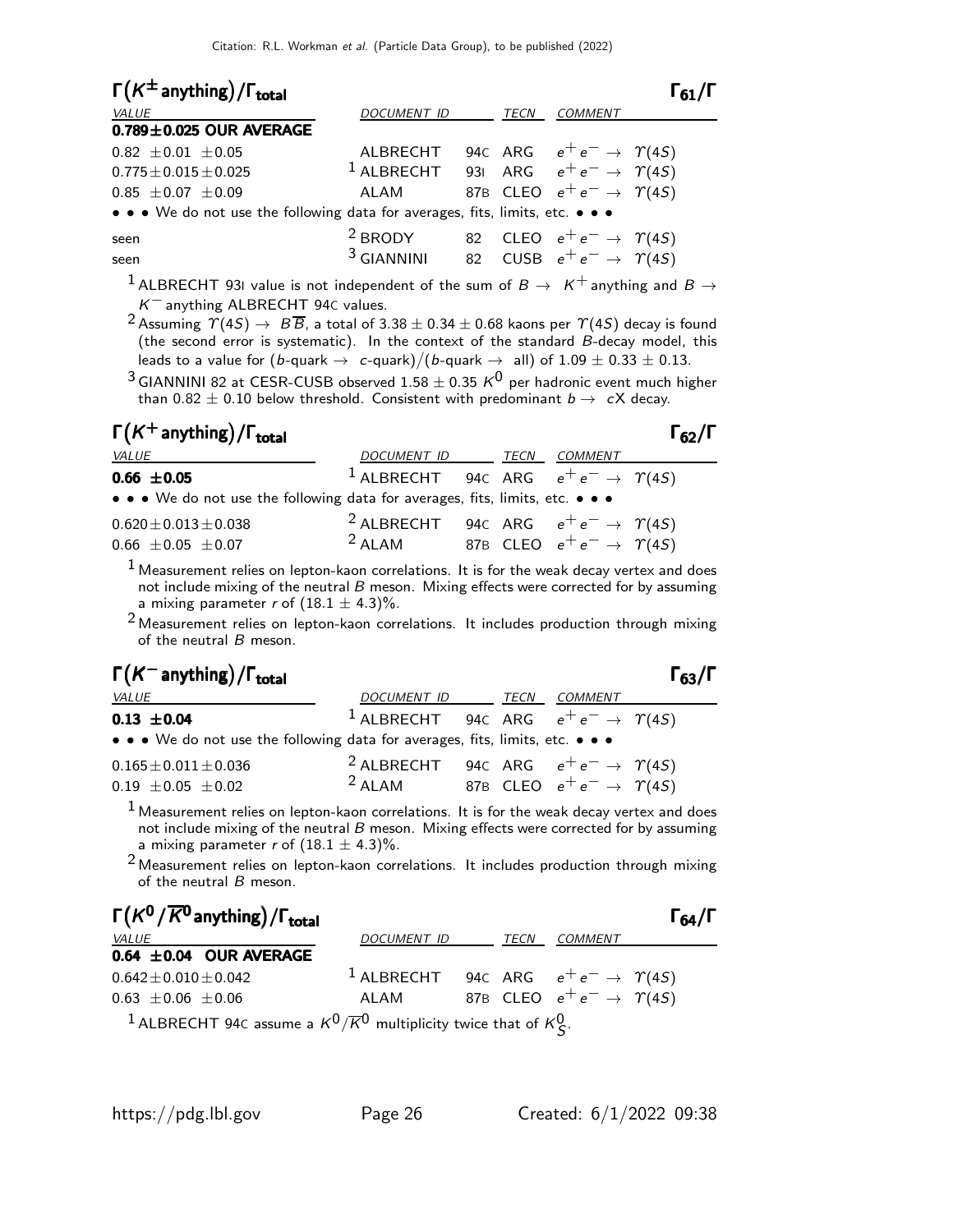### $\Gamma(K^{\pm}\text{ anything})/\Gamma_{\text{total}}$ $\Gamma_{61}/\Gamma$

| VALUE | DOCUMENT ID | | TECN | COMMENT |
|---|---|---|---|---|
| **0.789±0.025 OUR AVERAGE** | | | | |
| $0.82 \pm 0.01 \pm 0.05$ | ALBRECHT | 94C | ARG | $e^+e^- \to \Upsilon(4S)$ |
| $0.775 \pm 0.015 \pm 0.025$ | [1] ALBRECHT | 93I | ARG | $e^+e^- \to \Upsilon(4S)$ |
| $0.85 \pm 0.07 \pm 0.09$ | ALAM | 87B | CLEO | $e^+e^- \to \Upsilon(4S)$ |
| • • • We do not use the following data for averages, fits, limits, etc. • • • | | | | |
| seen | [2] BRODY | 82 | CLEO | $e^+e^- \to \Upsilon(4S)$ |
| seen | [3] GIANNINI | 82 | CUSB | $e^+e^- \to \Upsilon(4S)$ |

[1] ALBRECHT 93I value is not independent of the sum of $B \to K^+$ anything and $B \to K^-$ anything ALBRECHT 94C values.

[2] Assuming $\Upsilon(4S) \to B\overline{B}$, a total of $3.38 \pm 0.34 \pm 0.68$ kaons per $\Upsilon(4S)$ decay is found (the second error is systematic). In the context of the standard $B$-decay model, this leads to a value for ($b$-quark $\to$ $c$-quark)/($b$-quark $\to$ all) of $1.09 \pm 0.33 \pm 0.13$.

[3] GIANNINI 82 at CESR-CUSB observed $1.58 \pm 0.35$ $K^0$ per hadronic event much higher than $0.82 \pm 0.10$ below threshold. Consistent with predominant $b \to cX$ decay.

### $\Gamma(K^{+}\text{ anything})/\Gamma_{\text{total}}$ $\Gamma_{62}/\Gamma$

| VALUE | DOCUMENT ID | | TECN | COMMENT |
|---|---|---|---|---|
| **$0.66 \pm 0.05$** | [1] ALBRECHT | 94C | ARG | $e^+e^- \to \Upsilon(4S)$ |
| • • • We do not use the following data for averages, fits, limits, etc. • • • | | | | |
| $0.620 \pm 0.013 \pm 0.038$ | [2] ALBRECHT | 94C | ARG | $e^+e^- \to \Upsilon(4S)$ |
| $0.66 \pm 0.05 \pm 0.07$ | [2] ALAM | 87B | CLEO | $e^+e^- \to \Upsilon(4S)$ |

[1] Measurement relies on lepton-kaon correlations. It is for the weak decay vertex and does not include mixing of the neutral $B$ meson. Mixing effects were corrected for by assuming a mixing parameter $r$ of $(18.1 \pm 4.3)\%$.

[2] Measurement relies on lepton-kaon correlations. It includes production through mixing of the neutral $B$ meson.

### $\Gamma(K^{-}\text{ anything})/\Gamma_{\text{total}}$ $\Gamma_{63}/\Gamma$

| VALUE | DOCUMENT ID | | TECN | COMMENT |
|---|---|---|---|---|
| **$0.13 \pm 0.04$** | [1] ALBRECHT | 94C | ARG | $e^+e^- \to \Upsilon(4S)$ |
| • • • We do not use the following data for averages, fits, limits, etc. • • • | | | | |
| $0.165 \pm 0.011 \pm 0.036$ | [2] ALBRECHT | 94C | ARG | $e^+e^- \to \Upsilon(4S)$ |
| $0.19 \pm 0.05 \pm 0.02$ | [2] ALAM | 87B | CLEO | $e^+e^- \to \Upsilon(4S)$ |

[1] Measurement relies on lepton-kaon correlations. It is for the weak decay vertex and does not include mixing of the neutral $B$ meson. Mixing effects were corrected for by assuming a mixing parameter $r$ of $(18.1 \pm 4.3)\%$.

[2] Measurement relies on lepton-kaon correlations. It includes production through mixing of the neutral $B$ meson.

### $\Gamma(K^0/\overline{K}^0\text{ anything})/\Gamma_{\text{total}}$ $\Gamma_{64}/\Gamma$

| VALUE | DOCUMENT ID | | TECN | COMMENT |
|---|---|---|---|---|
| **$0.64 \pm 0.04$ OUR AVERAGE** | | | | |
| $0.642 \pm 0.010 \pm 0.042$ | [1] ALBRECHT | 94C | ARG | $e^+e^- \to \Upsilon(4S)$ |
| $0.63 \pm 0.06 \pm 0.06$ | ALAM | 87B | CLEO | $e^+e^- \to \Upsilon(4S)$ |

[1] ALBRECHT 94C assume a $K^0/\overline{K}^0$ multiplicity twice that of $K^0_S$.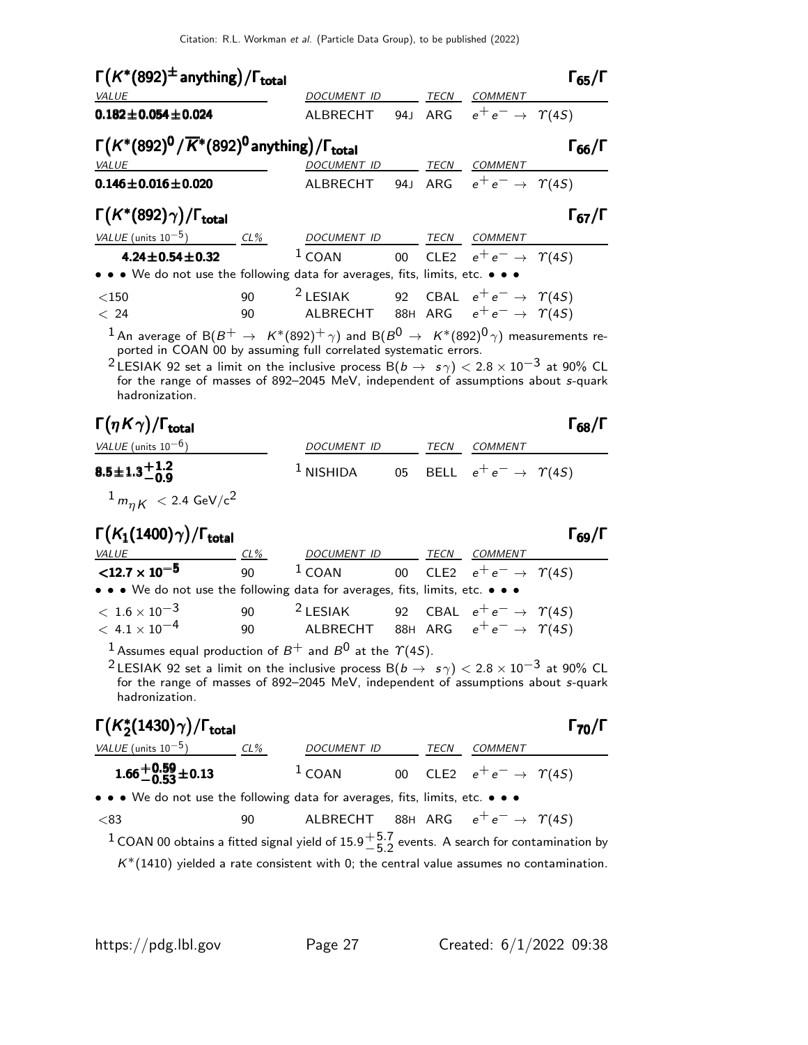### $\Gamma(K^*(892)^\pm \text{ anything})/\Gamma_{\text{total}}$ $\qquad \Gamma_{65}/\Gamma$

| VALUE | DOCUMENT ID | | TECN | COMMENT |
|---|---|---|---|---|
| **0.182±0.054±0.024** | ALBRECHT | 94J | ARG | $e^+e^- \rightarrow \Upsilon(4S)$ |

### $\Gamma(K^*(892)^0/\overline{K}^*(892)^0 \text{ anything})/\Gamma_{\text{total}}$ $\qquad \Gamma_{66}/\Gamma$

| VALUE | DOCUMENT ID | | TECN | COMMENT |
|---|---|---|---|---|
| **0.146±0.016±0.020** | ALBRECHT | 94J | ARG | $e^+e^- \rightarrow \Upsilon(4S)$ |

### $\Gamma(K^*(892)\gamma)/\Gamma_{\text{total}}$ $\qquad \Gamma_{67}/\Gamma$

| VALUE (units $10^{-5}$) | CL% | DOCUMENT ID | | TECN | COMMENT |
|---|---|---|---|---|---|
| **4.24±0.54±0.32** | | [1] COAN | 00 | CLE2 | $e^+e^- \rightarrow \Upsilon(4S)$ |
| • • • We do not use the following data for averages, fits, limits, etc. • • • | | | | | |
| <150 | 90 | [2] LESIAK | 92 | CBAL | $e^+e^- \rightarrow \Upsilon(4S)$ |
| < 24 | 90 | ALBRECHT | 88H | ARG | $e^+e^- \rightarrow \Upsilon(4S)$ |

[1] An average of $B(B^+ \rightarrow K^*(892)^+\gamma)$ and $B(B^0 \rightarrow K^*(892)^0\gamma)$ measurements reported in COAN 00 by assuming full correlated systematic errors.

[2] LESIAK 92 set a limit on the inclusive process $B(b \rightarrow s\gamma) < 2.8 \times 10^{-3}$ at 90% CL for the range of masses of 892–2045 MeV, independent of assumptions about $s$-quark hadronization.

### $\Gamma(\eta K\gamma)/\Gamma_{\text{total}}$ $\qquad \Gamma_{68}/\Gamma$

| VALUE (units $10^{-6}$) | DOCUMENT ID | | TECN | COMMENT |
|---|---|---|---|---|
| **$8.5\pm1.3^{+1.2}_{-0.9}$** | [1] NISHIDA | 05 | BELL | $e^+e^- \rightarrow \Upsilon(4S)$ |

[1] $m_{\eta K} < 2.4$ GeV/$c^2$

### $\Gamma(K_1(1400)\gamma)/\Gamma_{\text{total}}$ $\qquad \Gamma_{69}/\Gamma$

| VALUE | CL% | DOCUMENT ID | | TECN | COMMENT |
|---|---|---|---|---|---|
| **$<12.7 \times 10^{-5}$** | 90 | [1] COAN | 00 | CLE2 | $e^+e^- \rightarrow \Upsilon(4S)$ |
| • • • We do not use the following data for averages, fits, limits, etc. • • • | | | | | |
| $< 1.6 \times 10^{-3}$ | 90 | [2] LESIAK | 92 | CBAL | $e^+e^- \rightarrow \Upsilon(4S)$ |
| $< 4.1 \times 10^{-4}$ | 90 | ALBRECHT | 88H | ARG | $e^+e^- \rightarrow \Upsilon(4S)$ |

[1] Assumes equal production of $B^+$ and $B^0$ at the $\Upsilon(4S)$.

[2] LESIAK 92 set a limit on the inclusive process $B(b \rightarrow s\gamma) < 2.8 \times 10^{-3}$ at 90% CL for the range of masses of 892–2045 MeV, independent of assumptions about $s$-quark hadronization.

### $\Gamma(K_2^*(1430)\gamma)/\Gamma_{\text{total}}$ $\qquad \Gamma_{70}/\Gamma$

| VALUE (units $10^{-5}$) | CL% | DOCUMENT ID | | TECN | COMMENT |
|---|---|---|---|---|---|
| **$1.66^{+0.59}_{-0.53}\pm0.13$** | | [1] COAN | 00 | CLE2 | $e^+e^- \rightarrow \Upsilon(4S)$ |
| • • • We do not use the following data for averages, fits, limits, etc. • • • | | | | | |
| <83 | 90 | ALBRECHT | 88H | ARG | $e^+e^- \rightarrow \Upsilon(4S)$ |

[1] COAN 00 obtains a fitted signal yield of $15.9^{+5.7}_{-5.2}$ events. A search for contamination by $K^*(1410)$ yielded a rate consistent with 0; the central value assumes no contamination.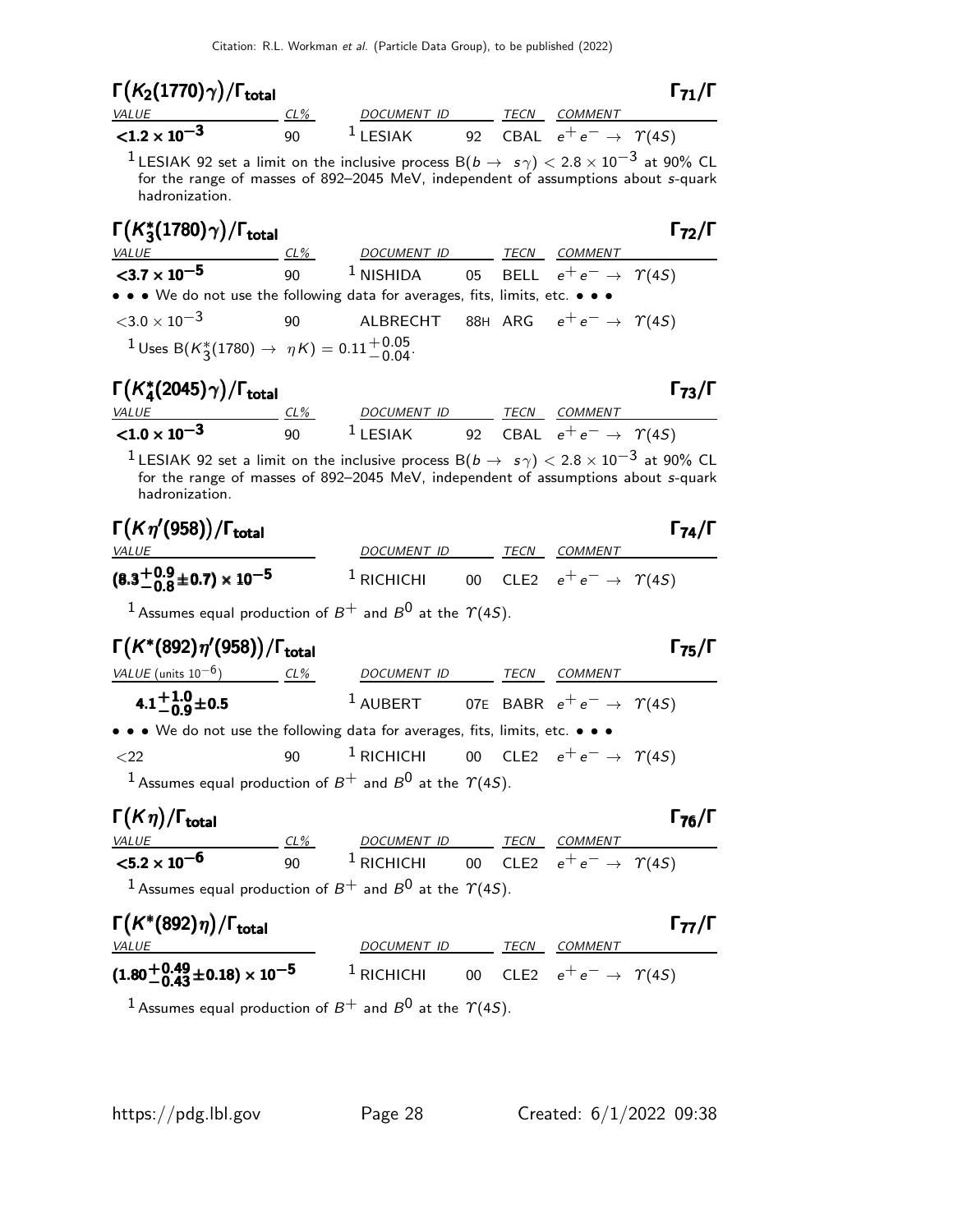### $\Gamma(K_2(1770)\gamma)/\Gamma_{total}$ — $\Gamma_{71}/\Gamma$

| VALUE | CL% | DOCUMENT ID | | TECN | COMMENT |
|---|---|---|---|---|---|
| $<1.2 \times 10^{-3}$ | 90 | [1] LESIAK | 92 | CBAL | $e^+e^- \to \Upsilon(4S)$ |

[1] LESIAK 92 set a limit on the inclusive process $B(b \to s\gamma) < 2.8 \times 10^{-3}$ at 90% CL for the range of masses of 892–2045 MeV, independent of assumptions about $s$-quark hadronization.

### $\Gamma(K_3^*(1780)\gamma)/\Gamma_{total}$ — $\Gamma_{72}/\Gamma$

| VALUE | CL% | DOCUMENT ID | | TECN | COMMENT |
|---|---|---|---|---|---|
| $<3.7 \times 10^{-5}$ | 90 | [1] NISHIDA | 05 | BELL | $e^+e^- \to \Upsilon(4S)$ |
| • • • We do not use the following data for averages, fits, limits, etc. • • • | | | | | |
| $<3.0 \times 10^{-3}$ | 90 | ALBRECHT | 88H | ARG | $e^+e^- \to \Upsilon(4S)$ |

[1] Uses $B(K_3^*(1780) \to \eta K) = 0.11^{+0.05}_{-0.04}$.

### $\Gamma(K_4^*(2045)\gamma)/\Gamma_{total}$ — $\Gamma_{73}/\Gamma$

| VALUE | CL% | DOCUMENT ID | | TECN | COMMENT |
|---|---|---|---|---|---|
| $<1.0 \times 10^{-3}$ | 90 | [1] LESIAK | 92 | CBAL | $e^+e^- \to \Upsilon(4S)$ |

[1] LESIAK 92 set a limit on the inclusive process $B(b \to s\gamma) < 2.8 \times 10^{-3}$ at 90% CL for the range of masses of 892–2045 MeV, independent of assumptions about $s$-quark hadronization.

### $\Gamma(K\eta'(958))/\Gamma_{total}$ — $\Gamma_{74}/\Gamma$

| VALUE | DOCUMENT ID | | TECN | COMMENT |
|---|---|---|---|---|
| $(8.3^{+0.9}_{-0.8} \pm 0.7) \times 10^{-5}$ | [1] RICHICHI | 00 | CLE2 | $e^+e^- \to \Upsilon(4S)$ |

[1] Assumes equal production of $B^+$ and $B^0$ at the $\Upsilon(4S)$.

### $\Gamma(K^*(892)\eta'(958))/\Gamma_{total}$ — $\Gamma_{75}/\Gamma$

| VALUE (units $10^{-6}$) | CL% | DOCUMENT ID | | TECN | COMMENT |
|---|---|---|---|---|---|
| $4.1^{+1.0}_{-0.9} \pm 0.5$ | | [1] AUBERT | 07E | BABR | $e^+e^- \to \Upsilon(4S)$ |
| • • • We do not use the following data for averages, fits, limits, etc. • • • | | | | | |
| $<22$ | 90 | [1] RICHICHI | 00 | CLE2 | $e^+e^- \to \Upsilon(4S)$ |

[1] Assumes equal production of $B^+$ and $B^0$ at the $\Upsilon(4S)$.

### $\Gamma(K\eta)/\Gamma_{total}$ — $\Gamma_{76}/\Gamma$

| VALUE | CL% | DOCUMENT ID | | TECN | COMMENT |
|---|---|---|---|---|---|
| $<5.2 \times 10^{-6}$ | 90 | [1] RICHICHI | 00 | CLE2 | $e^+e^- \to \Upsilon(4S)$ |

[1] Assumes equal production of $B^+$ and $B^0$ at the $\Upsilon(4S)$.

### $\Gamma(K^*(892)\eta)/\Gamma_{total}$ — $\Gamma_{77}/\Gamma$

| VALUE | DOCUMENT ID | | TECN | COMMENT |
|---|---|---|---|---|
| $(1.80^{+0.49}_{-0.43} \pm 0.18) \times 10^{-5}$ | [1] RICHICHI | 00 | CLE2 | $e^+e^- \to \Upsilon(4S)$ |

[1] Assumes equal production of $B^+$ and $B^0$ at the $\Upsilon(4S)$.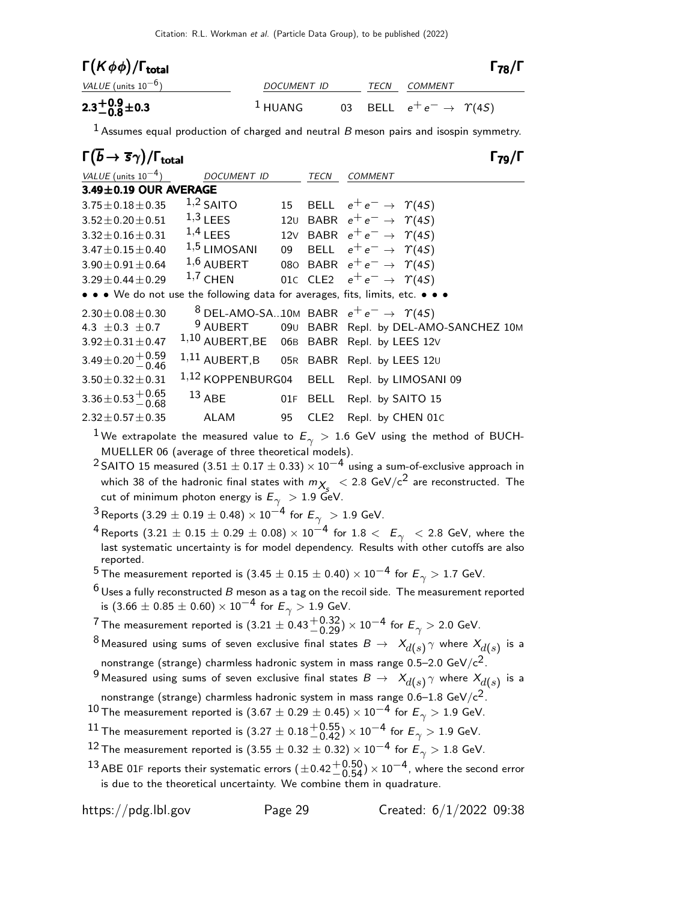## $\Gamma(K\phi\phi)/\Gamma_{\text{total}}$ $\Gamma_{78}/\Gamma$

| VALUE (units $10^{-6}$) | DOCUMENT ID | | TECN | COMMENT |
|---|---|---|---|---|
| $\mathbf{2.3^{+0.9}_{-0.8}\pm0.3}$ | [1] HUANG | 03 | BELL | $e^+e^- \rightarrow \Upsilon(4S)$ |

[1] Assumes equal production of charged and neutral $B$ meson pairs and isospin symmetry.

## $\Gamma(\overline{b} \rightarrow \overline{s}\gamma)/\Gamma_{\text{total}}$ $\Gamma_{79}/\Gamma$

| VALUE (units $10^{-4}$) | DOCUMENT ID | | TECN | COMMENT |
|---|---|---|---|---|
| **3.49±0.19 OUR AVERAGE** | | | | |
| $3.75\pm0.18\pm0.35$ | [1,2] SAITO | 15 | BELL | $e^+e^- \rightarrow \Upsilon(4S)$ |
| $3.52\pm0.20\pm0.51$ | [1,3] LEES | 12U | BABR | $e^+e^- \rightarrow \Upsilon(4S)$ |
| $3.32\pm0.16\pm0.31$ | [1,4] LEES | 12V | BABR | $e^+e^- \rightarrow \Upsilon(4S)$ |
| $3.47\pm0.15\pm0.40$ | [1,5] LIMOSANI | 09 | BELL | $e^+e^- \rightarrow \Upsilon(4S)$ |
| $3.90\pm0.91\pm0.64$ | [1,6] AUBERT | 08O | BABR | $e^+e^- \rightarrow \Upsilon(4S)$ |
| $3.29\pm0.44\pm0.29$ | [1,7] CHEN | 01C | CLE2 | $e^+e^- \rightarrow \Upsilon(4S)$ |
| • • • We do not use the following data for averages, fits, limits, etc. • • • | | | | |
| $2.30\pm0.08\pm0.30$ | [8] DEL-AMO-SA...10M | | BABR | $e^+e^- \rightarrow \Upsilon(4S)$ |
| $4.3\ \pm0.3\ \pm0.7$ | [9] AUBERT | 09U | BABR | Repl. by DEL-AMO-SANCHEZ 10M |
| $3.92\pm0.31\pm0.47$ | [1,10] AUBERT,BE | 06B | BABR | Repl. by LEES 12V |
| $3.49\pm0.20^{+0.59}_{-0.46}$ | [1,11] AUBERT,B | 05R | BABR | Repl. by LEES 12U |
| $3.50\pm0.32\pm0.31$ | [1,12] KOPPENBURG | 04 | BELL | Repl. by LIMOSANI 09 |
| $3.36\pm0.53^{+0.65}_{-0.68}$ | [13] ABE | 01F | BELL | Repl. by SAITO 15 |
| $2.32\pm0.57\pm0.35$ | ALAM | 95 | CLE2 | Repl. by CHEN 01C |

[1] We extrapolate the measured value to $E_\gamma > 1.6$ GeV using the method of BUCHMUELLER 06 (average of three theoretical models).

[2] SAITO 15 measured $(3.51 \pm 0.17 \pm 0.33) \times 10^{-4}$ using a sum-of-exclusive approach in which 38 of the hadronic final states with $m_{X_s} < 2.8$ GeV/$c^2$ are reconstructed. The cut of minimum photon energy is $E_\gamma > 1.9$ GeV.

[3] Reports $(3.29 \pm 0.19 \pm 0.48) \times 10^{-4}$ for $E_\gamma > 1.9$ GeV.

[4] Reports $(3.21 \pm 0.15 \pm 0.29 \pm 0.08) \times 10^{-4}$ for $1.8 < E_\gamma < 2.8$ GeV, where the last systematic uncertainty is for model dependency. Results with other cutoffs are also reported.

[5] The measurement reported is $(3.45 \pm 0.15 \pm 0.40) \times 10^{-4}$ for $E_\gamma > 1.7$ GeV.

[6] Uses a fully reconstructed $B$ meson as a tag on the recoil side. The measurement reported is $(3.66 \pm 0.85 \pm 0.60) \times 10^{-4}$ for $E_\gamma > 1.9$ GeV.

[7] The measurement reported is $(3.21 \pm 0.43^{+0.32}_{-0.29}) \times 10^{-4}$ for $E_\gamma > 2.0$ GeV.

[8] Measured using sums of seven exclusive final states $B \rightarrow X_{d(s)}\gamma$ where $X_{d(s)}$ is a nonstrange (strange) charmless hadronic system in mass range 0.5–2.0 GeV/$c^2$.

[9] Measured using sums of seven exclusive final states $B \rightarrow X_{d(s)}\gamma$ where $X_{d(s)}$ is a nonstrange (strange) charmless hadronic system in mass range 0.6–1.8 GeV/$c^2$.

[10] The measurement reported is $(3.67 \pm 0.29 \pm 0.45) \times 10^{-4}$ for $E_\gamma > 1.9$ GeV.

[11] The measurement reported is $(3.27 \pm 0.18^{+0.55}_{-0.42}) \times 10^{-4}$ for $E_\gamma > 1.9$ GeV.

[12] The measurement reported is $(3.55 \pm 0.32 \pm 0.32) \times 10^{-4}$ for $E_\gamma > 1.8$ GeV.

[13] ABE 01F reports their systematic errors $(\pm 0.42^{+0.50}_{-0.54}) \times 10^{-4}$, where the second error is due to the theoretical uncertainty. We combine them in quadrature.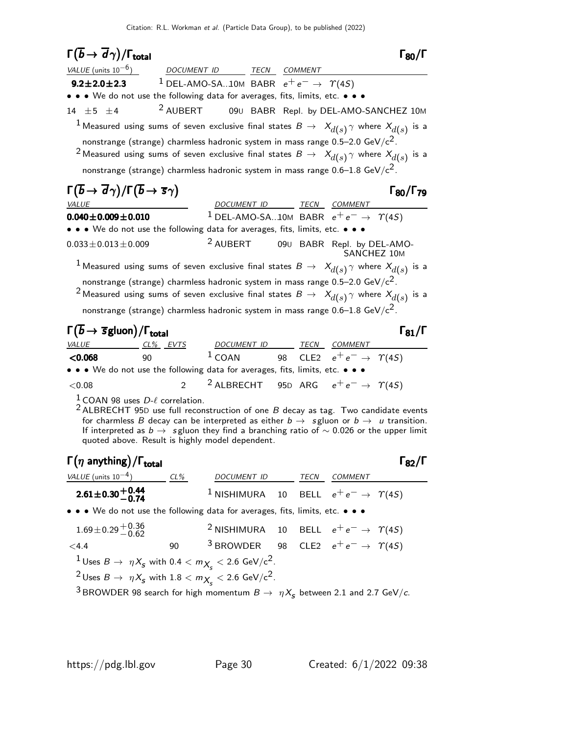### $\Gamma(\overline{b} \to \overline{d}\gamma)/\Gamma_{\text{total}}$ $\Gamma_{80}/\Gamma$

| VALUE (units $10^{-6}$) | DOCUMENT ID | TECN | COMMENT |
|---|---|---|---|
| **9.2±2.0±2.3** | [1] DEL-AMO-SA..10M | BABR | $e^+e^- \to \Upsilon(4S)$ |
| • • • We do not use the following data for averages, fits, limits, etc. • • • | | | |
| 14 ±5 ±4 | [2] AUBERT 09U | BABR | Repl. by DEL-AMO-SANCHEZ 10M |

[1] Measured using sums of seven exclusive final states $B \to X_{d(s)}\gamma$ where $X_{d(s)}$ is a nonstrange (strange) charmless hadronic system in mass range 0.5–2.0 GeV/c$^2$.

[2] Measured using sums of seven exclusive final states $B \to X_{d(s)}\gamma$ where $X_{d(s)}$ is a nonstrange (strange) charmless hadronic system in mass range 0.6–1.8 GeV/c$^2$.

### $\Gamma(\overline{b} \to \overline{d}\gamma)/\Gamma(\overline{b} \to \overline{s}\gamma)$ $\Gamma_{80}/\Gamma_{79}$

| VALUE | DOCUMENT ID | TECN | COMMENT |
|---|---|---|---|
| **0.040±0.009±0.010** | [1] DEL-AMO-SA..10M | BABR | $e^+e^- \to \Upsilon(4S)$ |
| • • • We do not use the following data for averages, fits, limits, etc. • • • | | | |
| 0.033±0.013±0.009 | [2] AUBERT 09U | BABR | Repl. by DEL-AMO-SANCHEZ 10M |

[1] Measured using sums of seven exclusive final states $B \to X_{d(s)}\gamma$ where $X_{d(s)}$ is a nonstrange (strange) charmless hadronic system in mass range 0.5–2.0 GeV/c$^2$.

[2] Measured using sums of seven exclusive final states $B \to X_{d(s)}\gamma$ where $X_{d(s)}$ is a nonstrange (strange) charmless hadronic system in mass range 0.6–1.8 GeV/c$^2$.

### $\Gamma(\overline{b} \to \overline{s}\,\text{gluon})/\Gamma_{\text{total}}$ $\Gamma_{81}/\Gamma$

| VALUE | CL% | EVTS | DOCUMENT ID | TECN | COMMENT |
|---|---|---|---|---|---|
| **<0.068** | 90 | | [1] COAN 98 | CLE2 | $e^+e^- \to \Upsilon(4S)$ |
| • • • We do not use the following data for averages, fits, limits, etc. • • • | | | | | |
| <0.08 | | 2 | [2] ALBRECHT 95D | ARG | $e^+e^- \to \Upsilon(4S)$ |

[1] COAN 98 uses $D$-$\ell$ correlation.

[2] ALBRECHT 95D use full reconstruction of one $B$ decay as tag. Two candidate events for charmless $B$ decay can be interpreted as either $b \to s$gluon or $b \to u$ transition. If interpreted as $b \to s$gluon they find a branching ratio of $\sim 0.026$ or the upper limit quoted above. Result is highly model dependent.

### $\Gamma(\eta\ \text{anything})/\Gamma_{\text{total}}$ $\Gamma_{82}/\Gamma$

| VALUE (units $10^{-4}$) | CL% | DOCUMENT ID | TECN | COMMENT |
|---|---|---|---|---|
| $\mathbf{2.61 \pm 0.30^{+0.44}_{-0.74}}$ | | [1] NISHIMURA 10 | BELL | $e^+e^- \to \Upsilon(4S)$ |
| • • • We do not use the following data for averages, fits, limits, etc. • • • | | | | |
| $1.69 \pm 0.29^{+0.36}_{-0.62}$ | | [2] NISHIMURA 10 | BELL | $e^+e^- \to \Upsilon(4S)$ |
| <4.4 | 90 | [3] BROWDER 98 | CLE2 | $e^+e^- \to \Upsilon(4S)$ |

[1] Uses $B \to \eta X_s$ with $0.4 < m_{X_s} < 2.6$ GeV/c$^2$.

[2] Uses $B \to \eta X_s$ with $1.8 < m_{X_s} < 2.6$ GeV/c$^2$.

[3] BROWDER 98 search for high momentum $B \to \eta X_s$ between 2.1 and 2.7 GeV/$c$.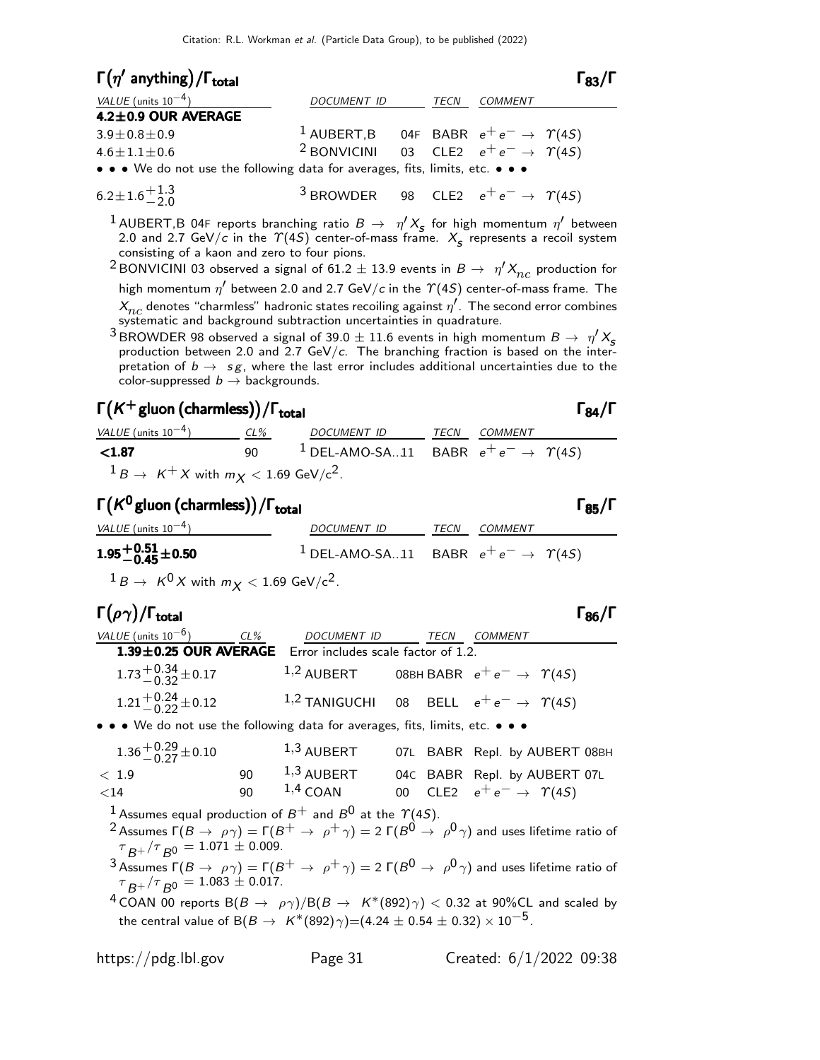## $\Gamma(\eta' \text{ anything})/\Gamma_{total}$ — $\Gamma_{83}/\Gamma$

| VALUE (units $10^{-4}$) | DOCUMENT ID | TECN | COMMENT |
|---|---|---|---|
| **4.2±0.9 OUR AVERAGE** | | | |
| $3.9 \pm 0.8 \pm 0.9$ | [1] AUBERT,B 04F | BABR | $e^+e^- \to \Upsilon(4S)$ |
| $4.6 \pm 1.1 \pm 0.6$ | [2] BONVICINI 03 | CLE2 | $e^+e^- \to \Upsilon(4S)$ |
| • • • We do not use the following data for averages, fits, limits, etc. • • • | | | |
| $6.2 \pm 1.6^{+1.3}_{-2.0}$ | [3] BROWDER 98 | CLE2 | $e^+e^- \to \Upsilon(4S)$ |

[1] AUBERT,B 04F reports branching ratio $B \to \eta' X_s$ for high momentum $\eta'$ between 2.0 and 2.7 GeV/$c$ in the $\Upsilon(4S)$ center-of-mass frame. $X_s$ represents a recoil system consisting of a kaon and zero to four pions.

[2] BONVICINI 03 observed a signal of $61.2 \pm 13.9$ events in $B \to \eta' X_{nc}$ production for high momentum $\eta'$ between 2.0 and 2.7 GeV/$c$ in the $\Upsilon(4S)$ center-of-mass frame. The $X_{nc}$ denotes "charmless" hadronic states recoiling against $\eta'$. The second error combines systematic and background subtraction uncertainties in quadrature.

[3] BROWDER 98 observed a signal of $39.0 \pm 11.6$ events in high momentum $B \to \eta' X_s$ production between 2.0 and 2.7 GeV/$c$. The branching fraction is based on the interpretation of $b \to sg$, where the last error includes additional uncertainties due to the color-suppressed $b \to$ backgrounds.

## $\Gamma(K^+ \text{ gluon (charmless)})/\Gamma_{total}$ — $\Gamma_{84}/\Gamma$

| VALUE (units $10^{-4}$) | CL% | DOCUMENT ID | TECN | COMMENT |
|---|---|---|---|---|
| **<1.87** | 90 | [1] DEL-AMO-SA...11 | BABR | $e^+e^- \to \Upsilon(4S)$ |

[1] $B \to K^+ X$ with $m_X < 1.69$ GeV/$c^2$.

## $\Gamma(K^0 \text{ gluon (charmless)})/\Gamma_{total}$ — $\Gamma_{85}/\Gamma$

| VALUE (units $10^{-4}$) | DOCUMENT ID | TECN | COMMENT |
|---|---|---|---|
| **$1.95^{+0.51}_{-0.45} \pm 0.50$** | [1] DEL-AMO-SA...11 | BABR | $e^+e^- \to \Upsilon(4S)$ |

[1] $B \to K^0 X$ with $m_X < 1.69$ GeV/$c^2$.

## $\Gamma(\rho\gamma)/\Gamma_{total}$ — $\Gamma_{86}/\Gamma$

| VALUE (units $10^{-6}$) | CL% | DOCUMENT ID | TECN | COMMENT |
|---|---|---|---|---|
| **1.39±0.25 OUR AVERAGE** | | Error includes scale factor of 1.2. | | |
| $1.73^{+0.34}_{-0.32} \pm 0.17$ | | [1,2] AUBERT 08BH | BABR | $e^+e^- \to \Upsilon(4S)$ |
| $1.21^{+0.24}_{-0.22} \pm 0.12$ | | [1,2] TANIGUCHI 08 | BELL | $e^+e^- \to \Upsilon(4S)$ |
| • • • We do not use the following data for averages, fits, limits, etc. • • • | | | | |
| $1.36^{+0.29}_{-0.27} \pm 0.10$ | | [1,3] AUBERT 07L | BABR | Repl. by AUBERT 08BH |
| $< 1.9$ | 90 | [1,3] AUBERT 04C | BABR | Repl. by AUBERT 07L |
| $<14$ | 90 | [1,4] COAN 00 | CLE2 | $e^+e^- \to \Upsilon(4S)$ |

[1] Assumes equal production of $B^+$ and $B^0$ at the $\Upsilon(4S)$.

[2] Assumes $\Gamma(B \to \rho\gamma) = \Gamma(B^+ \to \rho^+\gamma) = 2\,\Gamma(B^0 \to \rho^0\gamma)$ and uses lifetime ratio of $\tau_{B^+}/\tau_{B^0} = 1.071 \pm 0.009$.

[3] Assumes $\Gamma(B \to \rho\gamma) = \Gamma(B^+ \to \rho^+\gamma) = 2\,\Gamma(B^0 \to \rho^0\gamma)$ and uses lifetime ratio of $\tau_{B^+}/\tau_{B^0} = 1.083 \pm 0.017$.

[4] COAN 00 reports $B(B \to \rho\gamma)/B(B \to K^*(892)\gamma) < 0.32$ at 90%CL and scaled by the central value of $B(B \to K^*(892)\gamma) = (4.24 \pm 0.54 \pm 0.32) \times 10^{-5}$.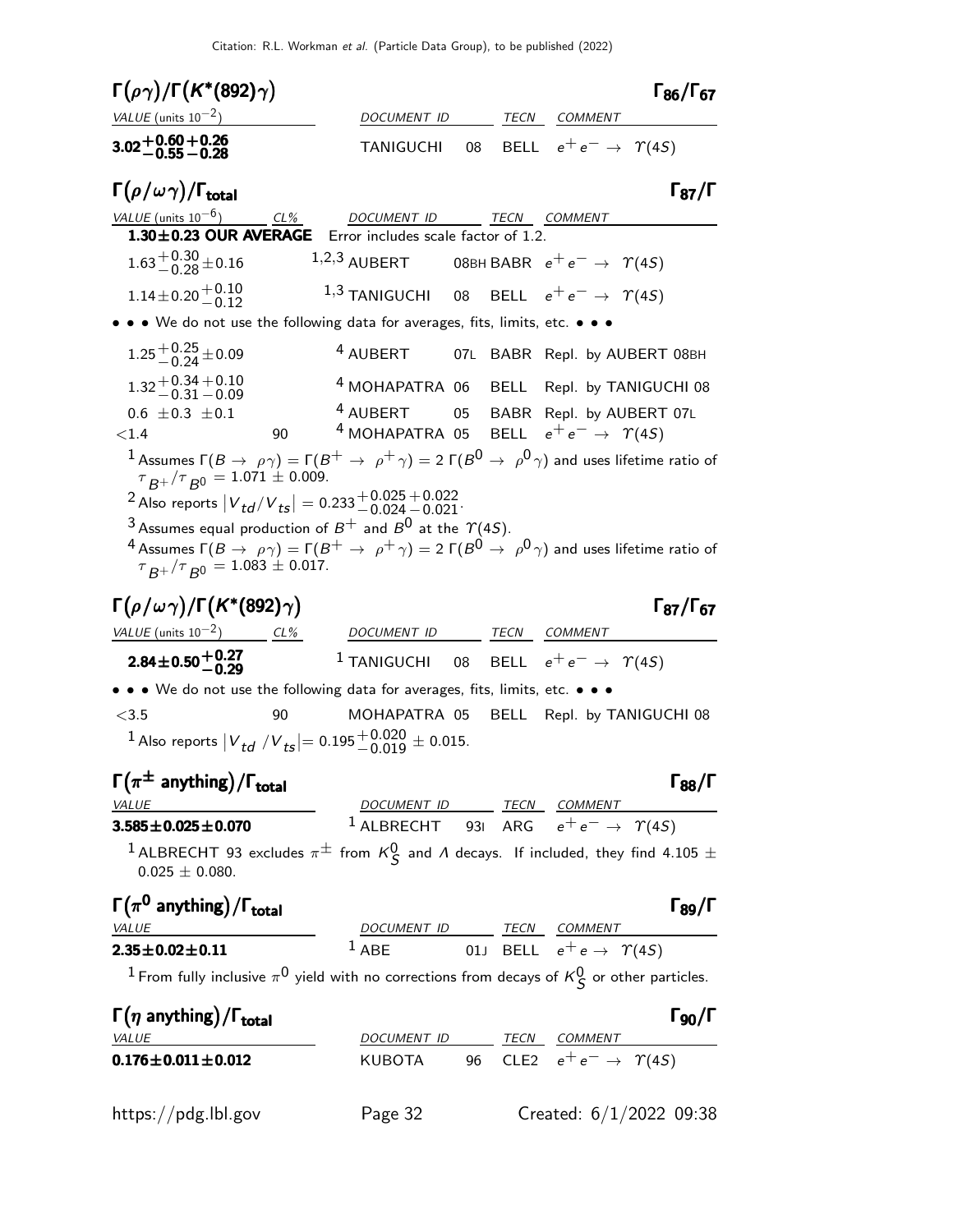### $\Gamma(\rho\gamma)/\Gamma(K^*(892)\gamma)$ — $\Gamma_{86}/\Gamma_{67}$

| VALUE (units $10^{-2}$) | DOCUMENT ID | | TECN | COMMENT |
|---|---|---|---|---|
| $\mathbf{3.02^{+0.60}_{-0.55}{}^{+0.26}_{-0.28}}$ | TANIGUCHI | 08 | BELL | $e^+e^- \rightarrow \Upsilon(4S)$ |

### $\Gamma(\rho/\omega\gamma)/\Gamma_{\text{total}}$ — $\Gamma_{87}/\Gamma$

| VALUE (units $10^{-6}$) | CL% | DOCUMENT ID | | TECN | COMMENT |
|---|---|---|---|---|---|
| **1.30±0.23 OUR AVERAGE** | | Error includes scale factor of 1.2. | | | |
| $1.63^{+0.30}_{-0.28}\pm0.16$ | | [1,2,3] AUBERT | 08BH | BABR | $e^+e^- \rightarrow \Upsilon(4S)$ |
| $1.14\pm0.20^{+0.10}_{-0.12}$ | | [1,3] TANIGUCHI | 08 | BELL | $e^+e^- \rightarrow \Upsilon(4S)$ |
| • • • We do not use the following data for averages, fits, limits, etc. • • • | | | | | |
| $1.25^{+0.25}_{-0.24}\pm0.09$ | | [4] AUBERT | 07L | BABR | Repl. by AUBERT 08BH |
| $1.32^{+0.34}_{-0.31}{}^{+0.10}_{-0.09}$ | | [4] MOHAPATRA | 06 | BELL | Repl. by TANIGUCHI 08 |
| $0.6\ \pm0.3\ \pm0.1$ | | [4] AUBERT | 05 | BABR | Repl. by AUBERT 07L |
| $<1.4$ | 90 | [4] MOHAPATRA | 05 | BELL | $e^+e^- \rightarrow \Upsilon(4S)$ |

[1] Assumes $\Gamma(B \rightarrow \rho\gamma) = \Gamma(B^+ \rightarrow \rho^+\gamma) = 2\,\Gamma(B^0 \rightarrow \rho^0\gamma)$ and uses lifetime ratio of $\tau_{B^+}/\tau_{B^0} = 1.071 \pm 0.009$.

[2] Also reports $|V_{td}/V_{ts}| = 0.233^{+0.025}_{-0.024}{}^{+0.022}_{-0.021}$.

[3] Assumes equal production of $B^+$ and $B^0$ at the $\Upsilon(4S)$.

[4] Assumes $\Gamma(B \rightarrow \rho\gamma) = \Gamma(B^+ \rightarrow \rho^+\gamma) = 2\,\Gamma(B^0 \rightarrow \rho^0\gamma)$ and uses lifetime ratio of $\tau_{B^+}/\tau_{B^0} = 1.083 \pm 0.017$.

### $\Gamma(\rho/\omega\gamma)/\Gamma(K^*(892)\gamma)$ — $\Gamma_{87}/\Gamma_{67}$

| VALUE (units $10^{-2}$) | CL% | DOCUMENT ID | | TECN | COMMENT |
|---|---|---|---|---|---|
| $\mathbf{2.84\pm0.50^{+0.27}_{-0.29}}$ | | [1] TANIGUCHI | 08 | BELL | $e^+e^- \rightarrow \Upsilon(4S)$ |
| • • • We do not use the following data for averages, fits, limits, etc. • • • | | | | | |
| $<3.5$ | 90 | MOHAPATRA | 05 | BELL | Repl. by TANIGUCHI 08 |

[1] Also reports $|V_{td}/V_{ts}| = 0.195^{+0.020}_{-0.019} \pm 0.015$.

### $\Gamma(\pi^\pm \text{ anything})/\Gamma_{\text{total}}$ — $\Gamma_{88}/\Gamma$

| VALUE | DOCUMENT ID | | TECN | COMMENT |
|---|---|---|---|---|
| **3.585±0.025±0.070** | [1] ALBRECHT | 93I | ARG | $e^+e^- \rightarrow \Upsilon(4S)$ |

[1] ALBRECHT 93 excludes $\pi^\pm$ from $K^0_S$ and $\Lambda$ decays. If included, they find $4.105 \pm 0.025 \pm 0.080$.

### $\Gamma(\pi^0 \text{ anything})/\Gamma_{\text{total}}$ — $\Gamma_{89}/\Gamma$

| VALUE | DOCUMENT ID | | TECN | COMMENT |
|---|---|---|---|---|
| **2.35±0.02±0.11** | [1] ABE | 01J | BELL | $e^+e \rightarrow \Upsilon(4S)$ |

[1] From fully inclusive $\pi^0$ yield with no corrections from decays of $K^0_S$ or other particles.

### $\Gamma(\eta \text{ anything})/\Gamma_{\text{total}}$ — $\Gamma_{90}/\Gamma$

| VALUE | DOCUMENT ID | | TECN | COMMENT |
|---|---|---|---|---|
| **0.176±0.011±0.012** | KUBOTA | 96 | CLE2 | $e^+e^- \rightarrow \Upsilon(4S)$ |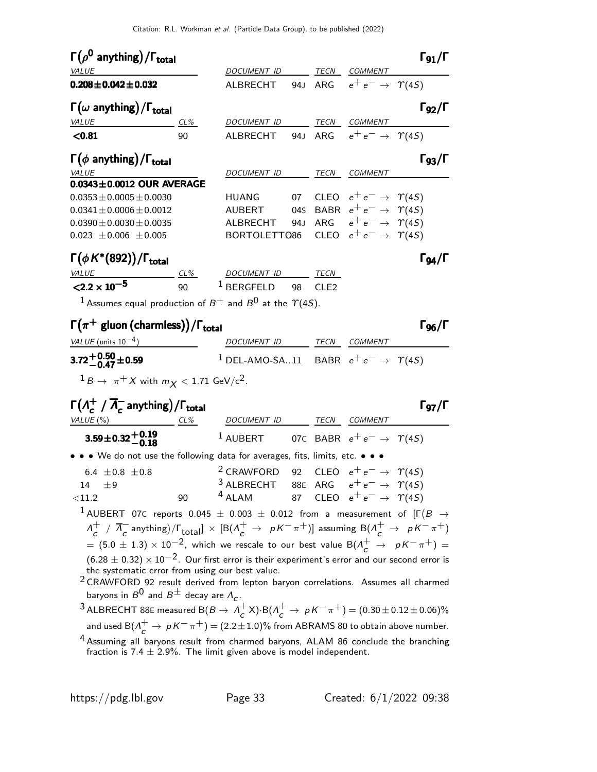### $\Gamma(\rho^0 \text{ anything})/\Gamma_{\text{total}}$ — $\Gamma_{91}/\Gamma$

| VALUE | DOCUMENT ID | | TECN | COMMENT |
|---|---|---|---|---|
| **$0.208 \pm 0.042 \pm 0.032$** | ALBRECHT | 94J | ARG | $e^+ e^- \rightarrow \Upsilon(4S)$ |

### $\Gamma(\omega \text{ anything})/\Gamma_{\text{total}}$ — $\Gamma_{92}/\Gamma$

| VALUE | CL% | DOCUMENT ID | | TECN | COMMENT |
|---|---|---|---|---|---|
| **$<0.81$** | 90 | ALBRECHT | 94J | ARG | $e^+ e^- \rightarrow \Upsilon(4S)$ |

### $\Gamma(\phi \text{ anything})/\Gamma_{\text{total}}$ — $\Gamma_{93}/\Gamma$

| VALUE | DOCUMENT ID | | TECN | COMMENT |
|---|---|---|---|---|
| **$0.0343 \pm 0.0012$ OUR AVERAGE** | | | | |
| $0.0353 \pm 0.0005 \pm 0.0030$ | HUANG | 07 | CLEO | $e^+ e^- \rightarrow \Upsilon(4S)$ |
| $0.0341 \pm 0.0006 \pm 0.0012$ | AUBERT | 04S | BABR | $e^+ e^- \rightarrow \Upsilon(4S)$ |
| $0.0390 \pm 0.0030 \pm 0.0035$ | ALBRECHT | 94J | ARG | $e^+ e^- \rightarrow \Upsilon(4S)$ |
| $0.023 \pm 0.006 \pm 0.005$ | BORTOLETTO | 86 | CLEO | $e^+ e^- \rightarrow \Upsilon(4S)$ |

### $\Gamma(\phi K^*(892))/\Gamma_{\text{total}}$ — $\Gamma_{94}/\Gamma$

| VALUE | CL% | DOCUMENT ID | | TECN |
|---|---|---|---|---|
| **$<2.2 \times 10^{-5}$** | 90 | [1] BERGFELD | 98 | CLE2 |

[1] Assumes equal production of $B^+$ and $B^0$ at the $\Upsilon(4S)$.

### $\Gamma(\pi^+ \text{ gluon (charmless)})/\Gamma_{\text{total}}$ — $\Gamma_{96}/\Gamma$

| VALUE (units $10^{-4}$) | DOCUMENT ID | TECN | COMMENT |
|---|---|---|---|
| **$3.72^{+0.50}_{-0.47} \pm 0.59$** | [1] DEL-AMO-SA...11 | BABR | $e^+ e^- \rightarrow \Upsilon(4S)$ |

[1] $B \rightarrow \pi^+ X$ with $m_X < 1.71$ GeV/$c^2$.

### $\Gamma(\Lambda_c^+ / \overline{\Lambda}_c^- \text{ anything})/\Gamma_{\text{total}}$ — $\Gamma_{97}/\Gamma$

| VALUE (%) | CL% | DOCUMENT ID | | TECN | COMMENT |
|---|---|---|---|---|---|
| **$3.59 \pm 0.32^{+0.19}_{-0.18}$** | | [1] AUBERT | 07C | BABR | $e^+ e^- \rightarrow \Upsilon(4S)$ |
| • • • We do not use the following data for averages, fits, limits, etc. • • • | | | | | |
| $6.4 \pm 0.8 \pm 0.8$ | | [2] CRAWFORD | 92 | CLEO | $e^+ e^- \rightarrow \Upsilon(4S)$ |
| $14 \pm 9$ | | [3] ALBRECHT | 88E | ARG | $e^+ e^- \rightarrow \Upsilon(4S)$ |
| $<11.2$ | 90 | [4] ALAM | 87 | CLEO | $e^+ e^- \rightarrow \Upsilon(4S)$ |

[1] AUBERT 07C reports $0.045 \pm 0.003 \pm 0.012$ from a measurement of $[\Gamma(B \rightarrow \Lambda_c^+ / \overline{\Lambda}_c^- \text{ anything})/\Gamma_{\text{total}}] \times [B(\Lambda_c^+ \rightarrow pK^-\pi^+)]$ assuming $B(\Lambda_c^+ \rightarrow pK^-\pi^+) = (5.0 \pm 1.3) \times 10^{-2}$, which we rescale to our best value $B(\Lambda_c^+ \rightarrow pK^-\pi^+) = (6.28 \pm 0.32) \times 10^{-2}$. Our first error is their experiment's error and our second error is the systematic error from using our best value.

[2] CRAWFORD 92 result derived from lepton baryon correlations. Assumes all charmed baryons in $B^0$ and $B^\pm$ decay are $\Lambda_c$.

[3] ALBRECHT 88E measured $B(B \rightarrow \Lambda_c^+ X) \cdot B(\Lambda_c^+ \rightarrow pK^-\pi^+) = (0.30 \pm 0.12 \pm 0.06)\%$ and used $B(\Lambda_c^+ \rightarrow pK^-\pi^+) = (2.2 \pm 1.0)\%$ from ABRAMS 80 to obtain above number.

[4] Assuming all baryons result from charmed baryons, ALAM 86 conclude the branching fraction is $7.4 \pm 2.9\%$. The limit given above is model independent.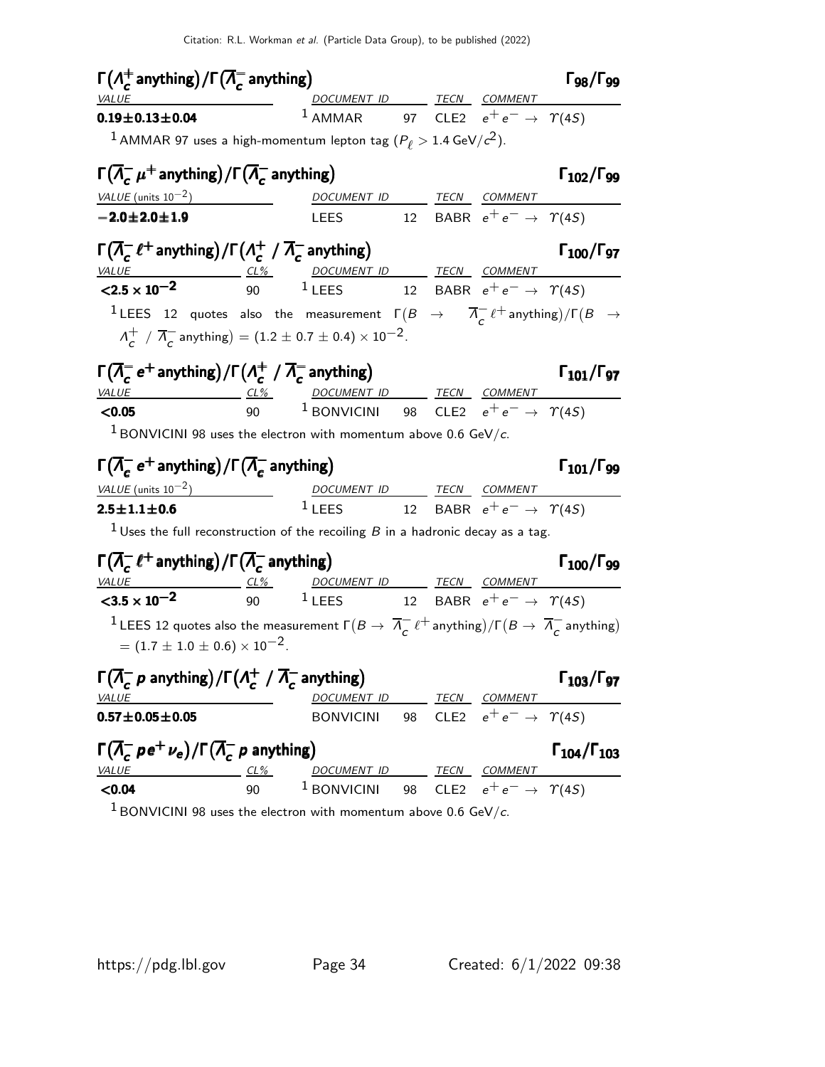### $\Gamma(\Lambda_c^+ \text{anything})/\Gamma(\overline{\Lambda}_c^- \text{anything})$ — $\Gamma_{98}/\Gamma_{99}$

| VALUE | DOCUMENT ID | | TECN | COMMENT |
|---|---|---|---|---|
| **0.19±0.13±0.04** | AMMAR [1] | 97 | CLE2 | $e^+e^- \to \Upsilon(4S)$ |

[1] AMMAR 97 uses a high-momentum lepton tag ($P_\ell > 1.4$ GeV/$c^2$).

### $\Gamma(\overline{\Lambda}_c^- \mu^+ \text{anything})/\Gamma(\overline{\Lambda}_c^- \text{anything})$ — $\Gamma_{102}/\Gamma_{99}$

| VALUE (units $10^{-2}$) | DOCUMENT ID | | TECN | COMMENT |
|---|---|---|---|---|
| **−2.0±2.0±1.9** | LEES | 12 | BABR | $e^+e^- \to \Upsilon(4S)$ |

### $\Gamma(\overline{\Lambda}_c^- \ell^+ \text{anything})/\Gamma(\Lambda_c^+ / \overline{\Lambda}_c^- \text{anything})$ — $\Gamma_{100}/\Gamma_{97}$

| VALUE | CL% | DOCUMENT ID | | TECN | COMMENT |
|---|---|---|---|---|---|
| $<2.5 \times 10^{-2}$ | 90 | LEES [1] | 12 | BABR | $e^+e^- \to \Upsilon(4S)$ |

[1] LEES 12 quotes also the measurement $\Gamma(B \to \overline{\Lambda}_c^- \ell^+ \text{anything})/\Gamma(B \to \Lambda_c^+ / \overline{\Lambda}_c^- \text{anything}) = (1.2 \pm 0.7 \pm 0.4) \times 10^{-2}$.

### $\Gamma(\overline{\Lambda}_c^- e^+ \text{anything})/\Gamma(\Lambda_c^+ / \overline{\Lambda}_c^- \text{anything})$ — $\Gamma_{101}/\Gamma_{97}$

| VALUE | CL% | DOCUMENT ID | | TECN | COMMENT |
|---|---|---|---|---|---|
| $<0.05$ | 90 | BONVICINI [1] | 98 | CLE2 | $e^+e^- \to \Upsilon(4S)$ |

[1] BONVICINI 98 uses the electron with momentum above 0.6 GeV/$c$.

### $\Gamma(\overline{\Lambda}_c^- e^+ \text{anything})/\Gamma(\overline{\Lambda}_c^- \text{anything})$ — $\Gamma_{101}/\Gamma_{99}$

| VALUE (units $10^{-2}$) | DOCUMENT ID | | TECN | COMMENT |
|---|---|---|---|---|
| **2.5±1.1±0.6** | LEES [1] | 12 | BABR | $e^+e^- \to \Upsilon(4S)$ |

[1] Uses the full reconstruction of the recoiling $B$ in a hadronic decay as a tag.

### $\Gamma(\overline{\Lambda}_c^- \ell^+ \text{anything})/\Gamma(\overline{\Lambda}_c^- \text{anything})$ — $\Gamma_{100}/\Gamma_{99}$

| VALUE | CL% | DOCUMENT ID | | TECN | COMMENT |
|---|---|---|---|---|---|
| $<3.5 \times 10^{-2}$ | 90 | LEES [1] | 12 | BABR | $e^+e^- \to \Upsilon(4S)$ |

[1] LEES 12 quotes also the measurement $\Gamma(B \to \overline{\Lambda}_c^- \ell^+ \text{anything})/\Gamma(B \to \overline{\Lambda}_c^- \text{anything}) = (1.7 \pm 1.0 \pm 0.6) \times 10^{-2}$.

### $\Gamma(\overline{\Lambda}_c^- p \text{ anything})/\Gamma(\Lambda_c^+ / \overline{\Lambda}_c^- \text{anything})$ — $\Gamma_{103}/\Gamma_{97}$

| VALUE | DOCUMENT ID | | TECN | COMMENT |
|---|---|---|---|---|
| **0.57±0.05±0.05** | BONVICINI | 98 | CLE2 | $e^+e^- \to \Upsilon(4S)$ |

### $\Gamma(\overline{\Lambda}_c^- p e^+ \nu_e)/\Gamma(\overline{\Lambda}_c^- p \text{ anything})$ — $\Gamma_{104}/\Gamma_{103}$

| VALUE | CL% | DOCUMENT ID | | TECN | COMMENT |
|---|---|---|---|---|---|
| $<0.04$ | 90 | BONVICINI [1] | 98 | CLE2 | $e^+e^- \to \Upsilon(4S)$ |

[1] BONVICINI 98 uses the electron with momentum above 0.6 GeV/$c$.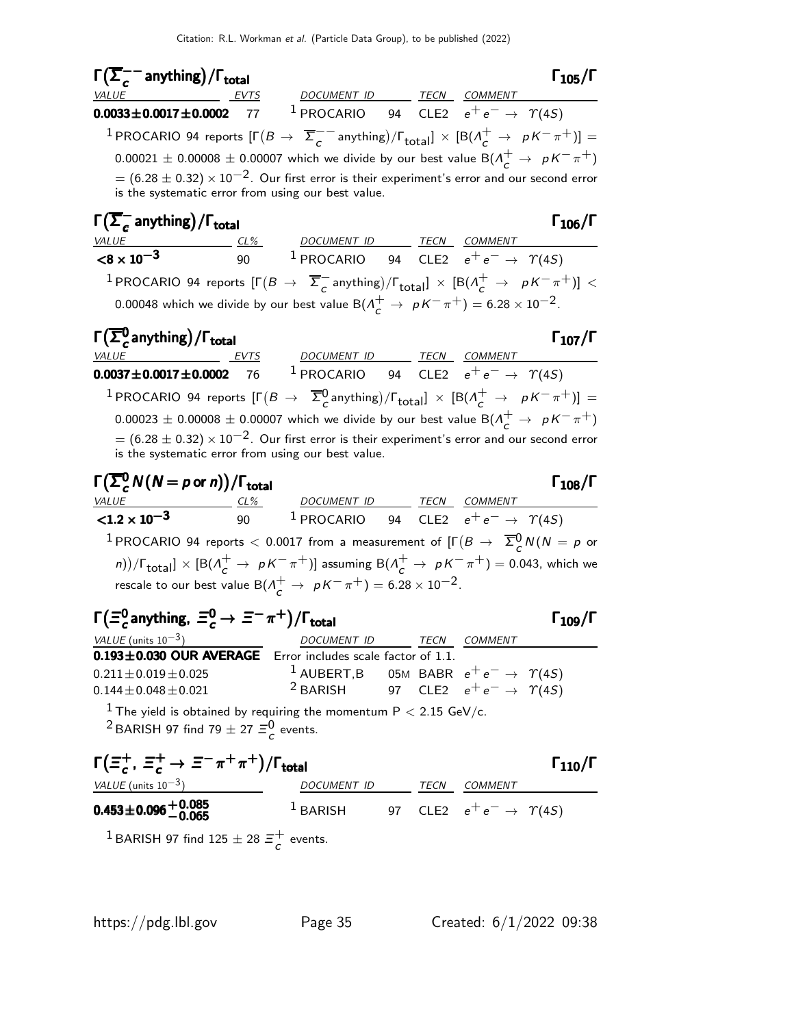## $\Gamma(\overline{\Sigma}_c^{--}\text{anything})/\Gamma_{\text{total}}$ $\Gamma_{105}/\Gamma$

| VALUE | EVTS | DOCUMENT ID | | TECN | COMMENT |
|---|---|---|---|---|---|
| **$0.0033 \pm 0.0017 \pm 0.0002$** | 77 | [1] PROCARIO | 94 | CLE2 | $e^+e^- \rightarrow \Upsilon(4S)$ |

[1] PROCARIO 94 reports $[\Gamma(B \rightarrow \overline{\Sigma}_c^{--}\text{anything})/\Gamma_{\text{total}}] \times [B(\Lambda_c^+ \rightarrow pK^-\pi^+)] = 0.00021 \pm 0.00008 \pm 0.00007$ which we divide by our best value $B(\Lambda_c^+ \rightarrow pK^-\pi^+) = (6.28 \pm 0.32) \times 10^{-2}$. Our first error is their experiment's error and our second error is the systematic error from using our best value.

## $\Gamma(\overline{\Sigma}_c^{-}\text{anything})/\Gamma_{\text{total}}$ $\Gamma_{106}/\Gamma$

| VALUE | CL% | DOCUMENT ID | | TECN | COMMENT |
|---|---|---|---|---|---|
| **$<8 \times 10^{-3}$** | 90 | [1] PROCARIO | 94 | CLE2 | $e^+e^- \rightarrow \Upsilon(4S)$ |

[1] PROCARIO 94 reports $[\Gamma(B \rightarrow \overline{\Sigma}_c^{-}\text{anything})/\Gamma_{\text{total}}] \times [B(\Lambda_c^+ \rightarrow pK^-\pi^+)] < 0.00048$ which we divide by our best value $B(\Lambda_c^+ \rightarrow pK^-\pi^+) = 6.28 \times 10^{-2}$.

## $\Gamma(\overline{\Sigma}_c^{0}\text{anything})/\Gamma_{\text{total}}$ $\Gamma_{107}/\Gamma$

| VALUE | EVTS | DOCUMENT ID | | TECN | COMMENT |
|---|---|---|---|---|---|
| **$0.0037 \pm 0.0017 \pm 0.0002$** | 76 | [1] PROCARIO | 94 | CLE2 | $e^+e^- \rightarrow \Upsilon(4S)$ |

[1] PROCARIO 94 reports $[\Gamma(B \rightarrow \overline{\Sigma}_c^{0}\text{anything})/\Gamma_{\text{total}}] \times [B(\Lambda_c^+ \rightarrow pK^-\pi^+)] = 0.00023 \pm 0.00008 \pm 0.00007$ which we divide by our best value $B(\Lambda_c^+ \rightarrow pK^-\pi^+) = (6.28 \pm 0.32) \times 10^{-2}$. Our first error is their experiment's error and our second error is the systematic error from using our best value.

## $\Gamma(\overline{\Sigma}_c^{0}N(N = p \text{ or } n))/\Gamma_{\text{total}}$ $\Gamma_{108}/\Gamma$

| VALUE | CL% | DOCUMENT ID | | TECN | COMMENT |
|---|---|---|---|---|---|
| **$<1.2 \times 10^{-3}$** | 90 | [1] PROCARIO | 94 | CLE2 | $e^+e^- \rightarrow \Upsilon(4S)$ |

[1] PROCARIO 94 reports $< 0.0017$ from a measurement of $[\Gamma(B \rightarrow \overline{\Sigma}_c^{0}N(N = p \text{ or } n))/\Gamma_{\text{total}}] \times [B(\Lambda_c^+ \rightarrow pK^-\pi^+)]$ assuming $B(\Lambda_c^+ \rightarrow pK^-\pi^+) = 0.043$, which we rescale to our best value $B(\Lambda_c^+ \rightarrow pK^-\pi^+) = 6.28 \times 10^{-2}$.

## $\Gamma(\Xi_c^0\text{anything}, \ \Xi_c^0 \rightarrow \Xi^-\pi^+)/\Gamma_{\text{total}}$ $\Gamma_{109}/\Gamma$

| VALUE (units $10^{-3}$) | DOCUMENT ID | | TECN | COMMENT |
|---|---|---|---|---|
| **$0.193 \pm 0.030$ OUR AVERAGE** | Error includes scale factor of 1.1. | | | |
| $0.211 \pm 0.019 \pm 0.025$ | [1] AUBERT,B | 05M | BABR | $e^+e^- \rightarrow \Upsilon(4S)$ |
| $0.144 \pm 0.048 \pm 0.021$ | [2] BARISH | 97 | CLE2 | $e^+e^- \rightarrow \Upsilon(4S)$ |

[1] The yield is obtained by requiring the momentum $P < 2.15$ GeV/c.
[2] BARISH 97 find $79 \pm 27$ $\Xi_c^0$ events.

## $\Gamma(\Xi_c^+, \ \Xi_c^+ \rightarrow \Xi^-\pi^+\pi^+)/\Gamma_{\text{total}}$ $\Gamma_{110}/\Gamma$

| VALUE (units $10^{-3}$) | DOCUMENT ID | | TECN | COMMENT |
|---|---|---|---|---|
| **$0.453 \pm 0.096 ^{+0.085}_{-0.065}$** | [1] BARISH | 97 | CLE2 | $e^+e^- \rightarrow \Upsilon(4S)$ |

[1] BARISH 97 find $125 \pm 28$ $\Xi_c^+$ events.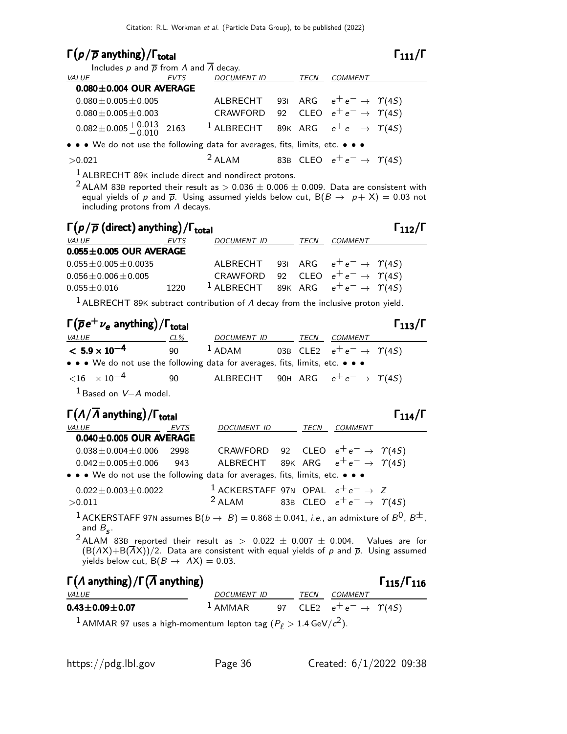## $\Gamma(p/\overline{p}\text{ anything})/\Gamma_{\text{total}}$ $\Gamma_{111}/\Gamma$

Includes $p$ and $\overline{p}$ from $\Lambda$ and $\overline{\Lambda}$ decay.

| VALUE | EVTS | DOCUMENT ID | | TECN | COMMENT |
|---|---|---|---|---|---|
| **0.080±0.004 OUR AVERAGE** | | | | | |
| $0.080 \pm 0.005 \pm 0.005$ | | ALBRECHT | 93I | ARG | $e^+e^- \to \Upsilon(4S)$ |
| $0.080 \pm 0.005 \pm 0.003$ | | CRAWFORD | 92 | CLEO | $e^+e^- \to \Upsilon(4S)$ |
| $0.082 \pm 0.005 ^{+0.013}_{-0.010}$ | 2163 | [1] ALBRECHT | 89K | ARG | $e^+e^- \to \Upsilon(4S)$ |
| • • • We do not use the following data for averages, fits, limits, etc. • • • | | | | | |
| $>0.021$ | | [2] ALAM | 83B | CLEO | $e^+e^- \to \Upsilon(4S)$ |

[1] ALBRECHT 89K include direct and nondirect protons.

[2] ALAM 83B reported their result as $> 0.036 \pm 0.006 \pm 0.009$. Data are consistent with equal yields of $p$ and $\overline{p}$. Using assumed yields below cut, $B(B \to p + X) = 0.03$ not including protons from $\Lambda$ decays.

## $\Gamma(p/\overline{p}\text{ (direct) anything})/\Gamma_{\text{total}}$ $\Gamma_{112}/\Gamma$

| VALUE | EVTS | DOCUMENT ID | | TECN | COMMENT |
|---|---|---|---|---|---|
| **0.055±0.005 OUR AVERAGE** | | | | | |
| $0.055 \pm 0.005 \pm 0.0035$ | | ALBRECHT | 93I | ARG | $e^+e^- \to \Upsilon(4S)$ |
| $0.056 \pm 0.006 \pm 0.005$ | | CRAWFORD | 92 | CLEO | $e^+e^- \to \Upsilon(4S)$ |
| $0.055 \pm 0.016$ | 1220 | [1] ALBRECHT | 89K | ARG | $e^+e^- \to \Upsilon(4S)$ |

[1] ALBRECHT 89K subtract contribution of $\Lambda$ decay from the inclusive proton yield.

## $\Gamma(\overline{p}e^+\nu_e\text{ anything})/\Gamma_{\text{total}}$ $\Gamma_{113}/\Gamma$

| VALUE | CL% | DOCUMENT ID | | TECN | COMMENT |
|---|---|---|---|---|---|
| $\mathbf{< 5.9 \times 10^{-4}}$ | 90 | [1] ADAM | 03B | CLE2 | $e^+e^- \to \Upsilon(4S)$ |
| • • • We do not use the following data for averages, fits, limits, etc. • • • | | | | | |
| $<16 \quad \times 10^{-4}$ | 90 | ALBRECHT | 90H | ARG | $e^+e^- \to \Upsilon(4S)$ |

[1] Based on $V{-}A$ model.

## $\Gamma(\Lambda/\overline{\Lambda}\text{ anything})/\Gamma_{\text{total}}$ $\Gamma_{114}/\Gamma$

| VALUE | EVTS | DOCUMENT ID | | TECN | COMMENT |
|---|---|---|---|---|---|
| **0.040±0.005 OUR AVERAGE** | | | | | |
| $0.038 \pm 0.004 \pm 0.006$ | 2998 | CRAWFORD | 92 | CLEO | $e^+e^- \to \Upsilon(4S)$ |
| $0.042 \pm 0.005 \pm 0.006$ | 943 | ALBRECHT | 89K | ARG | $e^+e^- \to \Upsilon(4S)$ |
| • • • We do not use the following data for averages, fits, limits, etc. • • • | | | | | |
| $0.022 \pm 0.003 \pm 0.0022$ | | [1] ACKERSTAFF | 97N | OPAL | $e^+e^- \to Z$ |
| $>0.011$ | | [2] ALAM | 83B | CLEO | $e^+e^- \to \Upsilon(4S)$ |

[1] ACKERSTAFF 97N assumes $B(b \to B) = 0.868 \pm 0.041$, *i.e.*, an admixture of $B^0$, $B^{\pm}$, and $B_s$.

[2] ALAM 83B reported their result as $> 0.022 \pm 0.007 \pm 0.004$. Values are for $(B(\Lambda X)+B(\overline{\Lambda}X))/2$. Data are consistent with equal yields of $p$ and $\overline{p}$. Using assumed yields below cut, $B(B \to \Lambda X) = 0.03$.

## $\Gamma(\Lambda\text{ anything})/\Gamma(\overline{\Lambda}\text{ anything})$ $\Gamma_{115}/\Gamma_{116}$

| VALUE | DOCUMENT ID | | TECN | COMMENT |
|---|---|---|---|---|
| **0.43±0.09±0.07** | [1] AMMAR | 97 | CLE2 | $e^+e^- \to \Upsilon(4S)$ |

[1] AMMAR 97 uses a high-momentum lepton tag ($P_\ell > 1.4\ \text{GeV}/c^2$).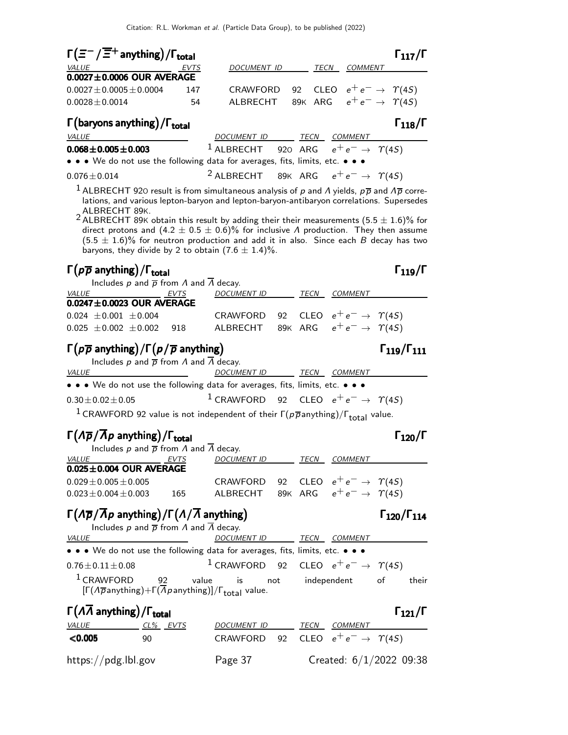### $\Gamma(\Xi^- / \overline{\Xi}^+ \text{anything})/\Gamma_{\text{total}}$ — $\Gamma_{117}/\Gamma$

| VALUE | EVTS | DOCUMENT ID | | TECN | COMMENT |
|---|---|---|---|---|---|
| **0.0027±0.0006 OUR AVERAGE** | | | | | |
| 0.0027±0.0005±0.0004 | 147 | CRAWFORD | 92 | CLEO | $e^+e^- \rightarrow \Upsilon(4S)$ |
| 0.0028±0.0014 | 54 | ALBRECHT | 89K | ARG | $e^+e^- \rightarrow \Upsilon(4S)$ |

### $\Gamma(\text{baryons anything})/\Gamma_{\text{total}}$ — $\Gamma_{118}/\Gamma$

| VALUE | DOCUMENT ID | | TECN | COMMENT |
|---|---|---|---|---|
| **0.068±0.005±0.003** | [1] ALBRECHT | 92O | ARG | $e^+e^- \rightarrow \Upsilon(4S)$ |
| • • • We do not use the following data for averages, fits, limits, etc. • • • | | | | |
| 0.076±0.014 | [2] ALBRECHT | 89K | ARG | $e^+e^- \rightarrow \Upsilon(4S)$ |

[1] ALBRECHT 92O result is from simultaneous analysis of $p$ and $\Lambda$ yields, $p\overline{p}$ and $\Lambda\overline{p}$ correlations, and various lepton-baryon and lepton-baryon-antibaryon correlations. Supersedes ALBRECHT 89K.

[2] ALBRECHT 89K obtain this result by adding their their measurements (5.5 ± 1.6)% for direct protons and (4.2 ± 0.5 ± 0.6)% for inclusive $\Lambda$ production. They then assume (5.5 ± 1.6)% for neutron production and add it in also. Since each $B$ decay has two baryons, they divide by 2 to obtain (7.6 ± 1.4)%.

### $\Gamma(p\overline{p} \text{ anything})/\Gamma_{\text{total}}$ — $\Gamma_{119}/\Gamma$

Includes $p$ and $\overline{p}$ from $\Lambda$ and $\overline{\Lambda}$ decay.

| VALUE | EVTS | DOCUMENT ID | | TECN | COMMENT |
|---|---|---|---|---|---|
| **0.0247±0.0023 OUR AVERAGE** | | | | | |
| 0.024 ±0.001 ±0.004 | | CRAWFORD | 92 | CLEO | $e^+e^- \rightarrow \Upsilon(4S)$ |
| 0.025 ±0.002 ±0.002 | 918 | ALBRECHT | 89K | ARG | $e^+e^- \rightarrow \Upsilon(4S)$ |

### $\Gamma(p\overline{p} \text{ anything})/\Gamma(p/\overline{p} \text{ anything})$ — $\Gamma_{119}/\Gamma_{111}$

Includes $p$ and $\overline{p}$ from $\Lambda$ and $\overline{\Lambda}$ decay.

| VALUE | DOCUMENT ID | | TECN | COMMENT |
|---|---|---|---|---|
| • • • We do not use the following data for averages, fits, limits, etc. • • • | | | | |
| 0.30±0.02±0.05 | [1] CRAWFORD | 92 | CLEO | $e^+e^- \rightarrow \Upsilon(4S)$ |

[1] CRAWFORD 92 value is not independent of their $\Gamma(p\overline{p}\text{anything})/\Gamma_{\text{total}}$ value.

### $\Gamma(\Lambda\overline{p}/\overline{\Lambda}p \text{ anything})/\Gamma_{\text{total}}$ — $\Gamma_{120}/\Gamma$

Includes $p$ and $\overline{p}$ from $\Lambda$ and $\overline{\Lambda}$ decay.

| VALUE | EVTS | DOCUMENT ID | | TECN | COMMENT |
|---|---|---|---|---|---|
| **0.025±0.004 OUR AVERAGE** | | | | | |
| 0.029±0.005±0.005 | | CRAWFORD | 92 | CLEO | $e^+e^- \rightarrow \Upsilon(4S)$ |
| 0.023±0.004±0.003 | 165 | ALBRECHT | 89K | ARG | $e^+e^- \rightarrow \Upsilon(4S)$ |

### $\Gamma(\Lambda\overline{p}/\overline{\Lambda}p \text{ anything})/\Gamma(\Lambda/\overline{\Lambda} \text{ anything})$ — $\Gamma_{120}/\Gamma_{114}$

Includes $p$ and $\overline{p}$ from $\Lambda$ and $\overline{\Lambda}$ decay.

| VALUE | DOCUMENT ID | | TECN | COMMENT |
|---|---|---|---|---|
| • • • We do not use the following data for averages, fits, limits, etc. • • • | | | | |
| 0.76±0.11±0.08 | [1] CRAWFORD | 92 | CLEO | $e^+e^- \rightarrow \Upsilon(4S)$ |

[1] CRAWFORD 92 value is not independent of their $[\Gamma(\Lambda\overline{p}\text{anything})+\Gamma(\overline{\Lambda}p\text{anything})]/\Gamma_{\text{total}}$ value.

### $\Gamma(\Lambda\overline{\Lambda} \text{ anything})/\Gamma_{\text{total}}$ — $\Gamma_{121}/\Gamma$

| VALUE | CL% | EVTS | DOCUMENT ID | | TECN | COMMENT |
|---|---|---|---|---|---|---|
| **<0.005** | 90 | | CRAWFORD | 92 | CLEO | $e^+e^- \rightarrow \Upsilon(4S)$ |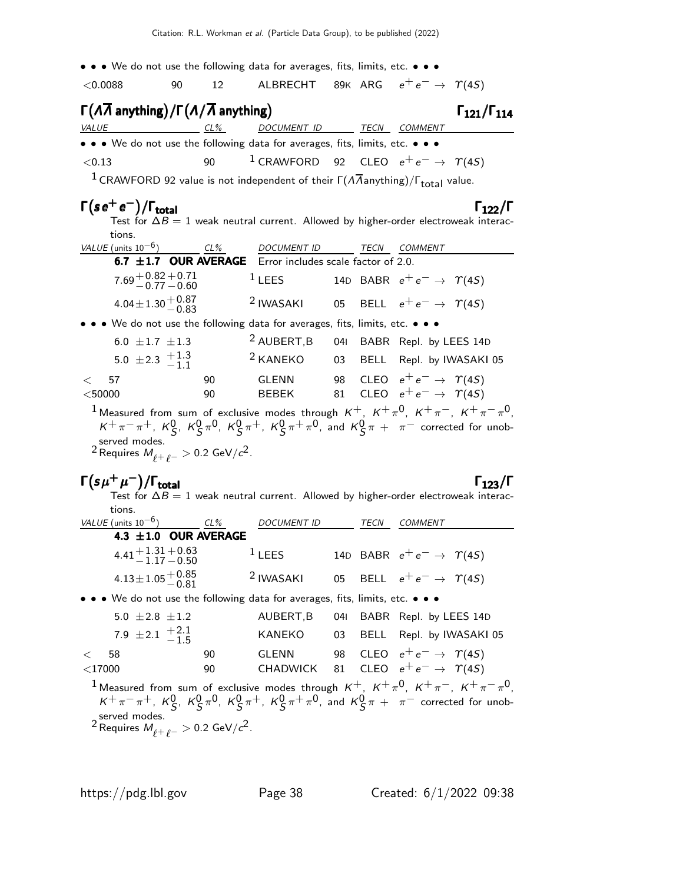• • • We do not use the following data for averages, fits, limits, etc. • • •

| | | | | | | |
|---|---|---|---|---|---|---|
| <0.0088 | 90 | 12 | ALBRECHT | 89K | ARG | $e^+e^- \rightarrow \Upsilon(4S)$ |

## $\Gamma(\Lambda\overline{\Lambda}\text{ anything})/\Gamma(\Lambda/\overline{\Lambda}\text{ anything})$ $\Gamma_{121}/\Gamma_{114}$

| VALUE | CL% | DOCUMENT ID | | TECN | COMMENT |
|---|---|---|---|---|---|
| • • • We do not use the following data for averages, fits, limits, etc. • • • | | | | | |
| <0.13 | 90 | [1] CRAWFORD | 92 | CLEO | $e^+e^- \rightarrow \Upsilon(4S)$ |

[1] CRAWFORD 92 value is not independent of their $\Gamma(\Lambda\overline{\Lambda}\text{anything})/\Gamma_{\text{total}}$ value.

## $\Gamma(se^+e^-)/\Gamma_{\text{total}}$ $\Gamma_{122}/\Gamma$

Test for $\Delta B = 1$ weak neutral current. Allowed by higher-order electroweak interactions.

| VALUE (units $10^{-6}$) | CL% | DOCUMENT ID | | TECN | COMMENT |
|---|---|---|---|---|---|
| **6.7 ±1.7 OUR AVERAGE** | | Error includes scale factor of 2.0. | | | |
| $7.69^{+0.82+0.71}_{-0.77-0.60}$ | | [1] LEES | 14D | BABR | $e^+e^- \rightarrow \Upsilon(4S)$ |
| $4.04\pm1.30^{+0.87}_{-0.83}$ | | [2] IWASAKI | 05 | BELL | $e^+e^- \rightarrow \Upsilon(4S)$ |
| • • • We do not use the following data for averages, fits, limits, etc. • • • | | | | | |
| $6.0 \pm1.7 \pm1.3$ | | [2] AUBERT,B | 04I | BABR | Repl. by LEES 14D |
| $5.0 \pm2.3 {}^{+1.3}_{-1.1}$ | | [2] KANEKO | 03 | BELL | Repl. by IWASAKI 05 |
| < 57 | 90 | GLENN | 98 | CLEO | $e^+e^- \rightarrow \Upsilon(4S)$ |
| <50000 | 90 | BEBEK | 81 | CLEO | $e^+e^- \rightarrow \Upsilon(4S)$ |

[1] Measured from sum of exclusive modes through $K^+$, $K^+\pi^0$, $K^+\pi^-$, $K^+\pi^-\pi^0$, $K^+\pi^-\pi^+$, $K^0_S$, $K^0_S\pi^0$, $K^0_S\pi^+$, $K^0_S\pi^+\pi^0$, and $K^0_S\pi + \pi^-$ corrected for unobserved modes.

[2] Requires $M_{\ell^+\ell^-} > 0.2$ GeV/$c^2$.

## $\Gamma(s\mu^+\mu^-)/\Gamma_{\text{total}}$ $\Gamma_{123}/\Gamma$

Test for $\Delta B = 1$ weak neutral current. Allowed by higher-order electroweak interactions.

| VALUE (units $10^{-6}$) | CL% | DOCUMENT ID | | TECN | COMMENT |
|---|---|---|---|---|---|
| **4.3 ±1.0 OUR AVERAGE** | | | | | |
| $4.41^{+1.31+0.63}_{-1.17-0.50}$ | | [1] LEES | 14D | BABR | $e^+e^- \rightarrow \Upsilon(4S)$ |
| $4.13\pm1.05^{+0.85}_{-0.81}$ | | [2] IWASAKI | 05 | BELL | $e^+e^- \rightarrow \Upsilon(4S)$ |
| • • • We do not use the following data for averages, fits, limits, etc. • • • | | | | | |
| $5.0 \pm2.8 \pm1.2$ | | AUBERT,B | 04I | BABR | Repl. by LEES 14D |
| $7.9 \pm2.1 {}^{+2.1}_{-1.5}$ | | KANEKO | 03 | BELL | Repl. by IWASAKI 05 |
| < 58 | 90 | GLENN | 98 | CLEO | $e^+e^- \rightarrow \Upsilon(4S)$ |
| <17000 | 90 | CHADWICK | 81 | CLEO | $e^+e^- \rightarrow \Upsilon(4S)$ |

[1] Measured from sum of exclusive modes through $K^+$, $K^+\pi^0$, $K^+\pi^-$, $K^+\pi^-\pi^0$, $K^+\pi^-\pi^+$, $K^0_S$, $K^0_S\pi^0$, $K^0_S\pi^+$, $K^0_S\pi^+\pi^0$, and $K^0_S\pi + \pi^-$ corrected for unobserved modes.

[2] Requires $M_{\ell^+\ell^-} > 0.2$ GeV/$c^2$.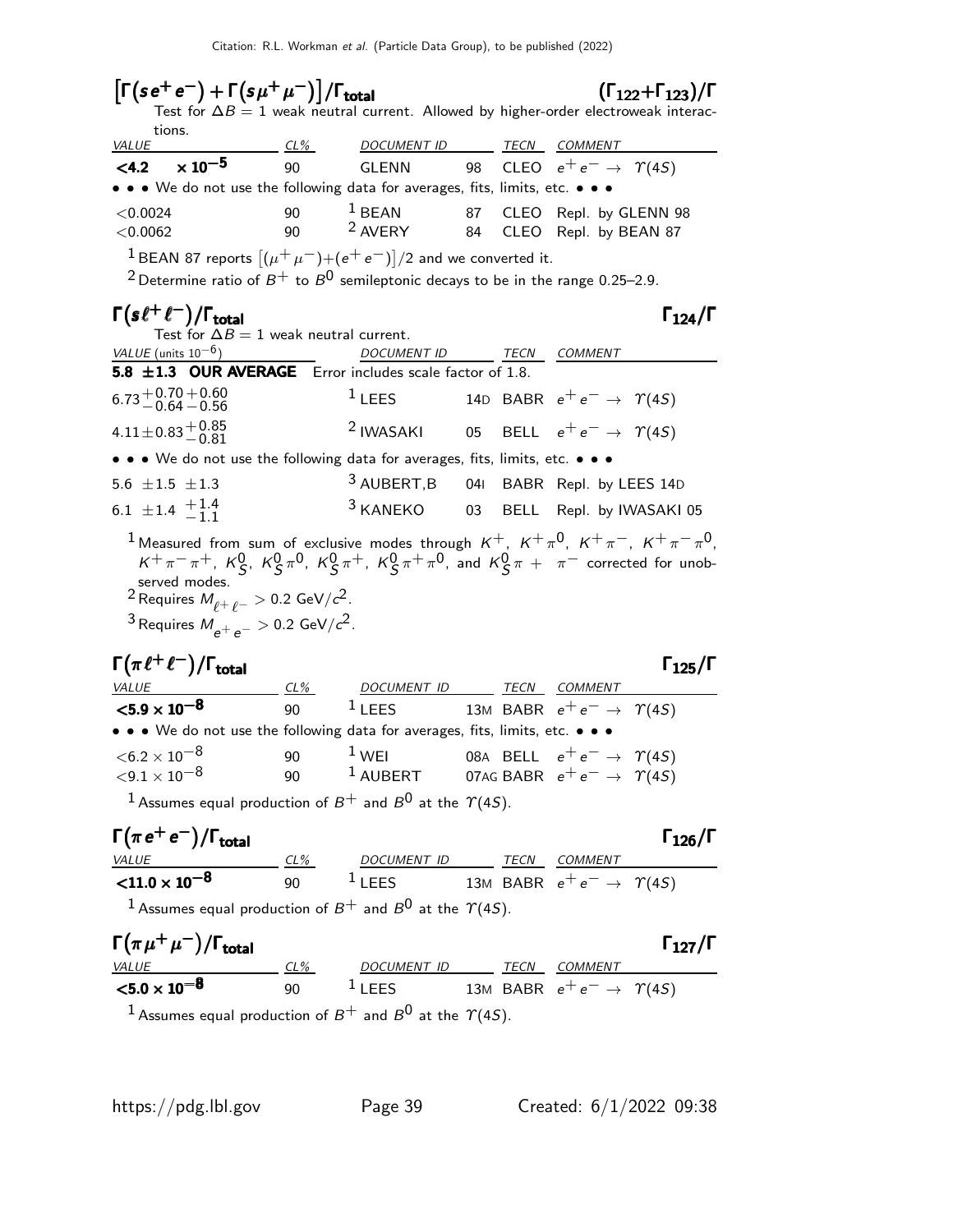## $\left[\Gamma(s e^+ e^-) + \Gamma(s \mu^+ \mu^-)\right]/\Gamma_{total}$ $\quad(\Gamma_{122}+\Gamma_{123})/\Gamma$

Test for $\Delta B = 1$ weak neutral current. Allowed by higher-order electroweak interactions.

| VALUE | CL% | DOCUMENT ID | | TECN | COMMENT |
|---|---|---|---|---|---|
| **<4.2 $\times 10^{-5}$** | 90 | GLENN | 98 | CLEO | $e^+ e^- \rightarrow \Upsilon(4S)$ |
| • • • We do not use the following data for averages, fits, limits, etc. • • • | | | | | |
| <0.0024 | 90 | [1] BEAN | 87 | CLEO | Repl. by GLENN 98 |
| <0.0062 | 90 | [2] AVERY | 84 | CLEO | Repl. by BEAN 87 |

[1] BEAN 87 reports $\left[(\mu^+\mu^-)+(e^+e^-)\right]/2$ and we converted it.

[2] Determine ratio of $B^+$ to $B^0$ semileptonic decays to be in the range 0.25–2.9.

## $\Gamma(s \ell^+ \ell^-)/\Gamma_{total}$ $\quad\Gamma_{124}/\Gamma$

Test for $\Delta B = 1$ weak neutral current.

| VALUE (units $10^{-6}$) | DOCUMENT ID | | TECN | COMMENT |
|---|---|---|---|---|
| **5.8 ±1.3 OUR AVERAGE** Error includes scale factor of 1.8. | | | | |
| $6.73^{+0.70}_{-0.64}{}^{+0.60}_{-0.56}$ | [1] LEES | 14D | BABR | $e^+ e^- \rightarrow \Upsilon(4S)$ |
| $4.11 \pm 0.83^{+0.85}_{-0.81}$ | [2] IWASAKI | 05 | BELL | $e^+ e^- \rightarrow \Upsilon(4S)$ |
| • • • We do not use the following data for averages, fits, limits, etc. • • • | | | | |
| $5.6 \pm 1.5 \pm 1.3$ | [3] AUBERT,B | 04I | BABR | Repl. by LEES 14D |
| $6.1 \pm 1.4 {}^{+1.4}_{-1.1}$ | [3] KANEKO | 03 | BELL | Repl. by IWASAKI 05 |

[1] Measured from sum of exclusive modes through $K^+$, $K^+\pi^0$, $K^+\pi^-$, $K^+\pi^-\pi^0$, $K^+\pi^-\pi^+$, $K^0_S$, $K^0_S\pi^0$, $K^0_S\pi^+$, $K^0_S\pi^+\pi^0$, and $K^0_S\pi + \pi^-$ corrected for unobserved modes.

[2] Requires $M_{\ell^+\ell^-} > 0.2$ GeV/$c^2$.

[3] Requires $M_{e^+e^-} > 0.2$ GeV/$c^2$.

## $\Gamma(\pi \ell^+ \ell^-)/\Gamma_{total}$ $\quad\Gamma_{125}/\Gamma$

| VALUE | CL% | DOCUMENT ID | | TECN | COMMENT |
|---|---|---|---|---|---|
| **<5.9 $\times 10^{-8}$** | 90 | [1] LEES | 13M | BABR | $e^+ e^- \rightarrow \Upsilon(4S)$ |
| • • • We do not use the following data for averages, fits, limits, etc. • • • | | | | | |
| <6.2 $\times 10^{-8}$ | 90 | [1] WEI | 08A | BELL | $e^+ e^- \rightarrow \Upsilon(4S)$ |
| <9.1 $\times 10^{-8}$ | 90 | [1] AUBERT | 07AG | BABR | $e^+ e^- \rightarrow \Upsilon(4S)$ |

[1] Assumes equal production of $B^+$ and $B^0$ at the $\Upsilon(4S)$.

## $\Gamma(\pi e^+ e^-)/\Gamma_{total}$ $\quad\Gamma_{126}/\Gamma$

| VALUE | CL% | DOCUMENT ID | | TECN | COMMENT |
|---|---|---|---|---|---|
| **<11.0 $\times 10^{-8}$** | 90 | [1] LEES | 13M | BABR | $e^+ e^- \rightarrow \Upsilon(4S)$ |

[1] Assumes equal production of $B^+$ and $B^0$ at the $\Upsilon(4S)$.

## $\Gamma(\pi \mu^+ \mu^-)/\Gamma_{total}$ $\quad\Gamma_{127}/\Gamma$

| VALUE | CL% | DOCUMENT ID | | TECN | COMMENT |
|---|---|---|---|---|---|
| **<5.0 $\times 10^{-8}$** | 90 | [1] LEES | 13M | BABR | $e^+ e^- \rightarrow \Upsilon(4S)$ |

[1] Assumes equal production of $B^+$ and $B^0$ at the $\Upsilon(4S)$.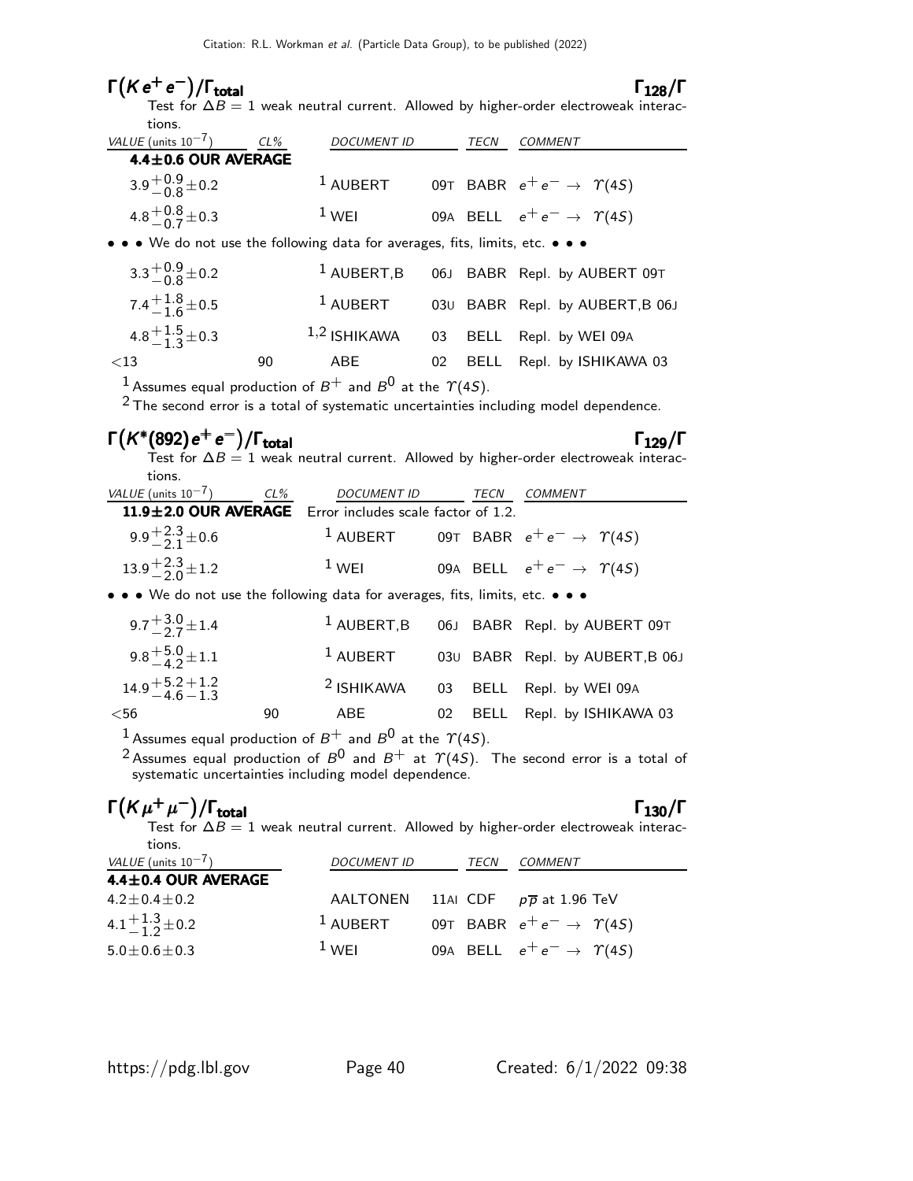### $\Gamma(K e^+ e^-)/\Gamma_{total}$ $\Gamma_{128}/\Gamma$

Test for $\Delta B = 1$ weak neutral current. Allowed by higher-order electroweak interactions.

| VALUE (units $10^{-7}$) | CL% | DOCUMENT ID | | TECN | COMMENT |
|---|---|---|---|---|---|
| **4.4±0.6 OUR AVERAGE** | | | | | |
| $3.9^{+0.9}_{-0.8}\pm0.2$ | | [1] AUBERT | 09T | BABR | $e^+e^- \to \Upsilon(4S)$ |
| $4.8^{+0.8}_{-0.7}\pm0.3$ | | [1] WEI | 09A | BELL | $e^+e^- \to \Upsilon(4S)$ |
| • • • We do not use the following data for averages, fits, limits, etc. • • • | | | | | |
| $3.3^{+0.9}_{-0.8}\pm0.2$ | | [1] AUBERT,B | 06J | BABR | Repl. by AUBERT 09T |
| $7.4^{+1.8}_{-1.6}\pm0.5$ | | [1] AUBERT | 03U | BABR | Repl. by AUBERT,B 06J |
| $4.8^{+1.5}_{-1.3}\pm0.3$ | | [1,2] ISHIKAWA | 03 | BELL | Repl. by WEI 09A |
| $<13$ | 90 | ABE | 02 | BELL | Repl. by ISHIKAWA 03 |

[1] Assumes equal production of $B^+$ and $B^0$ at the $\Upsilon(4S)$.

[2] The second error is a total of systematic uncertainties including model dependence.

### $\Gamma(K^*(892) e^+ e^-)/\Gamma_{total}$ $\Gamma_{129}/\Gamma$

Test for $\Delta B = 1$ weak neutral current. Allowed by higher-order electroweak interactions.

| VALUE (units $10^{-7}$) | CL% | DOCUMENT ID | | TECN | COMMENT |
|---|---|---|---|---|---|
| **11.9±2.0 OUR AVERAGE** | | Error includes scale factor of 1.2. | | | |
| $9.9^{+2.3}_{-2.1}\pm0.6$ | | [1] AUBERT | 09T | BABR | $e^+e^- \to \Upsilon(4S)$ |
| $13.9^{+2.3}_{-2.0}\pm1.2$ | | [1] WEI | 09A | BELL | $e^+e^- \to \Upsilon(4S)$ |
| • • • We do not use the following data for averages, fits, limits, etc. • • • | | | | | |
| $9.7^{+3.0}_{-2.7}\pm1.4$ | | [1] AUBERT,B | 06J | BABR | Repl. by AUBERT 09T |
| $9.8^{+5.0}_{-4.2}\pm1.1$ | | [1] AUBERT | 03U | BABR | Repl. by AUBERT,B 06J |
| $14.9^{+5.2}_{-4.6}{}^{+1.2}_{-1.3}$ | | [2] ISHIKAWA | 03 | BELL | Repl. by WEI 09A |
| $<56$ | 90 | ABE | 02 | BELL | Repl. by ISHIKAWA 03 |

[1] Assumes equal production of $B^+$ and $B^0$ at the $\Upsilon(4S)$.

[2] Assumes equal production of $B^0$ and $B^+$ at $\Upsilon(4S)$. The second error is a total of systematic uncertainties including model dependence.

### $\Gamma(K \mu^+ \mu^-)/\Gamma_{total}$ $\Gamma_{130}/\Gamma$

Test for $\Delta B = 1$ weak neutral current. Allowed by higher-order electroweak interactions.

| VALUE (units $10^{-7}$) | DOCUMENT ID | | TECN | COMMENT |
|---|---|---|---|---|
| **4.4±0.4 OUR AVERAGE** | | | | |
| $4.2\pm0.4\pm0.2$ | AALTONEN | 11AI | CDF | $p\overline{p}$ at 1.96 TeV |
| $4.1^{+1.3}_{-1.2}\pm0.2$ | [1] AUBERT | 09T | BABR | $e^+e^- \to \Upsilon(4S)$ |
| $5.0\pm0.6\pm0.3$ | [1] WEI | 09A | BELL | $e^+e^- \to \Upsilon(4S)$ |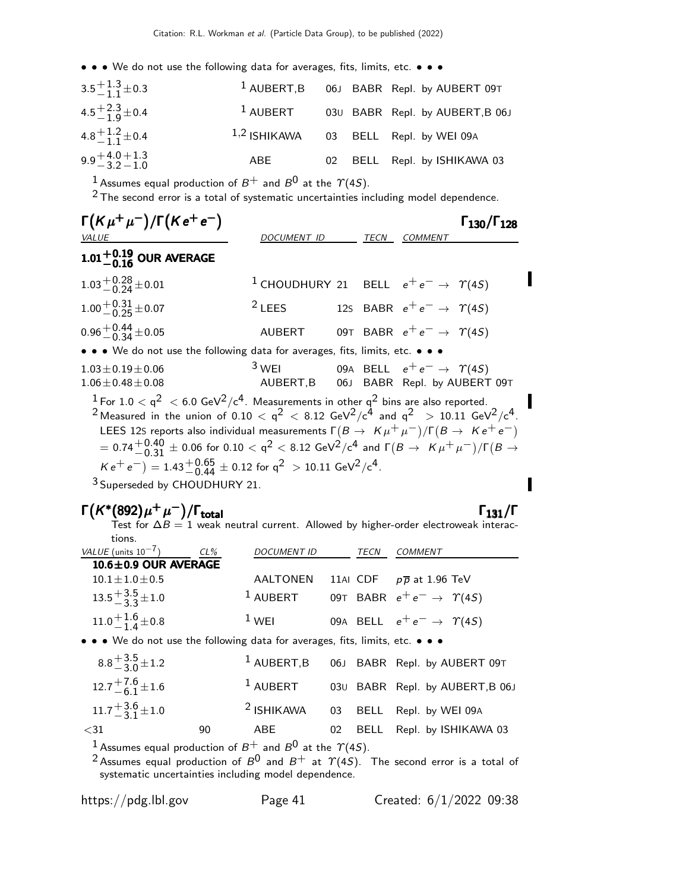• • • We do not use the following data for averages, fits, limits, etc. • • •

| | | | | |
|---|---|---|---|---|
| $3.5^{+1.3}_{-1.1}\pm0.3$ | [1] AUBERT,B | 06J | BABR | Repl. by AUBERT 09T |
| $4.5^{+2.3}_{-1.9}\pm0.4$ | [1] AUBERT | 03U | BABR | Repl. by AUBERT,B 06J |
| $4.8^{+1.2}_{-1.1}\pm0.4$ | [1,2] ISHIKAWA | 03 | BELL | Repl. by WEI 09A |
| $9.9^{+4.0}_{-3.2}{}^{+1.3}_{-1.0}$ | ABE | 02 | BELL | Repl. by ISHIKAWA 03 |

[1] Assumes equal production of $B^+$ and $B^0$ at the $\Upsilon(4S)$.

[2] The second error is a total of systematic uncertainties including model dependence.

## $\Gamma(K\mu^+\mu^-)/\Gamma(Ke^+e^-)$ — $\Gamma_{130}/\Gamma_{128}$

| VALUE | DOCUMENT ID | | TECN | COMMENT |
|---|---|---|---|---|
| **$1.01^{+0.19}_{-0.16}$ OUR AVERAGE** | | | | |
| $1.03^{+0.28}_{-0.24}\pm0.01$ | [1] CHOUDHURY | 21 | BELL | $e^+e^- \to \Upsilon(4S)$ |
| $1.00^{+0.31}_{-0.25}\pm0.07$ | [2] LEES | 12S | BABR | $e^+e^- \to \Upsilon(4S)$ |
| $0.96^{+0.44}_{-0.34}\pm0.05$ | AUBERT | 09T | BABR | $e^+e^- \to \Upsilon(4S)$ |
| • • • We do not use the following data for averages, fits, limits, etc. • • • | | | | |
| $1.03\pm0.19\pm0.06$ | [3] WEI | 09A | BELL | $e^+e^- \to \Upsilon(4S)$ |
| $1.06\pm0.48\pm0.08$ | AUBERT,B | 06J | BABR | Repl. by AUBERT 09T |

[1] For $1.0 < q^2 < 6.0$ GeV$^2$/c$^4$. Measurements in other $q^2$ bins are also reported.

[2] Measured in the union of $0.10 < q^2 < 8.12$ GeV$^2$/c$^4$ and $q^2 > 10.11$ GeV$^2$/c$^4$. LEES 12S reports also individual measurements $\Gamma(B \to K\mu^+\mu^-)/\Gamma(B \to Ke^+e^-) = 0.74^{+0.40}_{-0.31} \pm 0.06$ for $0.10 < q^2 < 8.12$ GeV$^2$/c$^4$ and $\Gamma(B \to K\mu^+\mu^-)/\Gamma(B \to Ke^+e^-) = 1.43^{+0.65}_{-0.44} \pm 0.12$ for $q^2 > 10.11$ GeV$^2$/c$^4$.

[3] Superseded by CHOUDHURY 21.

## $\Gamma(K^*(892)\mu^+\mu^-)/\Gamma_{\text{total}}$ — $\Gamma_{131}/\Gamma$

Test for $\Delta B = 1$ weak neutral current. Allowed by higher-order electroweak interactions.

| VALUE (units $10^{-7}$) | CL% | DOCUMENT ID | | TECN | COMMENT |
|---|---|---|---|---|---|
| **10.6±0.9 OUR AVERAGE** | | | | | |
| $10.1\pm1.0\pm0.5$ | | AALTONEN | 11AI | CDF | $p\overline{p}$ at 1.96 TeV |
| $13.5^{+3.5}_{-3.3}\pm1.0$ | | [1] AUBERT | 09T | BABR | $e^+e^- \to \Upsilon(4S)$ |
| $11.0^{+1.6}_{-1.4}\pm0.8$ | | [1] WEI | 09A | BELL | $e^+e^- \to \Upsilon(4S)$ |
| • • • We do not use the following data for averages, fits, limits, etc. • • • | | | | | |
| $8.8^{+3.5}_{-3.0}\pm1.2$ | | [1] AUBERT,B | 06J | BABR | Repl. by AUBERT 09T |
| $12.7^{+7.6}_{-6.1}\pm1.6$ | | [1] AUBERT | 03U | BABR | Repl. by AUBERT,B 06J |
| $11.7^{+3.6}_{-3.1}\pm1.0$ | | [2] ISHIKAWA | 03 | BELL | Repl. by WEI 09A |
| $<31$ | 90 | ABE | 02 | BELL | Repl. by ISHIKAWA 03 |

[1] Assumes equal production of $B^+$ and $B^0$ at the $\Upsilon(4S)$.

[2] Assumes equal production of $B^0$ and $B^+$ at $\Upsilon(4S)$. The second error is a total of systematic uncertainties including model dependence.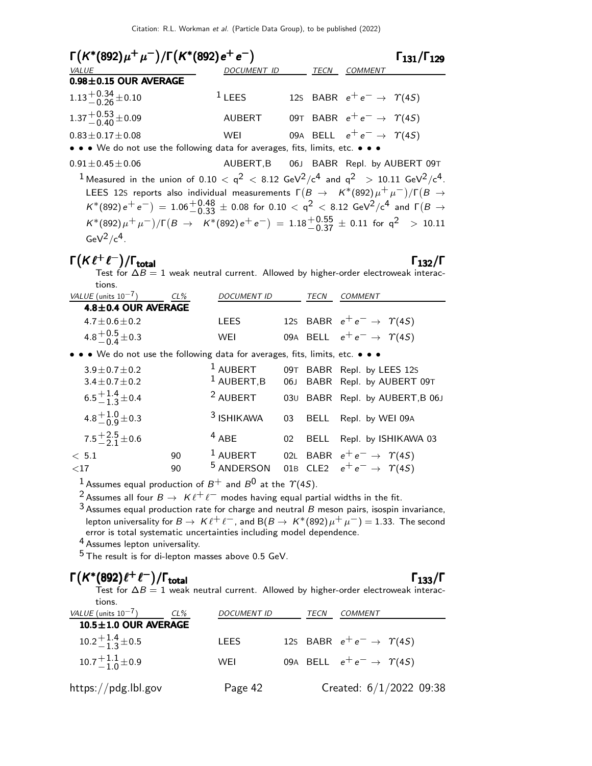### $\Gamma(K^*(892)\mu^+\mu^-)/\Gamma(K^*(892)e^+e^-)$ $\Gamma_{131}/\Gamma_{129}$

| VALUE | DOCUMENT ID | | TECN | COMMENT |
|---|---|---|---|---|
| **0.98±0.15 OUR AVERAGE** | | | | |
| $1.13^{+0.34}_{-0.26}\pm0.10$ | [1] LEES | 12S | BABR | $e^+e^- \rightarrow \Upsilon(4S)$ |
| $1.37^{+0.53}_{-0.40}\pm0.09$ | AUBERT | 09T | BABR | $e^+e^- \rightarrow \Upsilon(4S)$ |
| $0.83\pm0.17\pm0.08$ | WEI | 09A | BELL | $e^+e^- \rightarrow \Upsilon(4S)$ |
| • • • We do not use the following data for averages, fits, limits, etc. • • • | | | | |
| $0.91\pm0.45\pm0.06$ | AUBERT,B | 06J | BABR | Repl. by AUBERT 09T |

[1] Measured in the union of $0.10 < q^2 < 8.12$ GeV$^2$/c$^4$ and $q^2 > 10.11$ GeV$^2$/c$^4$. LEES 12S reports also individual measurements $\Gamma(B \rightarrow K^*(892)\mu^+\mu^-)/\Gamma(B \rightarrow K^*(892)e^+e^-) = 1.06^{+0.48}_{-0.33} \pm 0.08$ for $0.10 < q^2 < 8.12$ GeV$^2$/c$^4$ and $\Gamma(B \rightarrow K^*(892)\mu^+\mu^-)/\Gamma(B \rightarrow K^*(892)e^+e^-) = 1.18^{+0.55}_{-0.37} \pm 0.11$ for $q^2 > 10.11$ GeV$^2$/c$^4$.

### $\Gamma(K\ell^+\ell^-)/\Gamma_{\text{total}}$ $\Gamma_{132}/\Gamma$

Test for $\Delta B = 1$ weak neutral current. Allowed by higher-order electroweak interactions.

| VALUE (units $10^{-7}$) | CL% | DOCUMENT ID | | TECN | COMMENT |
|---|---|---|---|---|---|
| **4.8±0.4 OUR AVERAGE** | | | | | |
| $4.7\pm0.6\pm0.2$ | | LEES | 12S | BABR | $e^+e^- \rightarrow \Upsilon(4S)$ |
| $4.8^{+0.5}_{-0.4}\pm0.3$ | | WEI | 09A | BELL | $e^+e^- \rightarrow \Upsilon(4S)$ |
| • • • We do not use the following data for averages, fits, limits, etc. • • • | | | | | |
| $3.9\pm0.7\pm0.2$ | | [1] AUBERT | 09T | BABR | Repl. by LEES 12S |
| $3.4\pm0.7\pm0.2$ | | [1] AUBERT,B | 06J | BABR | Repl. by AUBERT 09T |
| $6.5^{+1.4}_{-1.3}\pm0.4$ | | [2] AUBERT | 03U | BABR | Repl. by AUBERT,B 06J |
| $4.8^{+1.0}_{-0.9}\pm0.3$ | | [3] ISHIKAWA | 03 | BELL | Repl. by WEI 09A |
| $7.5^{+2.5}_{-2.1}\pm0.6$ | | [4] ABE | 02 | BELL | Repl. by ISHIKAWA 03 |
| $< 5.1$ | 90 | [1] AUBERT | 02L | BABR | $e^+e^- \rightarrow \Upsilon(4S)$ |
| $<17$ | 90 | [5] ANDERSON | 01B | CLE2 | $e^+e^- \rightarrow \Upsilon(4S)$ |

[1] Assumes equal production of $B^+$ and $B^0$ at the $\Upsilon(4S)$.

[2] Assumes all four $B \rightarrow K\ell^+\ell^-$ modes having equal partial widths in the fit.

[3] Assumes equal production rate for charge and neutral $B$ meson pairs, isospin invariance, lepton universality for $B \rightarrow K\ell^+\ell^-$, and $B(B \rightarrow K^*(892)\mu^+\mu^-) = 1.33$. The second error is total systematic uncertainties including model dependence.

[4] Assumes lepton universality.

[5] The result is for di-lepton masses above 0.5 GeV.

### $\Gamma(K^*(892)\ell^+\ell^-)/\Gamma_{\text{total}}$ $\Gamma_{133}/\Gamma$

Test for $\Delta B = 1$ weak neutral current. Allowed by higher-order electroweak interactions.

| VALUE (units $10^{-7}$) | CL% | DOCUMENT ID | | TECN | COMMENT |
|---|---|---|---|---|---|
| **10.5±1.0 OUR AVERAGE** | | | | | |
| $10.2^{+1.4}_{-1.3}\pm0.5$ | | LEES | 12S | BABR | $e^+e^- \rightarrow \Upsilon(4S)$ |
| $10.7^{+1.1}_{-1.0}\pm0.9$ | | WEI | 09A | BELL | $e^+e^- \rightarrow \Upsilon(4S)$ |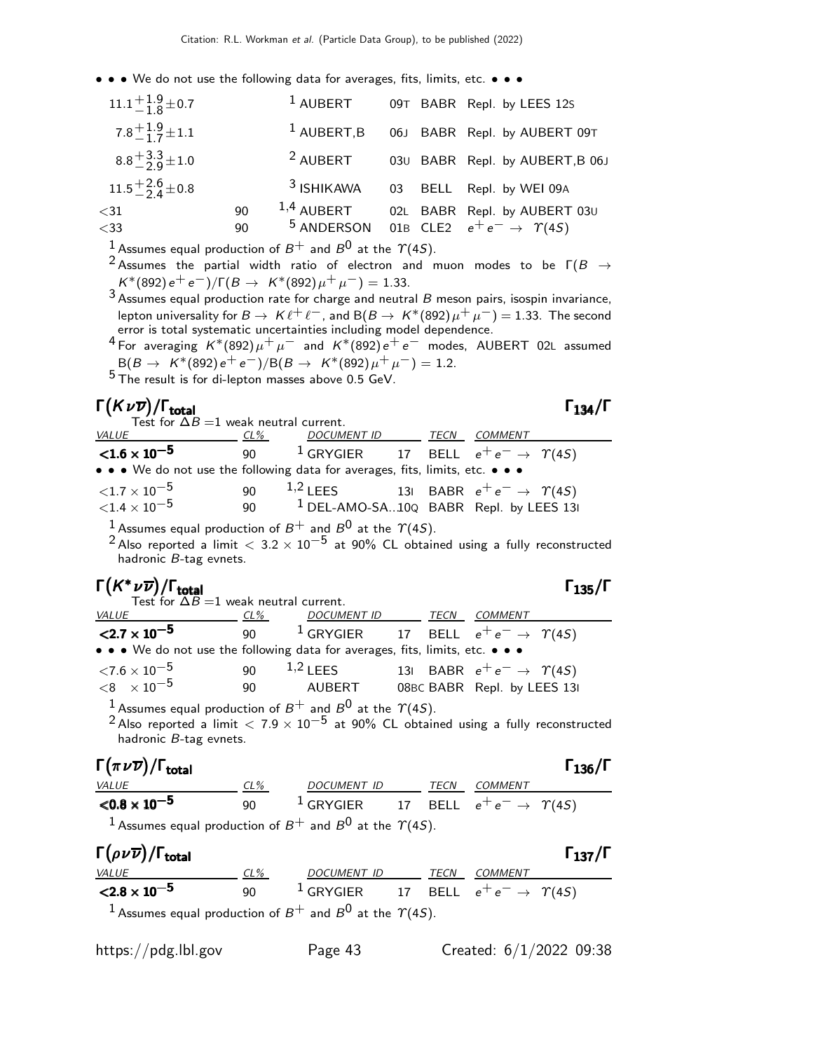• • • We do not use the following data for averages, fits, limits, etc. • • •

| VALUE | CL% | DOCUMENT ID | | TECN | COMMENT |
|---|---|---|---|---|---|
| $11.1^{+1.9}_{-1.8}\pm0.7$ | | [1] AUBERT | 09T | BABR | Repl. by LEES 12S |
| $7.8^{+1.9}_{-1.7}\pm1.1$ | | [1] AUBERT,B | 06J | BABR | Repl. by AUBERT 09T |
| $8.8^{+3.3}_{-2.9}\pm1.0$ | | [2] AUBERT | 03U | BABR | Repl. by AUBERT,B 06J |
| $11.5^{+2.6}_{-2.4}\pm0.8$ | | [3] ISHIKAWA | 03 | BELL | Repl. by WEI 09A |
| $<31$ | 90 | [1,4] AUBERT | 02L | BABR | Repl. by AUBERT 03U |
| $<33$ | 90 | [5] ANDERSON | 01B | CLE2 | $e^+e^- \to \Upsilon(4S)$ |

[1] Assumes equal production of $B^+$ and $B^0$ at the $\Upsilon(4S)$.

[2] Assumes the partial width ratio of electron and muon modes to be $\Gamma(B \to K^*(892)e^+e^-)/\Gamma(B \to K^*(892)\mu^+\mu^-) = 1.33$.

[3] Assumes equal production rate for charge and neutral $B$ meson pairs, isospin invariance, lepton universality for $B \to K\ell^+\ell^-$, and $B(B \to K^*(892)\mu^+\mu^-) = 1.33$. The second error is total systematic uncertainties including model dependence.

[4] For averaging $K^*(892)\mu^+\mu^-$ and $K^*(892)e^+e^-$ modes, AUBERT 02L assumed $B(B \to K^*(892)e^+e^-)/B(B \to K^*(892)\mu^+\mu^-) = 1.2$.

[5] The result is for di-lepton masses above 0.5 GeV.

## $\Gamma(K\nu\overline{\nu})/\Gamma_{\text{total}}$ $\quad\Gamma_{134}/\Gamma$

Test for $\Delta B = 1$ weak neutral current.

| VALUE | CL% | DOCUMENT ID | | TECN | COMMENT |
|---|---|---|---|---|---|
| $\mathbf{<1.6 \times 10^{-5}}$ | 90 | [1] GRYGIER | 17 | BELL | $e^+e^- \to \Upsilon(4S)$ |
| • • • We do not use the following data for averages, fits, limits, etc. • • • | | | | | |
| $<1.7 \times 10^{-5}$ | 90 | [1,2] LEES | 13I | BABR | $e^+e^- \to \Upsilon(4S)$ |
| $<1.4 \times 10^{-5}$ | 90 | [1] DEL-AMO-SA...10Q | | BABR | Repl. by LEES 13I |

[1] Assumes equal production of $B^+$ and $B^0$ at the $\Upsilon(4S)$.

[2] Also reported a limit $< 3.2 \times 10^{-5}$ at 90% CL obtained using a fully reconstructed hadronic $B$-tag evnets.

## $\Gamma(K^*\nu\overline{\nu})/\Gamma_{\text{total}}$ $\quad\Gamma_{135}/\Gamma$

Test for $\Delta B = 1$ weak neutral current.

| VALUE | CL% | DOCUMENT ID | | TECN | COMMENT |
|---|---|---|---|---|---|
| $\mathbf{<2.7 \times 10^{-5}}$ | 90 | [1] GRYGIER | 17 | BELL | $e^+e^- \to \Upsilon(4S)$ |
| • • • We do not use the following data for averages, fits, limits, etc. • • • | | | | | |
| $<7.6 \times 10^{-5}$ | 90 | [1,2] LEES | 13I | BABR | $e^+e^- \to \Upsilon(4S)$ |
| $<8 \quad \times 10^{-5}$ | 90 | AUBERT | 08BC | BABR | Repl. by LEES 13I |

[1] Assumes equal production of $B^+$ and $B^0$ at the $\Upsilon(4S)$.

[2] Also reported a limit $< 7.9 \times 10^{-5}$ at 90% CL obtained using a fully reconstructed hadronic $B$-tag evnets.

## $\Gamma(\pi\nu\overline{\nu})/\Gamma_{\text{total}}$ $\quad\Gamma_{136}/\Gamma$

| VALUE | CL% | DOCUMENT ID | | TECN | COMMENT |
|---|---|---|---|---|---|
| $\mathbf{<0.8 \times 10^{-5}}$ | 90 | [1] GRYGIER | 17 | BELL | $e^+e^- \to \Upsilon(4S)$ |

[1] Assumes equal production of $B^+$ and $B^0$ at the $\Upsilon(4S)$.

## $\Gamma(\rho\nu\overline{\nu})/\Gamma_{\text{total}}$ $\quad\Gamma_{137}/\Gamma$

| VALUE | CL% | DOCUMENT ID | | TECN | COMMENT |
|---|---|---|---|---|---|
| $\mathbf{<2.8 \times 10^{-5}}$ | 90 | [1] GRYGIER | 17 | BELL | $e^+e^- \to \Upsilon(4S)$ |

[1] Assumes equal production of $B^+$ and $B^0$ at the $\Upsilon(4S)$.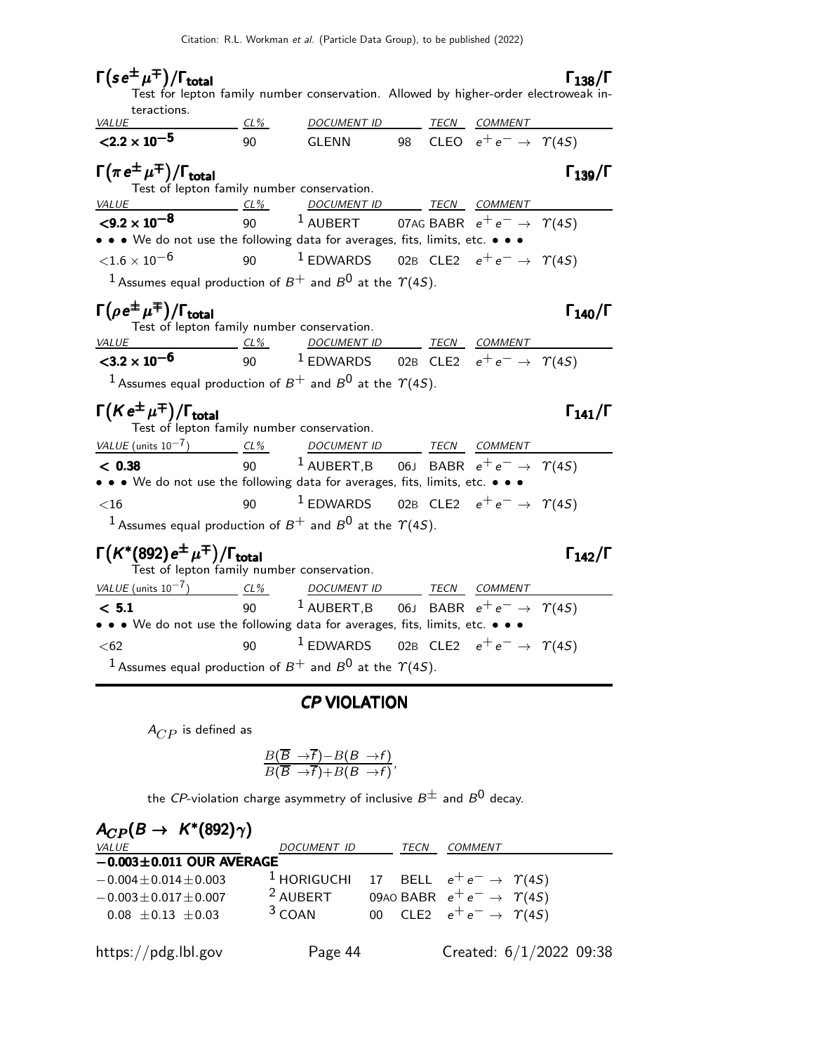### $\Gamma(s e^{\pm} \mu^{\mp})/\Gamma_{\text{total}}$ — $\Gamma_{138}/\Gamma$

Test for lepton family number conservation. Allowed by higher-order electroweak interactions.

| VALUE | CL% | DOCUMENT ID | | TECN | COMMENT |
|---|---|---|---|---|---|
| **$<2.2 \times 10^{-5}$** | 90 | GLENN | 98 | CLEO | $e^+ e^- \rightarrow \Upsilon(4S)$ |

### $\Gamma(\pi e^{\pm} \mu^{\mp})/\Gamma_{\text{total}}$ — $\Gamma_{139}/\Gamma$

Test of lepton family number conservation.

| VALUE | CL% | DOCUMENT ID | | TECN | COMMENT |
|---|---|---|---|---|---|
| **$<9.2 \times 10^{-8}$** | 90 | [1] AUBERT | 07AG | BABR | $e^+ e^- \rightarrow \Upsilon(4S)$ |
| • • • We do not use the following data for averages, fits, limits, etc. • • • | | | | | |
| $<1.6 \times 10^{-6}$ | 90 | [1] EDWARDS | 02B | CLE2 | $e^+ e^- \rightarrow \Upsilon(4S)$ |

[1] Assumes equal production of $B^+$ and $B^0$ at the $\Upsilon(4S)$.

### $\Gamma(\rho e^{\pm} \mu^{\mp})/\Gamma_{\text{total}}$ — $\Gamma_{140}/\Gamma$

Test of lepton family number conservation.

| VALUE | CL% | DOCUMENT ID | | TECN | COMMENT |
|---|---|---|---|---|---|
| **$<3.2 \times 10^{-6}$** | 90 | [1] EDWARDS | 02B | CLE2 | $e^+ e^- \rightarrow \Upsilon(4S)$ |

[1] Assumes equal production of $B^+$ and $B^0$ at the $\Upsilon(4S)$.

### $\Gamma(K e^{\pm} \mu^{\mp})/\Gamma_{\text{total}}$ — $\Gamma_{141}/\Gamma$

Test of lepton family number conservation.

| VALUE (units $10^{-7}$) | CL% | DOCUMENT ID | | TECN | COMMENT |
|---|---|---|---|---|---|
| **< 0.38** | 90 | [1] AUBERT,B | 06J | BABR | $e^+ e^- \rightarrow \Upsilon(4S)$ |
| • • • We do not use the following data for averages, fits, limits, etc. • • • | | | | | |
| $<16$ | 90 | [1] EDWARDS | 02B | CLE2 | $e^+ e^- \rightarrow \Upsilon(4S)$ |

[1] Assumes equal production of $B^+$ and $B^0$ at the $\Upsilon(4S)$.

### $\Gamma(K^*(892) e^{\pm} \mu^{\mp})/\Gamma_{\text{total}}$ — $\Gamma_{142}/\Gamma$

Test of lepton family number conservation.

| VALUE (units $10^{-7}$) | CL% | DOCUMENT ID | | TECN | COMMENT |
|---|---|---|---|---|---|
| **< 5.1** | 90 | [1] AUBERT,B | 06J | BABR | $e^+ e^- \rightarrow \Upsilon(4S)$ |
| • • • We do not use the following data for averages, fits, limits, etc. • • • | | | | | |
| $<62$ | 90 | [1] EDWARDS | 02B | CLE2 | $e^+ e^- \rightarrow \Upsilon(4S)$ |

[1] Assumes equal production of $B^+$ and $B^0$ at the $\Upsilon(4S)$.

## *CP* VIOLATION

$A_{CP}$ is defined as

$$\frac{B(\overline{B} \rightarrow \overline{f}) - B(B \rightarrow f)}{B(\overline{B} \rightarrow \overline{f}) + B(B \rightarrow f)},$$

the *CP*-violation charge asymmetry of inclusive $B^{\pm}$ and $B^0$ decay.

### $A_{CP}(B \rightarrow K^*(892)\gamma)$

| VALUE | DOCUMENT ID | | TECN | COMMENT |
|---|---|---|---|---|
| **$-0.003 \pm 0.011$ OUR AVERAGE** | | | | |
| $-0.004 \pm 0.014 \pm 0.003$ | [1] HORIGUCHI | 17 | BELL | $e^+ e^- \rightarrow \Upsilon(4S)$ |
| $-0.003 \pm 0.017 \pm 0.007$ | [2] AUBERT | 09AO | BABR | $e^+ e^- \rightarrow \Upsilon(4S)$ |
| $0.08 \ \pm 0.13 \ \pm 0.03$ | [3] COAN | 00 | CLE2 | $e^+ e^- \rightarrow \Upsilon(4S)$ |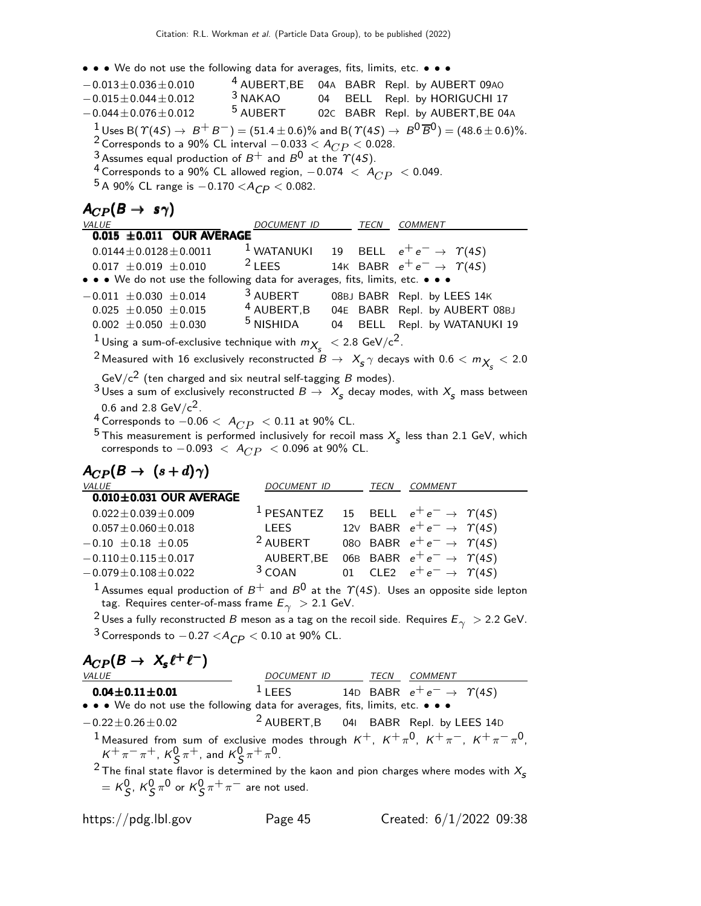• • • We do not use the following data for averages, fits, limits, etc. • • •

| VALUE | DOCUMENT ID | | TECN | COMMENT |
|---|---|---|---|---|
| $-0.013 \pm 0.036 \pm 0.010$ | [4] AUBERT,BE | 04A | BABR | Repl. by AUBERT 09AO |
| $-0.015 \pm 0.044 \pm 0.012$ | [3] NAKAO | 04 | BELL | Repl. by HORIGUCHI 17 |
| $-0.044 \pm 0.076 \pm 0.012$ | [5] AUBERT | 02C | BABR | Repl. by AUBERT,BE 04A |

[1] Uses B($\Upsilon(4S) \rightarrow B^+ B^-$) = $(51.4 \pm 0.6)$% and B($\Upsilon(4S) \rightarrow B^0 \overline{B}^0$) = $(48.6 \pm 0.6)$%.

[2] Corresponds to a 90% CL interval $-0.033 < A_{CP} < 0.028$.

[3] Assumes equal production of $B^+$ and $B^0$ at the $\Upsilon(4S)$.

[4] Corresponds to a 90% CL allowed region, $-0.074 < A_{CP} < 0.049$.

[5] A 90% CL range is $-0.170 < A_{CP} < 0.082$.

## $A_{CP}(B \rightarrow s\gamma)$

| VALUE | DOCUMENT ID | | TECN | COMMENT |
|---|---|---|---|---|
| **$0.015 \pm 0.011$ OUR AVERAGE** | | | | |
| $0.0144 \pm 0.0128 \pm 0.0011$ | [1] WATANUKI | 19 | BELL | $e^+ e^- \rightarrow \Upsilon(4S)$ |
| $0.017 \pm 0.019 \pm 0.010$ | [2] LEES | 14K | BABR | $e^+ e^- \rightarrow \Upsilon(4S)$ |
| • • • We do not use the following data for averages, fits, limits, etc. • • • | | | | |
| $-0.011 \pm 0.030 \pm 0.014$ | [3] AUBERT | 08BJ | BABR | Repl. by LEES 14K |
| $0.025 \pm 0.050 \pm 0.015$ | [4] AUBERT,B | 04E | BABR | Repl. by AUBERT 08BJ |
| $0.002 \pm 0.050 \pm 0.030$ | [5] NISHIDA | 04 | BELL | Repl. by WATANUKI 19 |

[1] Using a sum-of-exclusive technique with $m_{X_s} < 2.8$ GeV/c$^2$.

[2] Measured with 16 exclusively reconstructed $B \rightarrow X_s \gamma$ decays with $0.6 < m_{X_s} < 2.0$ GeV/c$^2$ (ten charged and six neutral self-tagging $B$ modes).

[3] Uses a sum of exclusively reconstructed $B \rightarrow X_s$ decay modes, with $X_s$ mass between 0.6 and 2.8 GeV/c$^2$.

[4] Corresponds to $-0.06 < A_{CP} < 0.11$ at 90% CL.

[5] This measurement is performed inclusively for recoil mass $X_s$ less than 2.1 GeV, which corresponds to $-0.093 < A_{CP} < 0.096$ at 90% CL.

## $A_{CP}(B \rightarrow (s+d)\gamma)$

| VALUE | DOCUMENT ID | | TECN | COMMENT |
|---|---|---|---|---|
| **$0.010 \pm 0.031$ OUR AVERAGE** | | | | |
| $0.022 \pm 0.039 \pm 0.009$ | [1] PESANTEZ | 15 | BELL | $e^+ e^- \rightarrow \Upsilon(4S)$ |
| $0.057 \pm 0.060 \pm 0.018$ | LEES | 12V | BABR | $e^+ e^- \rightarrow \Upsilon(4S)$ |
| $-0.10 \pm 0.18 \pm 0.05$ | [2] AUBERT | 08O | BABR | $e^+ e^- \rightarrow \Upsilon(4S)$ |
| $-0.110 \pm 0.115 \pm 0.017$ | AUBERT,BE | 06B | BABR | $e^+ e^- \rightarrow \Upsilon(4S)$ |
| $-0.079 \pm 0.108 \pm 0.022$ | [3] COAN | 01 | CLE2 | $e^+ e^- \rightarrow \Upsilon(4S)$ |

[1] Assumes equal production of $B^+$ and $B^0$ at the $\Upsilon(4S)$. Uses an opposite side lepton tag. Requires center-of-mass frame $E_\gamma > 2.1$ GeV.

[2] Uses a fully reconstructed $B$ meson as a tag on the recoil side. Requires $E_\gamma > 2.2$ GeV.

[3] Corresponds to $-0.27 < A_{CP} < 0.10$ at 90% CL.

## $A_{CP}(B \rightarrow X_s \ell^+ \ell^-)$

| VALUE | DOCUMENT ID | | TECN | COMMENT |
|---|---|---|---|---|
| **$0.04 \pm 0.11 \pm 0.01$** | [1] LEES | 14D | BABR | $e^+ e^- \rightarrow \Upsilon(4S)$ |
| • • • We do not use the following data for averages, fits, limits, etc. • • • | | | | |
| $-0.22 \pm 0.26 \pm 0.02$ | [2] AUBERT,B | 04I | BABR | Repl. by LEES 14D |

[1] Measured from sum of exclusive modes through $K^+$, $K^+ \pi^0$, $K^+ \pi^-$, $K^+ \pi^- \pi^0$, $K^+ \pi^- \pi^+$, $K^0_S \pi^+$, and $K^0_S \pi^+ \pi^0$.

[2] The final state flavor is determined by the kaon and pion charges where modes with $X_s = K^0_S$, $K^0_S \pi^0$ or $K^0_S \pi^+ \pi^-$ are not used.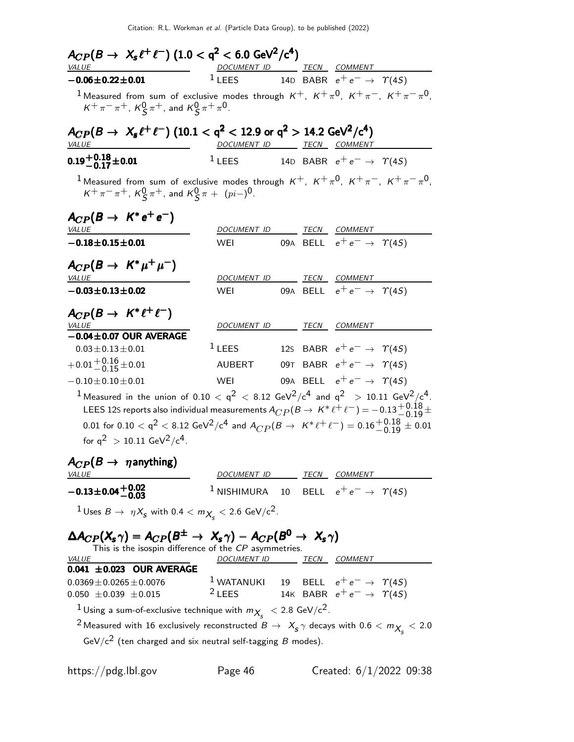### $A_{CP}(B \to X_s \ell^+ \ell^-)$ $(1.0 < q^2 < 6.0$ GeV$^2$/c$^4)$

| VALUE | DOCUMENT ID | | TECN | COMMENT |
|---|---|---|---|---|
| **$-0.06 \pm 0.22 \pm 0.01$** | [1] LEES | 14D | BABR | $e^+ e^- \to \Upsilon(4S)$ |

[1] Measured from sum of exclusive modes through $K^+$, $K^+\pi^0$, $K^+\pi^-$, $K^+\pi^-\pi^0$, $K^+\pi^-\pi^+$, $K^0_S\pi^+$, and $K^0_S\pi^+\pi^0$.

### $A_{CP}(B \to X_s \ell^+ \ell^-)$ $(10.1 < q^2 < 12.9$ or $q^2 > 14.2$ GeV$^2$/c$^4)$

| VALUE | DOCUMENT ID | | TECN | COMMENT |
|---|---|---|---|---|
| **$0.19^{+0.18}_{-0.17} \pm 0.01$** | [1] LEES | 14D | BABR | $e^+ e^- \to \Upsilon(4S)$ |

[1] Measured from sum of exclusive modes through $K^+$, $K^+\pi^0$, $K^+\pi^-$, $K^+\pi^-\pi^0$, $K^+\pi^-\pi^+$, $K^0_S\pi^+$, and $K^0_S\pi +$ $(pi-)^0$.

### $A_{CP}(B \to K^* e^+ e^-)$

| VALUE | DOCUMENT ID | | TECN | COMMENT |
|---|---|---|---|---|
| **$-0.18 \pm 0.15 \pm 0.01$** | WEI | 09A | BELL | $e^+ e^- \to \Upsilon(4S)$ |

### $A_{CP}(B \to K^* \mu^+ \mu^-)$

| VALUE | DOCUMENT ID | | TECN | COMMENT |
|---|---|---|---|---|
| **$-0.03 \pm 0.13 \pm 0.02$** | WEI | 09A | BELL | $e^+ e^- \to \Upsilon(4S)$ |

### $A_{CP}(B \to K^* \ell^+ \ell^-)$

| VALUE | DOCUMENT ID | | TECN | COMMENT |
|---|---|---|---|---|
| **$-0.04 \pm 0.07$ OUR AVERAGE** | | | | |
| $0.03 \pm 0.13 \pm 0.01$ | [1] LEES | 12S | BABR | $e^+ e^- \to \Upsilon(4S)$ |
| $+0.01^{+0.16}_{-0.15} \pm 0.01$ | AUBERT | 09T | BABR | $e^+ e^- \to \Upsilon(4S)$ |
| $-0.10 \pm 0.10 \pm 0.01$ | WEI | 09A | BELL | $e^+ e^- \to \Upsilon(4S)$ |

[1] Measured in the union of $0.10 < q^2 < 8.12$ GeV$^2$/c$^4$ and $q^2 > 10.11$ GeV$^2$/c$^4$. LEES 12S reports also individual measurements $A_{CP}(B \to K^* \ell^+ \ell^-) = -0.13^{+0.18}_{-0.19} \pm 0.01$ for $0.10 < q^2 < 8.12$ GeV$^2$/c$^4$ and $A_{CP}(B \to K^* \ell^+ \ell^-) = 0.16^{+0.18}_{-0.19} \pm 0.01$ for $q^2 > 10.11$ GeV$^2$/c$^4$.

### $A_{CP}(B \to \eta \text{anything})$

| VALUE | DOCUMENT ID | | TECN | COMMENT |
|---|---|---|---|---|
| **$-0.13 \pm 0.04^{+0.02}_{-0.03}$** | [1] NISHIMURA | 10 | BELL | $e^+ e^- \to \Upsilon(4S)$ |

[1] Uses $B \to \eta X_s$ with $0.4 < m_{X_s} < 2.6$ GeV/c$^2$.

### $\Delta A_{CP}(X_s \gamma) = A_{CP}(B^\pm \to X_s \gamma) - A_{CP}(B^0 \to X_s \gamma)$

This is the isospin difference of the $CP$ asymmetries.

| VALUE | DOCUMENT ID | | TECN | COMMENT |
|---|---|---|---|---|
| **$0.041 \pm 0.023$ OUR AVERAGE** | | | | |
| $0.0369 \pm 0.0265 \pm 0.0076$ | [1] WATANUKI | 19 | BELL | $e^+ e^- \to \Upsilon(4S)$ |
| $0.050 \pm 0.039 \pm 0.015$ | [2] LEES | 14K | BABR | $e^+ e^- \to \Upsilon(4S)$ |

[1] Using a sum-of-exclusive technique with $m_{X_s} < 2.8$ GeV/c$^2$.

[2] Measured with 16 exclusively reconstructed $B \to X_s \gamma$ decays with $0.6 < m_{X_s} < 2.0$ GeV/c$^2$ (ten charged and six neutral self-tagging $B$ modes).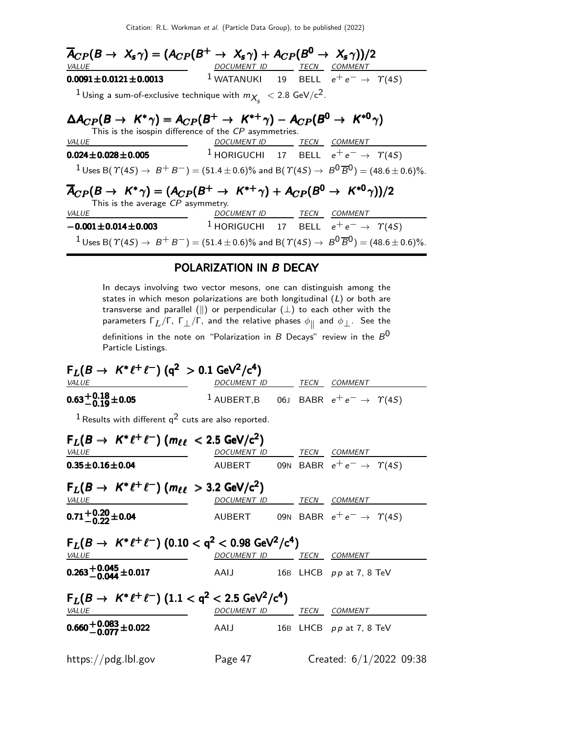### $\overline{A}_{CP}(B \to X_s\gamma) = (A_{CP}(B^+ \to X_s\gamma) + A_{CP}(B^0 \to X_s\gamma))/2$

| VALUE | DOCUMENT ID | | TECN | COMMENT |
|---|---|---|---|---|
| **$0.0091 \pm 0.0121 \pm 0.0013$** | [1] WATANUKI | 19 | BELL | $e^+e^- \to \Upsilon(4S)$ |

[1] Using a sum-of-exclusive technique with $m_{X_s} < 2.8$ GeV/$c^2$.

### $\Delta A_{CP}(B \to K^*\gamma) = A_{CP}(B^+ \to K^{*+}\gamma) - A_{CP}(B^0 \to K^{*0}\gamma)$

This is the isospin difference of the $CP$ asymmetries.

| VALUE | DOCUMENT ID | | TECN | COMMENT |
|---|---|---|---|---|
| **$0.024 \pm 0.028 \pm 0.005$** | [1] HORIGUCHI | 17 | BELL | $e^+e^- \to \Upsilon(4S)$ |

[1] Uses B($\Upsilon(4S) \to B^+B^-$) = $(51.4 \pm 0.6)$% and B($\Upsilon(4S) \to B^0\overline{B}^0$) = $(48.6 \pm 0.6)$%.

### $\overline{A}_{CP}(B \to K^*\gamma) = (A_{CP}(B^+ \to K^{*+}\gamma) + A_{CP}(B^0 \to K^{*0}\gamma))/2$

This is the average $CP$ asymmetry.

| VALUE | DOCUMENT ID | | TECN | COMMENT |
|---|---|---|---|---|
| **$-0.001 \pm 0.014 \pm 0.003$** | [1] HORIGUCHI | 17 | BELL | $e^+e^- \to \Upsilon(4S)$ |

[1] Uses B($\Upsilon(4S) \to B^+B^-$) = $(51.4 \pm 0.6)$% and B($\Upsilon(4S) \to B^0\overline{B}^0$) = $(48.6 \pm 0.6)$%.

## POLARIZATION IN $B$ DECAY

In decays involving two vector mesons, one can distinguish among the states in which meson polarizations are both longitudinal ($L$) or both are transverse and parallel ($\parallel$) or perpendicular ($\perp$) to each other with the parameters $\Gamma_L/\Gamma$, $\Gamma_\perp/\Gamma$, and the relative phases $\phi_\parallel$ and $\phi_\perp$. See the definitions in the note on "Polarization in $B$ Decays" review in the $B^0$ Particle Listings.

### $F_L(B \to K^*\ell^+\ell^-)$ ($q^2 > 0.1$ GeV$^2$/$c^4$)

| VALUE | DOCUMENT ID | | TECN | COMMENT |
|---|---|---|---|---|
| **$0.63^{+0.18}_{-0.19} \pm 0.05$** | [1] AUBERT,B | 06J | BABR | $e^+e^- \to \Upsilon(4S)$ |

[1] Results with different $q^2$ cuts are also reported.

### $F_L(B \to K^*\ell^+\ell^-)$ ($m_{\ell\ell} < 2.5$ GeV/$c^2$)

| VALUE | DOCUMENT ID | | TECN | COMMENT |
|---|---|---|---|---|
| **$0.35 \pm 0.16 \pm 0.04$** | AUBERT | 09N | BABR | $e^+e^- \to \Upsilon(4S)$ |

### $F_L(B \to K^*\ell^+\ell^-)$ ($m_{\ell\ell} > 3.2$ GeV/$c^2$)

| VALUE | DOCUMENT ID | | TECN | COMMENT |
|---|---|---|---|---|
| **$0.71^{+0.20}_{-0.22} \pm 0.04$** | AUBERT | 09N | BABR | $e^+e^- \to \Upsilon(4S)$ |

### $F_L(B \to K^*\ell^+\ell^-)$ ($0.10 < q^2 < 0.98$ GeV$^2$/$c^4$)

| VALUE | DOCUMENT ID | | TECN | COMMENT |
|---|---|---|---|---|
| **$0.263^{+0.045}_{-0.044} \pm 0.017$** | AAIJ | 16B | LHCB | $pp$ at 7, 8 TeV |

### $F_L(B \to K^*\ell^+\ell^-)$ ($1.1 < q^2 < 2.5$ GeV$^2$/$c^4$)

| VALUE | DOCUMENT ID | | TECN | COMMENT |
|---|---|---|---|---|
| **$0.660^{+0.083}_{-0.077} \pm 0.022$** | AAIJ | 16B | LHCB | $pp$ at 7, 8 TeV |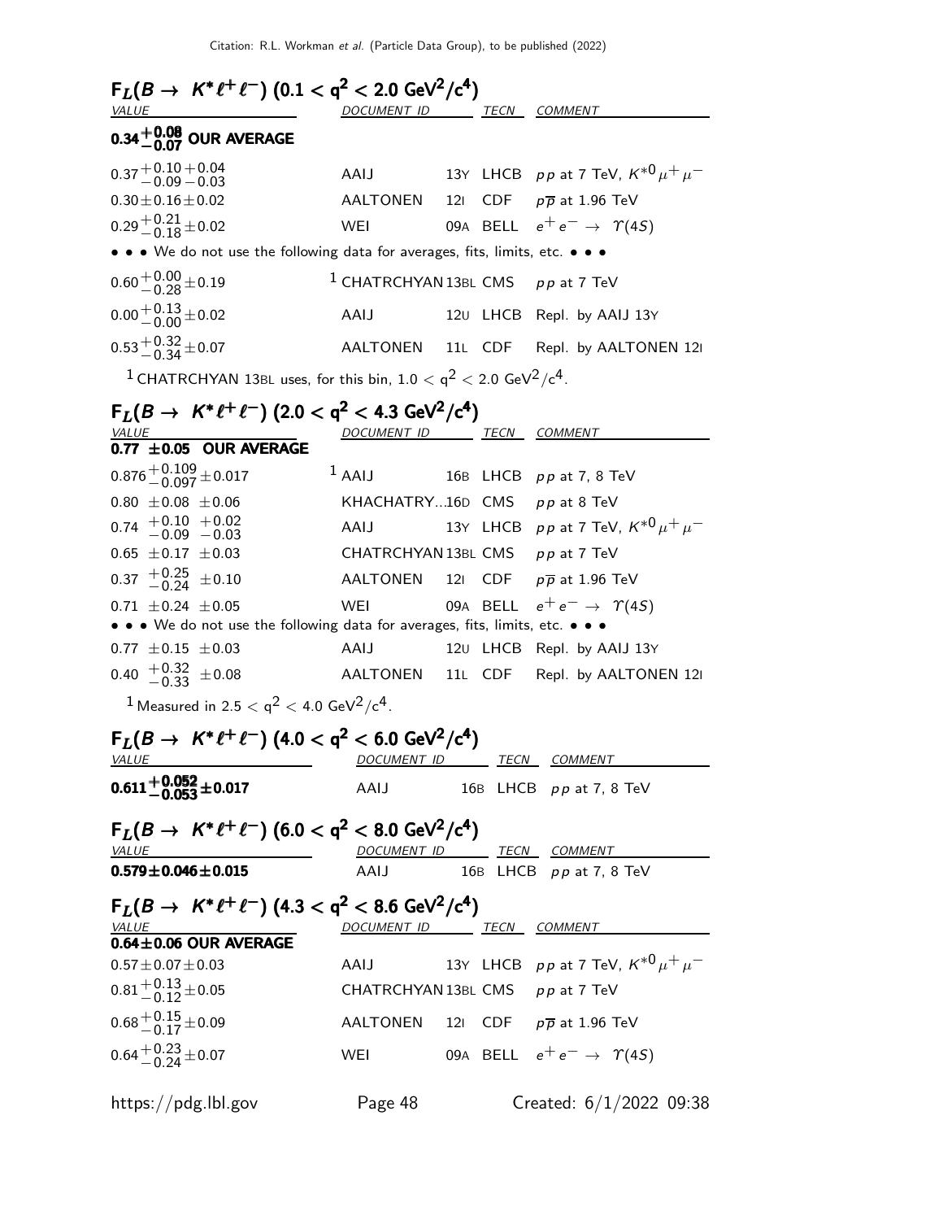### $F_L(B \to K^* \ell^+ \ell^-)$ ($0.1 < q^2 < 2.0$ GeV$^2$/c$^4$)

| VALUE | DOCUMENT ID | | TECN | COMMENT |
|---|---|---|---|---|
| **$0.34^{+0.08}_{-0.07}$ OUR AVERAGE** | | | | |
| $0.37^{+0.10}_{-0.09}{}^{+0.04}_{-0.03}$ | AAIJ | 13Y | LHCB | $pp$ at 7 TeV, $K^{*0}\mu^+\mu^-$ |
| $0.30 \pm 0.16 \pm 0.02$ | AALTONEN | 12I | CDF | $p\overline{p}$ at 1.96 TeV |
| $0.29^{+0.21}_{-0.18} \pm 0.02$ | WEI | 09A | BELL | $e^+e^- \to \Upsilon(4S)$ |
| • • • We do not use the following data for averages, fits, limits, etc. • • • | | | | |
| $0.60^{+0.00}_{-0.28} \pm 0.19$ | [1] CHATRCHYAN | 13BL | CMS | $pp$ at 7 TeV |
| $0.00^{+0.13}_{-0.00} \pm 0.02$ | AAIJ | 12U | LHCB | Repl. by AAIJ 13Y |
| $0.53^{+0.32}_{-0.34} \pm 0.07$ | AALTONEN | 11L | CDF | Repl. by AALTONEN 12I |

[1] CHATRCHYAN 13BL uses, for this bin, $1.0 < q^2 < 2.0$ GeV$^2$/c$^4$.

### $F_L(B \to K^* \ell^+ \ell^-)$ ($2.0 < q^2 < 4.3$ GeV$^2$/c$^4$)

| VALUE | DOCUMENT ID | | TECN | COMMENT |
|---|---|---|---|---|
| **$0.77 \pm 0.05$ OUR AVERAGE** | | | | |
| $0.876^{+0.109}_{-0.097} \pm 0.017$ | [1] AAIJ | 16B | LHCB | $pp$ at 7, 8 TeV |
| $0.80 \pm 0.08 \pm 0.06$ | KHACHATRY... | 16D | CMS | $pp$ at 8 TeV |
| $0.74\ {}^{+0.10}_{-0.09}\ {}^{+0.02}_{-0.03}$ | AAIJ | 13Y | LHCB | $pp$ at 7 TeV, $K^{*0}\mu^+\mu^-$ |
| $0.65 \pm 0.17 \pm 0.03$ | CHATRCHYAN | 13BL | CMS | $pp$ at 7 TeV |
| $0.37\ {}^{+0.25}_{-0.24} \pm 0.10$ | AALTONEN | 12I | CDF | $p\overline{p}$ at 1.96 TeV |
| $0.71 \pm 0.24 \pm 0.05$ | WEI | 09A | BELL | $e^+e^- \to \Upsilon(4S)$ |
| • • • We do not use the following data for averages, fits, limits, etc. • • • | | | | |
| $0.77 \pm 0.15 \pm 0.03$ | AAIJ | 12U | LHCB | Repl. by AAIJ 13Y |
| $0.40\ {}^{+0.32}_{-0.33} \pm 0.08$ | AALTONEN | 11L | CDF | Repl. by AALTONEN 12I |

[1] Measured in $2.5 < q^2 < 4.0$ GeV$^2$/c$^4$.

### $F_L(B \to K^* \ell^+ \ell^-)$ ($4.0 < q^2 < 6.0$ GeV$^2$/c$^4$)

| VALUE | DOCUMENT ID | | TECN | COMMENT |
|---|---|---|---|---|
| **$0.611^{+0.052}_{-0.053} \pm 0.017$** | AAIJ | 16B | LHCB | $pp$ at 7, 8 TeV |

### $F_L(B \to K^* \ell^+ \ell^-)$ ($6.0 < q^2 < 8.0$ GeV$^2$/c$^4$)

| VALUE | DOCUMENT ID | | TECN | COMMENT |
|---|---|---|---|---|
| **$0.579 \pm 0.046 \pm 0.015$** | AAIJ | 16B | LHCB | $pp$ at 7, 8 TeV |

### $F_L(B \to K^* \ell^+ \ell^-)$ ($4.3 < q^2 < 8.6$ GeV$^2$/c$^4$)

| VALUE | DOCUMENT ID | | TECN | COMMENT |
|---|---|---|---|---|
| **$0.64 \pm 0.06$ OUR AVERAGE** | | | | |
| $0.57 \pm 0.07 \pm 0.03$ | AAIJ | 13Y | LHCB | $pp$ at 7 TeV, $K^{*0}\mu^+\mu^-$ |
| $0.81^{+0.13}_{-0.12} \pm 0.05$ | CHATRCHYAN | 13BL | CMS | $pp$ at 7 TeV |
| $0.68^{+0.15}_{-0.17} \pm 0.09$ | AALTONEN | 12I | CDF | $p\overline{p}$ at 1.96 TeV |
| $0.64^{+0.23}_{-0.24} \pm 0.07$ | WEI | 09A | BELL | $e^+e^- \to \Upsilon(4S)$ |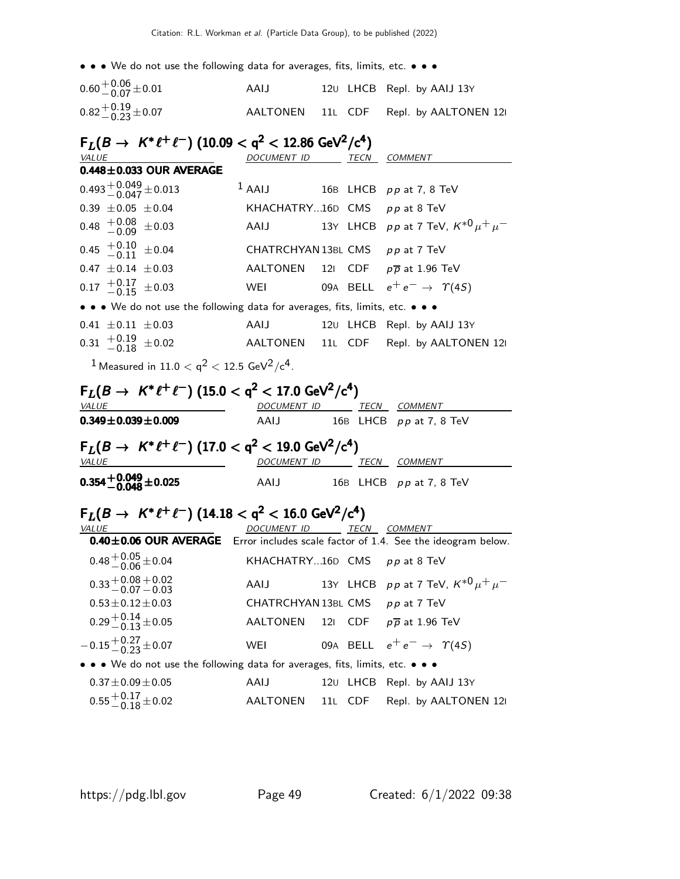• • • We do not use the following data for averages, fits, limits, etc. • • •

| | | | | |
|---|---|---|---|---|
| $0.60^{+0.06}_{-0.07} \pm 0.01$ | AAIJ | 12U | LHCB | Repl. by AAIJ 13Y |
| $0.82^{+0.19}_{-0.23} \pm 0.07$ | AALTONEN | 11L | CDF | Repl. by AALTONEN 12I |

## $F_L(B \to K^* \ell^+ \ell^-)$ $(10.09 < q^2 < 12.86\ \mathrm{GeV}^2/c^4)$

| VALUE | DOCUMENT ID | | TECN | COMMENT |
|---|---|---|---|---|
| **0.448±0.033 OUR AVERAGE** | | | | |
| $0.493^{+0.049}_{-0.047} \pm 0.013$ | [1] AAIJ | 16B | LHCB | $pp$ at 7, 8 TeV |
| $0.39 \pm 0.05 \pm 0.04$ | KHACHATRY... | 16D | CMS | $pp$ at 8 TeV |
| $0.48 ^{+0.08}_{-0.09} \pm 0.03$ | AAIJ | 13Y | LHCB | $pp$ at 7 TeV, $K^{*0} \mu^+ \mu^-$ |
| $0.45 ^{+0.10}_{-0.11} \pm 0.04$ | CHATRCHYAN | 13BL | CMS | $pp$ at 7 TeV |
| $0.47 \pm 0.14 \pm 0.03$ | AALTONEN | 12I | CDF | $p\overline{p}$ at 1.96 TeV |
| $0.17 ^{+0.17}_{-0.15} \pm 0.03$ | WEI | 09A | BELL | $e^+ e^- \to \Upsilon(4S)$ |
| • • • We do not use the following data for averages, fits, limits, etc. • • • | | | | |
| $0.41 \pm 0.11 \pm 0.03$ | AAIJ | 12U | LHCB | Repl. by AAIJ 13Y |
| $0.31 ^{+0.19}_{-0.18} \pm 0.02$ | AALTONEN | 11L | CDF | Repl. by AALTONEN 12I |

[1] Measured in $11.0 < q^2 < 12.5\ \mathrm{GeV}^2/c^4$.

## $F_L(B \to K^* \ell^+ \ell^-)$ $(15.0 < q^2 < 17.0\ \mathrm{GeV}^2/c^4)$

| VALUE | DOCUMENT ID | | TECN | COMMENT |
|---|---|---|---|---|
| $\mathbf{0.349 \pm 0.039 \pm 0.009}$ | AAIJ | 16B | LHCB | $pp$ at 7, 8 TeV |

## $F_L(B \to K^* \ell^+ \ell^-)$ $(17.0 < q^2 < 19.0\ \mathrm{GeV}^2/c^4)$

| VALUE | DOCUMENT ID | | TECN | COMMENT |
|---|---|---|---|---|
| $\mathbf{0.354^{+0.049}_{-0.048} \pm 0.025}$ | AAIJ | 16B | LHCB | $pp$ at 7, 8 TeV |

## $F_L(B \to K^* \ell^+ \ell^-)$ $(14.18 < q^2 < 16.0\ \mathrm{GeV}^2/c^4)$

| VALUE | DOCUMENT ID | | TECN | COMMENT |
|---|---|---|---|---|
| **0.40±0.06 OUR AVERAGE** | Error includes scale factor of 1.4. See the ideogram below. | | | |
| $0.48^{+0.05}_{-0.06} \pm 0.04$ | KHACHATRY... | 16D | CMS | $pp$ at 8 TeV |
| $0.33^{+0.08}_{-0.07}{}^{+0.02}_{-0.03}$ | AAIJ | 13Y | LHCB | $pp$ at 7 TeV, $K^{*0} \mu^+ \mu^-$ |
| $0.53 \pm 0.12 \pm 0.03$ | CHATRCHYAN | 13BL | CMS | $pp$ at 7 TeV |
| $0.29^{+0.14}_{-0.13} \pm 0.05$ | AALTONEN | 12I | CDF | $p\overline{p}$ at 1.96 TeV |
| $-0.15^{+0.27}_{-0.23} \pm 0.07$ | WEI | 09A | BELL | $e^+ e^- \to \Upsilon(4S)$ |
| • • • We do not use the following data for averages, fits, limits, etc. • • • | | | | |
| $0.37 \pm 0.09 \pm 0.05$ | AAIJ | 12U | LHCB | Repl. by AAIJ 13Y |
| $0.55^{+0.17}_{-0.18} \pm 0.02$ | AALTONEN | 11L | CDF | Repl. by AALTONEN 12I |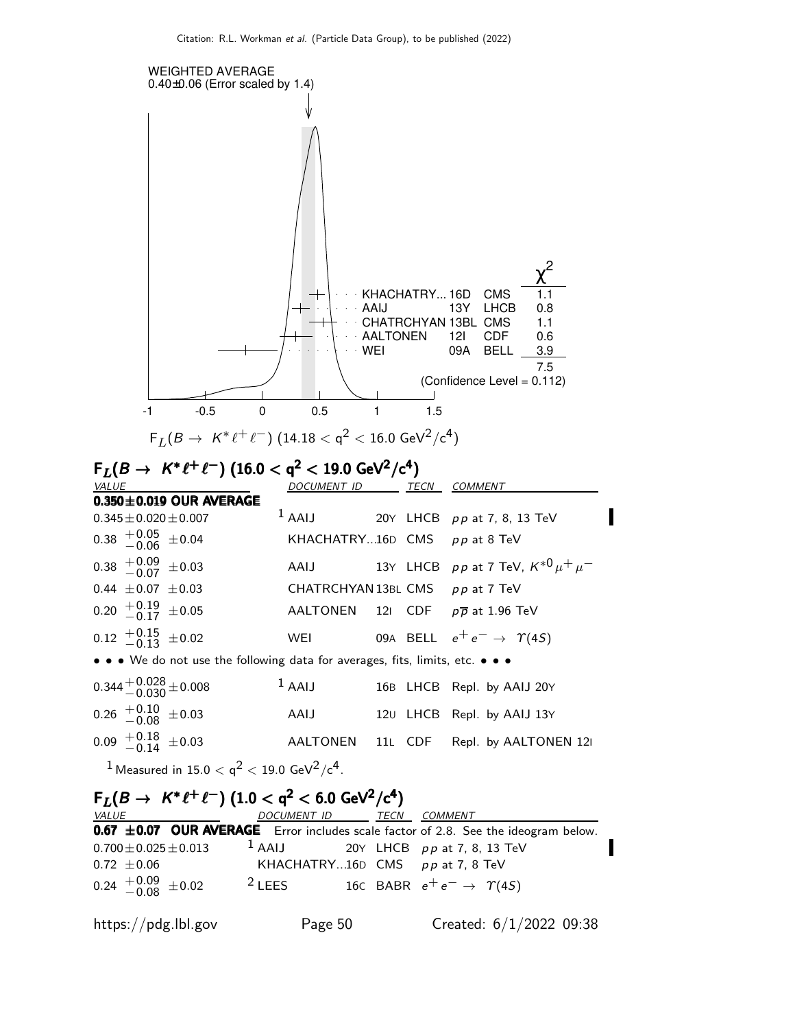WEIGHTED AVERAGE
0.40±0.06 (Error scaled by 1.4)

| | | | $\chi^2$ |
|---|---|---|---|
| KHACHATRY... | 16D | CMS | 1.1 |
| AAIJ | 13Y | LHCB | 0.8 |
| CHATRCHYAN | 13BL | CMS | 1.1 |
| AALTONEN | 12I | CDF | 0.6 |
| WEI | 09A | BELL | 3.9 |
| | | | 7.5 |

(Confidence Level = 0.112)

$F_L(B \to K^* \ell^+ \ell^-)$ ($14.18 < q^2 < 16.0$ GeV$^2$/c$^4$)

## $F_L(B \to K^* \ell^+ \ell^-)$ ($16.0 < q^2 < 19.0$ GeV$^2$/c$^4$)

| VALUE | DOCUMENT ID | | TECN | COMMENT |
|---|---|---|---|---|
| **0.350±0.019 OUR AVERAGE** | | | | |
| $0.345 \pm 0.020 \pm 0.007$ | [1] AAIJ | 20Y | LHCB | $pp$ at 7, 8, 13 TeV |
| $0.38\ ^{+0.05}_{-0.06}\ \pm 0.04$ | KHACHATRY... | 16D | CMS | $pp$ at 8 TeV |
| $0.38\ ^{+0.09}_{-0.07}\ \pm 0.03$ | AAIJ | 13Y | LHCB | $pp$ at 7 TeV, $K^{*0} \mu^+ \mu^-$ |
| $0.44\ \pm 0.07\ \pm 0.03$ | CHATRCHYAN | 13BL | CMS | $pp$ at 7 TeV |
| $0.20\ ^{+0.19}_{-0.17}\ \pm 0.05$ | AALTONEN | 12I | CDF | $p\overline{p}$ at 1.96 TeV |
| $0.12\ ^{+0.15}_{-0.13}\ \pm 0.02$ | WEI | 09A | BELL | $e^+ e^- \to \Upsilon(4S)$ |
| • • • We do not use the following data for averages, fits, limits, etc. • • • | | | | |
| $0.344 ^{+0.028}_{-0.030} \pm 0.008$ | [1] AAIJ | 16B | LHCB | Repl. by AAIJ 20Y |
| $0.26\ ^{+0.10}_{-0.08}\ \pm 0.03$ | AAIJ | 12U | LHCB | Repl. by AAIJ 13Y |
| $0.09\ ^{+0.18}_{-0.14}\ \pm 0.03$ | AALTONEN | 11L | CDF | Repl. by AALTONEN 12I |

[1] Measured in $15.0 < q^2 < 19.0$ GeV$^2$/c$^4$.

## $F_L(B \to K^* \ell^+ \ell^-)$ ($1.0 < q^2 < 6.0$ GeV$^2$/c$^4$)

| VALUE | DOCUMENT ID | | TECN | COMMENT |
|---|---|---|---|---|
| **0.67 ±0.07 OUR AVERAGE** | Error includes scale factor of 2.8. See the ideogram below. | | | |
| $0.700 \pm 0.025 \pm 0.013$ | [1] AAIJ | 20Y | LHCB | $pp$ at 7, 8, 13 TeV |
| $0.72\ \pm 0.06$ | KHACHATRY... | 16D | CMS | $pp$ at 7, 8 TeV |
| $0.24\ ^{+0.09}_{-0.08}\ \pm 0.02$ | [2] LEES | 16C | BABR | $e^+ e^- \to \Upsilon(4S)$ |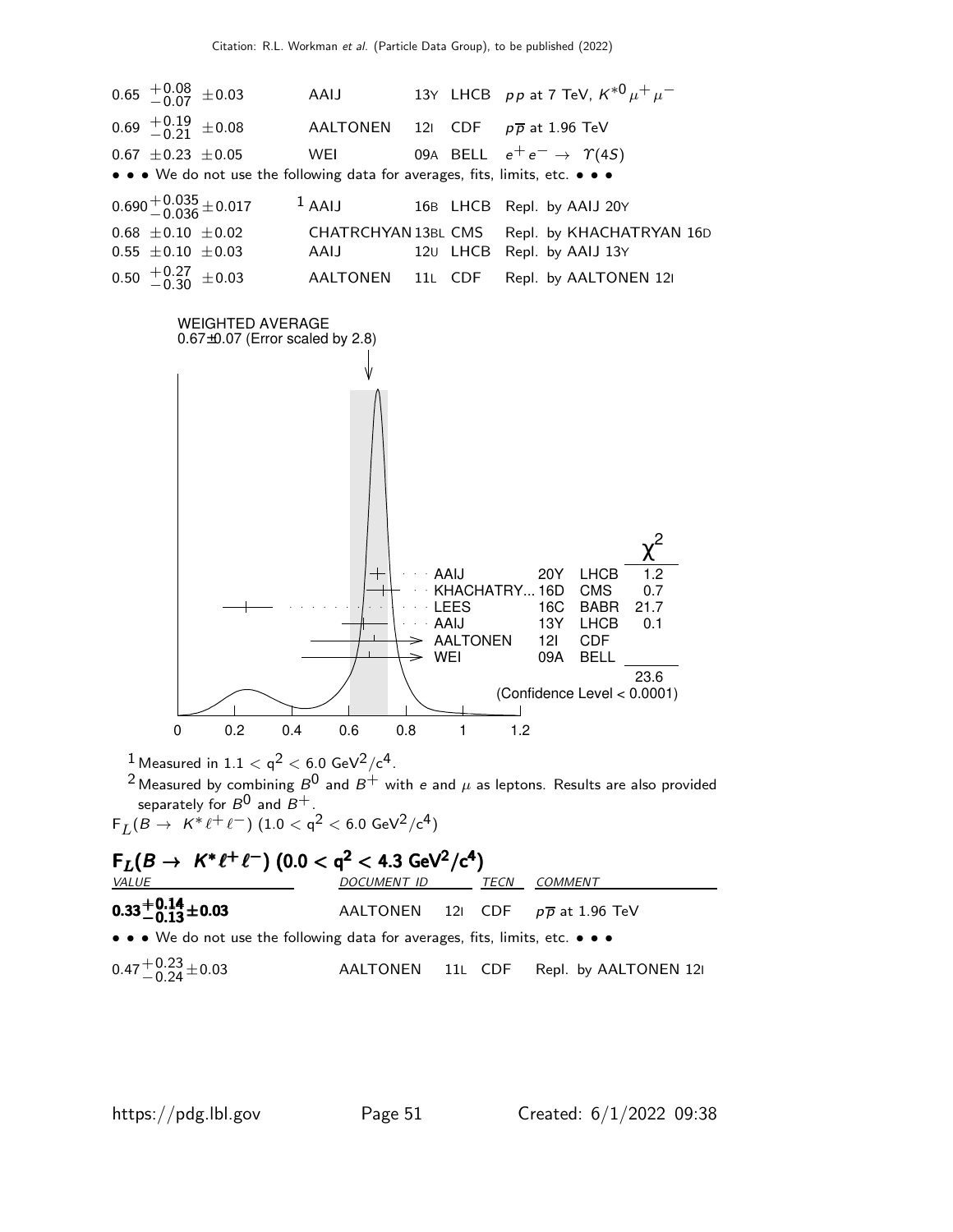| | | | |
|---|---|---|---|
| $0.65\ ^{+0.08}_{-0.07}\ \pm0.03$ | AAIJ | 13Y LHCB | $pp$ at 7 TeV, $K^{*0}\mu^+\mu^-$ |
| $0.69\ ^{+0.19}_{-0.21}\ \pm0.08$ | AALTONEN | 12I CDF | $p\overline{p}$ at 1.96 TeV |
| $0.67\ \pm0.23\ \pm0.05$ | WEI | 09A BELL | $e^+e^- \rightarrow\ \Upsilon(4S)$ |

• • • We do not use the following data for averages, fits, limits, etc. • • •

| | | | |
|---|---|---|---|
| $0.690^{+0.035}_{-0.036}\pm0.017$ | [1] AAIJ | 16B LHCB | Repl. by AAIJ 20Y |
| $0.68\ \pm0.10\ \pm0.02$ | CHATRCHYAN | 13BL CMS | Repl. by KHACHATRYAN 16D |
| $0.55\ \pm0.10\ \pm0.03$ | AAIJ | 12U LHCB | Repl. by AAIJ 13Y |
| $0.50\ ^{+0.27}_{-0.30}\ \pm0.03$ | AALTONEN | 11L CDF | Repl. by AALTONEN 12I |

WEIGHTED AVERAGE
0.67±0.07 (Error scaled by 2.8)

| | | | $\chi^2$ |
|---|---|---|---|
| AAIJ | 20Y | LHCB | 1.2 |
| KHACHATRY... | 16D | CMS | 0.7 |
| LEES | 16C | BABR | 21.7 |
| AAIJ | 13Y | LHCB | 0.1 |
| AALTONEN | 12I | CDF | |
| WEI | 09A | BELL | |
| | | | 23.6 |

(Confidence Level < 0.0001)

[1] Measured in $1.1 < q^2 < 6.0$ GeV$^2$/c$^4$.

[2] Measured by combining $B^0$ and $B^+$ with $e$ and $\mu$ as leptons. Results are also provided separately for $B^0$ and $B^+$.

$F_L(B \rightarrow\ K^*\ell^+\ell^-)$ $(1.0 < q^2 < 6.0$ GeV$^2$/c$^4)$

## $F_L(B \rightarrow\ K^*\ell^+\ell^-)$ $(0.0 < q^2 < 4.3$ GeV$^2$/c$^4)$

| VALUE | DOCUMENT ID | TECN | COMMENT |
|---|---|---|---|
| $\mathbf{0.33^{+0.14}_{-0.13}\pm0.03}$ | AALTONEN 12I | CDF | $p\overline{p}$ at 1.96 TeV |

• • • We do not use the following data for averages, fits, limits, etc. • • •

| | | | |
|---|---|---|---|
| $0.47^{+0.23}_{-0.24}\pm0.03$ | AALTONEN 11L | CDF | Repl. by AALTONEN 12I |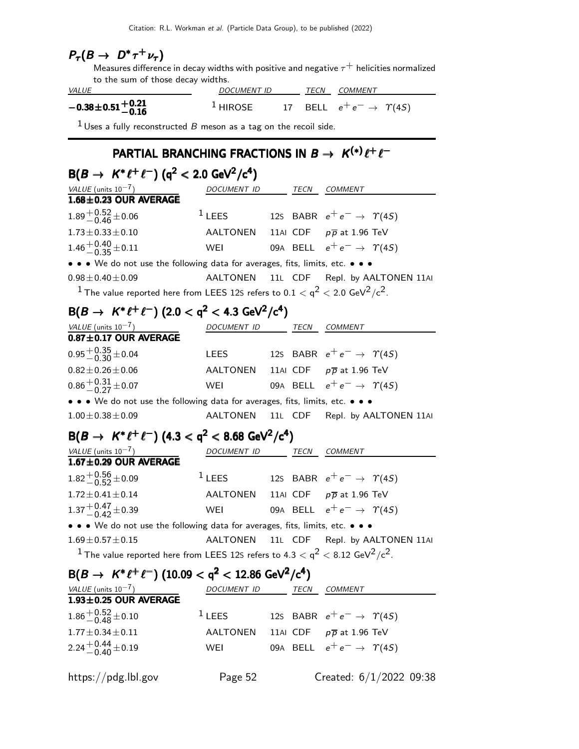### $P_\tau(B \to D^* \tau^+ \nu_\tau)$

Measures difference in decay widths with positive and negative $\tau^+$ helicities normalized to the sum of those decay widths.

| VALUE | DOCUMENT ID | | TECN | COMMENT |
|---|---|---|---|---|
| $\mathbf{-0.38 \pm 0.51 ^{+0.21}_{-0.16}}$ | [1] HIROSE | 17 | BELL | $e^+e^- \to \Upsilon(4S)$ |

[1] Uses a fully reconstructed $B$ meson as a tag on the recoil side.

## PARTIAL BRANCHING FRACTIONS IN $B \to K^{(*)} \ell^+ \ell^-$

### $B(B \to K^* \ell^+ \ell^-)$ ($q^2 < 2.0$ GeV$^2$/c$^4$)

| VALUE (units $10^{-7}$) | DOCUMENT ID | | TECN | COMMENT |
|---|---|---|---|---|
| **1.68±0.23 OUR AVERAGE** | | | | |
| $1.89^{+0.52}_{-0.46} \pm 0.06$ | [1] LEES | 12S | BABR | $e^+e^- \to \Upsilon(4S)$ |
| $1.73 \pm 0.33 \pm 0.10$ | AALTONEN | 11AI | CDF | $p\overline{p}$ at 1.96 TeV |
| $1.46^{+0.40}_{-0.35} \pm 0.11$ | WEI | 09A | BELL | $e^+e^- \to \Upsilon(4S)$ |
| • • • We do not use the following data for averages, fits, limits, etc. • • • | | | | |
| $0.98 \pm 0.40 \pm 0.09$ | AALTONEN | 11L | CDF | Repl. by AALTONEN 11AI |

[1] The value reported here from LEES 12S refers to $0.1 < q^2 < 2.0$ GeV$^2$/c$^2$.

### $B(B \to K^* \ell^+ \ell^-)$ ($2.0 < q^2 < 4.3$ GeV$^2$/c$^4$)

| VALUE (units $10^{-7}$) | DOCUMENT ID | | TECN | COMMENT |
|---|---|---|---|---|
| **0.87±0.17 OUR AVERAGE** | | | | |
| $0.95^{+0.35}_{-0.30} \pm 0.04$ | LEES | 12S | BABR | $e^+e^- \to \Upsilon(4S)$ |
| $0.82 \pm 0.26 \pm 0.06$ | AALTONEN | 11AI | CDF | $p\overline{p}$ at 1.96 TeV |
| $0.86^{+0.31}_{-0.27} \pm 0.07$ | WEI | 09A | BELL | $e^+e^- \to \Upsilon(4S)$ |
| • • • We do not use the following data for averages, fits, limits, etc. • • • | | | | |
| $1.00 \pm 0.38 \pm 0.09$ | AALTONEN | 11L | CDF | Repl. by AALTONEN 11AI |

### $B(B \to K^* \ell^+ \ell^-)$ ($4.3 < q^2 < 8.68$ GeV$^2$/c$^4$)

| VALUE (units $10^{-7}$) | DOCUMENT ID | | TECN | COMMENT |
|---|---|---|---|---|
| **1.67±0.29 OUR AVERAGE** | | | | |
| $1.82^{+0.56}_{-0.52} \pm 0.09$ | [1] LEES | 12S | BABR | $e^+e^- \to \Upsilon(4S)$ |
| $1.72 \pm 0.41 \pm 0.14$ | AALTONEN | 11AI | CDF | $p\overline{p}$ at 1.96 TeV |
| $1.37^{+0.47}_{-0.42} \pm 0.39$ | WEI | 09A | BELL | $e^+e^- \to \Upsilon(4S)$ |
| • • • We do not use the following data for averages, fits, limits, etc. • • • | | | | |
| $1.69 \pm 0.57 \pm 0.15$ | AALTONEN | 11L | CDF | Repl. by AALTONEN 11AI |

[1] The value reported here from LEES 12S refers to $4.3 < q^2 < 8.12$ GeV$^2$/c$^2$.

### $B(B \to K^* \ell^+ \ell^-)$ ($10.09 < q^2 < 12.86$ GeV$^2$/c$^4$)

| VALUE (units $10^{-7}$) | DOCUMENT ID | | TECN | COMMENT |
|---|---|---|---|---|
| **1.93±0.25 OUR AVERAGE** | | | | |
| $1.86^{+0.52}_{-0.48} \pm 0.10$ | [1] LEES | 12S | BABR | $e^+e^- \to \Upsilon(4S)$ |
| $1.77 \pm 0.34 \pm 0.11$ | AALTONEN | 11AI | CDF | $p\overline{p}$ at 1.96 TeV |
| $2.24^{+0.44}_{-0.40} \pm 0.19$ | WEI | 09A | BELL | $e^+e^- \to \Upsilon(4S)$ |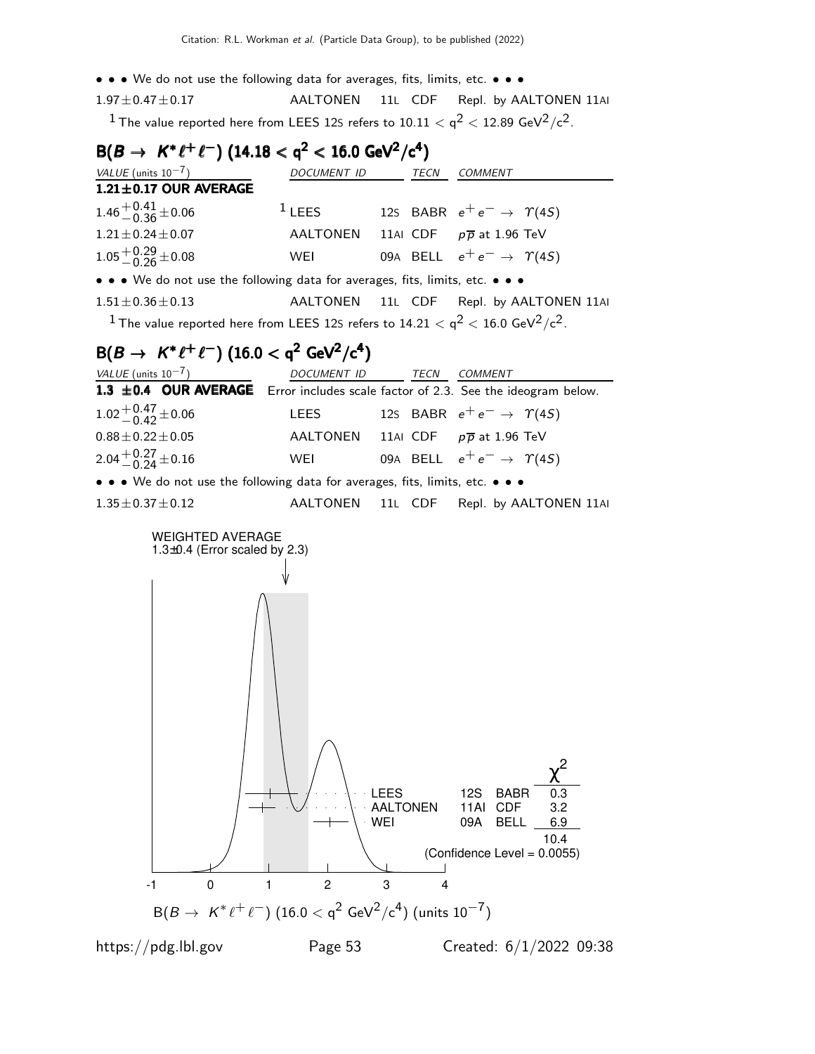• • • We do not use the following data for averages, fits, limits, etc. • • •

| | | | | |
|---|---|---|---|---|
| $1.97 \pm 0.47 \pm 0.17$ | AALTONEN | 11L | CDF | Repl. by AALTONEN 11AI |

[1] The value reported here from LEES 12S refers to $10.11 < q^2 < 12.89$ GeV$^2$/c$^2$.

## $B(B \to K^* \ell^+ \ell^-)$ ($14.18 < q^2 < 16.0$ GeV$^2$/c$^4$)

| VALUE (units $10^{-7}$) | DOCUMENT ID | | TECN | COMMENT |
|---|---|---|---|---|
| **1.21±0.17 OUR AVERAGE** | | | | |
| $1.46^{+0.41}_{-0.36} \pm 0.06$ | [1] LEES | 12S | BABR | $e^+ e^- \to \Upsilon(4S)$ |
| $1.21 \pm 0.24 \pm 0.07$ | AALTONEN | 11AI | CDF | $p\overline{p}$ at 1.96 TeV |
| $1.05^{+0.29}_{-0.26} \pm 0.08$ | WEI | 09A | BELL | $e^+ e^- \to \Upsilon(4S)$ |
| • • • We do not use the following data for averages, fits, limits, etc. • • • | | | | |
| $1.51 \pm 0.36 \pm 0.13$ | AALTONEN | 11L | CDF | Repl. by AALTONEN 11AI |

[1] The value reported here from LEES 12S refers to $14.21 < q^2 < 16.0$ GeV$^2$/c$^2$.

## $B(B \to K^* \ell^+ \ell^-)$ ($16.0 < q^2$ GeV$^2$/c$^4$)

| VALUE (units $10^{-7}$) | DOCUMENT ID | | TECN | COMMENT |
|---|---|---|---|---|
| **1.3 ±0.4 OUR AVERAGE** | Error includes scale factor of 2.3. See the ideogram below. | | | |
| $1.02^{+0.47}_{-0.42} \pm 0.06$ | LEES | 12S | BABR | $e^+ e^- \to \Upsilon(4S)$ |
| $0.88 \pm 0.22 \pm 0.05$ | AALTONEN | 11AI | CDF | $p\overline{p}$ at 1.96 TeV |
| $2.04^{+0.27}_{-0.24} \pm 0.16$ | WEI | 09A | BELL | $e^+ e^- \to \Upsilon(4S)$ |
| • • • We do not use the following data for averages, fits, limits, etc. • • • | | | | |
| $1.35 \pm 0.37 \pm 0.12$ | AALTONEN | 11L | CDF | Repl. by AALTONEN 11AI |

WEIGHTED AVERAGE
1.3±0.4 (Error scaled by 2.3)

| | | | $\chi^2$ |
|---|---|---|---|
| LEES | 12S | BABR | 0.3 |
| AALTONEN | 11AI | CDF | 3.2 |
| WEI | 09A | BELL | 6.9 |
| | | | 10.4 |

(Confidence Level = 0.0055)

$B(B \to K^* \ell^+ \ell^-)$ ($16.0 < q^2$ GeV$^2$/c$^4$) (units $10^{-7}$)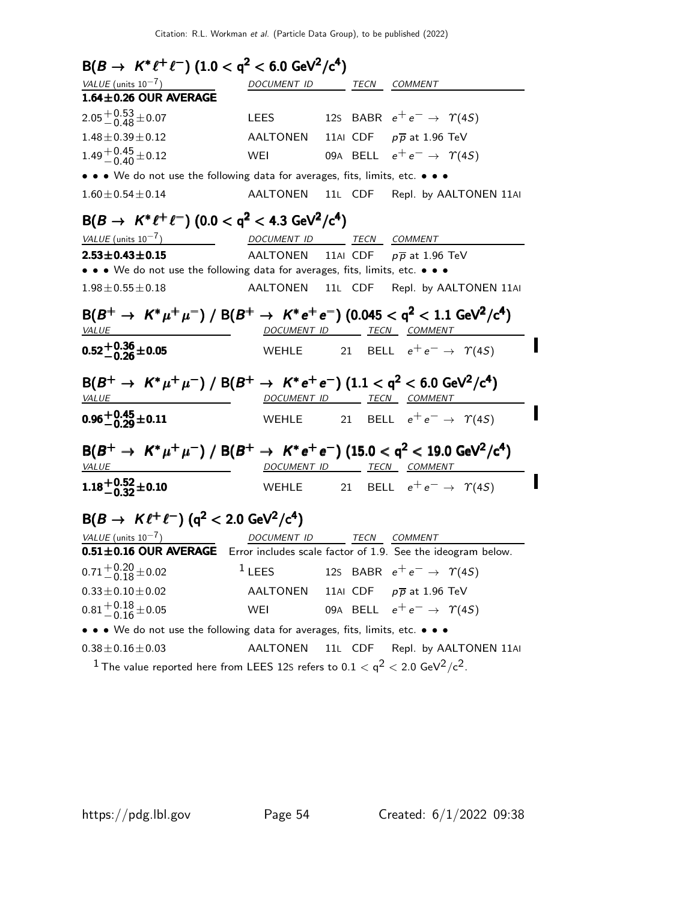## $B(B \to K^* \ell^+ \ell^-)$ $(1.0 < q^2 < 6.0$ GeV$^2$/c$^4)$

| VALUE (units $10^{-7}$) | DOCUMENT ID | | TECN | COMMENT |
|---|---|---|---|---|
| **1.64±0.26 OUR AVERAGE** | | | | |
| $2.05^{+0.53}_{-0.48}\pm0.07$ | LEES | 12S | BABR | $e^+e^- \to \Upsilon(4S)$ |
| $1.48\pm0.39\pm0.12$ | AALTONEN | 11AI | CDF | $p\overline{p}$ at 1.96 TeV |
| $1.49^{+0.45}_{-0.40}\pm0.12$ | WEI | 09A | BELL | $e^+e^- \to \Upsilon(4S)$ |
| • • • We do not use the following data for averages, fits, limits, etc. • • • | | | | |
| $1.60\pm0.54\pm0.14$ | AALTONEN | 11L | CDF | Repl. by AALTONEN 11AI |

## $B(B \to K^* \ell^+ \ell^-)$ $(0.0 < q^2 < 4.3$ GeV$^2$/c$^4)$

| VALUE (units $10^{-7}$) | DOCUMENT ID | | TECN | COMMENT |
|---|---|---|---|---|
| **2.53±0.43±0.15** | AALTONEN | 11AI | CDF | $p\overline{p}$ at 1.96 TeV |
| • • • We do not use the following data for averages, fits, limits, etc. • • • | | | | |
| $1.98\pm0.55\pm0.18$ | AALTONEN | 11L | CDF | Repl. by AALTONEN 11AI |

## $B(B^+ \to K^* \mu^+ \mu^-)$ / $B(B^+ \to K^* e^+ e^-)$ $(0.045 < q^2 < 1.1$ GeV$^2$/c$^4)$

| VALUE | DOCUMENT ID | | TECN | COMMENT |
|---|---|---|---|---|
| $\mathbf{0.52^{+0.36}_{-0.26}\pm0.05}$ | WEHLE | 21 | BELL | $e^+e^- \to \Upsilon(4S)$ |

## $B(B^+ \to K^* \mu^+ \mu^-)$ / $B(B^+ \to K^* e^+ e^-)$ $(1.1 < q^2 < 6.0$ GeV$^2$/c$^4)$

| VALUE | DOCUMENT ID | | TECN | COMMENT |
|---|---|---|---|---|
| $\mathbf{0.96^{+0.45}_{-0.29}\pm0.11}$ | WEHLE | 21 | BELL | $e^+e^- \to \Upsilon(4S)$ |

## $B(B^+ \to K^* \mu^+ \mu^-)$ / $B(B^+ \to K^* e^+ e^-)$ $(15.0 < q^2 < 19.0$ GeV$^2$/c$^4)$

| VALUE | DOCUMENT ID | | TECN | COMMENT |
|---|---|---|---|---|
| $\mathbf{1.18^{+0.52}_{-0.32}\pm0.10}$ | WEHLE | 21 | BELL | $e^+e^- \to \Upsilon(4S)$ |

## $B(B \to K \ell^+ \ell^-)$ $(q^2 < 2.0$ GeV$^2$/c$^4)$

| VALUE (units $10^{-7}$) | DOCUMENT ID | | TECN | COMMENT |
|---|---|---|---|---|
| **0.51±0.16 OUR AVERAGE** | Error includes scale factor of 1.9. See the ideogram below. | | | |
| $0.71^{+0.20}_{-0.18}\pm0.02$ | [1] LEES | 12S | BABR | $e^+e^- \to \Upsilon(4S)$ |
| $0.33\pm0.10\pm0.02$ | AALTONEN | 11AI | CDF | $p\overline{p}$ at 1.96 TeV |
| $0.81^{+0.18}_{-0.16}\pm0.05$ | WEI | 09A | BELL | $e^+e^- \to \Upsilon(4S)$ |
| • • • We do not use the following data for averages, fits, limits, etc. • • • | | | | |
| $0.38\pm0.16\pm0.03$ | AALTONEN | 11L | CDF | Repl. by AALTONEN 11AI |

[1] The value reported here from LEES 12S refers to $0.1 < q^2 < 2.0$ GeV$^2$/c$^2$.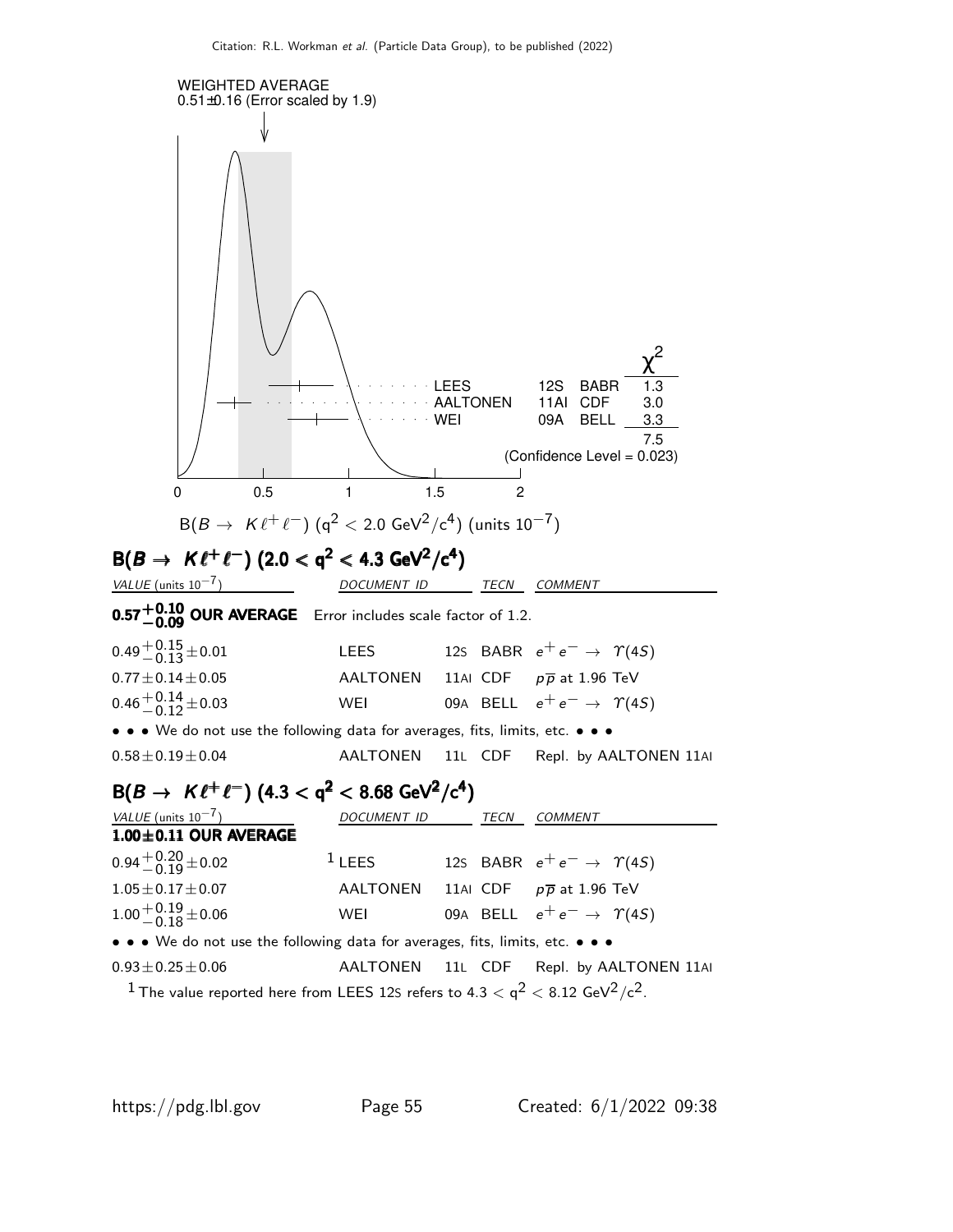WEIGHTED AVERAGE
0.51±0.16 (Error scaled by 1.9)

| | | | $\chi^2$ |
|---|---|---|---|
| LEES | 12S | BABR | 1.3 |
| AALTONEN | 11AI | CDF | 3.0 |
| WEI | 09A | BELL | 3.3 |
| | | | 7.5 |

(Confidence Level = 0.023)

$B(B \to K \ell^+ \ell^-)$ ($q^2 < 2.0$ GeV$^2$/c$^4$) (units $10^{-7}$)

## $B(B \to K \ell^+ \ell^-)$ ($2.0 < q^2 < 4.3$ GeV$^2$/c$^4$)

| VALUE (units $10^{-7}$) | DOCUMENT ID | | TECN | COMMENT |
|---|---|---|---|---|
| **$0.57^{+0.10}_{-0.09}$ OUR AVERAGE** | Error includes scale factor of 1.2. | | | |
| $0.49^{+0.15}_{-0.13} \pm 0.01$ | LEES | 12S | BABR | $e^+ e^- \to \Upsilon(4S)$ |
| $0.77 \pm 0.14 \pm 0.05$ | AALTONEN | 11AI | CDF | $p\overline{p}$ at 1.96 TeV |
| $0.46^{+0.14}_{-0.12} \pm 0.03$ | WEI | 09A | BELL | $e^+ e^- \to \Upsilon(4S)$ |
| • • • We do not use the following data for averages, fits, limits, etc. • • • | | | | |
| $0.58 \pm 0.19 \pm 0.04$ | AALTONEN | 11L | CDF | Repl. by AALTONEN 11AI |

## $B(B \to K \ell^+ \ell^-)$ ($4.3 < q^2 < 8.68$ GeV$^2$/c$^4$)

| VALUE (units $10^{-7}$) | DOCUMENT ID | | TECN | COMMENT |
|---|---|---|---|---|
| **1.00±0.11 OUR AVERAGE** | | | | |
| $0.94^{+0.20}_{-0.19} \pm 0.02$ | [1] LEES | 12S | BABR | $e^+ e^- \to \Upsilon(4S)$ |
| $1.05 \pm 0.17 \pm 0.07$ | AALTONEN | 11AI | CDF | $p\overline{p}$ at 1.96 TeV |
| $1.00^{+0.19}_{-0.18} \pm 0.06$ | WEI | 09A | BELL | $e^+ e^- \to \Upsilon(4S)$ |
| • • • We do not use the following data for averages, fits, limits, etc. • • • | | | | |
| $0.93 \pm 0.25 \pm 0.06$ | AALTONEN | 11L | CDF | Repl. by AALTONEN 11AI |

[1] The value reported here from LEES 12S refers to $4.3 < q^2 < 8.12$ GeV$^2$/c$^2$.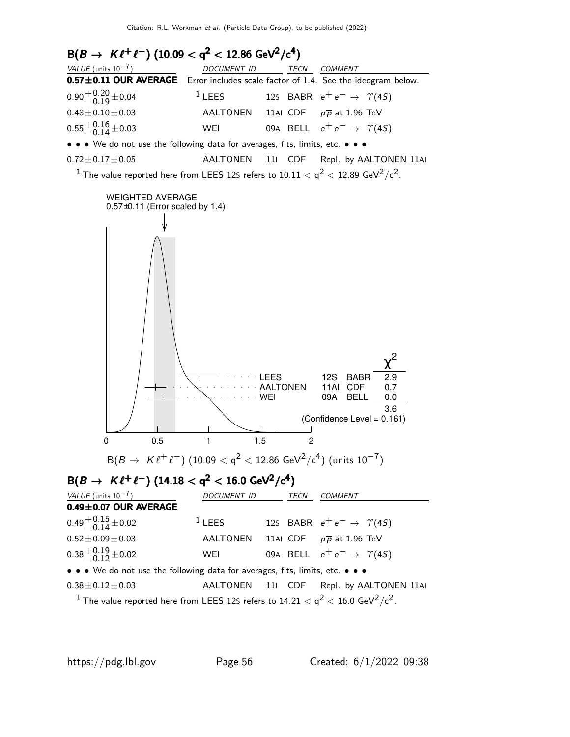## $B(B \to K \ell^+ \ell^-)$ $(10.09 < q^2 < 12.86\ \text{GeV}^2/c^4)$

| *VALUE* (units $10^{-7}$) | *DOCUMENT ID* | | *TECN* | *COMMENT* |
|---|---|---|---|---|
| **0.57±0.11 OUR AVERAGE** | Error includes scale factor of 1.4. See the ideogram below. | | | |
| $0.90^{+0.20}_{-0.19} \pm 0.04$ | [1] LEES | 12S | BABR | $e^+ e^- \to \Upsilon(4S)$ |
| $0.48 \pm 0.10 \pm 0.03$ | AALTONEN | 11AI | CDF | $p\overline{p}$ at 1.96 TeV |
| $0.55^{+0.16}_{-0.14} \pm 0.03$ | WEI | 09A | BELL | $e^+ e^- \to \Upsilon(4S)$ |
| • • • We do not use the following data for averages, fits, limits, etc. • • • | | | | |
| $0.72 \pm 0.17 \pm 0.05$ | AALTONEN | 11L | CDF | Repl. by AALTONEN 11AI |

[1] The value reported here from LEES 12S refers to $10.11 < q^2 < 12.89\ \text{GeV}^2/c^2$.

WEIGHTED AVERAGE
0.57±0.11 (Error scaled by 1.4)

| | | | $\chi^2$ |
|---|---|---|---|
| LEES | 12S | BABR | 2.9 |
| AALTONEN | 11AI | CDF | 0.7 |
| WEI | 09A | BELL | 0.0 |
| | | | 3.6 |

(Confidence Level = 0.161)

$B(B \to K \ell^+ \ell^-)$ $(10.09 < q^2 < 12.86\ \text{GeV}^2/c^4)$ (units $10^{-7}$)

## $B(B \to K \ell^+ \ell^-)$ $(14.18 < q^2 < 16.0\ \text{GeV}^2/c^4)$

| *VALUE* (units $10^{-7}$) | *DOCUMENT ID* | | *TECN* | *COMMENT* |
|---|---|---|---|---|
| **0.49±0.07 OUR AVERAGE** | | | | |
| $0.49^{+0.15}_{-0.14} \pm 0.02$ | [1] LEES | 12S | BABR | $e^+ e^- \to \Upsilon(4S)$ |
| $0.52 \pm 0.09 \pm 0.03$ | AALTONEN | 11AI | CDF | $p\overline{p}$ at 1.96 TeV |
| $0.38^{+0.19}_{-0.12} \pm 0.02$ | WEI | 09A | BELL | $e^+ e^- \to \Upsilon(4S)$ |
| • • • We do not use the following data for averages, fits, limits, etc. • • • | | | | |
| $0.38 \pm 0.12 \pm 0.03$ | AALTONEN | 11L | CDF | Repl. by AALTONEN 11AI |

[1] The value reported here from LEES 12S refers to $14.21 < q^2 < 16.0\ \text{GeV}^2/c^2$.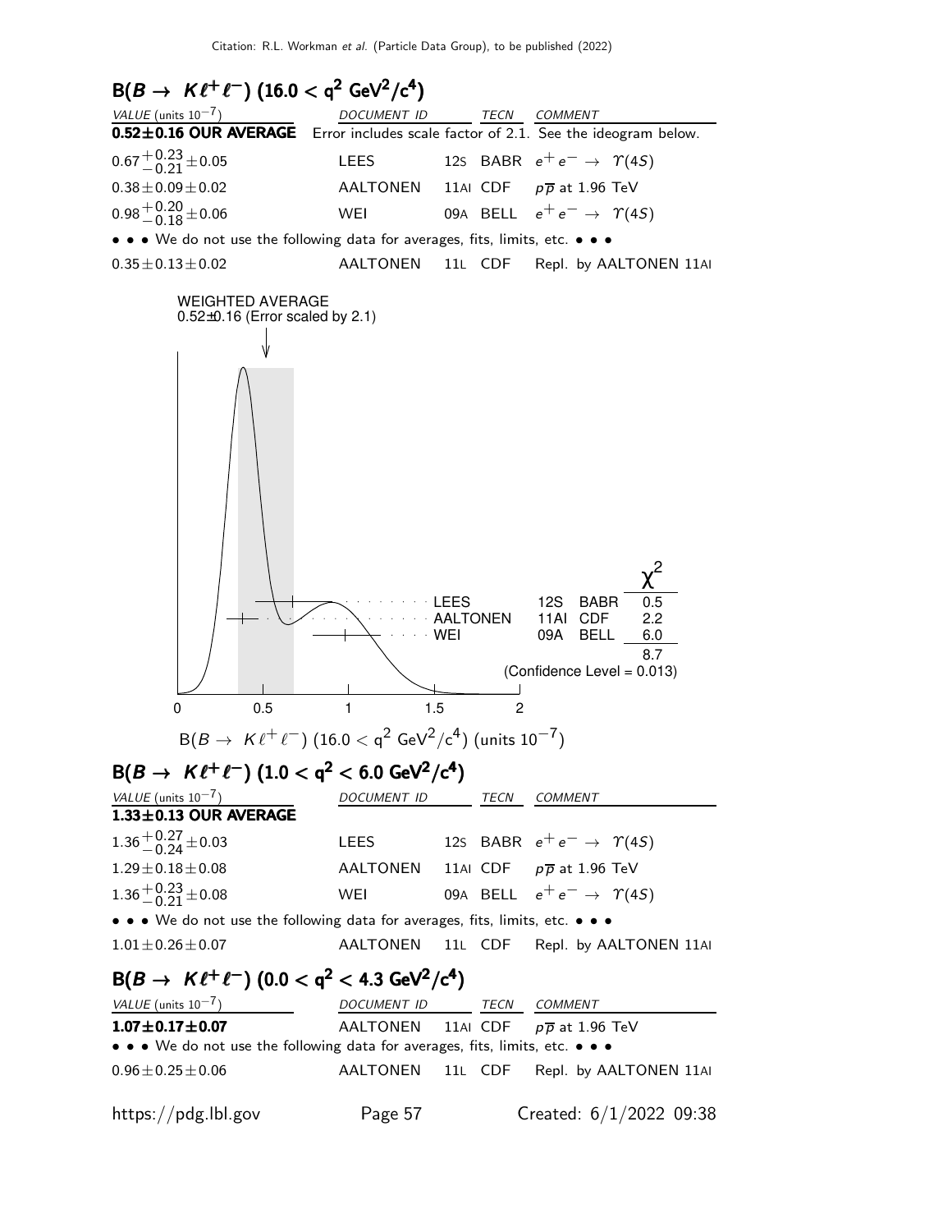## $B(B \to K\ell^+\ell^-)$ $(16.0 < q^2$ GeV$^2$/c$^4)$

| VALUE (units $10^{-7}$) | DOCUMENT ID | | TECN | COMMENT |
|---|---|---|---|---|
| **0.52±0.16 OUR AVERAGE** | Error includes scale factor of 2.1. See the ideogram below. | | | |
| $0.67^{+0.23}_{-0.21}\pm0.05$ | LEES | 12S | BABR | $e^+e^- \to \Upsilon(4S)$ |
| $0.38\pm0.09\pm0.02$ | AALTONEN | 11AI | CDF | $p\overline{p}$ at 1.96 TeV |
| $0.98^{+0.20}_{-0.18}\pm0.06$ | WEI | 09A | BELL | $e^+e^- \to \Upsilon(4S)$ |
| • • • We do not use the following data for averages, fits, limits, etc. • • • | | | | |
| $0.35\pm0.13\pm0.02$ | AALTONEN | 11L | CDF | Repl. by AALTONEN 11AI |

WEIGHTED AVERAGE
0.52±0.16 (Error scaled by 2.1)

| | | | $\chi^2$ |
|---|---|---|---|
| LEES | 12S | BABR | 0.5 |
| AALTONEN | 11AI | CDF | 2.2 |
| WEI | 09A | BELL | 6.0 |
| | | | 8.7 |

(Confidence Level = 0.013)

$B(B \to K\ell^+\ell^-)$ $(16.0 < q^2$ GeV$^2$/c$^4)$ (units $10^{-7}$)

## $B(B \to K\ell^+\ell^-)$ $(1.0 < q^2 < 6.0$ GeV$^2$/c$^4)$

| VALUE (units $10^{-7}$) | DOCUMENT ID | | TECN | COMMENT |
|---|---|---|---|---|
| **1.33±0.13 OUR AVERAGE** | | | | |
| $1.36^{+0.27}_{-0.24}\pm0.03$ | LEES | 12S | BABR | $e^+e^- \to \Upsilon(4S)$ |
| $1.29\pm0.18\pm0.08$ | AALTONEN | 11AI | CDF | $p\overline{p}$ at 1.96 TeV |
| $1.36^{+0.23}_{-0.21}\pm0.08$ | WEI | 09A | BELL | $e^+e^- \to \Upsilon(4S)$ |
| • • • We do not use the following data for averages, fits, limits, etc. • • • | | | | |
| $1.01\pm0.26\pm0.07$ | AALTONEN | 11L | CDF | Repl. by AALTONEN 11AI |

## $B(B \to K\ell^+\ell^-)$ $(0.0 < q^2 < 4.3$ GeV$^2$/c$^4)$

| VALUE (units $10^{-7}$) | DOCUMENT ID | | TECN | COMMENT |
|---|---|---|---|---|
| **1.07±0.17±0.07** | AALTONEN | 11AI | CDF | $p\overline{p}$ at 1.96 TeV |
| • • • We do not use the following data for averages, fits, limits, etc. • • • | | | | |
| $0.96\pm0.25\pm0.06$ | AALTONEN | 11L | CDF | Repl. by AALTONEN 11AI |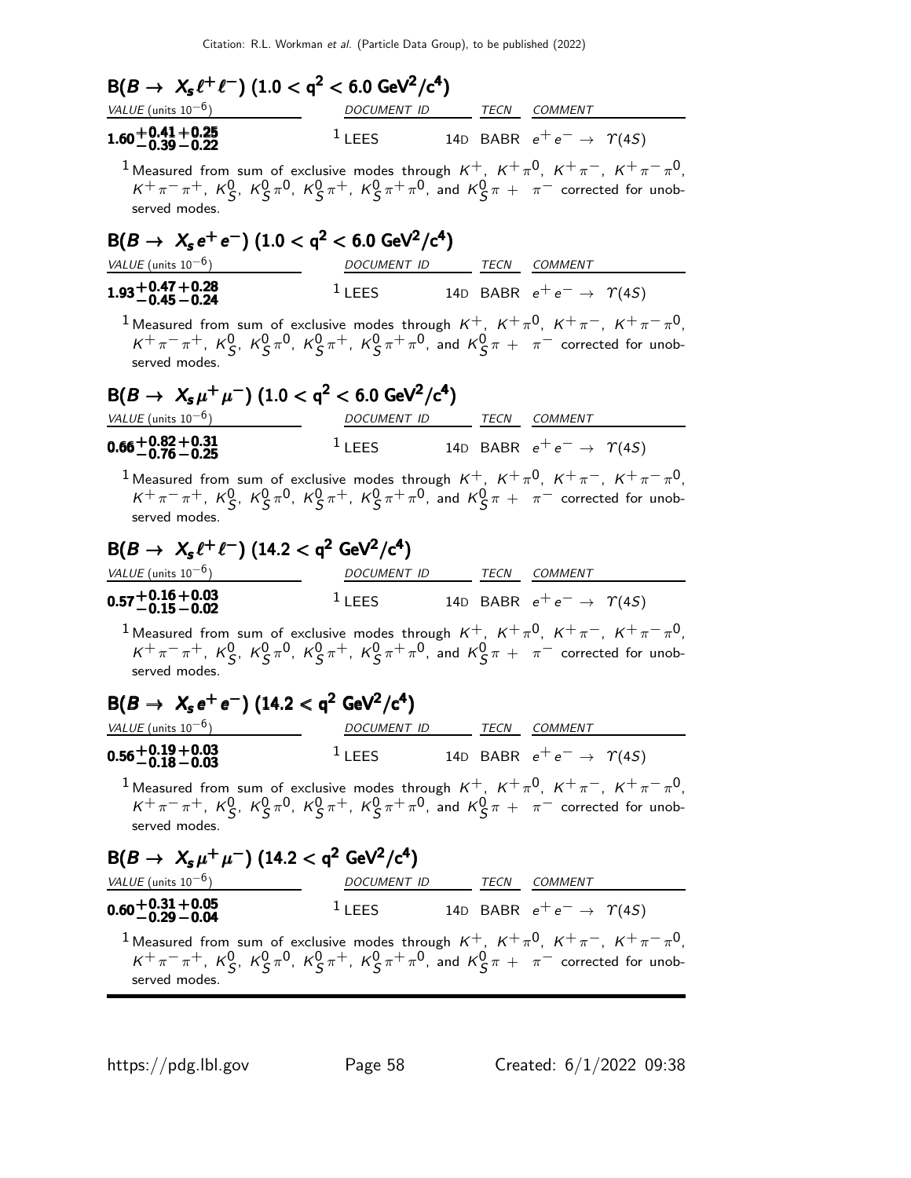### $B(B \to X_s \ell^+ \ell^-)$ $(1.0 < q^2 < 6.0\ \mathrm{GeV}^2/c^4)$

| VALUE (units $10^{-6}$) | DOCUMENT ID | | TECN | COMMENT |
|---|---|---|---|---|
| $\mathbf{1.60^{+0.41}_{-0.39}{}^{+0.25}_{-0.22}}$ | [1] LEES | 14D | BABR | $e^+ e^- \to \Upsilon(4S)$ |

[1] Measured from sum of exclusive modes through $K^+$, $K^+\pi^0$, $K^+\pi^-$, $K^+\pi^-\pi^0$, $K^+\pi^-\pi^+$, $K^0_S$, $K^0_S\pi^0$, $K^0_S\pi^+$, $K^0_S\pi^+\pi^0$, and $K^0_S\pi^+\pi^-$ corrected for unobserved modes.

### $B(B \to X_s e^+ e^-)$ $(1.0 < q^2 < 6.0\ \mathrm{GeV}^2/c^4)$

| VALUE (units $10^{-6}$) | DOCUMENT ID | | TECN | COMMENT |
|---|---|---|---|---|
| $\mathbf{1.93^{+0.47}_{-0.45}{}^{+0.28}_{-0.24}}$ | [1] LEES | 14D | BABR | $e^+ e^- \to \Upsilon(4S)$ |

[1] Measured from sum of exclusive modes through $K^+$, $K^+\pi^0$, $K^+\pi^-$, $K^+\pi^-\pi^0$, $K^+\pi^-\pi^+$, $K^0_S$, $K^0_S\pi^0$, $K^0_S\pi^+$, $K^0_S\pi^+\pi^0$, and $K^0_S\pi^+\pi^-$ corrected for unobserved modes.

### $B(B \to X_s \mu^+ \mu^-)$ $(1.0 < q^2 < 6.0\ \mathrm{GeV}^2/c^4)$

| VALUE (units $10^{-6}$) | DOCUMENT ID | | TECN | COMMENT |
|---|---|---|---|---|
| $\mathbf{0.66^{+0.82}_{-0.76}{}^{+0.31}_{-0.25}}$ | [1] LEES | 14D | BABR | $e^+ e^- \to \Upsilon(4S)$ |

[1] Measured from sum of exclusive modes through $K^+$, $K^+\pi^0$, $K^+\pi^-$, $K^+\pi^-\pi^0$, $K^+\pi^-\pi^+$, $K^0_S$, $K^0_S\pi^0$, $K^0_S\pi^+$, $K^0_S\pi^+\pi^0$, and $K^0_S\pi^+\pi^-$ corrected for unobserved modes.

### $B(B \to X_s \ell^+ \ell^-)$ $(14.2 < q^2\ \mathrm{GeV}^2/c^4)$

| VALUE (units $10^{-6}$) | DOCUMENT ID | | TECN | COMMENT |
|---|---|---|---|---|
| $\mathbf{0.57^{+0.16}_{-0.15}{}^{+0.03}_{-0.02}}$ | [1] LEES | 14D | BABR | $e^+ e^- \to \Upsilon(4S)$ |

[1] Measured from sum of exclusive modes through $K^+$, $K^+\pi^0$, $K^+\pi^-$, $K^+\pi^-\pi^0$, $K^+\pi^-\pi^+$, $K^0_S$, $K^0_S\pi^0$, $K^0_S\pi^+$, $K^0_S\pi^+\pi^0$, and $K^0_S\pi^+\pi^-$ corrected for unobserved modes.

### $B(B \to X_s e^+ e^-)$ $(14.2 < q^2\ \mathrm{GeV}^2/c^4)$

| VALUE (units $10^{-6}$) | DOCUMENT ID | | TECN | COMMENT |
|---|---|---|---|---|
| $\mathbf{0.56^{+0.19}_{-0.18}{}^{+0.03}_{-0.03}}$ | [1] LEES | 14D | BABR | $e^+ e^- \to \Upsilon(4S)$ |

[1] Measured from sum of exclusive modes through $K^+$, $K^+\pi^0$, $K^+\pi^-$, $K^+\pi^-\pi^0$, $K^+\pi^-\pi^+$, $K^0_S$, $K^0_S\pi^0$, $K^0_S\pi^+$, $K^0_S\pi^+\pi^0$, and $K^0_S\pi^+\pi^-$ corrected for unobserved modes.

### $B(B \to X_s \mu^+ \mu^-)$ $(14.2 < q^2\ \mathrm{GeV}^2/c^4)$

| VALUE (units $10^{-6}$) | DOCUMENT ID | | TECN | COMMENT |
|---|---|---|---|---|
| $\mathbf{0.60^{+0.31}_{-0.29}{}^{+0.05}_{-0.04}}$ | [1] LEES | 14D | BABR | $e^+ e^- \to \Upsilon(4S)$ |

[1] Measured from sum of exclusive modes through $K^+$, $K^+\pi^0$, $K^+\pi^-$, $K^+\pi^-\pi^0$, $K^+\pi^-\pi^+$, $K^0_S$, $K^0_S\pi^0$, $K^0_S\pi^+$, $K^0_S\pi^+\pi^0$, and $K^0_S\pi^+\pi^-$ corrected for unobserved modes.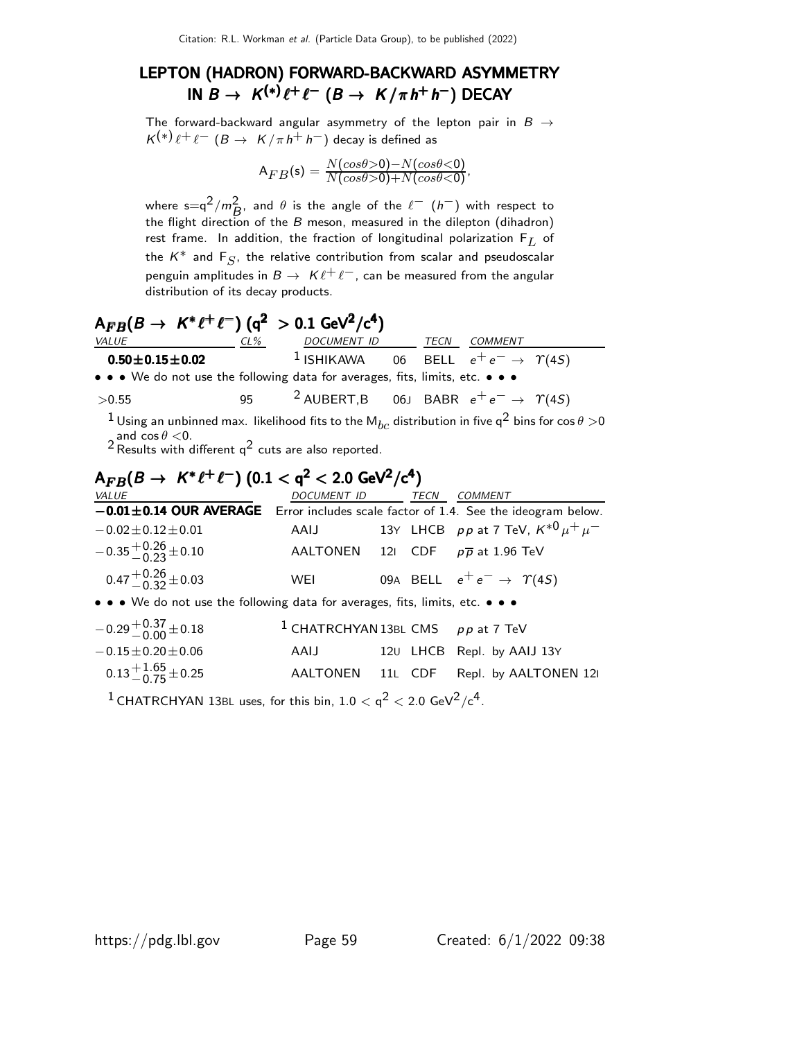## LEPTON (HADRON) FORWARD-BACKWARD ASYMMETRY IN $B \to K^{(*)}\ell^+\ell^-$ ($B \to K/\pi h^+ h^-$) DECAY

The forward-backward angular asymmetry of the lepton pair in $B \to K^{(*)}\ell^+\ell^-$ ($B \to K/\pi h^+ h^-$) decay is defined as

$$A_{FB}(s) = \frac{N(cos\theta>0)-N(cos\theta<0)}{N(cos\theta>0)+N(cos\theta<0)},$$

where $s=q^2/m_B^2$, and $\theta$ is the angle of the $\ell^-$ ($h^-$) with respect to the flight direction of the $B$ meson, measured in the dilepton (dihadron) rest frame. In addition, the fraction of longitudinal polarization $F_L$ of the $K^*$ and $F_S$, the relative contribution from scalar and pseudoscalar penguin amplitudes in $B \to K\ell^+\ell^-$, can be measured from the angular distribution of its decay products.

### $A_{FB}(B \to K^*\ell^+\ell^-)$ ($q^2 > 0.1$ GeV$^2$/c$^4$)

| VALUE | CL% | DOCUMENT ID | | TECN | COMMENT |
|---|---|---|---|---|---|
| **0.50±0.15±0.02** | | [1] ISHIKAWA | 06 | BELL | $e^+e^- \to \Upsilon(4S)$ |
| • • • We do not use the following data for averages, fits, limits, etc. • • • | | | | | |
| >0.55 | 95 | [2] AUBERT,B | 06J | BABR | $e^+e^- \to \Upsilon(4S)$ |

[1] Using an unbinned max. likelihood fits to the $M_{bc}$ distribution in five $q^2$ bins for $\cos\theta > 0$ and $\cos\theta < 0$.

[2] Results with different $q^2$ cuts are also reported.

### $A_{FB}(B \to K^*\ell^+\ell^-)$ ($0.1 < q^2 < 2.0$ GeV$^2$/c$^4$)

| VALUE | DOCUMENT ID | | TECN | COMMENT |
|---|---|---|---|---|
| **−0.01±0.14 OUR AVERAGE** | Error includes scale factor of 1.4. See the ideogram below. | | | |
| $-0.02\pm0.12\pm0.01$ | AAIJ | 13Y | LHCB | $pp$ at 7 TeV, $K^{*0}\mu^+\mu^-$ |
| $-0.35^{+0.26}_{-0.23}\pm0.10$ | AALTONEN | 12I | CDF | $p\overline{p}$ at 1.96 TeV |
| $0.47^{+0.26}_{-0.32}\pm0.03$ | WEI | 09A | BELL | $e^+e^- \to \Upsilon(4S)$ |
| • • • We do not use the following data for averages, fits, limits, etc. • • • | | | | |
| $-0.29^{+0.37}_{-0.00}\pm0.18$ | [1] CHATRCHYAN | 13BL | CMS | $pp$ at 7 TeV |
| $-0.15\pm0.20\pm0.06$ | AAIJ | 12U | LHCB | Repl. by AAIJ 13Y |
| $0.13^{+1.65}_{-0.75}\pm0.25$ | AALTONEN | 11L | CDF | Repl. by AALTONEN 12I |

[1] CHATRCHYAN 13BL uses, for this bin, $1.0 < q^2 < 2.0$ GeV$^2$/c$^4$.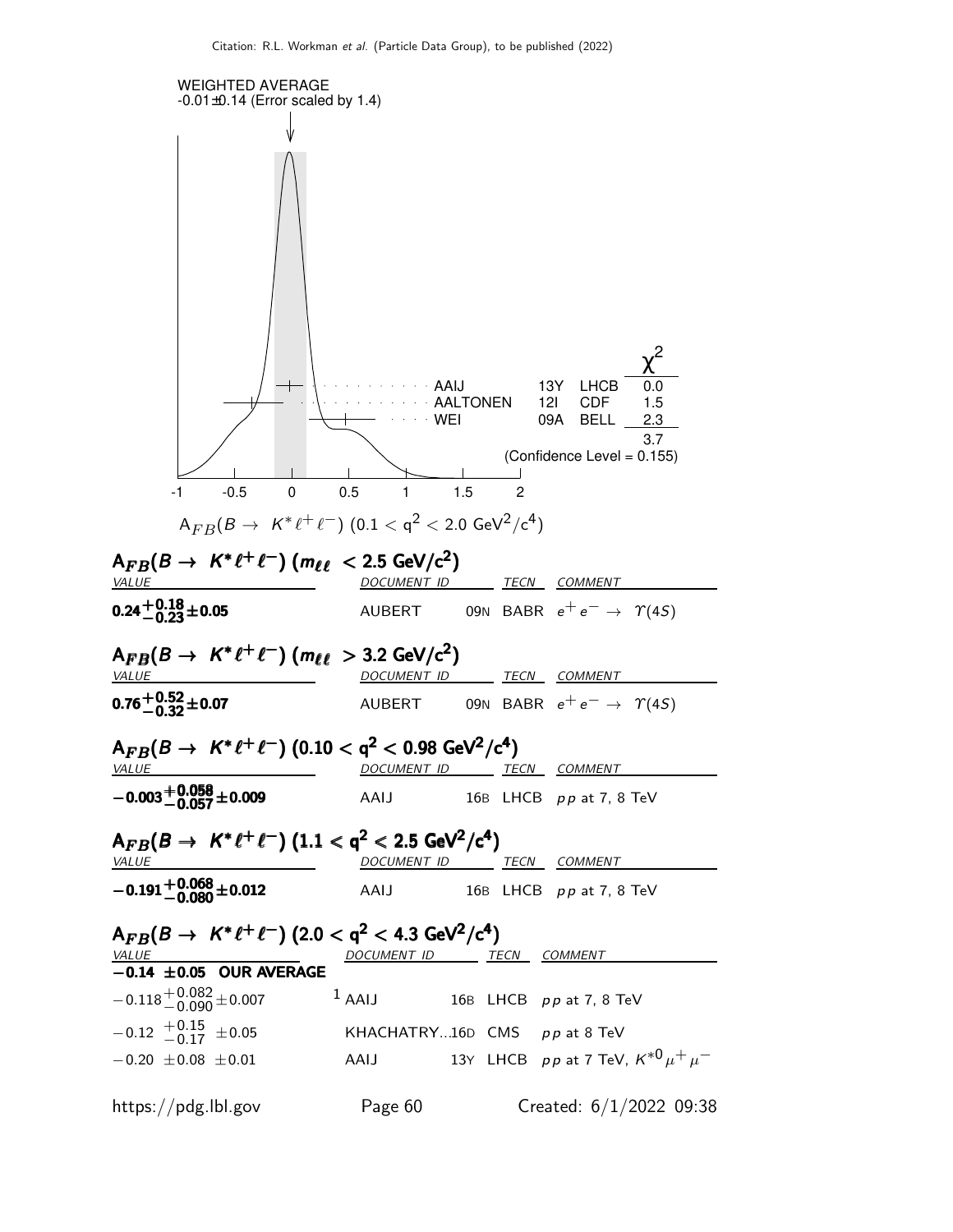WEIGHTED AVERAGE
-0.01±0.14 (Error scaled by 1.4)

| | | | $\chi^2$ |
|---|---|---|---|
| AAIJ | 13Y | LHCB | 0.0 |
| AALTONEN | 12I | CDF | 1.5 |
| WEI | 09A | BELL | 2.3 |
| | | | 3.7 |

(Confidence Level = 0.155)

$A_{FB}(B \to K^* \ell^+ \ell^-)$ $(0.1 < q^2 < 2.0$ GeV$^2/c^4)$

### $A_{FB}(B \to K^* \ell^+ \ell^-)$ $(m_{\ell\ell} < 2.5$ GeV$/c^2)$

| VALUE | DOCUMENT ID | | TECN | COMMENT |
|---|---|---|---|---|
| $\mathbf{0.24^{+0.18}_{-0.23} \pm 0.05}$ | AUBERT | 09N | BABR | $e^+ e^- \to \Upsilon(4S)$ |

### $A_{FB}(B \to K^* \ell^+ \ell^-)$ $(m_{\ell\ell} > 3.2$ GeV$/c^2)$

| VALUE | DOCUMENT ID | | TECN | COMMENT |
|---|---|---|---|---|
| $\mathbf{0.76^{+0.52}_{-0.32} \pm 0.07}$ | AUBERT | 09N | BABR | $e^+ e^- \to \Upsilon(4S)$ |

### $A_{FB}(B \to K^* \ell^+ \ell^-)$ $(0.10 < q^2 < 0.98$ GeV$^2/c^4)$

| VALUE | DOCUMENT ID | | TECN | COMMENT |
|---|---|---|---|---|
| $\mathbf{-0.003^{+0.058}_{-0.057} \pm 0.009}$ | AAIJ | 16B | LHCB | $pp$ at 7, 8 TeV |

### $A_{FB}(B \to K^* \ell^+ \ell^-)$ $(1.1 < q^2 < 2.5$ GeV$^2/c^4)$

| VALUE | DOCUMENT ID | | TECN | COMMENT |
|---|---|---|---|---|
| $\mathbf{-0.191^{+0.068}_{-0.080} \pm 0.012}$ | AAIJ | 16B | LHCB | $pp$ at 7, 8 TeV |

### $A_{FB}(B \to K^* \ell^+ \ell^-)$ $(2.0 < q^2 < 4.3$ GeV$^2/c^4)$

| VALUE | DOCUMENT ID | | TECN | COMMENT |
|---|---|---|---|---|
| $\mathbf{-0.14 \pm 0.05}$ **OUR AVERAGE** | | | | |
| $-0.118^{+0.082}_{-0.090} \pm 0.007$ | [1] AAIJ | 16B | LHCB | $pp$ at 7, 8 TeV |
| $-0.12\ ^{+0.15}_{-0.17} \pm 0.05$ | KHACHATRY... | 16D | CMS | $pp$ at 8 TeV |
| $-0.20 \pm 0.08 \pm 0.01$ | AAIJ | 13Y | LHCB | $pp$ at 7 TeV, $K^{*0} \mu^+ \mu^-$ |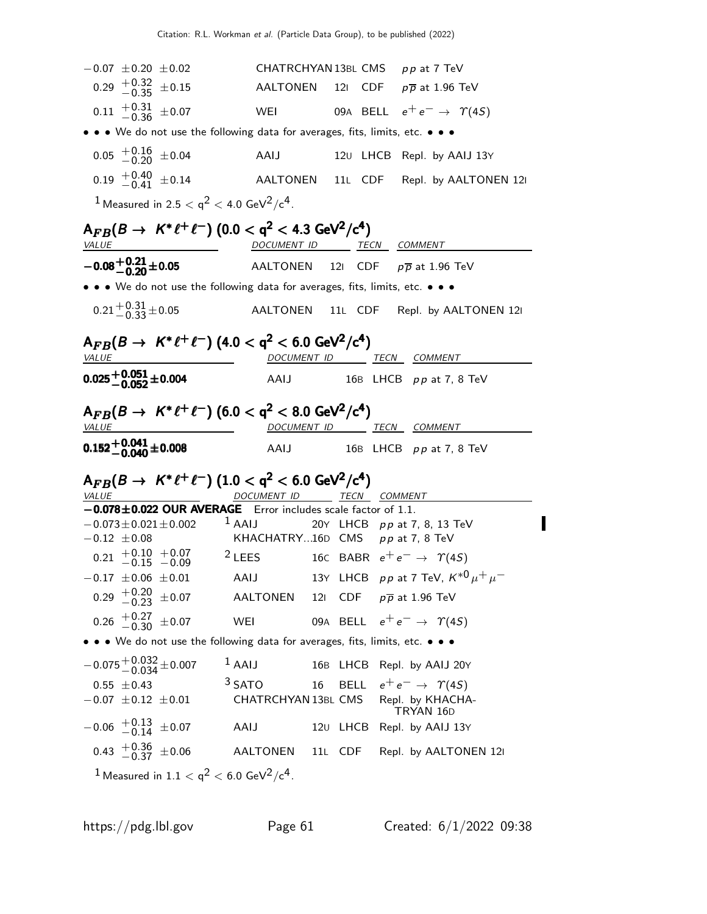| VALUE | DOCUMENT ID | TECN | COMMENT |
|---|---|---|---|
| $-0.07 \pm 0.20 \pm 0.02$ | CHATRCHYAN 13BL | CMS | $pp$ at 7 TeV |
| $0.29\ ^{+0.32}_{-0.35} \pm 0.15$ | AALTONEN 12I | CDF | $p\overline{p}$ at 1.96 TeV |
| $0.11\ ^{+0.31}_{-0.36} \pm 0.07$ | WEI 09A | BELL | $e^+e^- \rightarrow \Upsilon(4S)$ |
| • • • We do not use the following data for averages, fits, limits, etc. • • • | | | |
| $0.05\ ^{+0.16}_{-0.20} \pm 0.04$ | AAIJ 12U | LHCB | Repl. by AAIJ 13Y |
| $0.19\ ^{+0.40}_{-0.41} \pm 0.14$ | AALTONEN 11L | CDF | Repl. by AALTONEN 12I |

[1] Measured in $2.5 < q^2 < 4.0$ GeV$^2$/c$^4$.

## $A_{FB}(B \rightarrow K^* \ell^+ \ell^-)$ ($0.0 < q^2 < 4.3$ GeV$^2$/c$^4$)

| VALUE | DOCUMENT ID | TECN | COMMENT |
|---|---|---|---|
| $\mathbf{-0.08^{+0.21}_{-0.20} \pm 0.05}$ | AALTONEN 12I | CDF | $p\overline{p}$ at 1.96 TeV |
| • • • We do not use the following data for averages, fits, limits, etc. • • • | | | |
| $0.21^{+0.31}_{-0.33} \pm 0.05$ | AALTONEN 11L | CDF | Repl. by AALTONEN 12I |

## $A_{FB}(B \rightarrow K^* \ell^+ \ell^-)$ ($4.0 < q^2 < 6.0$ GeV$^2$/c$^4$)

| VALUE | DOCUMENT ID | TECN | COMMENT |
|---|---|---|---|
| $\mathbf{0.025^{+0.051}_{-0.052} \pm 0.004}$ | AAIJ 16B | LHCB | $pp$ at 7, 8 TeV |

## $A_{FB}(B \rightarrow K^* \ell^+ \ell^-)$ ($6.0 < q^2 < 8.0$ GeV$^2$/c$^4$)

| VALUE | DOCUMENT ID | TECN | COMMENT |
|---|---|---|---|
| $\mathbf{0.152^{+0.041}_{-0.040} \pm 0.008}$ | AAIJ 16B | LHCB | $pp$ at 7, 8 TeV |

## $A_{FB}(B \rightarrow K^* \ell^+ \ell^-)$ ($1.0 < q^2 < 6.0$ GeV$^2$/c$^4$)

| VALUE | DOCUMENT ID | TECN | COMMENT |
|---|---|---|---|
| **$-0.078 \pm 0.022$ OUR AVERAGE** Error includes scale factor of 1.1. | | | |
| $-0.073 \pm 0.021 \pm 0.002$ | [1] AAIJ 20Y | LHCB | $pp$ at 7, 8, 13 TeV |
| $-0.12 \pm 0.08$ | KHACHATRY... 16D | CMS | $pp$ at 7, 8 TeV |
| $0.21\ ^{+0.10}_{-0.15}\ ^{+0.07}_{-0.09}$ | [2] LEES 16C | BABR | $e^+e^- \rightarrow \Upsilon(4S)$ |
| $-0.17 \pm 0.06 \pm 0.01$ | AAIJ 13Y | LHCB | $pp$ at 7 TeV, $K^{*0}\mu^+\mu^-$ |
| $0.29\ ^{+0.20}_{-0.23} \pm 0.07$ | AALTONEN 12I | CDF | $p\overline{p}$ at 1.96 TeV |
| $0.26\ ^{+0.27}_{-0.30} \pm 0.07$ | WEI 09A | BELL | $e^+e^- \rightarrow \Upsilon(4S)$ |
| • • • We do not use the following data for averages, fits, limits, etc. • • • | | | |
| $-0.075^{+0.032}_{-0.034} \pm 0.007$ | [1] AAIJ 16B | LHCB | Repl. by AAIJ 20Y |
| $0.55 \pm 0.43$ | [3] SATO 16 | BELL | $e^+e^- \rightarrow \Upsilon(4S)$ |
| $-0.07 \pm 0.12 \pm 0.01$ | CHATRCHYAN 13BL | CMS | Repl. by KHACHATRYAN 16D |
| $-0.06\ ^{+0.13}_{-0.14} \pm 0.07$ | AAIJ 12U | LHCB | Repl. by AAIJ 13Y |
| $0.43\ ^{+0.36}_{-0.37} \pm 0.06$ | AALTONEN 11L | CDF | Repl. by AALTONEN 12I |

[1] Measured in $1.1 < q^2 < 6.0$ GeV$^2$/c$^4$.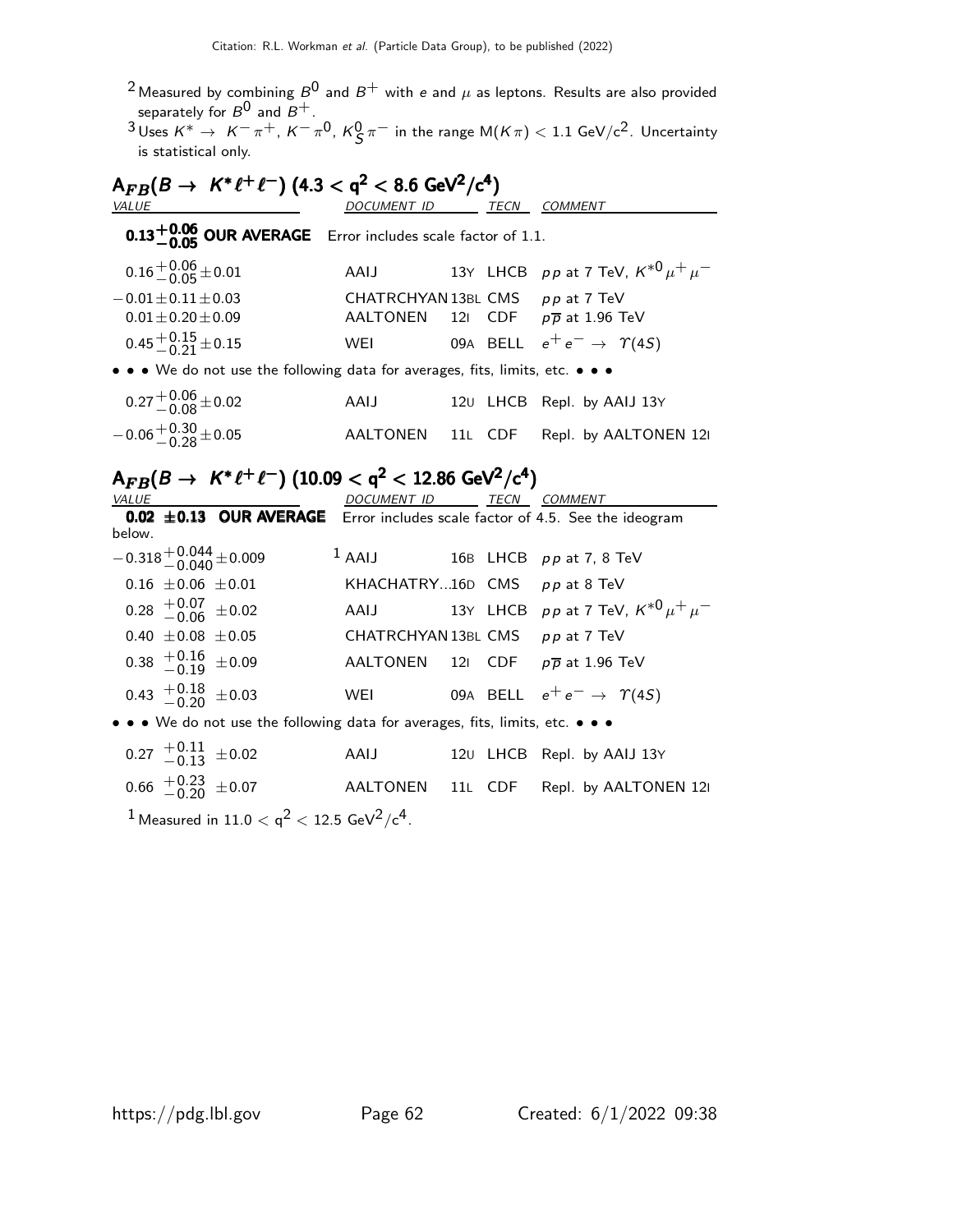[2] Measured by combining $B^0$ and $B^+$ with $e$ and $\mu$ as leptons. Results are also provided separately for $B^0$ and $B^+$.

[3] Uses $K^* \rightarrow K^- \pi^+$, $K^- \pi^0$, $K^0_S \pi^-$ in the range $M(K\pi) < 1.1$ GeV/c$^2$. Uncertainty is statistical only.

## $A_{FB}(B \rightarrow K^* \ell^+ \ell^-)$ $(4.3 < q^2 < 8.6$ GeV$^2$/c$^4)$

| VALUE | DOCUMENT ID | | TECN | COMMENT |
|---|---|---|---|---|
| **$0.13^{+0.06}_{-0.05}$ OUR AVERAGE** | Error includes scale factor of 1.1. | | | |
| $0.16^{+0.06}_{-0.05} \pm 0.01$ | AAIJ | 13Y | LHCB | $pp$ at 7 TeV, $K^{*0}\mu^+\mu^-$ |
| $-0.01 \pm 0.11 \pm 0.03$ | CHATRCHYAN | 13BL | CMS | $pp$ at 7 TeV |
| $0.01 \pm 0.20 \pm 0.09$ | AALTONEN | 12I | CDF | $p\overline{p}$ at 1.96 TeV |
| $0.45^{+0.15}_{-0.21} \pm 0.15$ | WEI | 09A | BELL | $e^+e^- \rightarrow \Upsilon(4S)$ |

• • • We do not use the following data for averages, fits, limits, etc. • • •

| VALUE | DOCUMENT ID | | TECN | COMMENT |
|---|---|---|---|---|
| $0.27^{+0.06}_{-0.08} \pm 0.02$ | AAIJ | 12U | LHCB | Repl. by AAIJ 13Y |
| $-0.06^{+0.30}_{-0.28} \pm 0.05$ | AALTONEN | 11L | CDF | Repl. by AALTONEN 12I |

## $A_{FB}(B \rightarrow K^* \ell^+ \ell^-)$ $(10.09 < q^2 < 12.86$ GeV$^2$/c$^4)$

| VALUE | DOCUMENT ID | | TECN | COMMENT |
|---|---|---|---|---|
| **$0.02 \pm 0.13$ OUR AVERAGE** | Error includes scale factor of 4.5. See the ideogram below. | | | |
| $-0.318^{+0.044}_{-0.040} \pm 0.009$ | [1] AAIJ | 16B | LHCB | $pp$ at 7, 8 TeV |
| $0.16 \pm 0.06 \pm 0.01$ | KHACHATRY... | 16D | CMS | $pp$ at 8 TeV |
| $0.28^{+0.07}_{-0.06} \pm 0.02$ | AAIJ | 13Y | LHCB | $pp$ at 7 TeV, $K^{*0}\mu^+\mu^-$ |
| $0.40 \pm 0.08 \pm 0.05$ | CHATRCHYAN | 13BL | CMS | $pp$ at 7 TeV |
| $0.38^{+0.16}_{-0.19} \pm 0.09$ | AALTONEN | 12I | CDF | $p\overline{p}$ at 1.96 TeV |
| $0.43^{+0.18}_{-0.20} \pm 0.03$ | WEI | 09A | BELL | $e^+e^- \rightarrow \Upsilon(4S)$ |

• • • We do not use the following data for averages, fits, limits, etc. • • •

| VALUE | DOCUMENT ID | | TECN | COMMENT |
|---|---|---|---|---|
| $0.27^{+0.11}_{-0.13} \pm 0.02$ | AAIJ | 12U | LHCB | Repl. by AAIJ 13Y |
| $0.66^{+0.23}_{-0.20} \pm 0.07$ | AALTONEN | 11L | CDF | Repl. by AALTONEN 12I |

[1] Measured in $11.0 < q^2 < 12.5$ GeV$^2$/c$^4$.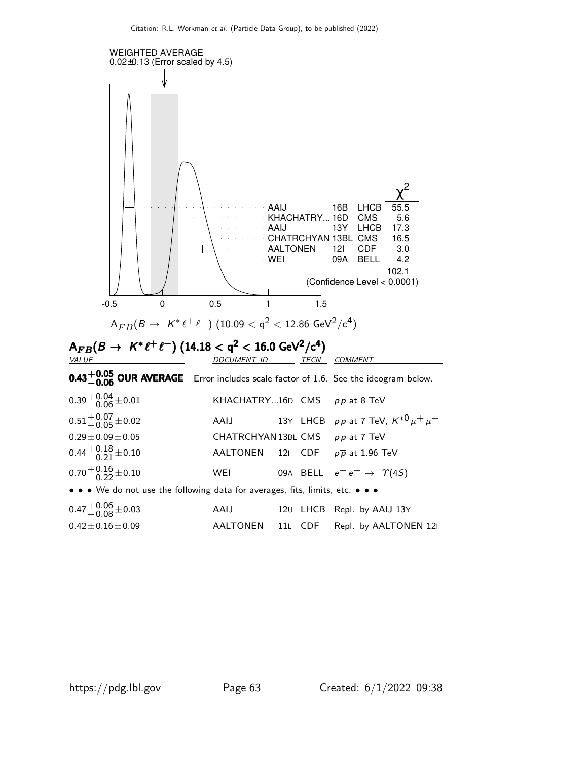WEIGHTED AVERAGE
0.02±0.13 (Error scaled by 4.5)

| | | | $\chi^2$ |
|---|---|---|---|
| AAIJ | 16B | LHCB | 55.5 |
| KHACHATRY... | 16D | CMS | 5.6 |
| AAIJ | 13Y | LHCB | 17.3 |
| CHATRCHYAN | 13BL | CMS | 16.5 |
| AALTONEN | 12I | CDF | 3.0 |
| WEI | 09A | BELL | 4.2 |
| | | | 102.1 |

(Confidence Level < 0.0001)

$A_{FB}(B \to K^* \ell^+ \ell^-)$ ($10.09 < q^2 < 12.86$ GeV$^2$/c$^4$)

## $A_{FB}(B \to K^* \ell^+ \ell^-)$ ($14.18 < q^2 < 16.0$ GeV$^2$/c$^4$)

| VALUE | DOCUMENT ID | | TECN | COMMENT |
|---|---|---|---|---|
| **$0.43^{+0.05}_{-0.06}$ OUR AVERAGE** | Error includes scale factor of 1.6. See the ideogram below. | | | |
| $0.39^{+0.04}_{-0.06} \pm 0.01$ | KHACHATRY... | 16D | CMS | $pp$ at 8 TeV |
| $0.51^{+0.07}_{-0.05} \pm 0.02$ | AAIJ | 13Y | LHCB | $pp$ at 7 TeV, $K^{*0}\mu^+\mu^-$ |
| $0.29 \pm 0.09 \pm 0.05$ | CHATRCHYAN | 13BL | CMS | $pp$ at 7 TeV |
| $0.44^{+0.18}_{-0.21} \pm 0.10$ | AALTONEN | 12I | CDF | $p\overline{p}$ at 1.96 TeV |
| $0.70^{+0.16}_{-0.22} \pm 0.10$ | WEI | 09A | BELL | $e^+e^- \to \Upsilon(4S)$ |
| • • • We do not use the following data for averages, fits, limits, etc. • • • | | | | |
| $0.47^{+0.06}_{-0.08} \pm 0.03$ | AAIJ | 12U | LHCB | Repl. by AAIJ 13Y |
| $0.42 \pm 0.16 \pm 0.09$ | AALTONEN | 11L | CDF | Repl. by AALTONEN 12I |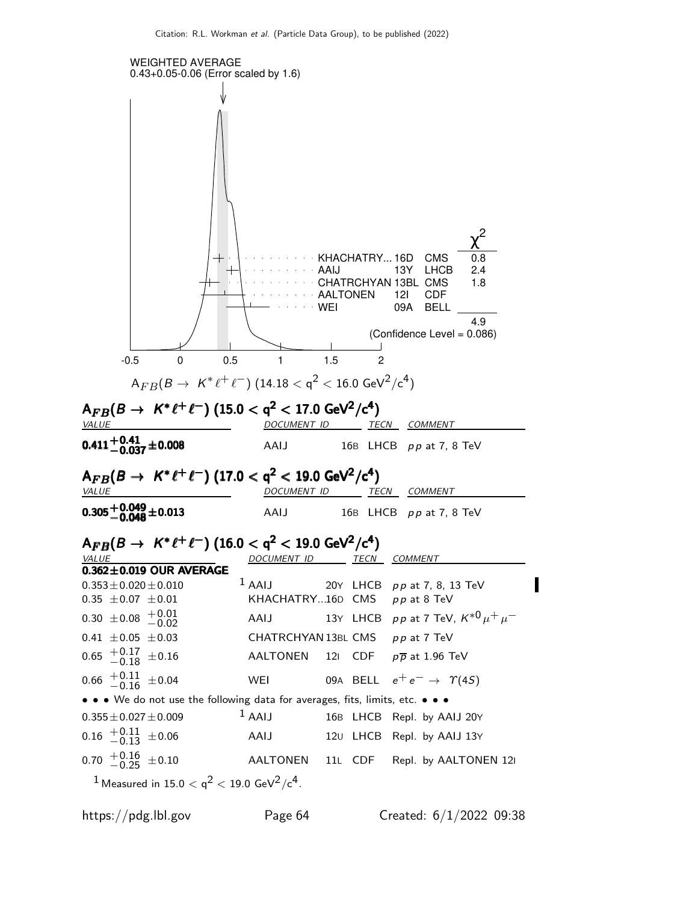WEIGHTED AVERAGE
0.43+0.05-0.06 (Error scaled by 1.6)

| | | | $\chi^2$ |
|---|---|---|---|
| KHACHATRY... | 16D | CMS | 0.8 |
| AAIJ | 13Y | LHCB | 2.4 |
| CHATRCHYAN | 13BL | CMS | 1.8 |
| AALTONEN | 12I | CDF | |
| WEI | 09A | BELL | |
| | | | 4.9 |

(Confidence Level = 0.086)

-0.5 0 0.5 1 1.5 2

$A_{FB}(B \to K^* \ell^+ \ell^-)$ $(14.18 < q^2 < 16.0 \text{ GeV}^2/c^4)$

### $A_{FB}(B \to K^* \ell^+ \ell^-)$ $(15.0 < q^2 < 17.0 \text{ GeV}^2/c^4)$

| VALUE | DOCUMENT ID | | TECN | COMMENT |
|---|---|---|---|---|
| $\mathbf{0.411^{+0.41}_{-0.037} \pm 0.008}$ | AAIJ | 16B | LHCB | $pp$ at 7, 8 TeV |

### $A_{FB}(B \to K^* \ell^+ \ell^-)$ $(17.0 < q^2 < 19.0 \text{ GeV}^2/c^4)$

| VALUE | DOCUMENT ID | | TECN | COMMENT |
|---|---|---|---|---|
| $\mathbf{0.305^{+0.049}_{-0.048} \pm 0.013}$ | AAIJ | 16B | LHCB | $pp$ at 7, 8 TeV |

### $A_{FB}(B \to K^* \ell^+ \ell^-)$ $(16.0 < q^2 < 19.0 \text{ GeV}^2/c^4)$

| VALUE | DOCUMENT ID | | TECN | COMMENT |
|---|---|---|---|---|
| **0.362±0.019 OUR AVERAGE** | | | | |
| $0.353 \pm 0.020 \pm 0.010$ | [1] AAIJ | 20Y | LHCB | $pp$ at 7, 8, 13 TeV |
| $0.35 \pm 0.07 \pm 0.01$ | KHACHATRY... | 16D | CMS | $pp$ at 8 TeV |
| $0.30 \pm 0.08 \,^{+0.01}_{-0.02}$ | AAIJ | 13Y | LHCB | $pp$ at 7 TeV, $K^{*0} \mu^+ \mu^-$ |
| $0.41 \pm 0.05 \pm 0.03$ | CHATRCHYAN | 13BL | CMS | $pp$ at 7 TeV |
| $0.65 \,^{+0.17}_{-0.18} \pm 0.16$ | AALTONEN | 12I | CDF | $p\overline{p}$ at 1.96 TeV |
| $0.66 \,^{+0.11}_{-0.16} \pm 0.04$ | WEI | 09A | BELL | $e^+ e^- \to \Upsilon(4S)$ |
| • • • We do not use the following data for averages, fits, limits, etc. • • • | | | | |
| $0.355 \pm 0.027 \pm 0.009$ | [1] AAIJ | 16B | LHCB | Repl. by AAIJ 20Y |
| $0.16 \,^{+0.11}_{-0.13} \pm 0.06$ | AAIJ | 12U | LHCB | Repl. by AAIJ 13Y |
| $0.70 \,^{+0.16}_{-0.25} \pm 0.10$ | AALTONEN | 11L | CDF | Repl. by AALTONEN 12I |

[1] Measured in $15.0 < q^2 < 19.0 \text{ GeV}^2/c^4$.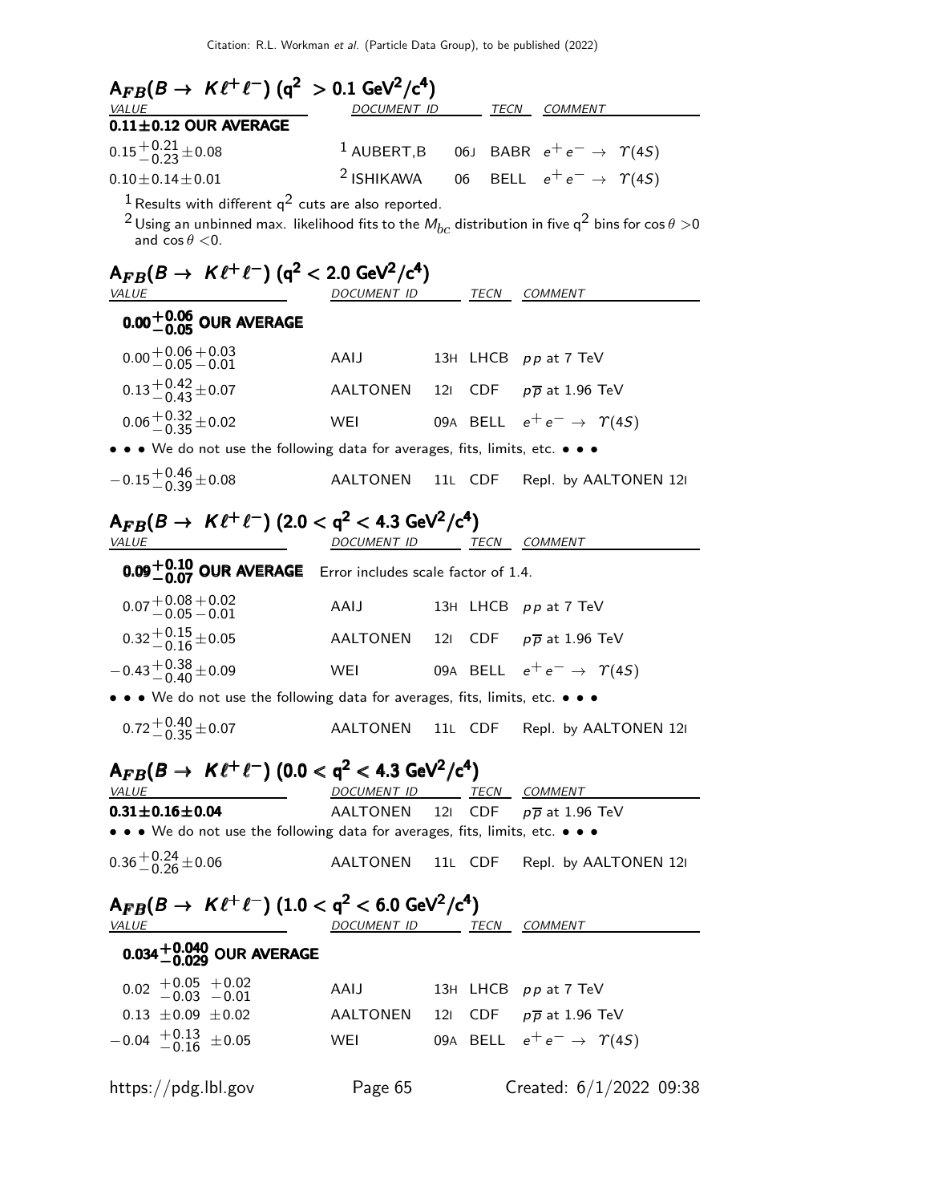### $A_{FB}(B \to K \ell^+ \ell^-)$ ($q^2 > 0.1$ GeV$^2$/c$^4$)

| VALUE | DOCUMENT ID | | TECN | COMMENT |
|---|---|---|---|---|
| **0.11±0.12 OUR AVERAGE** | | | | |
| $0.15^{+0.21}_{-0.23} \pm 0.08$ | [1] AUBERT,B | 06J | BABR | $e^+ e^- \to \Upsilon(4S)$ |
| $0.10 \pm 0.14 \pm 0.01$ | [2] ISHIKAWA | 06 | BELL | $e^+ e^- \to \Upsilon(4S)$ |

[1] Results with different $q^2$ cuts are also reported.

[2] Using an unbinned max. likelihood fits to the $M_{bc}$ distribution in five $q^2$ bins for $\cos\theta > 0$ and $\cos\theta < 0$.

### $A_{FB}(B \to K \ell^+ \ell^-)$ ($q^2 < 2.0$ GeV$^2$/c$^4$)

| VALUE | DOCUMENT ID | | TECN | COMMENT |
|---|---|---|---|---|
| **$0.00^{+0.06}_{-0.05}$ OUR AVERAGE** | | | | |
| $0.00^{+0.06}_{-0.05}{}^{+0.03}_{-0.01}$ | AAIJ | 13H | LHCB | $pp$ at 7 TeV |
| $0.13^{+0.42}_{-0.43} \pm 0.07$ | AALTONEN | 12I | CDF | $p\overline{p}$ at 1.96 TeV |
| $0.06^{+0.32}_{-0.35} \pm 0.02$ | WEI | 09A | BELL | $e^+ e^- \to \Upsilon(4S)$ |
| • • • We do not use the following data for averages, fits, limits, etc. • • • | | | | |
| $-0.15^{+0.46}_{-0.39} \pm 0.08$ | AALTONEN | 11L | CDF | Repl. by AALTONEN 12I |

### $A_{FB}(B \to K \ell^+ \ell^-)$ ($2.0 < q^2 < 4.3$ GeV$^2$/c$^4$)

| VALUE | DOCUMENT ID | | TECN | COMMENT |
|---|---|---|---|---|
| **$0.09^{+0.10}_{-0.07}$ OUR AVERAGE** Error includes scale factor of 1.4. | | | | |
| $0.07^{+0.08}_{-0.05}{}^{+0.02}_{-0.01}$ | AAIJ | 13H | LHCB | $pp$ at 7 TeV |
| $0.32^{+0.15}_{-0.16} \pm 0.05$ | AALTONEN | 12I | CDF | $p\overline{p}$ at 1.96 TeV |
| $-0.43^{+0.38}_{-0.40} \pm 0.09$ | WEI | 09A | BELL | $e^+ e^- \to \Upsilon(4S)$ |
| • • • We do not use the following data for averages, fits, limits, etc. • • • | | | | |
| $0.72^{+0.40}_{-0.35} \pm 0.07$ | AALTONEN | 11L | CDF | Repl. by AALTONEN 12I |

### $A_{FB}(B \to K \ell^+ \ell^-)$ ($0.0 < q^2 < 4.3$ GeV$^2$/c$^4$)

| VALUE | DOCUMENT ID | | TECN | COMMENT |
|---|---|---|---|---|
| **0.31±0.16±0.04** | AALTONEN | 12I | CDF | $p\overline{p}$ at 1.96 TeV |
| • • • We do not use the following data for averages, fits, limits, etc. • • • | | | | |
| $0.36^{+0.24}_{-0.26} \pm 0.06$ | AALTONEN | 11L | CDF | Repl. by AALTONEN 12I |

### $A_{FB}(B \to K \ell^+ \ell^-)$ ($1.0 < q^2 < 6.0$ GeV$^2$/c$^4$)

| VALUE | DOCUMENT ID | | TECN | COMMENT |
|---|---|---|---|---|
| **$0.034^{+0.040}_{-0.029}$ OUR AVERAGE** | | | | |
| $0.02\ {}^{+0.05}_{-0.03}\ {}^{+0.02}_{-0.01}$ | AAIJ | 13H | LHCB | $pp$ at 7 TeV |
| $0.13 \pm 0.09 \pm 0.02$ | AALTONEN | 12I | CDF | $p\overline{p}$ at 1.96 TeV |
| $-0.04\ {}^{+0.13}_{-0.16} \pm 0.05$ | WEI | 09A | BELL | $e^+ e^- \to \Upsilon(4S)$ |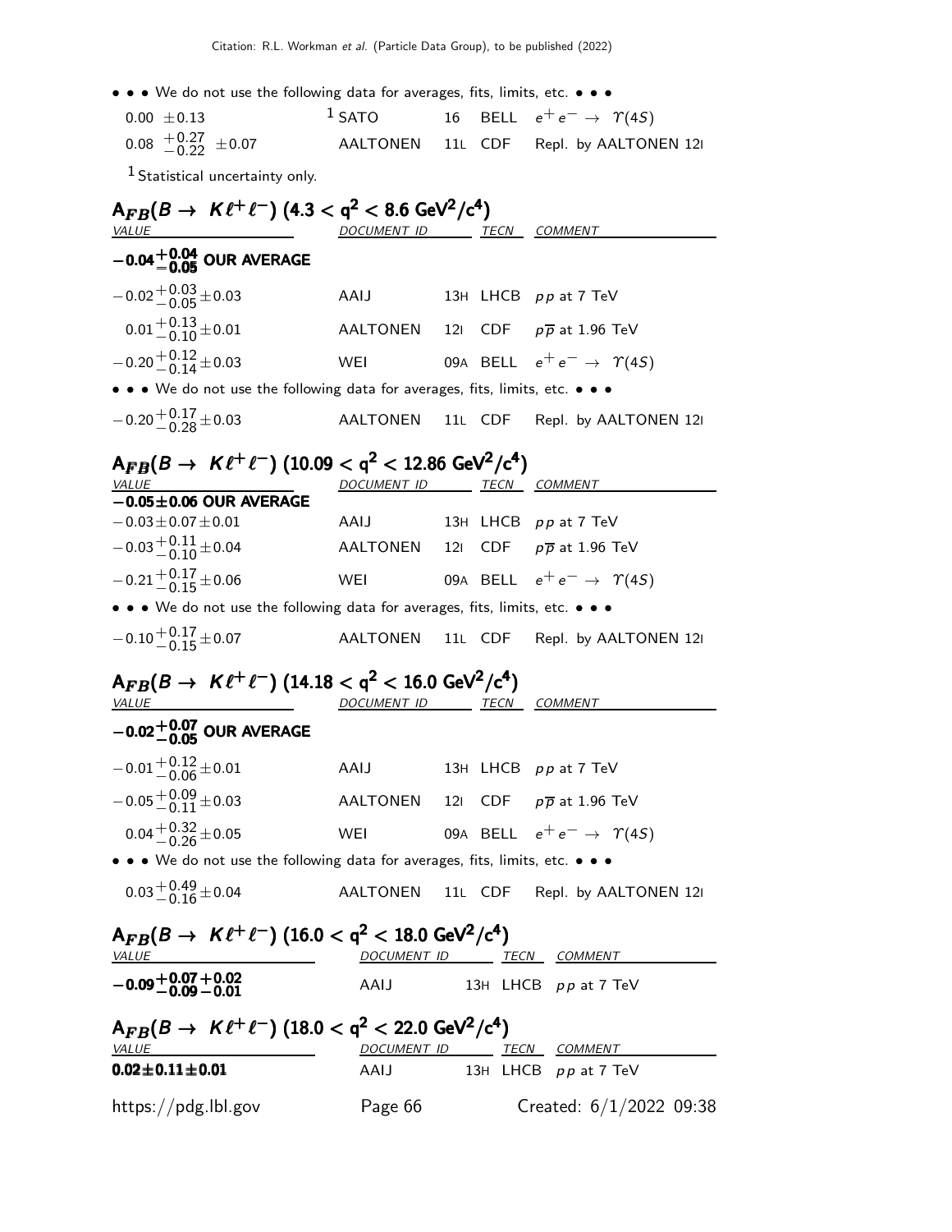• • • We do not use the following data for averages, fits, limits, etc. • • •

| | | | | |
|---|---|---|---|---|
| $0.00 \pm 0.13$ | [1] SATO | 16 | BELL | $e^+e^- \rightarrow \Upsilon(4S)$ |
| $0.08\ ^{+0.27}_{-0.22} \pm 0.07$ | AALTONEN | 11L | CDF | Repl. by AALTONEN 12I |

[1] Statistical uncertainty only.

## $A_{FB}(B \rightarrow K\ell^+\ell^-)$ $(4.3 < q^2 < 8.6\ \mathrm{GeV}^2/c^4)$

| VALUE | DOCUMENT ID | | TECN | COMMENT |
|---|---|---|---|---|
| $\mathbf{-0.04^{+0.04}_{-0.05}}$ **OUR AVERAGE** | | | | |
| $-0.02^{+0.03}_{-0.05} \pm 0.03$ | AAIJ | 13H | LHCB | $pp$ at 7 TeV |
| $0.01^{+0.13}_{-0.10} \pm 0.01$ | AALTONEN | 12I | CDF | $p\overline{p}$ at 1.96 TeV |
| $-0.20^{+0.12}_{-0.14} \pm 0.03$ | WEI | 09A | BELL | $e^+e^- \rightarrow \Upsilon(4S)$ |
| • • • We do not use the following data for averages, fits, limits, etc. • • • | | | | |
| $-0.20^{+0.17}_{-0.28} \pm 0.03$ | AALTONEN | 11L | CDF | Repl. by AALTONEN 12I |

## $A_{FB}(B \rightarrow K\ell^+\ell^-)$ $(10.09 < q^2 < 12.86\ \mathrm{GeV}^2/c^4)$

| VALUE | DOCUMENT ID | | TECN | COMMENT |
|---|---|---|---|---|
| $\mathbf{-0.05 \pm 0.06}$ **OUR AVERAGE** | | | | |
| $-0.03 \pm 0.07 \pm 0.01$ | AAIJ | 13H | LHCB | $pp$ at 7 TeV |
| $-0.03^{+0.11}_{-0.10} \pm 0.04$ | AALTONEN | 12I | CDF | $p\overline{p}$ at 1.96 TeV |
| $-0.21^{+0.17}_{-0.15} \pm 0.06$ | WEI | 09A | BELL | $e^+e^- \rightarrow \Upsilon(4S)$ |
| • • • We do not use the following data for averages, fits, limits, etc. • • • | | | | |
| $-0.10^{+0.17}_{-0.15} \pm 0.07$ | AALTONEN | 11L | CDF | Repl. by AALTONEN 12I |

## $A_{FB}(B \rightarrow K\ell^+\ell^-)$ $(14.18 < q^2 < 16.0\ \mathrm{GeV}^2/c^4)$

| VALUE | DOCUMENT ID | | TECN | COMMENT |
|---|---|---|---|---|
| $\mathbf{-0.02^{+0.07}_{-0.05}}$ **OUR AVERAGE** | | | | |
| $-0.01^{+0.12}_{-0.06} \pm 0.01$ | AAIJ | 13H | LHCB | $pp$ at 7 TeV |
| $-0.05^{+0.09}_{-0.11} \pm 0.03$ | AALTONEN | 12I | CDF | $p\overline{p}$ at 1.96 TeV |
| $0.04^{+0.32}_{-0.26} \pm 0.05$ | WEI | 09A | BELL | $e^+e^- \rightarrow \Upsilon(4S)$ |
| • • • We do not use the following data for averages, fits, limits, etc. • • • | | | | |
| $0.03^{+0.49}_{-0.16} \pm 0.04$ | AALTONEN | 11L | CDF | Repl. by AALTONEN 12I |

## $A_{FB}(B \rightarrow K\ell^+\ell^-)$ $(16.0 < q^2 < 18.0\ \mathrm{GeV}^2/c^4)$

| VALUE | DOCUMENT ID | | TECN | COMMENT |
|---|---|---|---|---|
| $\mathbf{-0.09^{+0.07}_{-0.09}{}^{+0.02}_{-0.01}}$ | AAIJ | 13H | LHCB | $pp$ at 7 TeV |

## $A_{FB}(B \rightarrow K\ell^+\ell^-)$ $(18.0 < q^2 < 22.0\ \mathrm{GeV}^2/c^4)$

| VALUE | DOCUMENT ID | | TECN | COMMENT |
|---|---|---|---|---|
| $\mathbf{0.02 \pm 0.11 \pm 0.01}$ | AAIJ | 13H | LHCB | $pp$ at 7 TeV |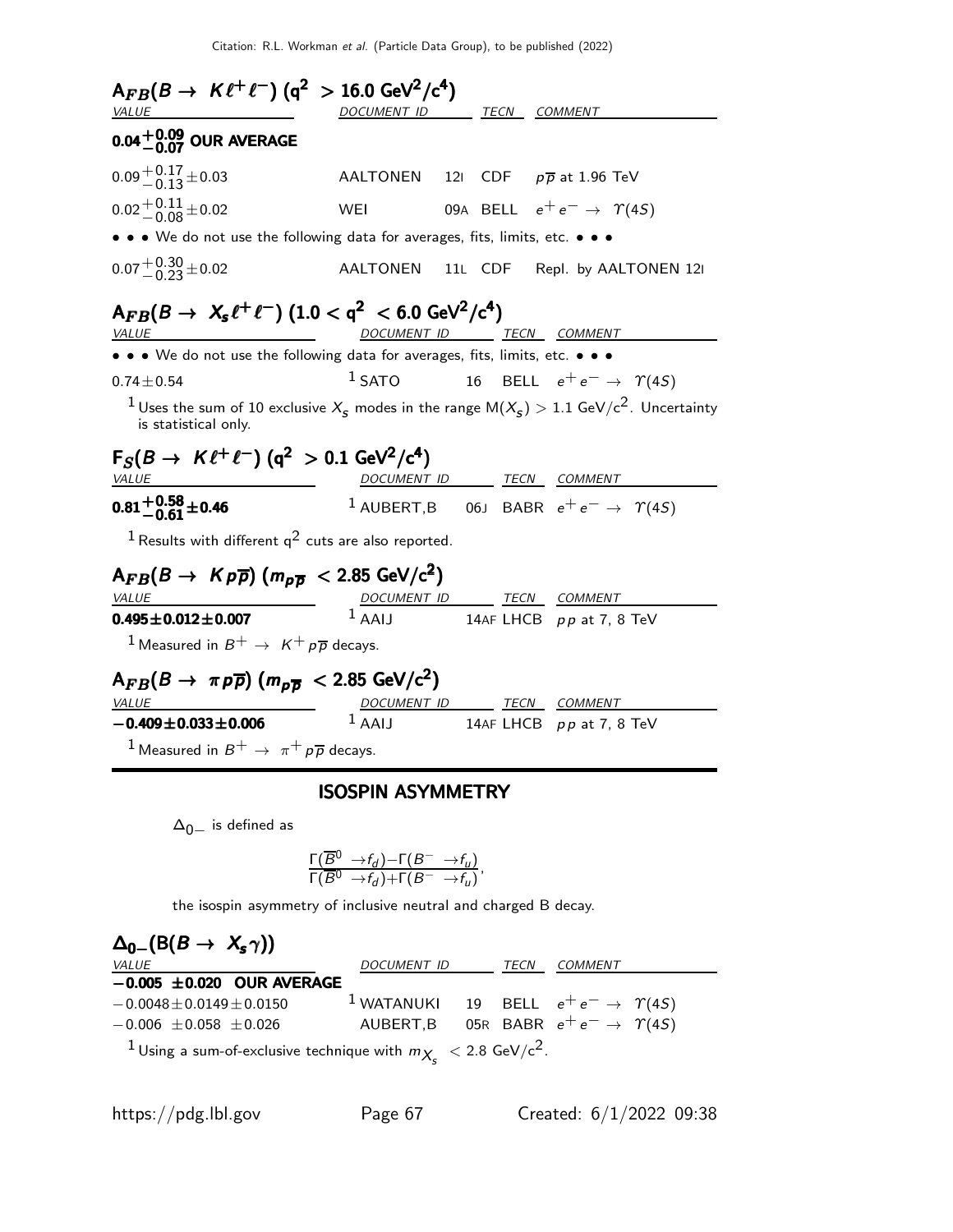### $A_{FB}(B \to K\ell^+\ell^-)$ ($q^2 > 16.0$ GeV$^2$/c$^4$)

| VALUE | DOCUMENT ID | | TECN | COMMENT |
|---|---|---|---|---|
| $\mathbf{0.04^{+0.09}_{-0.07}}$ **OUR AVERAGE** | | | | |
| $0.09^{+0.17}_{-0.13}\pm0.03$ | AALTONEN | 12I | CDF | $p\overline{p}$ at 1.96 TeV |
| $0.02^{+0.11}_{-0.08}\pm0.02$ | WEI | 09A | BELL | $e^+e^- \to \Upsilon(4S)$ |
| • • • We do not use the following data for averages, fits, limits, etc. • • • | | | | |
| $0.07^{+0.30}_{-0.23}\pm0.02$ | AALTONEN | 11L | CDF | Repl. by AALTONEN 12I |

### $A_{FB}(B \to X_s\ell^+\ell^-)$ ($1.0 < q^2 < 6.0$ GeV$^2$/c$^4$)

| VALUE | DOCUMENT ID | | TECN | COMMENT |
|---|---|---|---|---|
| • • • We do not use the following data for averages, fits, limits, etc. • • • | | | | |
| $0.74\pm0.54$ | [1] SATO | 16 | BELL | $e^+e^- \to \Upsilon(4S)$ |

[1] Uses the sum of 10 exclusive $X_s$ modes in the range M($X_s$) > 1.1 GeV/c$^2$. Uncertainty is statistical only.

### $F_S(B \to K\ell^+\ell^-)$ ($q^2 > 0.1$ GeV$^2$/c$^4$)

| VALUE | DOCUMENT ID | | TECN | COMMENT |
|---|---|---|---|---|
| $\mathbf{0.81^{+0.58}_{-0.61}\pm0.46}$ | [1] AUBERT,B | 06J | BABR | $e^+e^- \to \Upsilon(4S)$ |

[1] Results with different $q^2$ cuts are also reported.

### $A_{FB}(B \to Kp\overline{p})$ ($m_{p\overline{p}} < 2.85$ GeV/c$^2$)

| VALUE | DOCUMENT ID | | TECN | COMMENT |
|---|---|---|---|---|
| $\mathbf{0.495\pm0.012\pm0.007}$ | [1] AAIJ | 14AF | LHCB | $pp$ at 7, 8 TeV |

[1] Measured in $B^+ \to K^+ p\overline{p}$ decays.

### $A_{FB}(B \to \pi p\overline{p})$ ($m_{p\overline{p}} < 2.85$ GeV/c$^2$)

| VALUE | DOCUMENT ID | | TECN | COMMENT |
|---|---|---|---|---|
| $\mathbf{-0.409\pm0.033\pm0.006}$ | [1] AAIJ | 14AF | LHCB | $pp$ at 7, 8 TeV |

[1] Measured in $B^+ \to \pi^+ p\overline{p}$ decays.

## ISOSPIN ASYMMETRY

$\Delta_{0-}$ is defined as

$$\frac{\Gamma(\overline{B}^0 \to f_d)-\Gamma(B^- \to f_u)}{\Gamma(\overline{B}^0 \to f_d)+\Gamma(B^- \to f_u)},$$

the isospin asymmetry of inclusive neutral and charged B decay.

### $\Delta_{0-}(B(B \to X_s\gamma))$

| VALUE | DOCUMENT ID | | TECN | COMMENT |
|---|---|---|---|---|
| $\mathbf{-0.005\ \pm0.020}$ **OUR AVERAGE** | | | | |
| $-0.0048\pm0.0149\pm0.0150$ | [1] WATANUKI | 19 | BELL | $e^+e^- \to \Upsilon(4S)$ |
| $-0.006\ \pm0.058\ \pm0.026$ | AUBERT,B | 05R | BABR | $e^+e^- \to \Upsilon(4S)$ |

[1] Using a sum-of-exclusive technique with $m_{X_s} < 2.8$ GeV/c$^2$.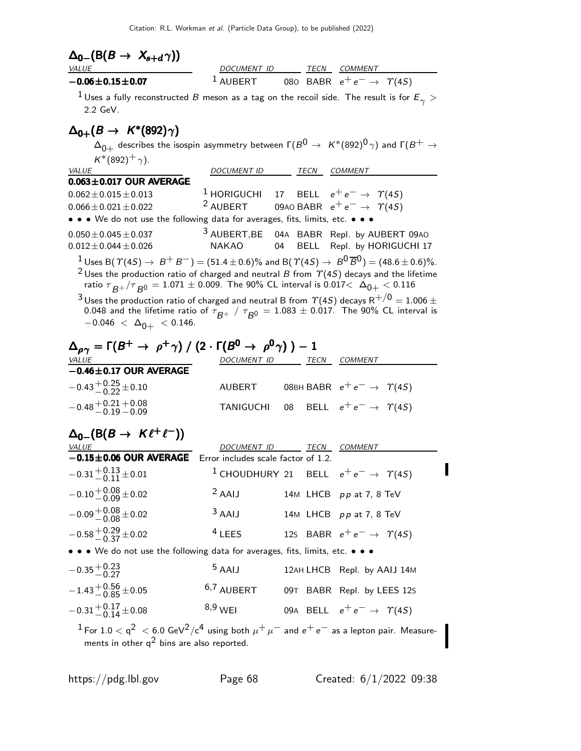## $\Delta_{0-}(B(B \to X_{s+d}\gamma))$

| VALUE | DOCUMENT ID | TECN | COMMENT |
|---|---|---|---|
| **$-0.06 \pm 0.15 \pm 0.07$** | [1] AUBERT 08O | BABR | $e^+e^- \to \Upsilon(4S)$ |

[1] Uses a fully reconstructed $B$ meson as a tag on the recoil side. The result is for $E_\gamma >$ 2.2 GeV.

## $\Delta_{0+}(B \to K^*(892)\gamma)$

$\Delta_{0+}$ describes the isospin asymmetry between $\Gamma(B^0 \to K^*(892)^0\gamma)$ and $\Gamma(B^+ \to K^*(892)^+\gamma)$.

| VALUE | DOCUMENT ID | TECN | COMMENT |
|---|---|---|---|
| **$0.063 \pm 0.017$ OUR AVERAGE** | | | |
| $0.062 \pm 0.015 \pm 0.013$ | [1] HORIGUCHI 17 | BELL | $e^+e^- \to \Upsilon(4S)$ |
| $0.066 \pm 0.021 \pm 0.022$ | [2] AUBERT 09AO | BABR | $e^+e^- \to \Upsilon(4S)$ |
| • • • We do not use the following data for averages, fits, limits, etc. • • • | | | |
| $0.050 \pm 0.045 \pm 0.037$ | [3] AUBERT,BE 04A | BABR | Repl. by AUBERT 09AO |
| $0.012 \pm 0.044 \pm 0.026$ | NAKAO 04 | BELL | Repl. by HORIGUCHI 17 |

[1] Uses $B(\Upsilon(4S) \to B^+B^-) = (51.4 \pm 0.6)\%$ and $B(\Upsilon(4S) \to B^0\overline{B}^0) = (48.6 \pm 0.6)\%$.

[2] Uses the production ratio of charged and neutral $B$ from $\Upsilon(4S)$ decays and the lifetime ratio $\tau_{B^+}/\tau_{B^0} = 1.071 \pm 0.009$. The 90% CL interval is $0.017 < \Delta_{0+} < 0.116$

[3] Uses the production ratio of charged and neutral B from $\Upsilon(4S)$ decays $R^{+/0} = 1.006 \pm 0.048$ and the lifetime ratio of $\tau_{B^+} / \tau_{B^0} = 1.083 \pm 0.017$. The 90% CL interval is $-0.046 < \Delta_{0+} < 0.146$.

## $\Delta_{\rho\gamma} = \Gamma(B^+ \to \rho^+\gamma) / (2 \cdot \Gamma(B^0 \to \rho^0\gamma)) - 1$

| VALUE | DOCUMENT ID | TECN | COMMENT |
|---|---|---|---|
| **$-0.46 \pm 0.17$ OUR AVERAGE** | | | |
| $-0.43^{+0.25}_{-0.22} \pm 0.10$ | AUBERT 08BH | BABR | $e^+e^- \to \Upsilon(4S)$ |
| $-0.48^{+0.21}_{-0.19}{}^{+0.08}_{-0.09}$ | TANIGUCHI 08 | BELL | $e^+e^- \to \Upsilon(4S)$ |

## $\Delta_{0-}(B(B \to K\ell^+\ell^-))$

| VALUE | DOCUMENT ID | TECN | COMMENT |
|---|---|---|---|
| **$-0.15 \pm 0.06$ OUR AVERAGE** | Error includes scale factor of 1.2. | | |
| $-0.31^{+0.13}_{-0.11} \pm 0.01$ | [1] CHOUDHURY 21 | BELL | $e^+e^- \to \Upsilon(4S)$ |
| $-0.10^{+0.08}_{-0.09} \pm 0.02$ | [2] AAIJ 14M | LHCB | $pp$ at 7, 8 TeV |
| $-0.09^{+0.08}_{-0.08} \pm 0.02$ | [3] AAIJ 14M | LHCB | $pp$ at 7, 8 TeV |
| $-0.58^{+0.29}_{-0.37} \pm 0.02$ | [4] LEES 12S | BABR | $e^+e^- \to \Upsilon(4S)$ |
| • • • We do not use the following data for averages, fits, limits, etc. • • • | | | |
| $-0.35^{+0.23}_{-0.27}$ | [5] AAIJ 12AH | LHCB | Repl. by AAIJ 14M |
| $-1.43^{+0.56}_{-0.85} \pm 0.05$ | [6,7] AUBERT 09T | BABR | Repl. by LEES 12S |
| $-0.31^{+0.17}_{-0.14} \pm 0.08$ | [8,9] WEI 09A | BELL | $e^+e^- \to \Upsilon(4S)$ |

[1] For $1.0 < q^2 < 6.0$ GeV$^2$/c$^4$ using both $\mu^+\mu^-$ and $e^+e^-$ as a lepton pair. Measurements in other $q^2$ bins are also reported.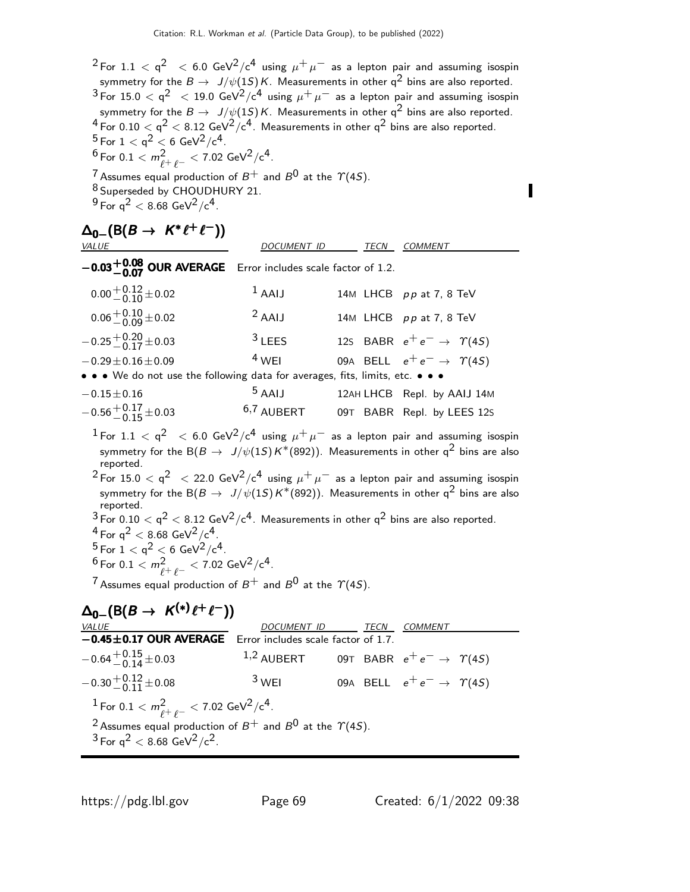[2] For $1.1 < q^2 < 6.0$ GeV$^2$/c$^4$ using $\mu^+\mu^-$ as a lepton pair and assuming isospin symmetry for the $B \to J/\psi(1S)K$. Measurements in other $q^2$ bins are also reported.

[3] For $15.0 < q^2 < 19.0$ GeV$^2$/c$^4$ using $\mu^+\mu^-$ as a lepton pair and assuming isospin symmetry for the $B \to J/\psi(1S)K$. Measurements in other $q^2$ bins are also reported.

[4] For $0.10 < q^2 < 8.12$ GeV$^2$/c$^4$. Measurements in other $q^2$ bins are also reported.

[5] For $1 < q^2 < 6$ GeV$^2$/c$^4$.

[6] For $0.1 < m^2_{\ell^+\ell^-} < 7.02$ GeV$^2$/c$^4$.

[7] Assumes equal production of $B^+$ and $B^0$ at the $\Upsilon(4S)$.

[8] Superseded by CHOUDHURY 21.

[9] For $q^2 < 8.68$ GeV$^2$/c$^4$.

## $\Delta_{0-}(B(B \to K^*\ell^+\ell^-))$

| VALUE | DOCUMENT ID | TECN | COMMENT |
|---|---|---|---|
| $\mathbf{-0.03^{+0.08}_{-0.07}}$ **OUR AVERAGE** | Error includes scale factor of 1.2. | | |
| $0.00^{+0.12}_{-0.10} \pm 0.02$ | [1] AAIJ 14M | LHCB | $pp$ at 7, 8 TeV |
| $0.06^{+0.10}_{-0.09} \pm 0.02$ | [2] AAIJ 14M | LHCB | $pp$ at 7, 8 TeV |
| $-0.25^{+0.20}_{-0.17} \pm 0.03$ | [3] LEES 12S | BABR | $e^+e^- \to \Upsilon(4S)$ |
| $-0.29 \pm 0.16 \pm 0.09$ | [4] WEI 09A | BELL | $e^+e^- \to \Upsilon(4S)$ |
| • • • We do not use the following data for averages, fits, limits, etc. • • • | | | |
| $-0.15 \pm 0.16$ | [5] AAIJ 12AH | LHCB | Repl. by AAIJ 14M |
| $-0.56^{+0.17}_{-0.15} \pm 0.03$ | [6,7] AUBERT 09T | BABR | Repl. by LEES 12S |

[1] For $1.1 < q^2 < 6.0$ GeV$^2$/c$^4$ using $\mu^+\mu^-$ as a lepton pair and assuming isospin symmetry for the B($B \to J/\psi(1S)K^*(892)$). Measurements in other $q^2$ bins are also reported.

[2] For $15.0 < q^2 < 22.0$ GeV$^2$/c$^4$ using $\mu^+\mu^-$ as a lepton pair and assuming isospin symmetry for the B($B \to J/\psi(1S)K^*(892)$). Measurements in other $q^2$ bins are also reported.

[3] For $0.10 < q^2 < 8.12$ GeV$^2$/c$^4$. Measurements in other $q^2$ bins are also reported.

[4] For $q^2 < 8.68$ GeV$^2$/c$^4$.

[5] For $1 < q^2 < 6$ GeV$^2$/c$^4$.

[6] For $0.1 < m^2_{\ell^+\ell^-} < 7.02$ GeV$^2$/c$^4$.

[7] Assumes equal production of $B^+$ and $B^0$ at the $\Upsilon(4S)$.

## $\Delta_{0-}(B(B \to K^{(*)}\ell^+\ell^-))$

| VALUE | DOCUMENT ID | TECN | COMMENT |
|---|---|---|---|
| $\mathbf{-0.45 \pm 0.17}$ **OUR AVERAGE** | Error includes scale factor of 1.7. | | |
| $-0.64^{+0.15}_{-0.14} \pm 0.03$ | [1,2] AUBERT 09T | BABR | $e^+e^- \to \Upsilon(4S)$ |
| $-0.30^{+0.12}_{-0.11} \pm 0.08$ | [3] WEI 09A | BELL | $e^+e^- \to \Upsilon(4S)$ |

[1] For $0.1 < m^2_{\ell^+\ell^-} < 7.02$ GeV$^2$/c$^4$.

[2] Assumes equal production of $B^+$ and $B^0$ at the $\Upsilon(4S)$.

[3] For $q^2 < 8.68$ GeV$^2$/c$^2$.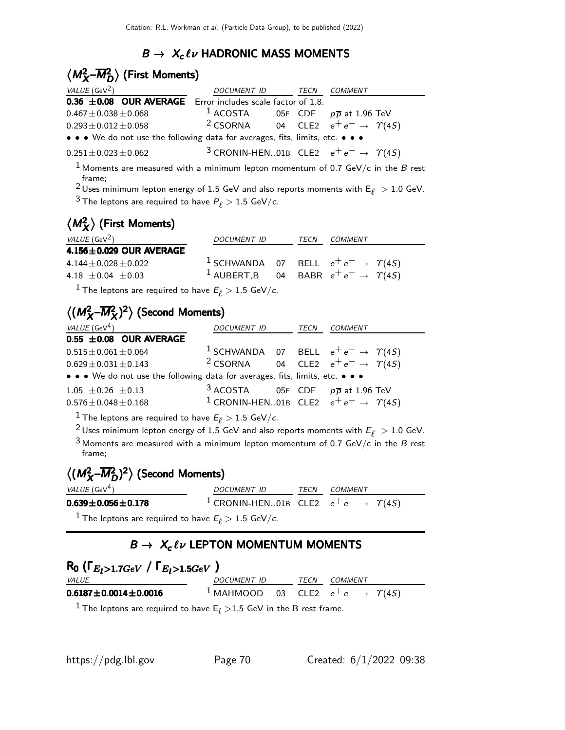## $B \rightarrow X_c \ell \nu$ HADRONIC MASS MOMENTS

### $\langle M_X^2 - \overline{M}_D^2 \rangle$ (First Moments)

| VALUE (GeV$^2$) | DOCUMENT ID | | TECN | COMMENT |
|---|---|---|---|---|
| **0.36 ±0.08 OUR AVERAGE** | Error includes scale factor of 1.8. | | | |
| $0.467 \pm 0.038 \pm 0.068$ | [1] ACOSTA | 05F | CDF | $p\overline{p}$ at 1.96 TeV |
| $0.293 \pm 0.012 \pm 0.058$ | [2] CSORNA | 04 | CLE2 | $e^+e^- \rightarrow \Upsilon(4S)$ |
| • • • We do not use the following data for averages, fits, limits, etc. • • • | | | | |
| $0.251 \pm 0.023 \pm 0.062$ | [3] CRONIN-HEN..01B | | CLE2 | $e^+e^- \rightarrow \Upsilon(4S)$ |

[1] Moments are measured with a minimum lepton momentum of 0.7 GeV/c in the $B$ rest frame;

[2] Uses minimum lepton energy of 1.5 GeV and also reports moments with $E_\ell > 1.0$ GeV.

[3] The leptons are required to have $P_\ell > 1.5$ GeV/$c$.

### $\langle M_X^2 \rangle$ (First Moments)

| VALUE (GeV$^2$) | DOCUMENT ID | | TECN | COMMENT |
|---|---|---|---|---|
| **4.156±0.029 OUR AVERAGE** | | | | |
| $4.144 \pm 0.028 \pm 0.022$ | [1] SCHWANDA | 07 | BELL | $e^+e^- \rightarrow \Upsilon(4S)$ |
| $4.18 \pm 0.04 \pm 0.03$ | [1] AUBERT,B | 04 | BABR | $e^+e^- \rightarrow \Upsilon(4S)$ |

[1] The leptons are required to have $E_\ell > 1.5$ GeV/$c$.

### $\langle (M_X^2 - \overline{M}_X^2)^2 \rangle$ (Second Moments)

| VALUE (GeV$^4$) | DOCUMENT ID | | TECN | COMMENT |
|---|---|---|---|---|
| **0.55 ±0.08 OUR AVERAGE** | | | | |
| $0.515 \pm 0.061 \pm 0.064$ | [1] SCHWANDA | 07 | BELL | $e^+e^- \rightarrow \Upsilon(4S)$ |
| $0.629 \pm 0.031 \pm 0.143$ | [2] CSORNA | 04 | CLE2 | $e^+e^- \rightarrow \Upsilon(4S)$ |
| • • • We do not use the following data for averages, fits, limits, etc. • • • | | | | |
| $1.05 \pm 0.26 \pm 0.13$ | [3] ACOSTA | 05F | CDF | $p\overline{p}$ at 1.96 TeV |
| $0.576 \pm 0.048 \pm 0.168$ | [1] CRONIN-HEN..01B | | CLE2 | $e^+e^- \rightarrow \Upsilon(4S)$ |

[1] The leptons are required to have $E_\ell > 1.5$ GeV/$c$.

[2] Uses minimum lepton energy of 1.5 GeV and also reports moments with $E_\ell > 1.0$ GeV.

[3] Moments are measured with a minimum lepton momentum of 0.7 GeV/c in the $B$ rest frame;

### $\langle (M_X^2 - \overline{M}_D^2)^2 \rangle$ (Second Moments)

| VALUE (GeV$^4$) | DOCUMENT ID | | TECN | COMMENT |
|---|---|---|---|---|
| **0.639±0.056±0.178** | [1] CRONIN-HEN..01B | | CLE2 | $e^+e^- \rightarrow \Upsilon(4S)$ |

[1] The leptons are required to have $E_\ell > 1.5$ GeV/$c$.

## $B \rightarrow X_c \ell \nu$ LEPTON MOMENTUM MOMENTS

### $R_0$ ($\Gamma_{E_l > 1.7 GeV}$ / $\Gamma_{E_l > 1.5 GeV}$)

| VALUE | DOCUMENT ID | | TECN | COMMENT |
|---|---|---|---|---|
| **0.6187±0.0014±0.0016** | [1] MAHMOOD | 03 | CLE2 | $e^+e^- \rightarrow \Upsilon(4S)$ |

[1] The leptons are required to have $E_l > 1.5$ GeV in the B rest frame.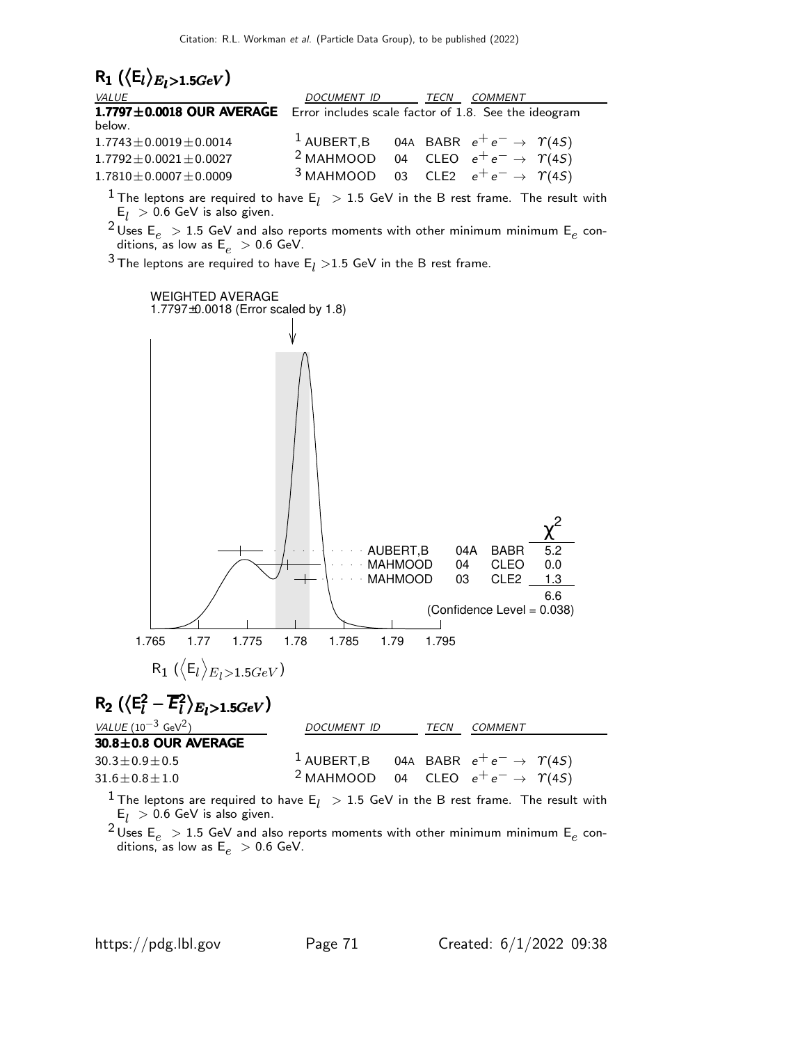## $R_1$ ($\langle E_l \rangle_{E_l > 1.5 GeV}$)

| VALUE | DOCUMENT ID | | TECN | COMMENT |
|---|---|---|---|---|
| **1.7797±0.0018 OUR AVERAGE** | Error includes scale factor of 1.8. See the ideogram below. | | | |
| 1.7743±0.0019±0.0014 | [1] AUBERT,B | 04A | BABR | $e^+ e^- \rightarrow \Upsilon(4S)$ |
| 1.7792±0.0021±0.0027 | [2] MAHMOOD | 04 | CLEO | $e^+ e^- \rightarrow \Upsilon(4S)$ |
| 1.7810±0.0007±0.0009 | [3] MAHMOOD | 03 | CLE2 | $e^+ e^- \rightarrow \Upsilon(4S)$ |

[1] The leptons are required to have $E_l > 1.5$ GeV in the B rest frame. The result with $E_l > 0.6$ GeV is also given.

[2] Uses $E_e > 1.5$ GeV and also reports moments with other minimum minimum $E_e$ conditions, as low as $E_e > 0.6$ GeV.

[3] The leptons are required to have $E_l > 1.5$ GeV in the B rest frame.

WEIGHTED AVERAGE
1.7797±0.0018 (Error scaled by 1.8)

| | | | $\chi^2$ |
|---|---|---|---|
| AUBERT,B | 04A | BABR | 5.2 |
| MAHMOOD | 04 | CLEO | 0.0 |
| MAHMOOD | 03 | CLE2 | 1.3 |
| | | | 6.6 |

(Confidence Level = 0.038)

1.765 1.77 1.775 1.78 1.785 1.79 1.795

$R_1$ ($\langle E_l \rangle_{E_l > 1.5 GeV}$)

## $R_2$ ($\langle E_l^2 - \overline{E}_l^2 \rangle_{E_l > 1.5 GeV}$)

| VALUE ($10^{-3}$ GeV$^2$) | DOCUMENT ID | | TECN | COMMENT |
|---|---|---|---|---|
| **30.8±0.8 OUR AVERAGE** | | | | |
| 30.3±0.9±0.5 | [1] AUBERT,B | 04A | BABR | $e^+ e^- \rightarrow \Upsilon(4S)$ |
| 31.6±0.8±1.0 | [2] MAHMOOD | 04 | CLEO | $e^+ e^- \rightarrow \Upsilon(4S)$ |

[1] The leptons are required to have $E_l > 1.5$ GeV in the B rest frame. The result with $E_l > 0.6$ GeV is also given.

[2] Uses $E_e > 1.5$ GeV and also reports moments with other minimum minimum $E_e$ conditions, as low as $E_e > 0.6$ GeV.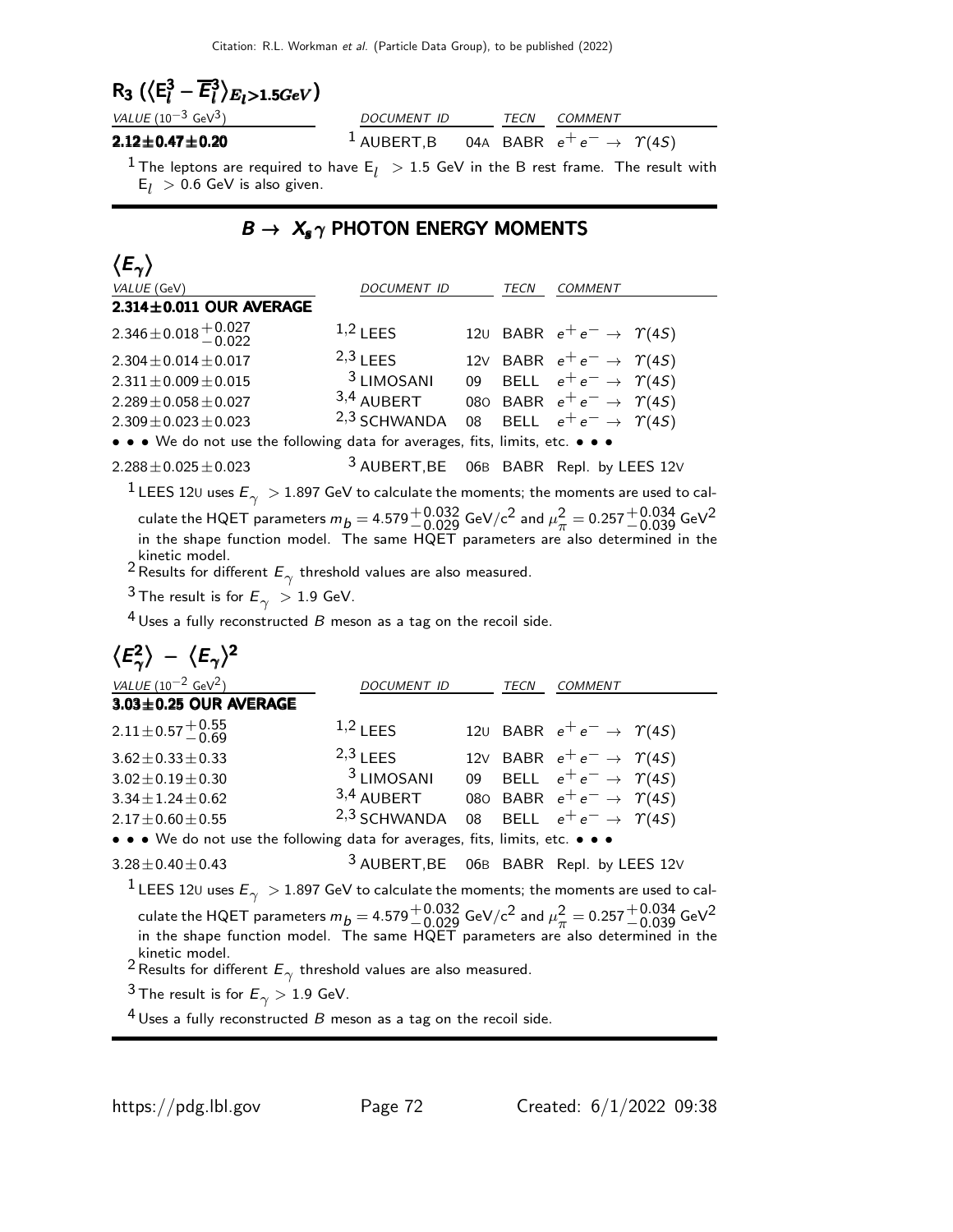### $R_3$ ($\langle E_l^3 - \overline{E}_l^3 \rangle_{E_l > 1.5 GeV}$)

| VALUE ($10^{-3}$ GeV$^3$) | DOCUMENT ID | | TECN | COMMENT |
|---|---|---|---|---|
| **2.12±0.47±0.20** | [1] AUBERT,B | 04A | BABR | $e^+e^- \rightarrow \Upsilon(4S)$ |

[1] The leptons are required to have $E_l > 1.5$ GeV in the B rest frame. The result with $E_l > 0.6$ GeV is also given.

## $B \rightarrow X_s \gamma$ PHOTON ENERGY MOMENTS

### $\langle E_\gamma \rangle$

| VALUE (GeV) | DOCUMENT ID | | TECN | COMMENT |
|---|---|---|---|---|
| **2.314±0.011 OUR AVERAGE** | | | | |
| $2.346 \pm 0.018 ^{+0.027}_{-0.022}$ | [1,2] LEES | 12U | BABR | $e^+e^- \rightarrow \Upsilon(4S)$ |
| $2.304 \pm 0.014 \pm 0.017$ | [2,3] LEES | 12V | BABR | $e^+e^- \rightarrow \Upsilon(4S)$ |
| $2.311 \pm 0.009 \pm 0.015$ | [3] LIMOSANI | 09 | BELL | $e^+e^- \rightarrow \Upsilon(4S)$ |
| $2.289 \pm 0.058 \pm 0.027$ | [3,4] AUBERT | 08O | BABR | $e^+e^- \rightarrow \Upsilon(4S)$ |
| $2.309 \pm 0.023 \pm 0.023$ | [2,3] SCHWANDA | 08 | BELL | $e^+e^- \rightarrow \Upsilon(4S)$ |
| • • • We do not use the following data for averages, fits, limits, etc. • • • | | | | |
| $2.288 \pm 0.025 \pm 0.023$ | [3] AUBERT,BE | 06B | BABR | Repl. by LEES 12V |

[1] LEES 12U uses $E_\gamma > 1.897$ GeV to calculate the moments; the moments are used to calculate the HQET parameters $m_b = 4.579^{+0.032}_{-0.029}$ GeV/c$^2$ and $\mu_\pi^2 = 0.257^{+0.034}_{-0.039}$ GeV$^2$ in the shape function model. The same HQET parameters are also determined in the kinetic model.

[2] Results for different $E_\gamma$ threshold values are also measured.

[3] The result is for $E_\gamma > 1.9$ GeV.

[4] Uses a fully reconstructed $B$ meson as a tag on the recoil side.

### $\langle E_\gamma^2 \rangle - \langle E_\gamma \rangle^2$

| VALUE ($10^{-2}$ GeV$^2$) | DOCUMENT ID | | TECN | COMMENT |
|---|---|---|---|---|
| **3.03±0.25 OUR AVERAGE** | | | | |
| $2.11 \pm 0.57 ^{+0.55}_{-0.69}$ | [1,2] LEES | 12U | BABR | $e^+e^- \rightarrow \Upsilon(4S)$ |
| $3.62 \pm 0.33 \pm 0.33$ | [2,3] LEES | 12V | BABR | $e^+e^- \rightarrow \Upsilon(4S)$ |
| $3.02 \pm 0.19 \pm 0.30$ | [3] LIMOSANI | 09 | BELL | $e^+e^- \rightarrow \Upsilon(4S)$ |
| $3.34 \pm 1.24 \pm 0.62$ | [3,4] AUBERT | 08O | BABR | $e^+e^- \rightarrow \Upsilon(4S)$ |
| $2.17 \pm 0.60 \pm 0.55$ | [2,3] SCHWANDA | 08 | BELL | $e^+e^- \rightarrow \Upsilon(4S)$ |
| • • • We do not use the following data for averages, fits, limits, etc. • • • | | | | |
| $3.28 \pm 0.40 \pm 0.43$ | [3] AUBERT,BE | 06B | BABR | Repl. by LEES 12V |

[1] LEES 12U uses $E_\gamma > 1.897$ GeV to calculate the moments; the moments are used to calculate the HQET parameters $m_b = 4.579^{+0.032}_{-0.029}$ GeV/c$^2$ and $\mu_\pi^2 = 0.257^{+0.034}_{-0.039}$ GeV$^2$ in the shape function model. The same HQET parameters are also determined in the kinetic model.

[2] Results for different $E_\gamma$ threshold values are also measured.

[3] The result is for $E_\gamma > 1.9$ GeV.

[4] Uses a fully reconstructed $B$ meson as a tag on the recoil side.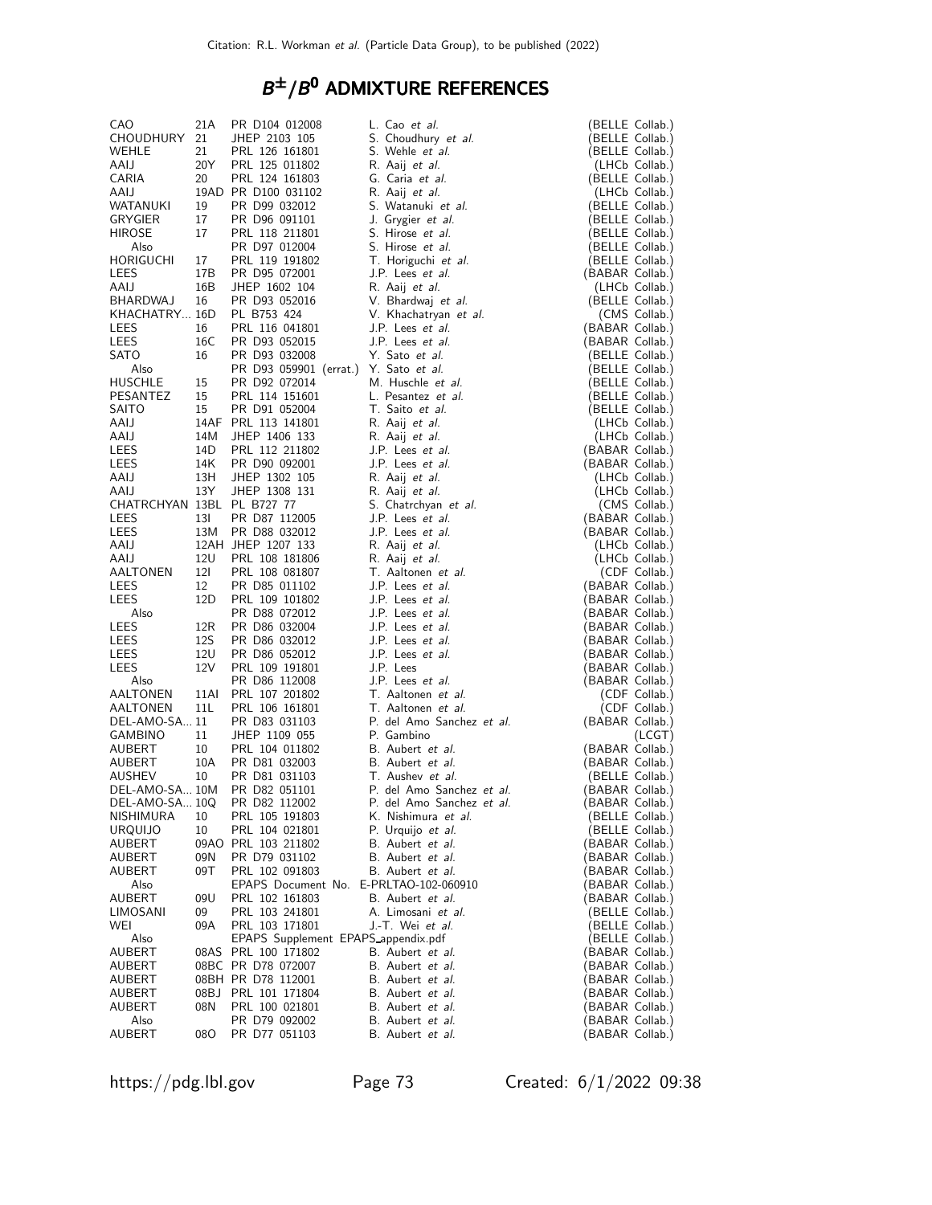# $B^{\pm}/B^0$ ADMIXTURE REFERENCES

| | | | | |
|---|---|---|---|---|
| CAO | 21A | PR D104 012008 | L. Cao *et al.* | (BELLE Collab.) |
| CHOUDHURY | 21 | JHEP 2103 105 | S. Choudhury *et al.* | (BELLE Collab.) |
| WEHLE | 21 | PRL 126 161801 | S. Wehle *et al.* | (BELLE Collab.) |
| AAIJ | 20Y | PRL 125 011802 | R. Aaij *et al.* | (LHCb Collab.) |
| CARIA | 20 | PRL 124 161803 | G. Caria *et al.* | (BELLE Collab.) |
| AAIJ | 19AD | PR D100 031102 | R. Aaij *et al.* | (LHCb Collab.) |
| WATANUKI | 19 | PR D99 032012 | S. Watanuki *et al.* | (BELLE Collab.) |
| GRYGIER | 17 | PR D96 091101 | J. Grygier *et al.* | (BELLE Collab.) |
| HIROSE | 17 | PRL 118 211801 | S. Hirose *et al.* | (BELLE Collab.) |
| Also | | PR D97 012004 | S. Hirose *et al.* | (BELLE Collab.) |
| HORIGUCHI | 17 | PRL 119 191802 | T. Horiguchi *et al.* | (BELLE Collab.) |
| LEES | 17B | PR D95 072001 | J.P. Lees *et al.* | (BABAR Collab.) |
| AAIJ | 16B | JHEP 1602 104 | R. Aaij *et al.* | (LHCb Collab.) |
| BHARDWAJ | 16 | PR D93 052016 | V. Bhardwaj *et al.* | (BELLE Collab.) |
| KHACHATRY... | 16D | PL B753 424 | V. Khachatryan *et al.* | (CMS Collab.) |
| LEES | 16 | PRL 116 041801 | J.P. Lees *et al.* | (BABAR Collab.) |
| LEES | 16C | PR D93 052015 | J.P. Lees *et al.* | (BABAR Collab.) |
| SATO | 16 | PR D93 032008 | Y. Sato *et al.* | (BELLE Collab.) |
| Also | | PR D93 059901 (errat.) | Y. Sato *et al.* | (BELLE Collab.) |
| HUSCHLE | 15 | PR D92 072014 | M. Huschle *et al.* | (BELLE Collab.) |
| PESANTEZ | 15 | PRL 114 151601 | L. Pesantez *et al.* | (BELLE Collab.) |
| SAITO | 15 | PR D91 052004 | T. Saito *et al.* | (BELLE Collab.) |
| AAIJ | 14AF | PRL 113 141801 | R. Aaij *et al.* | (LHCb Collab.) |
| AAIJ | 14M | JHEP 1406 133 | R. Aaij *et al.* | (LHCb Collab.) |
| LEES | 14D | PRL 112 211802 | J.P. Lees *et al.* | (BABAR Collab.) |
| LEES | 14K | PR D90 092001 | J.P. Lees *et al.* | (BABAR Collab.) |
| AAIJ | 13H | JHEP 1302 105 | R. Aaij *et al.* | (LHCb Collab.) |
| AAIJ | 13Y | JHEP 1308 131 | R. Aaij *et al.* | (LHCb Collab.) |
| CHATRCHYAN | 13BL | PL B727 77 | S. Chatrchyan *et al.* | (CMS Collab.) |
| LEES | 13I | PR D87 112005 | J.P. Lees *et al.* | (BABAR Collab.) |
| LEES | 13M | PR D88 032012 | J.P. Lees *et al.* | (BABAR Collab.) |
| AAIJ | 12AH | JHEP 1207 133 | R. Aaij *et al.* | (LHCb Collab.) |
| AAIJ | 12U | PRL 108 181806 | R. Aaij *et al.* | (LHCb Collab.) |
| AALTONEN | 12I | PRL 108 081807 | T. Aaltonen *et al.* | (CDF Collab.) |
| LEES | 12 | PR D85 011102 | J.P. Lees *et al.* | (BABAR Collab.) |
| LEES | 12D | PRL 109 101802 | J.P. Lees *et al.* | (BABAR Collab.) |
| Also | | PR D88 072012 | J.P. Lees *et al.* | (BABAR Collab.) |
| LEES | 12R | PR D86 032004 | J.P. Lees *et al.* | (BABAR Collab.) |
| LEES | 12S | PR D86 032012 | J.P. Lees *et al.* | (BABAR Collab.) |
| LEES | 12U | PR D86 052012 | J.P. Lees *et al.* | (BABAR Collab.) |
| LEES | 12V | PRL 109 191801 | J.P. Lees | (BABAR Collab.) |
| Also | | PR D86 112008 | J.P. Lees *et al.* | (BABAR Collab.) |
| AALTONEN | 11AI | PRL 107 201802 | T. Aaltonen *et al.* | (CDF Collab.) |
| AALTONEN | 11L | PRL 106 161801 | T. Aaltonen *et al.* | (CDF Collab.) |
| DEL-AMO-SA... | 11 | PR D83 031103 | P. del Amo Sanchez *et al.* | (BABAR Collab.) |
| GAMBINO | 11 | JHEP 1109 055 | P. Gambino | (LCGT) |
| AUBERT | 10 | PRL 104 011802 | B. Aubert *et al.* | (BABAR Collab.) |
| AUBERT | 10A | PR D81 032003 | B. Aubert *et al.* | (BABAR Collab.) |
| AUSHEV | 10 | PR D81 031103 | T. Aushev *et al.* | (BELLE Collab.) |
| DEL-AMO-SA... | 10M | PR D82 051101 | P. del Amo Sanchez *et al.* | (BABAR Collab.) |
| DEL-AMO-SA... | 10Q | PR D82 112002 | P. del Amo Sanchez *et al.* | (BABAR Collab.) |
| NISHIMURA | 10 | PRL 105 191803 | K. Nishimura *et al.* | (BELLE Collab.) |
| URQUIJO | 10 | PRL 104 021801 | P. Urquijo *et al.* | (BELLE Collab.) |
| AUBERT | 09AO | PRL 103 211802 | B. Aubert *et al.* | (BABAR Collab.) |
| AUBERT | 09N | PR D79 031102 | B. Aubert *et al.* | (BABAR Collab.) |
| AUBERT | 09T | PRL 102 091803 | B. Aubert *et al.* | (BABAR Collab.) |
| Also | | EPAPS Document No. E-PRLTAO-102-060910 | | (BABAR Collab.) |
| AUBERT | 09U | PRL 102 161803 | B. Aubert *et al.* | (BABAR Collab.) |
| LIMOSANI | 09 | PRL 103 241801 | A. Limosani *et al.* | (BELLE Collab.) |
| WEI | 09A | PRL 103 171801 | J.-T. Wei *et al.* | (BELLE Collab.) |
| Also | | EPAPS Supplement EPAPS_appendix.pdf | | (BELLE Collab.) |
| AUBERT | 08AS | PRL 100 171802 | B. Aubert *et al.* | (BABAR Collab.) |
| AUBERT | 08BC | PR D78 072007 | B. Aubert *et al.* | (BABAR Collab.) |
| AUBERT | 08BH | PR D78 112001 | B. Aubert *et al.* | (BABAR Collab.) |
| AUBERT | 08BJ | PRL 101 171804 | B. Aubert *et al.* | (BABAR Collab.) |
| AUBERT | 08N | PRL 100 021801 | B. Aubert *et al.* | (BABAR Collab.) |
| Also | | PR D79 092002 | B. Aubert *et al.* | (BABAR Collab.) |
| AUBERT | 08O | PR D77 051103 | B. Aubert *et al.* | (BABAR Collab.) |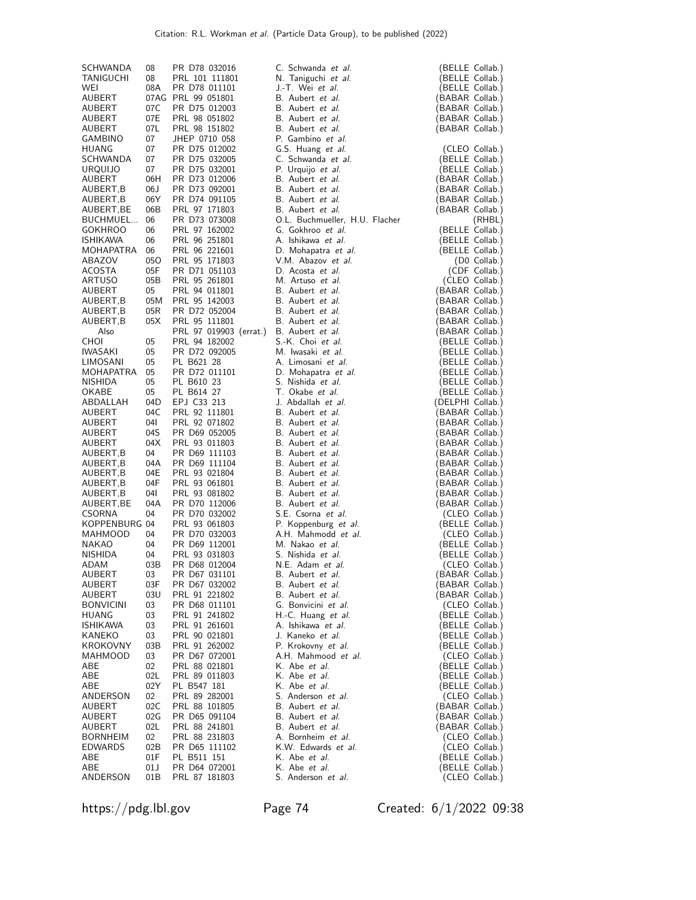| | | | | |
|---|---|---|---|---|
| SCHWANDA | 08 | PR D78 032016 | C. Schwanda *et al.* | (BELLE Collab.) |
| TANIGUCHI | 08 | PRL 101 111801 | N. Taniguchi *et al.* | (BELLE Collab.) |
| WEI | 08A | PR D78 011101 | J.-T. Wei *et al.* | (BELLE Collab.) |
| AUBERT | 07AG | PRL 99 051801 | B. Aubert *et al.* | (BABAR Collab.) |
| AUBERT | 07C | PR D75 012003 | B. Aubert *et al.* | (BABAR Collab.) |
| AUBERT | 07E | PRL 98 051802 | B. Aubert *et al.* | (BABAR Collab.) |
| AUBERT | 07L | PRL 98 151802 | B. Aubert *et al.* | (BABAR Collab.) |
| GAMBINO | 07 | JHEP 0710 058 | P. Gambino *et al.* | |
| HUANG | 07 | PR D75 012002 | G.S. Huang *et al.* | (CLEO Collab.) |
| SCHWANDA | 07 | PR D75 032005 | C. Schwanda *et al.* | (BELLE Collab.) |
| URQUIJO | 07 | PR D75 032001 | P. Urquijo *et al.* | (BELLE Collab.) |
| AUBERT | 06H | PR D73 012006 | B. Aubert *et al.* | (BABAR Collab.) |
| AUBERT,B | 06J | PR D73 092001 | B. Aubert *et al.* | (BABAR Collab.) |
| AUBERT,B | 06Y | PR D74 091105 | B. Aubert *et al.* | (BABAR Collab.) |
| AUBERT,BE | 06B | PRL 97 171803 | B. Aubert *et al.* | (BABAR Collab.) |
| BUCHMUEL... | 06 | PR D73 073008 | O.L. Buchmueller, H.U. Flacher | (RHBL) |
| GOKHROO | 06 | PRL 97 162002 | G. Gokhroo *et al.* | (BELLE Collab.) |
| ISHIKAWA | 06 | PRL 96 251801 | A. Ishikawa *et al.* | (BELLE Collab.) |
| MOHAPATRA | 06 | PRL 96 221601 | D. Mohapatra *et al.* | (BELLE Collab.) |
| ABAZOV | 05O | PRL 95 171803 | V.M. Abazov *et al.* | (D0 Collab.) |
| ACOSTA | 05F | PR D71 051103 | D. Acosta *et al.* | (CDF Collab.) |
| ARTUSO | 05B | PRL 95 261801 | M. Artuso *et al.* | (CLEO Collab.) |
| AUBERT | 05 | PRL 94 011801 | B. Aubert *et al.* | (BABAR Collab.) |
| AUBERT,B | 05M | PRL 95 142003 | B. Aubert *et al.* | (BABAR Collab.) |
| AUBERT,B | 05R | PR D72 052004 | B. Aubert *et al.* | (BABAR Collab.) |
| AUBERT,B | 05X | PRL 95 111801 | B. Aubert *et al.* | (BABAR Collab.) |
| Also | | PRL 97 019903 (errat.) | B. Aubert *et al.* | (BABAR Collab.) |
| CHOI | 05 | PRL 94 182002 | S.-K. Choi *et al.* | (BELLE Collab.) |
| IWASAKI | 05 | PR D72 092005 | M. Iwasaki *et al.* | (BELLE Collab.) |
| LIMOSANI | 05 | PL B621 28 | A. Limosani *et al.* | (BELLE Collab.) |
| MOHAPATRA | 05 | PR D72 011101 | D. Mohapatra *et al.* | (BELLE Collab.) |
| NISHIDA | 05 | PL B610 23 | S. Nishida *et al.* | (BELLE Collab.) |
| OKABE | 05 | PL B614 27 | T. Okabe *et al.* | (BELLE Collab.) |
| ABDALLAH | 04D | EPJ C33 213 | J. Abdallah *et al.* | (DELPHI Collab.) |
| AUBERT | 04C | PRL 92 111801 | B. Aubert *et al.* | (BABAR Collab.) |
| AUBERT | 04I | PRL 92 071802 | B. Aubert *et al.* | (BABAR Collab.) |
| AUBERT | 04S | PR D69 052005 | B. Aubert *et al.* | (BABAR Collab.) |
| AUBERT | 04X | PRL 93 011803 | B. Aubert *et al.* | (BABAR Collab.) |
| AUBERT,B | 04 | PR D69 111103 | B. Aubert *et al.* | (BABAR Collab.) |
| AUBERT,B | 04A | PR D69 111104 | B. Aubert *et al.* | (BABAR Collab.) |
| AUBERT,B | 04E | PRL 93 021804 | B. Aubert *et al.* | (BABAR Collab.) |
| AUBERT,B | 04F | PRL 93 061801 | B. Aubert *et al.* | (BABAR Collab.) |
| AUBERT,B | 04I | PRL 93 081802 | B. Aubert *et al.* | (BABAR Collab.) |
| AUBERT,BE | 04A | PR D70 112006 | B. Aubert *et al.* | (BABAR Collab.) |
| CSORNA | 04 | PR D70 032002 | S.E. Csorna *et al.* | (CLEO Collab.) |
| KOPPENBURG | 04 | PRL 93 061803 | P. Koppenburg *et al.* | (BELLE Collab.) |
| MAHMOOD | 04 | PR D70 032003 | A.H. Mahmodd *et al.* | (CLEO Collab.) |
| NAKAO | 04 | PR D69 112001 | M. Nakao *et al.* | (BELLE Collab.) |
| NISHIDA | 04 | PRL 93 031803 | S. Nishida *et al.* | (BELLE Collab.) |
| ADAM | 03B | PR D68 012004 | N.E. Adam *et al.* | (CLEO Collab.) |
| AUBERT | 03 | PR D67 031101 | B. Aubert *et al.* | (BABAR Collab.) |
| AUBERT | 03F | PR D67 032002 | B. Aubert *et al.* | (BABAR Collab.) |
| AUBERT | 03U | PRL 91 221802 | B. Aubert *et al.* | (BABAR Collab.) |
| BONVICINI | 03 | PR D68 011101 | G. Bonvicini *et al.* | (CLEO Collab.) |
| HUANG | 03 | PRL 91 241802 | H.-C. Huang *et al.* | (BELLE Collab.) |
| ISHIKAWA | 03 | PRL 91 261601 | A. Ishikawa *et al.* | (BELLE Collab.) |
| KANEKO | 03 | PRL 90 021801 | J. Kaneko *et al.* | (BELLE Collab.) |
| KROKOVNY | 03B | PRL 91 262002 | P. Krokovny *et al.* | (BELLE Collab.) |
| MAHMOOD | 03 | PR D67 072001 | A.H. Mahmood *et al.* | (CLEO Collab.) |
| ABE | 02 | PRL 88 021801 | K. Abe *et al.* | (BELLE Collab.) |
| ABE | 02L | PRL 89 011803 | K. Abe *et al.* | (BELLE Collab.) |
| ABE | 02Y | PL B547 181 | K. Abe *et al.* | (BELLE Collab.) |
| ANDERSON | 02 | PRL 89 282001 | S. Anderson *et al.* | (CLEO Collab.) |
| AUBERT | 02C | PRL 88 101805 | B. Aubert *et al.* | (BABAR Collab.) |
| AUBERT | 02G | PR D65 091104 | B. Aubert *et al.* | (BABAR Collab.) |
| AUBERT | 02L | PRL 88 241801 | B. Aubert *et al.* | (BABAR Collab.) |
| BORNHEIM | 02 | PRL 88 231803 | A. Bornheim *et al.* | (CLEO Collab.) |
| EDWARDS | 02B | PR D65 111102 | K.W. Edwards *et al.* | (CLEO Collab.) |
| ABE | 01F | PL B511 151 | K. Abe *et al.* | (BELLE Collab.) |
| ABE | 01J | PR D64 072001 | K. Abe *et al.* | (BELLE Collab.) |
| ANDERSON | 01B | PRL 87 181803 | S. Anderson *et al.* | (CLEO Collab.) |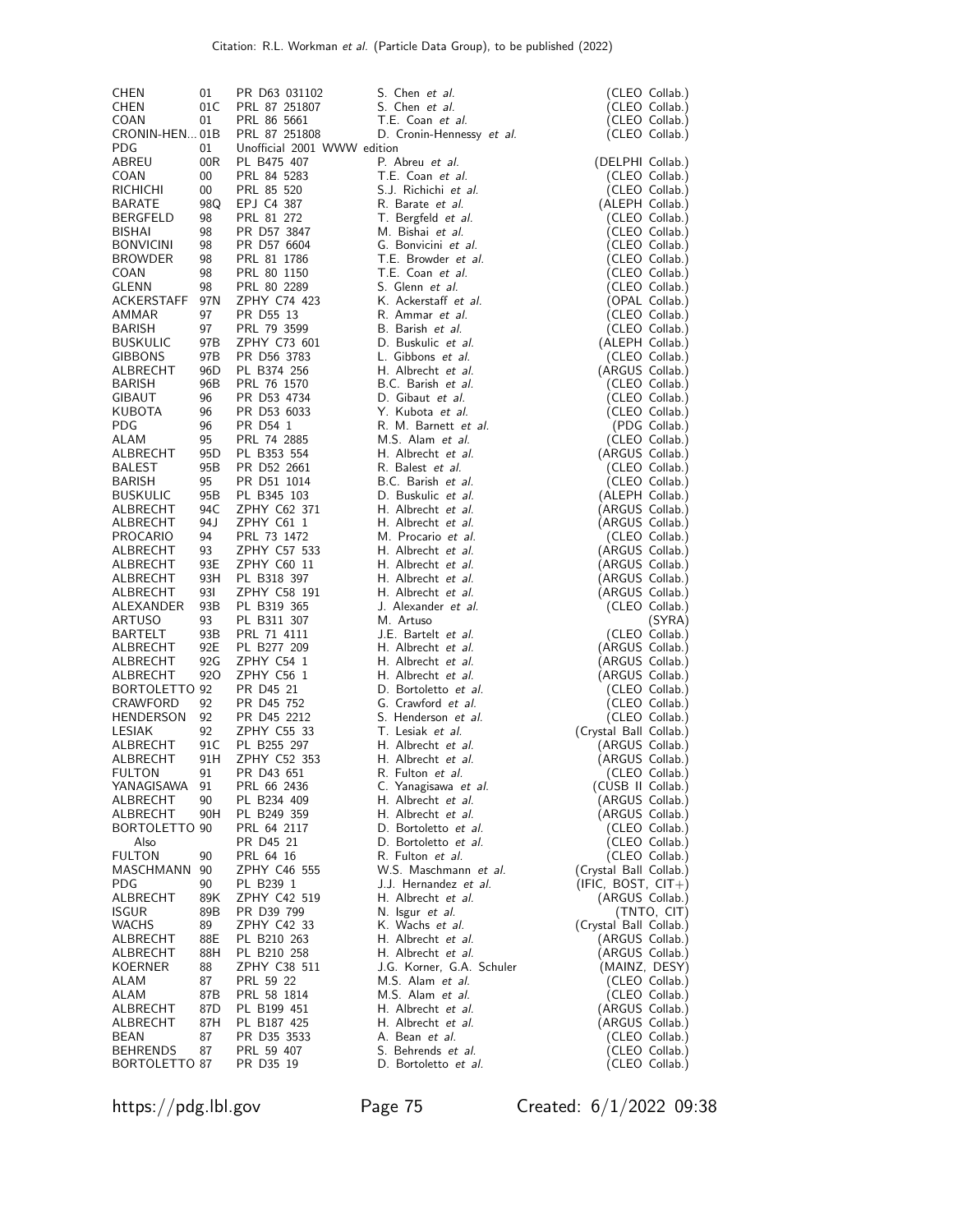| | | | | |
|---|---|---|---|---|
| CHEN | 01 | PR D63 031102 | S. Chen *et al.* | (CLEO Collab.) |
| CHEN | 01C | PRL 87 251807 | S. Chen *et al.* | (CLEO Collab.) |
| COAN | 01 | PRL 86 5661 | T.E. Coan *et al.* | (CLEO Collab.) |
| CRONIN-HEN... | 01B | PRL 87 251808 | D. Cronin-Hennessy *et al.* | (CLEO Collab.) |
| PDG | 01 | Unofficial 2001 WWW edition | | |
| ABREU | 00R | PL B475 407 | P. Abreu *et al.* | (DELPHI Collab.) |
| COAN | 00 | PRL 84 5283 | T.E. Coan *et al.* | (CLEO Collab.) |
| RICHICHI | 00 | PRL 85 520 | S.J. Richichi *et al.* | (CLEO Collab.) |
| BARATE | 98Q | EPJ C4 387 | R. Barate *et al.* | (ALEPH Collab.) |
| BERGFELD | 98 | PRL 81 272 | T. Bergfeld *et al.* | (CLEO Collab.) |
| BISHAI | 98 | PR D57 3847 | M. Bishai *et al.* | (CLEO Collab.) |
| BONVICINI | 98 | PR D57 6604 | G. Bonvicini *et al.* | (CLEO Collab.) |
| BROWDER | 98 | PRL 81 1786 | T.E. Browder *et al.* | (CLEO Collab.) |
| COAN | 98 | PRL 80 1150 | T.E. Coan *et al.* | (CLEO Collab.) |
| GLENN | 98 | PRL 80 2289 | S. Glenn *et al.* | (CLEO Collab.) |
| ACKERSTAFF | 97N | ZPHY C74 423 | K. Ackerstaff *et al.* | (OPAL Collab.) |
| AMMAR | 97 | PR D55 13 | R. Ammar *et al.* | (CLEO Collab.) |
| BARISH | 97 | PRL 79 3599 | B. Barish *et al.* | (CLEO Collab.) |
| BUSKULIC | 97B | ZPHY C73 601 | D. Buskulic *et al.* | (ALEPH Collab.) |
| GIBBONS | 97B | PR D56 3783 | L. Gibbons *et al.* | (CLEO Collab.) |
| ALBRECHT | 96D | PL B374 256 | H. Albrecht *et al.* | (ARGUS Collab.) |
| BARISH | 96B | PRL 76 1570 | B.C. Barish *et al.* | (CLEO Collab.) |
| GIBAUT | 96 | PR D53 4734 | D. Gibaut *et al.* | (CLEO Collab.) |
| KUBOTA | 96 | PR D53 6033 | Y. Kubota *et al.* | (CLEO Collab.) |
| PDG | 96 | PR D54 1 | R. M. Barnett *et al.* | (PDG Collab.) |
| ALAM | 95 | PRL 74 2885 | M.S. Alam *et al.* | (CLEO Collab.) |
| ALBRECHT | 95D | PL B353 554 | H. Albrecht *et al.* | (ARGUS Collab.) |
| BALEST | 95B | PR D52 2661 | R. Balest *et al.* | (CLEO Collab.) |
| BARISH | 95 | PR D51 1014 | B.C. Barish *et al.* | (CLEO Collab.) |
| BUSKULIC | 95B | PL B345 103 | D. Buskulic *et al.* | (ALEPH Collab.) |
| ALBRECHT | 94C | ZPHY C62 371 | H. Albrecht *et al.* | (ARGUS Collab.) |
| ALBRECHT | 94J | ZPHY C61 1 | H. Albrecht *et al.* | (ARGUS Collab.) |
| PROCARIO | 94 | PRL 73 1472 | M. Procario *et al.* | (CLEO Collab.) |
| ALBRECHT | 93 | ZPHY C57 533 | H. Albrecht *et al.* | (ARGUS Collab.) |
| ALBRECHT | 93E | ZPHY C60 11 | H. Albrecht *et al.* | (ARGUS Collab.) |
| ALBRECHT | 93H | PL B318 397 | H. Albrecht *et al.* | (ARGUS Collab.) |
| ALBRECHT | 93I | ZPHY C58 191 | H. Albrecht *et al.* | (ARGUS Collab.) |
| ALEXANDER | 93B | PL B319 365 | J. Alexander *et al.* | (CLEO Collab.) |
| ARTUSO | 93 | PL B311 307 | M. Artuso | (SYRA) |
| BARTELT | 93B | PRL 71 4111 | J.E. Bartelt *et al.* | (CLEO Collab.) |
| ALBRECHT | 92E | PL B277 209 | H. Albrecht *et al.* | (ARGUS Collab.) |
| ALBRECHT | 92G | ZPHY C54 1 | H. Albrecht *et al.* | (ARGUS Collab.) |
| ALBRECHT | 92O | ZPHY C56 1 | H. Albrecht *et al.* | (ARGUS Collab.) |
| BORTOLETTO | 92 | PR D45 21 | D. Bortoletto *et al.* | (CLEO Collab.) |
| CRAWFORD | 92 | PR D45 752 | G. Crawford *et al.* | (CLEO Collab.) |
| HENDERSON | 92 | PR D45 2212 | S. Henderson *et al.* | (CLEO Collab.) |
| LESIAK | 92 | ZPHY C55 33 | T. Lesiak *et al.* | (Crystal Ball Collab.) |
| ALBRECHT | 91C | PL B255 297 | H. Albrecht *et al.* | (ARGUS Collab.) |
| ALBRECHT | 91H | ZPHY C52 353 | H. Albrecht *et al.* | (ARGUS Collab.) |
| FULTON | 91 | PR D43 651 | R. Fulton *et al.* | (CLEO Collab.) |
| YANAGISAWA | 91 | PRL 66 2436 | C. Yanagisawa *et al.* | (CUSB II Collab.) |
| ALBRECHT | 90 | PL B234 409 | H. Albrecht *et al.* | (ARGUS Collab.) |
| ALBRECHT | 90H | PL B249 359 | H. Albrecht *et al.* | (ARGUS Collab.) |
| BORTOLETTO | 90 | PRL 64 2117 | D. Bortoletto *et al.* | (CLEO Collab.) |
| Also | | PR D45 21 | D. Bortoletto *et al.* | (CLEO Collab.) |
| FULTON | 90 | PRL 64 16 | R. Fulton *et al.* | (CLEO Collab.) |
| MASCHMANN | 90 | ZPHY C46 555 | W.S. Maschmann *et al.* | (Crystal Ball Collab.) |
| PDG | 90 | PL B239 1 | J.J. Hernandez *et al.* | (IFIC, BOST, CIT+) |
| ALBRECHT | 89K | ZPHY C42 519 | H. Albrecht *et al.* | (ARGUS Collab.) |
| ISGUR | 89B | PR D39 799 | N. Isgur *et al.* | (TNTO, CIT) |
| WACHS | 89 | ZPHY C42 33 | K. Wachs *et al.* | (Crystal Ball Collab.) |
| ALBRECHT | 88E | PL B210 263 | H. Albrecht *et al.* | (ARGUS Collab.) |
| ALBRECHT | 88H | PL B210 258 | H. Albrecht *et al.* | (ARGUS Collab.) |
| KOERNER | 88 | ZPHY C38 511 | J.G. Korner, G.A. Schuler | (MAINZ, DESY) |
| ALAM | 87 | PRL 59 22 | M.S. Alam *et al.* | (CLEO Collab.) |
| ALAM | 87B | PRL 58 1814 | M.S. Alam *et al.* | (CLEO Collab.) |
| ALBRECHT | 87D | PL B199 451 | H. Albrecht *et al.* | (ARGUS Collab.) |
| ALBRECHT | 87H | PL B187 425 | H. Albrecht *et al.* | (ARGUS Collab.) |
| BEAN | 87 | PR D35 3533 | A. Bean *et al.* | (CLEO Collab.) |
| BEHRENDS | 87 | PRL 59 407 | S. Behrends *et al.* | (CLEO Collab.) |
| BORTOLETTO | 87 | PR D35 19 | D. Bortoletto *et al.* | (CLEO Collab.) |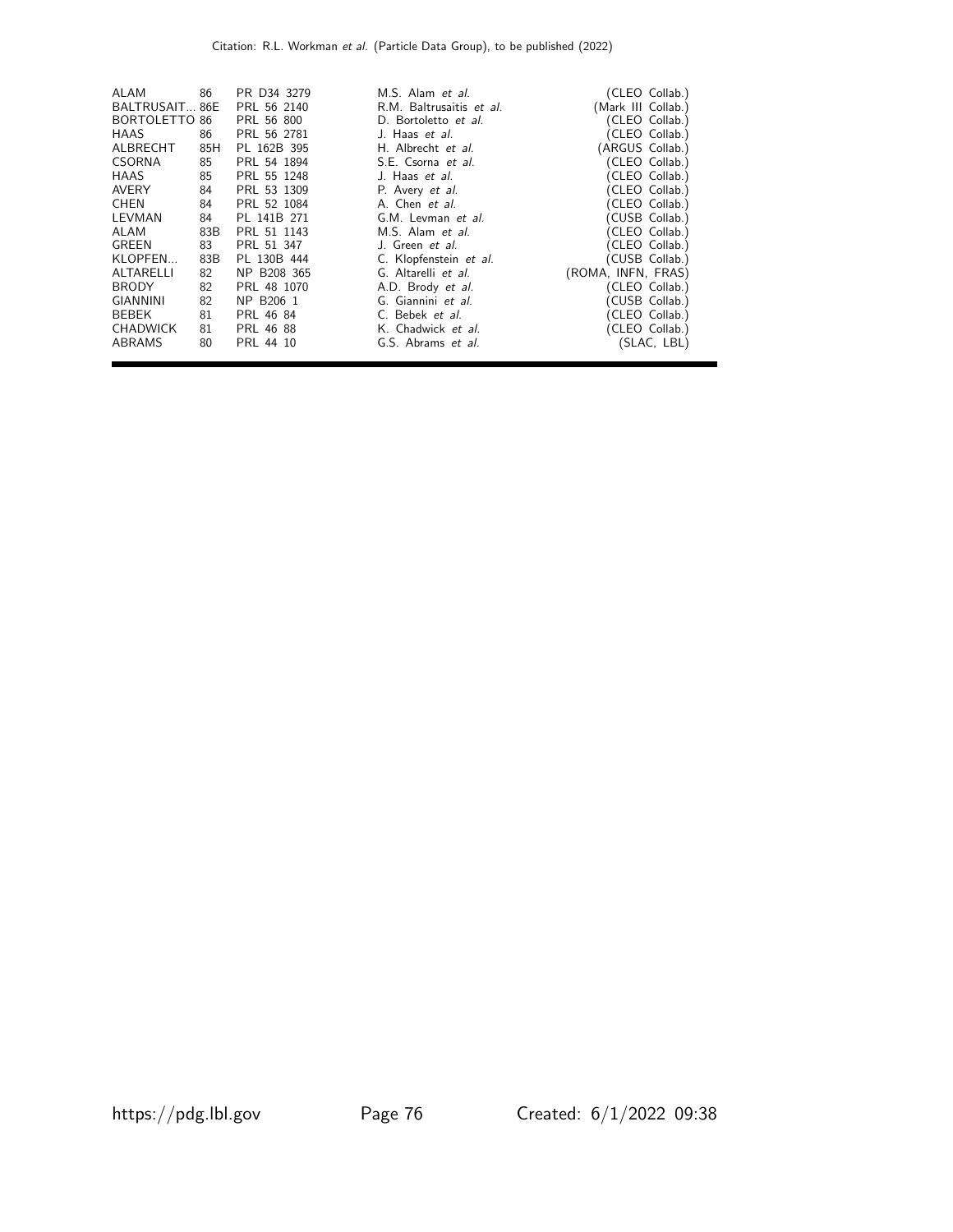| | | | | |
|---|---|---|---|---|
| ALAM | 86 | PR D34 3279 | M.S. Alam *et al.* | (CLEO Collab.) |
| BALTRUSAIT... | 86E | PRL 56 2140 | R.M. Baltrusaitis *et al.* | (Mark III Collab.) |
| BORTOLETTO | 86 | PRL 56 800 | D. Bortoletto *et al.* | (CLEO Collab.) |
| HAAS | 86 | PRL 56 2781 | J. Haas *et al.* | (CLEO Collab.) |
| ALBRECHT | 85H | PL 162B 395 | H. Albrecht *et al.* | (ARGUS Collab.) |
| CSORNA | 85 | PRL 54 1894 | S.E. Csorna *et al.* | (CLEO Collab.) |
| HAAS | 85 | PRL 55 1248 | J. Haas *et al.* | (CLEO Collab.) |
| AVERY | 84 | PRL 53 1309 | P. Avery *et al.* | (CLEO Collab.) |
| CHEN | 84 | PRL 52 1084 | A. Chen *et al.* | (CLEO Collab.) |
| LEVMAN | 84 | PL 141B 271 | G.M. Levman *et al.* | (CUSB Collab.) |
| ALAM | 83B | PRL 51 1143 | M.S. Alam *et al.* | (CLEO Collab.) |
| GREEN | 83 | PRL 51 347 | J. Green *et al.* | (CLEO Collab.) |
| KLOPFEN... | 83B | PL 130B 444 | C. Klopfenstein *et al.* | (CUSB Collab.) |
| ALTARELLI | 82 | NP B208 365 | G. Altarelli *et al.* | (ROMA, INFN, FRAS) |
| BRODY | 82 | PRL 48 1070 | A.D. Brody *et al.* | (CLEO Collab.) |
| GIANNINI | 82 | NP B206 1 | G. Giannini *et al.* | (CUSB Collab.) |
| BEBEK | 81 | PRL 46 84 | C. Bebek *et al.* | (CLEO Collab.) |
| CHADWICK | 81 | PRL 46 88 | K. Chadwick *et al.* | (CLEO Collab.) |
| ABRAMS | 80 | PRL 44 10 | G.S. Abrams *et al.* | (SLAC, LBL) |